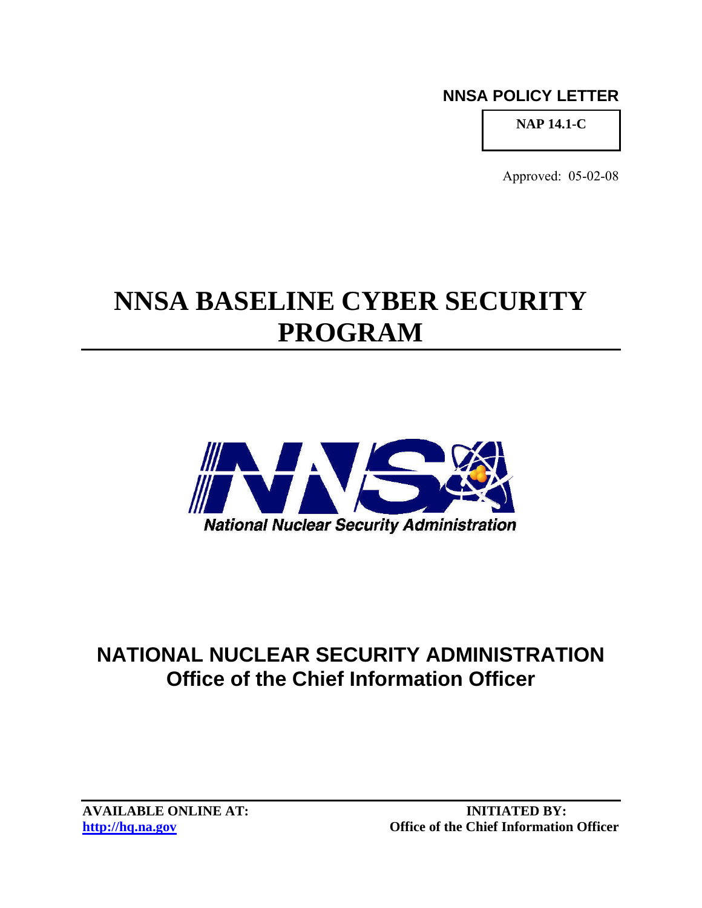**NNSA POLICY LETTER**

**NAP 14.1-C**

Approved: 05-02-08

# NNSA BASELINE CYBER SECURITY PROGRAM

National Nuclear Security Administration

## NATIONAL NUCLEAR SECURITY ADMINISTRATION
## Office of the Chief Information Officer

**AVAILABLE ONLINE AT:**
**http://hq.na.gov**

**INITIATED BY:**
**Office of the Chief Information Officer**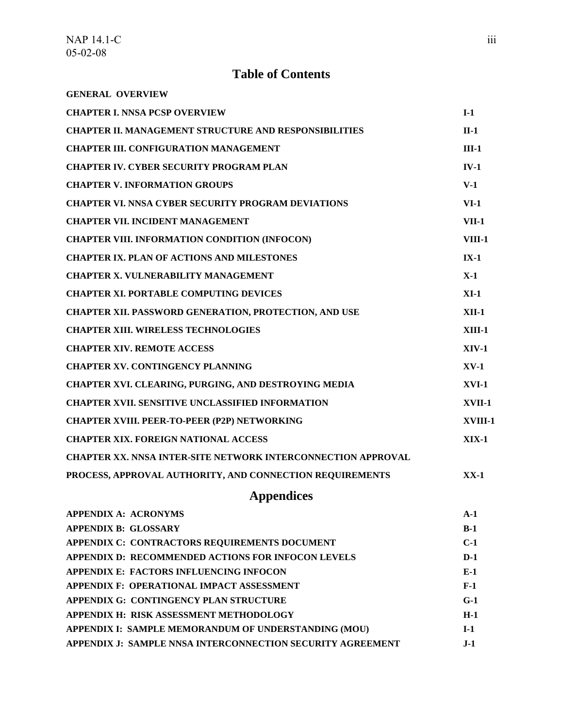# Table of Contents

**GENERAL OVERVIEW**

| | |
|---|---|
| **CHAPTER I. NNSA PCSP OVERVIEW** | **I-1** |
| **CHAPTER II. MANAGEMENT STRUCTURE AND RESPONSIBILITIES** | **II-1** |
| **CHAPTER III. CONFIGURATION MANAGEMENT** | **III-1** |
| **CHAPTER IV. CYBER SECURITY PROGRAM PLAN** | **IV-1** |
| **CHAPTER V. INFORMATION GROUPS** | **V-1** |
| **CHAPTER VI. NNSA CYBER SECURITY PROGRAM DEVIATIONS** | **VI-1** |
| **CHAPTER VII. INCIDENT MANAGEMENT** | **VII-1** |
| **CHAPTER VIII. INFORMATION CONDITION (INFOCON)** | **VIII-1** |
| **CHAPTER IX. PLAN OF ACTIONS AND MILESTONES** | **IX-1** |
| **CHAPTER X. VULNERABILITY MANAGEMENT** | **X-1** |
| **CHAPTER XI. PORTABLE COMPUTING DEVICES** | **XI-1** |
| **CHAPTER XII. PASSWORD GENERATION, PROTECTION, AND USE** | **XII-1** |
| **CHAPTER XIII. WIRELESS TECHNOLOGIES** | **XIII-1** |
| **CHAPTER XIV. REMOTE ACCESS** | **XIV-1** |
| **CHAPTER XV. CONTINGENCY PLANNING** | **XV-1** |
| **CHAPTER XVI. CLEARING, PURGING, AND DESTROYING MEDIA** | **XVI-1** |
| **CHAPTER XVII. SENSITIVE UNCLASSIFIED INFORMATION** | **XVII-1** |
| **CHAPTER XVIII. PEER-TO-PEER (P2P) NETWORKING** | **XVIII-1** |
| **CHAPTER XIX. FOREIGN NATIONAL ACCESS** | **XIX-1** |
| **CHAPTER XX. NNSA INTER-SITE NETWORK INTERCONNECTION APPROVAL PROCESS, APPROVAL AUTHORITY, AND CONNECTION REQUIREMENTS** | **XX-1** |

# Appendices

| | |
|---|---|
| **APPENDIX A: ACRONYMS** | **A-1** |
| **APPENDIX B: GLOSSARY** | **B-1** |
| **APPENDIX C: CONTRACTORS REQUIREMENTS DOCUMENT** | **C-1** |
| **APPENDIX D: RECOMMENDED ACTIONS FOR INFOCON LEVELS** | **D-1** |
| **APPENDIX E: FACTORS INFLUENCING INFOCON** | **E-1** |
| **APPENDIX F: OPERATIONAL IMPACT ASSESSMENT** | **F-1** |
| **APPENDIX G: CONTINGENCY PLAN STRUCTURE** | **G-1** |
| **APPENDIX H: RISK ASSESSMENT METHODOLOGY** | **H-1** |
| **APPENDIX I: SAMPLE MEMORANDUM OF UNDERSTANDING (MOU)** | **I-1** |
| **APPENDIX J: SAMPLE NNSA INTERCONNECTION SECURITY AGREEMENT** | **J-1** |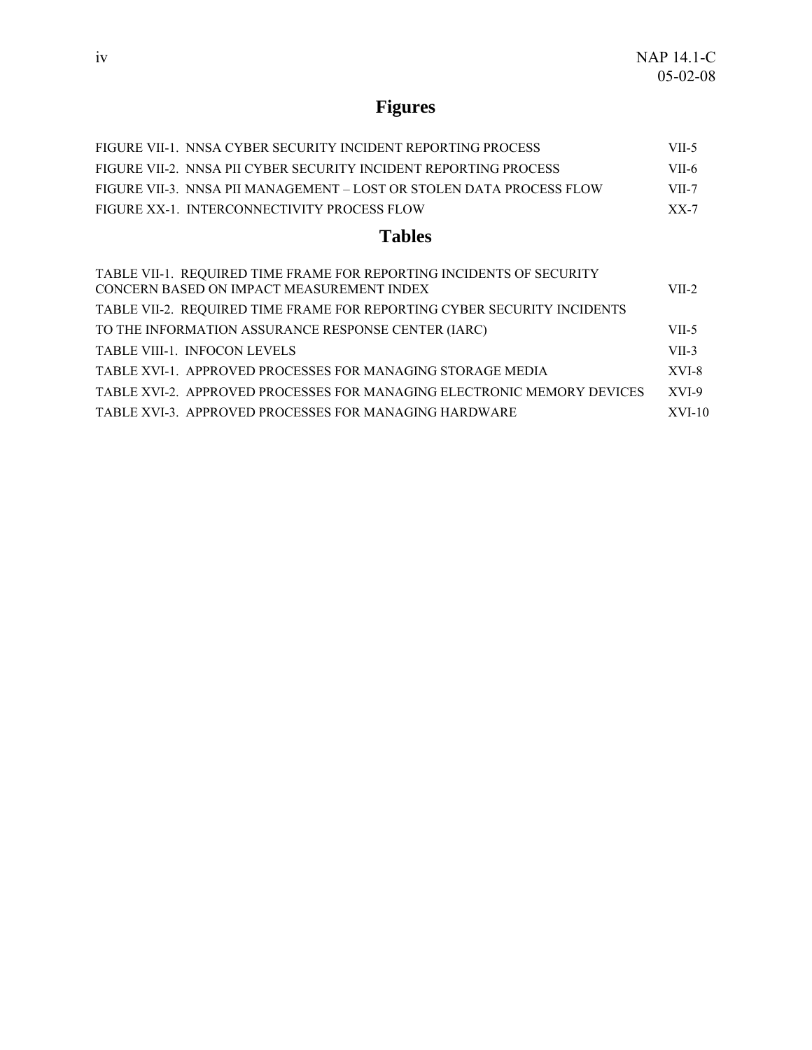# Figures

| | |
|---|---|
| FIGURE VII-1. NNSA CYBER SECURITY INCIDENT REPORTING PROCESS | VII-5 |
| FIGURE VII-2. NNSA PII CYBER SECURITY INCIDENT REPORTING PROCESS | VII-6 |
| FIGURE VII-3. NNSA PII MANAGEMENT – LOST OR STOLEN DATA PROCESS FLOW | VII-7 |
| FIGURE XX-1. INTERCONNECTIVITY PROCESS FLOW | XX-7 |

# Tables

| | |
|---|---|
| TABLE VII-1. REQUIRED TIME FRAME FOR REPORTING INCIDENTS OF SECURITY CONCERN BASED ON IMPACT MEASUREMENT INDEX | VII-2 |
| TABLE VII-2. REQUIRED TIME FRAME FOR REPORTING CYBER SECURITY INCIDENTS TO THE INFORMATION ASSURANCE RESPONSE CENTER (IARC) | VII-5 |
| TABLE VIII-1. INFOCON LEVELS | VII-3 |
| TABLE XVI-1. APPROVED PROCESSES FOR MANAGING STORAGE MEDIA | XVI-8 |
| TABLE XVI-2. APPROVED PROCESSES FOR MANAGING ELECTRONIC MEMORY DEVICES | XVI-9 |
| TABLE XVI-3. APPROVED PROCESSES FOR MANAGING HARDWARE | XVI-10 |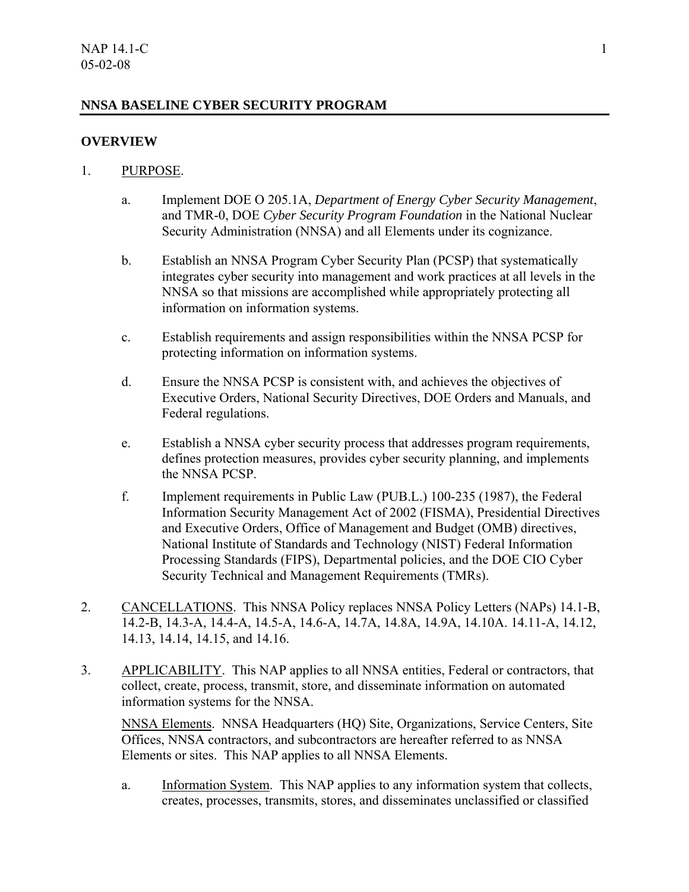## NNSA BASELINE CYBER SECURITY PROGRAM

### OVERVIEW

1. PURPOSE.

   a. Implement DOE O 205.1A, *Department of Energy Cyber Security Management*, and TMR-0, DOE *Cyber Security Program Foundation* in the National Nuclear Security Administration (NNSA) and all Elements under its cognizance.

   b. Establish an NNSA Program Cyber Security Plan (PCSP) that systematically integrates cyber security into management and work practices at all levels in the NNSA so that missions are accomplished while appropriately protecting all information on information systems.

   c. Establish requirements and assign responsibilities within the NNSA PCSP for protecting information on information systems.

   d. Ensure the NNSA PCSP is consistent with, and achieves the objectives of Executive Orders, National Security Directives, DOE Orders and Manuals, and Federal regulations.

   e. Establish a NNSA cyber security process that addresses program requirements, defines protection measures, provides cyber security planning, and implements the NNSA PCSP.

   f. Implement requirements in Public Law (PUB.L.) 100-235 (1987), the Federal Information Security Management Act of 2002 (FISMA), Presidential Directives and Executive Orders, Office of Management and Budget (OMB) directives, National Institute of Standards and Technology (NIST) Federal Information Processing Standards (FIPS), Departmental policies, and the DOE CIO Cyber Security Technical and Management Requirements (TMRs).

2. CANCELLATIONS. This NNSA Policy replaces NNSA Policy Letters (NAPs) 14.1-B, 14.2-B, 14.3-A, 14.4-A, 14.5-A, 14.6-A, 14.7A, 14.8A, 14.9A, 14.10A. 14.11-A, 14.12, 14.13, 14.14, 14.15, and 14.16.

3. APPLICABILITY. This NAP applies to all NNSA entities, Federal or contractors, that collect, create, process, transmit, store, and disseminate information on automated information systems for the NNSA.

   NNSA Elements. NNSA Headquarters (HQ) Site, Organizations, Service Centers, Site Offices, NNSA contractors, and subcontractors are hereafter referred to as NNSA Elements or sites. This NAP applies to all NNSA Elements.

   a. Information System. This NAP applies to any information system that collects, creates, processes, transmits, stores, and disseminates unclassified or classified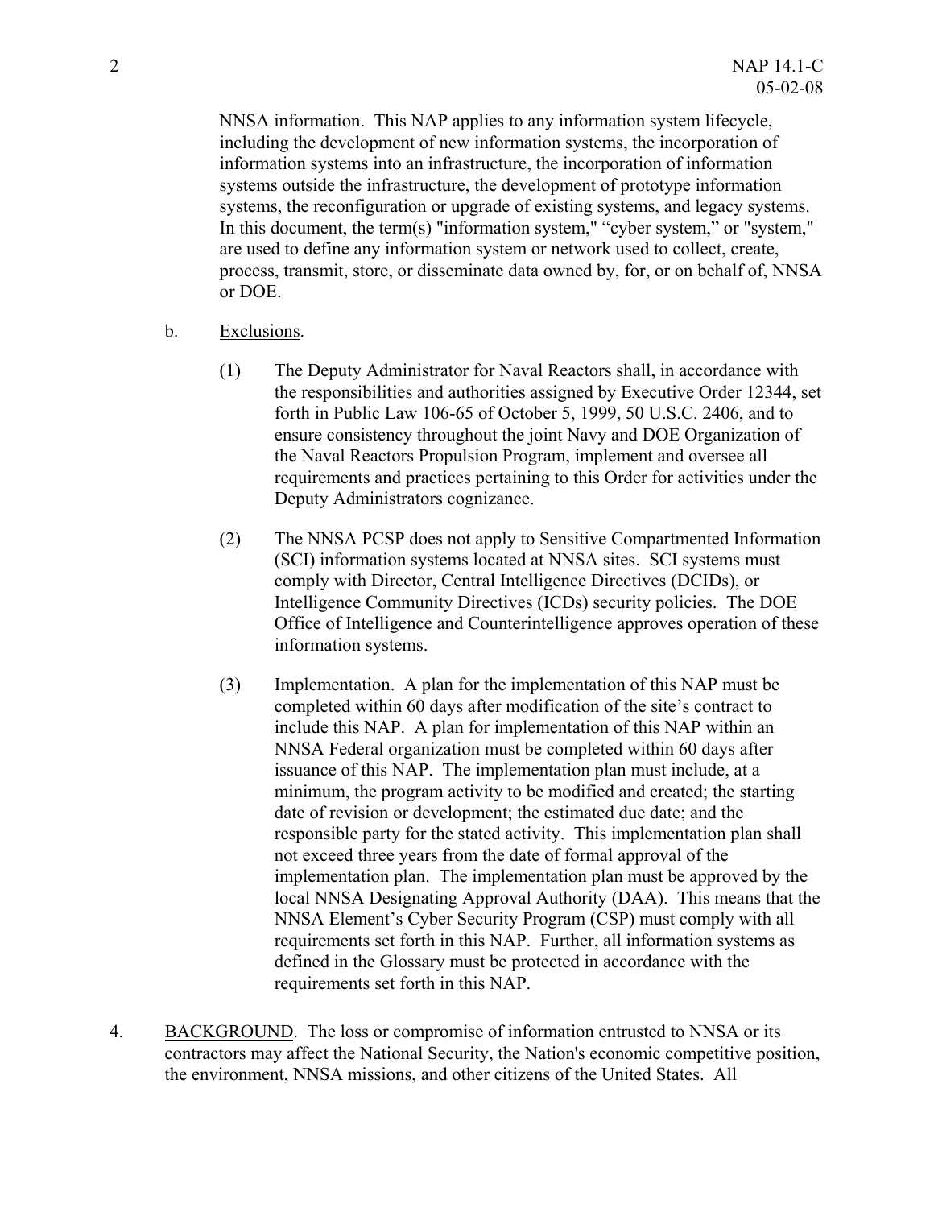NNSA information. This NAP applies to any information system lifecycle, including the development of new information systems, the incorporation of information systems into an infrastructure, the incorporation of information systems outside the infrastructure, the development of prototype information systems, the reconfiguration or upgrade of existing systems, and legacy systems. In this document, the term(s) "information system," "cyber system," or "system," are used to define any information system or network used to collect, create, process, transmit, store, or disseminate data owned by, for, or on behalf of, NNSA or DOE.

b. Exclusions.

(1) The Deputy Administrator for Naval Reactors shall, in accordance with the responsibilities and authorities assigned by Executive Order 12344, set forth in Public Law 106-65 of October 5, 1999, 50 U.S.C. 2406, and to ensure consistency throughout the joint Navy and DOE Organization of the Naval Reactors Propulsion Program, implement and oversee all requirements and practices pertaining to this Order for activities under the Deputy Administrators cognizance.

(2) The NNSA PCSP does not apply to Sensitive Compartmented Information (SCI) information systems located at NNSA sites. SCI systems must comply with Director, Central Intelligence Directives (DCIDs), or Intelligence Community Directives (ICDs) security policies. The DOE Office of Intelligence and Counterintelligence approves operation of these information systems.

(3) Implementation. A plan for the implementation of this NAP must be completed within 60 days after modification of the site's contract to include this NAP. A plan for implementation of this NAP within an NNSA Federal organization must be completed within 60 days after issuance of this NAP. The implementation plan must include, at a minimum, the program activity to be modified and created; the starting date of revision or development; the estimated due date; and the responsible party for the stated activity. This implementation plan shall not exceed three years from the date of formal approval of the implementation plan. The implementation plan must be approved by the local NNSA Designating Approval Authority (DAA). This means that the NNSA Element's Cyber Security Program (CSP) must comply with all requirements set forth in this NAP. Further, all information systems as defined in the Glossary must be protected in accordance with the requirements set forth in this NAP.

4. BACKGROUND. The loss or compromise of information entrusted to NNSA or its contractors may affect the National Security, the Nation's economic competitive position, the environment, NNSA missions, and other citizens of the United States. All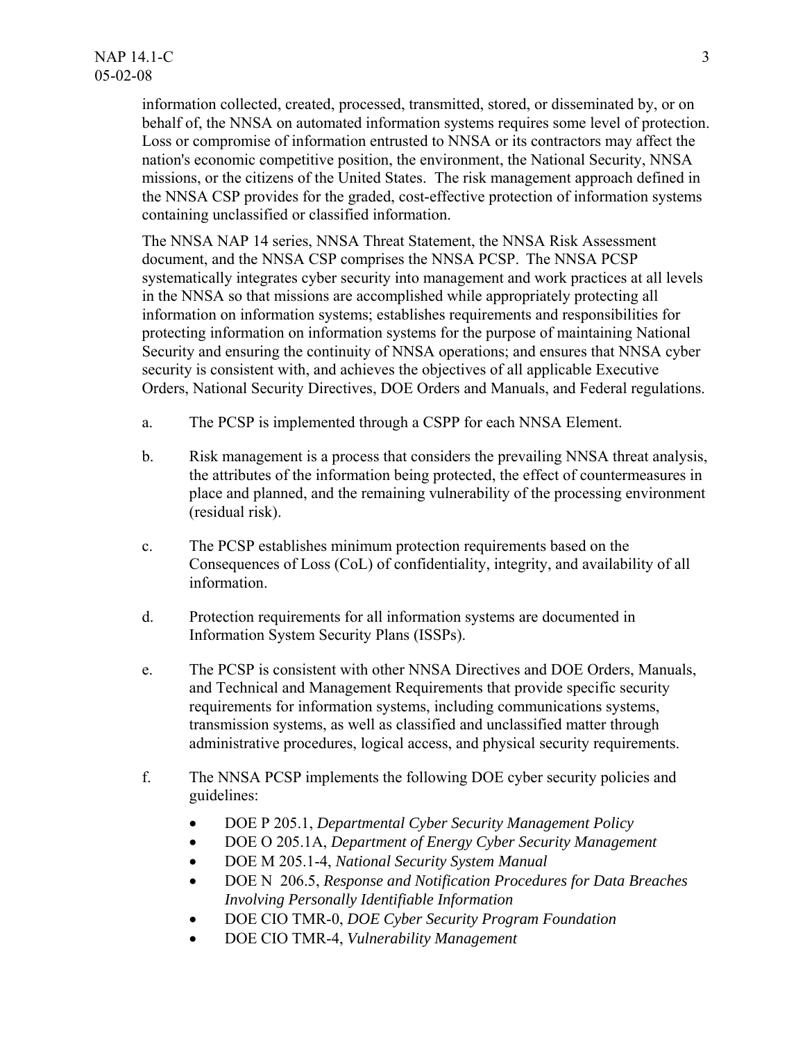information collected, created, processed, transmitted, stored, or disseminated by, or on behalf of, the NNSA on automated information systems requires some level of protection. Loss or compromise of information entrusted to NNSA or its contractors may affect the nation's economic competitive position, the environment, the National Security, NNSA missions, or the citizens of the United States. The risk management approach defined in the NNSA CSP provides for the graded, cost-effective protection of information systems containing unclassified or classified information.

The NNSA NAP 14 series, NNSA Threat Statement, the NNSA Risk Assessment document, and the NNSA CSP comprises the NNSA PCSP. The NNSA PCSP systematically integrates cyber security into management and work practices at all levels in the NNSA so that missions are accomplished while appropriately protecting all information on information systems; establishes requirements and responsibilities for protecting information on information systems for the purpose of maintaining National Security and ensuring the continuity of NNSA operations; and ensures that NNSA cyber security is consistent with, and achieves the objectives of all applicable Executive Orders, National Security Directives, DOE Orders and Manuals, and Federal regulations.

a. The PCSP is implemented through a CSPP for each NNSA Element.

b. Risk management is a process that considers the prevailing NNSA threat analysis, the attributes of the information being protected, the effect of countermeasures in place and planned, and the remaining vulnerability of the processing environment (residual risk).

c. The PCSP establishes minimum protection requirements based on the Consequences of Loss (CoL) of confidentiality, integrity, and availability of all information.

d. Protection requirements for all information systems are documented in Information System Security Plans (ISSPs).

e. The PCSP is consistent with other NNSA Directives and DOE Orders, Manuals, and Technical and Management Requirements that provide specific security requirements for information systems, including communications systems, transmission systems, as well as classified and unclassified matter through administrative procedures, logical access, and physical security requirements.

f. The NNSA PCSP implements the following DOE cyber security policies and guidelines:

- DOE P 205.1, *Departmental Cyber Security Management Policy*
- DOE O 205.1A, *Department of Energy Cyber Security Management*
- DOE M 205.1-4, *National Security System Manual*
- DOE N 206.5, *Response and Notification Procedures for Data Breaches Involving Personally Identifiable Information*
- DOE CIO TMR-0, *DOE Cyber Security Program Foundation*
- DOE CIO TMR-4, *Vulnerability Management*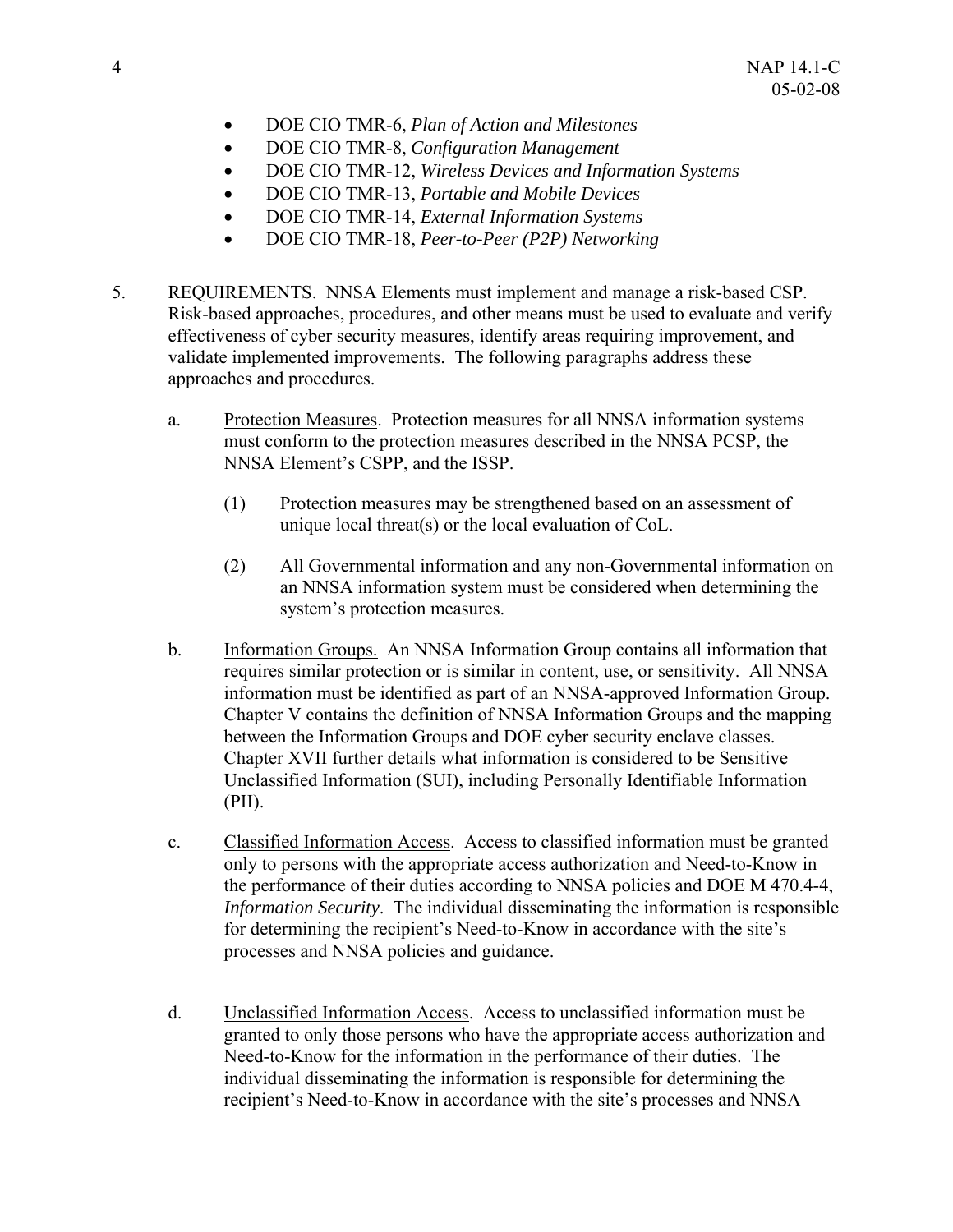- DOE CIO TMR-6, *Plan of Action and Milestones*
- DOE CIO TMR-8, *Configuration Management*
- DOE CIO TMR-12, *Wireless Devices and Information Systems*
- DOE CIO TMR-13, *Portable and Mobile Devices*
- DOE CIO TMR-14, *External Information Systems*
- DOE CIO TMR-18, *Peer-to-Peer (P2P) Networking*

5. REQUIREMENTS. NNSA Elements must implement and manage a risk-based CSP. Risk-based approaches, procedures, and other means must be used to evaluate and verify effectiveness of cyber security measures, identify areas requiring improvement, and validate implemented improvements. The following paragraphs address these approaches and procedures.

   a. Protection Measures. Protection measures for all NNSA information systems must conform to the protection measures described in the NNSA PCSP, the NNSA Element's CSPP, and the ISSP.

      (1) Protection measures may be strengthened based on an assessment of unique local threat(s) or the local evaluation of CoL.

      (2) All Governmental information and any non-Governmental information on an NNSA information system must be considered when determining the system's protection measures.

   b. Information Groups. An NNSA Information Group contains all information that requires similar protection or is similar in content, use, or sensitivity. All NNSA information must be identified as part of an NNSA-approved Information Group. Chapter V contains the definition of NNSA Information Groups and the mapping between the Information Groups and DOE cyber security enclave classes. Chapter XVII further details what information is considered to be Sensitive Unclassified Information (SUI), including Personally Identifiable Information (PII).

   c. Classified Information Access. Access to classified information must be granted only to persons with the appropriate access authorization and Need-to-Know in the performance of their duties according to NNSA policies and DOE M 470.4-4, *Information Security*. The individual disseminating the information is responsible for determining the recipient's Need-to-Know in accordance with the site's processes and NNSA policies and guidance.

   d. Unclassified Information Access. Access to unclassified information must be granted to only those persons who have the appropriate access authorization and Need-to-Know for the information in the performance of their duties. The individual disseminating the information is responsible for determining the recipient's Need-to-Know in accordance with the site's processes and NNSA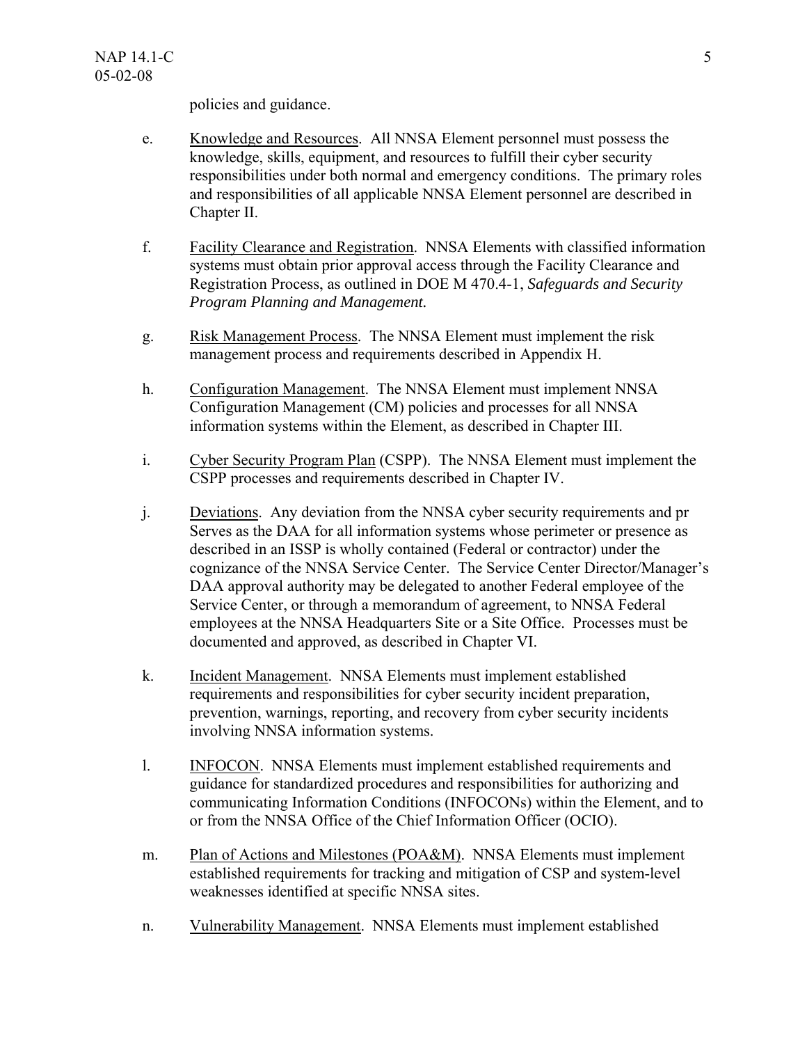policies and guidance.

e. Knowledge and Resources. All NNSA Element personnel must possess the knowledge, skills, equipment, and resources to fulfill their cyber security responsibilities under both normal and emergency conditions. The primary roles and responsibilities of all applicable NNSA Element personnel are described in Chapter II.

f. Facility Clearance and Registration. NNSA Elements with classified information systems must obtain prior approval access through the Facility Clearance and Registration Process, as outlined in DOE M 470.4-1, *Safeguards and Security Program Planning and Management.*

g. Risk Management Process. The NNSA Element must implement the risk management process and requirements described in Appendix H.

h. Configuration Management. The NNSA Element must implement NNSA Configuration Management (CM) policies and processes for all NNSA information systems within the Element, as described in Chapter III.

i. Cyber Security Program Plan (CSPP). The NNSA Element must implement the CSPP processes and requirements described in Chapter IV.

j. Deviations. Any deviation from the NNSA cyber security requirements and pr Serves as the DAA for all information systems whose perimeter or presence as described in an ISSP is wholly contained (Federal or contractor) under the cognizance of the NNSA Service Center. The Service Center Director/Manager's DAA approval authority may be delegated to another Federal employee of the Service Center, or through a memorandum of agreement, to NNSA Federal employees at the NNSA Headquarters Site or a Site Office. Processes must be documented and approved, as described in Chapter VI.

k. Incident Management. NNSA Elements must implement established requirements and responsibilities for cyber security incident preparation, prevention, warnings, reporting, and recovery from cyber security incidents involving NNSA information systems.

l. INFOCON. NNSA Elements must implement established requirements and guidance for standardized procedures and responsibilities for authorizing and communicating Information Conditions (INFOCONs) within the Element, and to or from the NNSA Office of the Chief Information Officer (OCIO).

m. Plan of Actions and Milestones (POA&M). NNSA Elements must implement established requirements for tracking and mitigation of CSP and system-level weaknesses identified at specific NNSA sites.

n. Vulnerability Management. NNSA Elements must implement established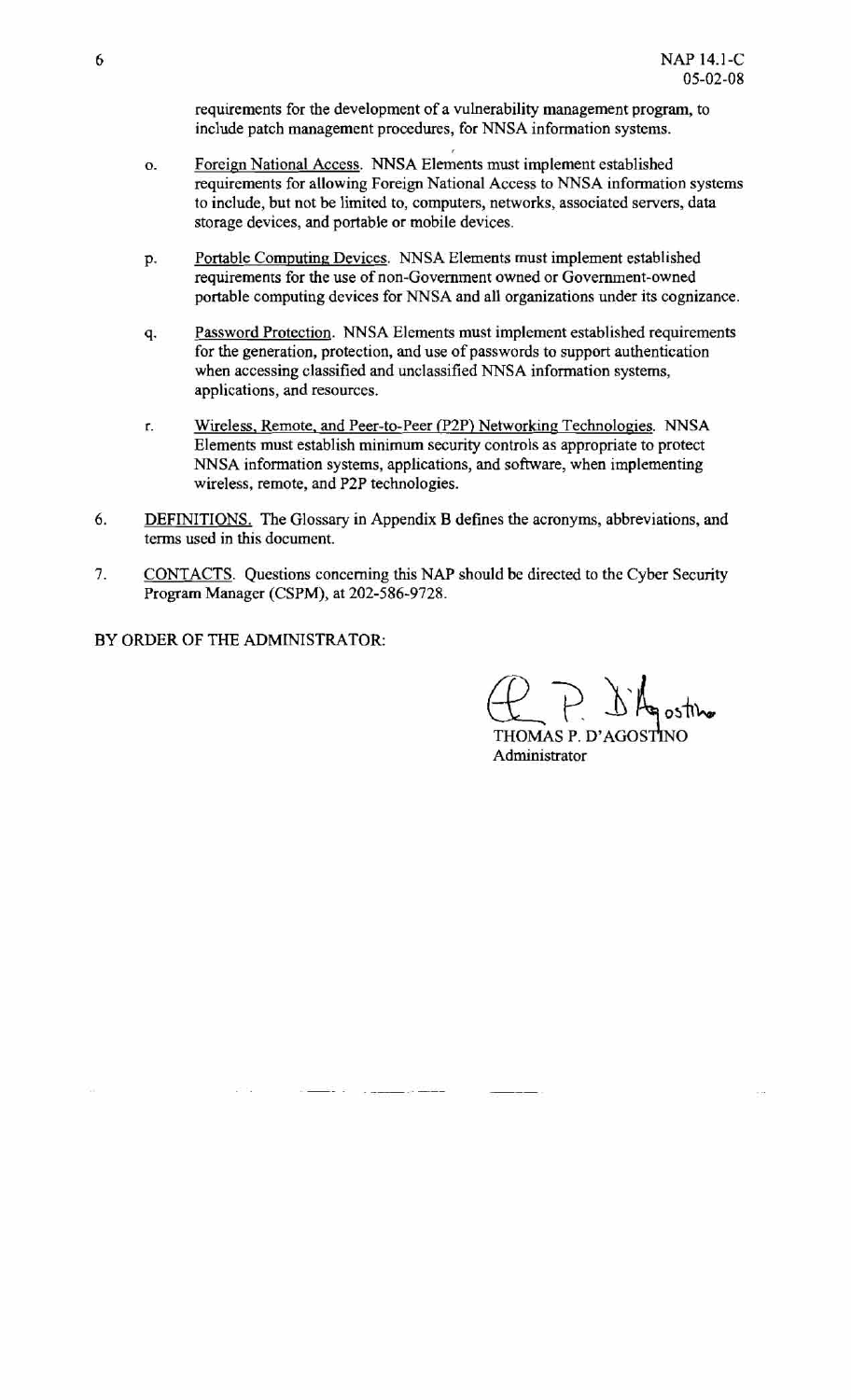requirements for the development of a vulnerability management program, to include patch management procedures, for NNSA information systems.

o. Foreign National Access. NNSA Elements must implement established requirements for allowing Foreign National Access to NNSA information systems to include, but not be limited to, computers, networks, associated servers, data storage devices, and portable or mobile devices.

p. Portable Computing Devices. NNSA Elements must implement established requirements for the use of non-Government owned or Government-owned portable computing devices for NNSA and all organizations under its cognizance.

q. Password Protection. NNSA Elements must implement established requirements for the generation, protection, and use of passwords to support authentication when accessing classified and unclassified NNSA information systems, applications, and resources.

r. Wireless, Remote, and Peer-to-Peer (P2P) Networking Technologies. NNSA Elements must establish minimum security controls as appropriate to protect NNSA information systems, applications, and software, when implementing wireless, remote, and P2P technologies.

6. DEFINITIONS. The Glossary in Appendix B defines the acronyms, abbreviations, and terms used in this document.

7. CONTACTS. Questions concerning this NAP should be directed to the Cyber Security Program Manager (CSPM), at 202-586-9728.

BY ORDER OF THE ADMINISTRATOR:

THOMAS P. D'AGOSTINO
Administrator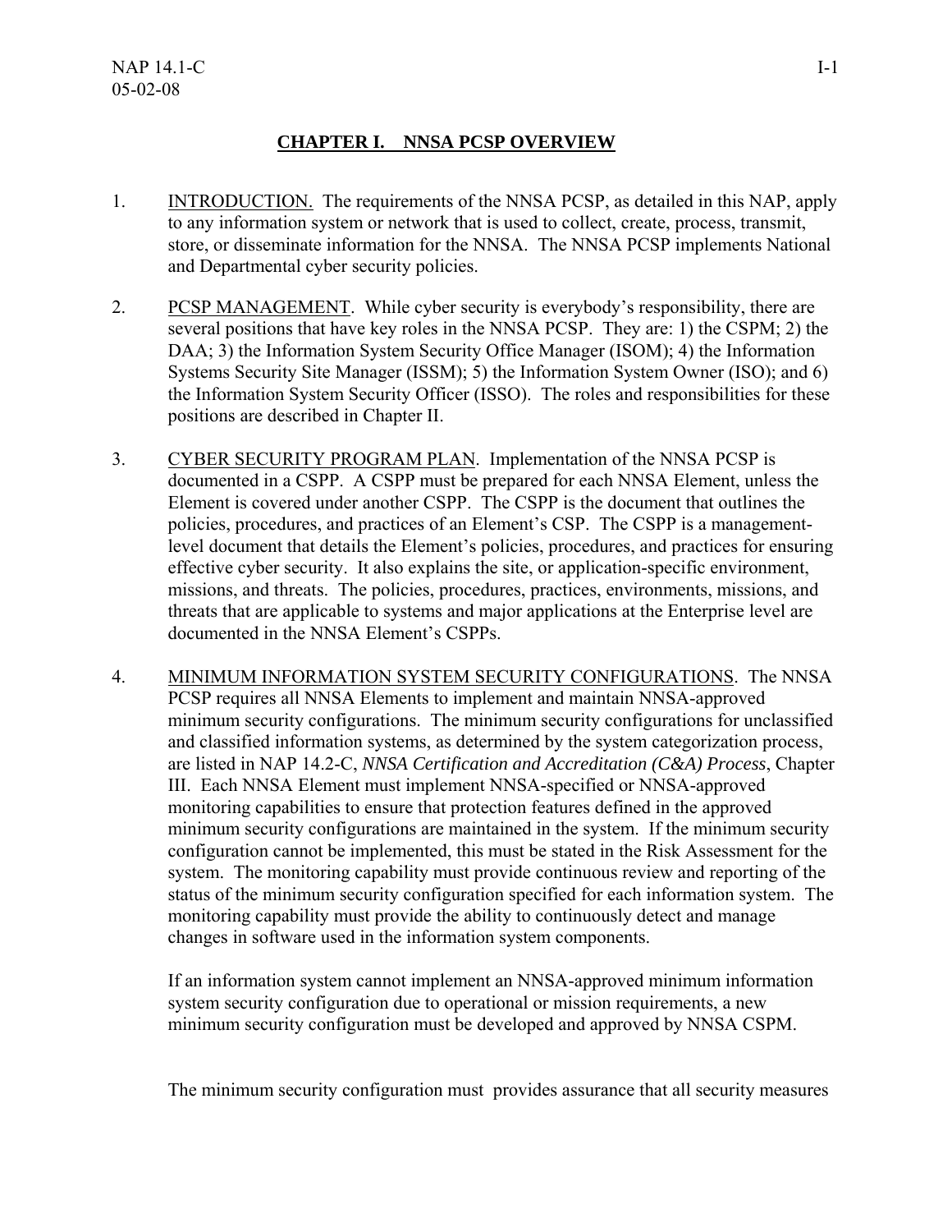# CHAPTER I. NNSA PCSP OVERVIEW

1. <u>INTRODUCTION.</u> The requirements of the NNSA PCSP, as detailed in this NAP, apply to any information system or network that is used to collect, create, process, transmit, store, or disseminate information for the NNSA. The NNSA PCSP implements National and Departmental cyber security policies.

2. <u>PCSP MANAGEMENT</u>. While cyber security is everybody's responsibility, there are several positions that have key roles in the NNSA PCSP. They are: 1) the CSPM; 2) the DAA; 3) the Information System Security Office Manager (ISOM); 4) the Information Systems Security Site Manager (ISSM); 5) the Information System Owner (ISO); and 6) the Information System Security Officer (ISSO). The roles and responsibilities for these positions are described in Chapter II.

3. <u>CYBER SECURITY PROGRAM PLAN</u>. Implementation of the NNSA PCSP is documented in a CSPP. A CSPP must be prepared for each NNSA Element, unless the Element is covered under another CSPP. The CSPP is the document that outlines the policies, procedures, and practices of an Element's CSP. The CSPP is a management-level document that details the Element's policies, procedures, and practices for ensuring effective cyber security. It also explains the site, or application-specific environment, missions, and threats. The policies, procedures, practices, environments, missions, and threats that are applicable to systems and major applications at the Enterprise level are documented in the NNSA Element's CSPPs.

4. <u>MINIMUM INFORMATION SYSTEM SECURITY CONFIGURATIONS</u>. The NNSA PCSP requires all NNSA Elements to implement and maintain NNSA-approved minimum security configurations. The minimum security configurations for unclassified and classified information systems, as determined by the system categorization process, are listed in NAP 14.2-C, *NNSA Certification and Accreditation (C&A) Process*, Chapter III. Each NNSA Element must implement NNSA-specified or NNSA-approved monitoring capabilities to ensure that protection features defined in the approved minimum security configurations are maintained in the system. If the minimum security configuration cannot be implemented, this must be stated in the Risk Assessment for the system. The monitoring capability must provide continuous review and reporting of the status of the minimum security configuration specified for each information system. The monitoring capability must provide the ability to continuously detect and manage changes in software used in the information system components.

   If an information system cannot implement an NNSA-approved minimum information system security configuration due to operational or mission requirements, a new minimum security configuration must be developed and approved by NNSA CSPM.

   The minimum security configuration must provides assurance that all security measures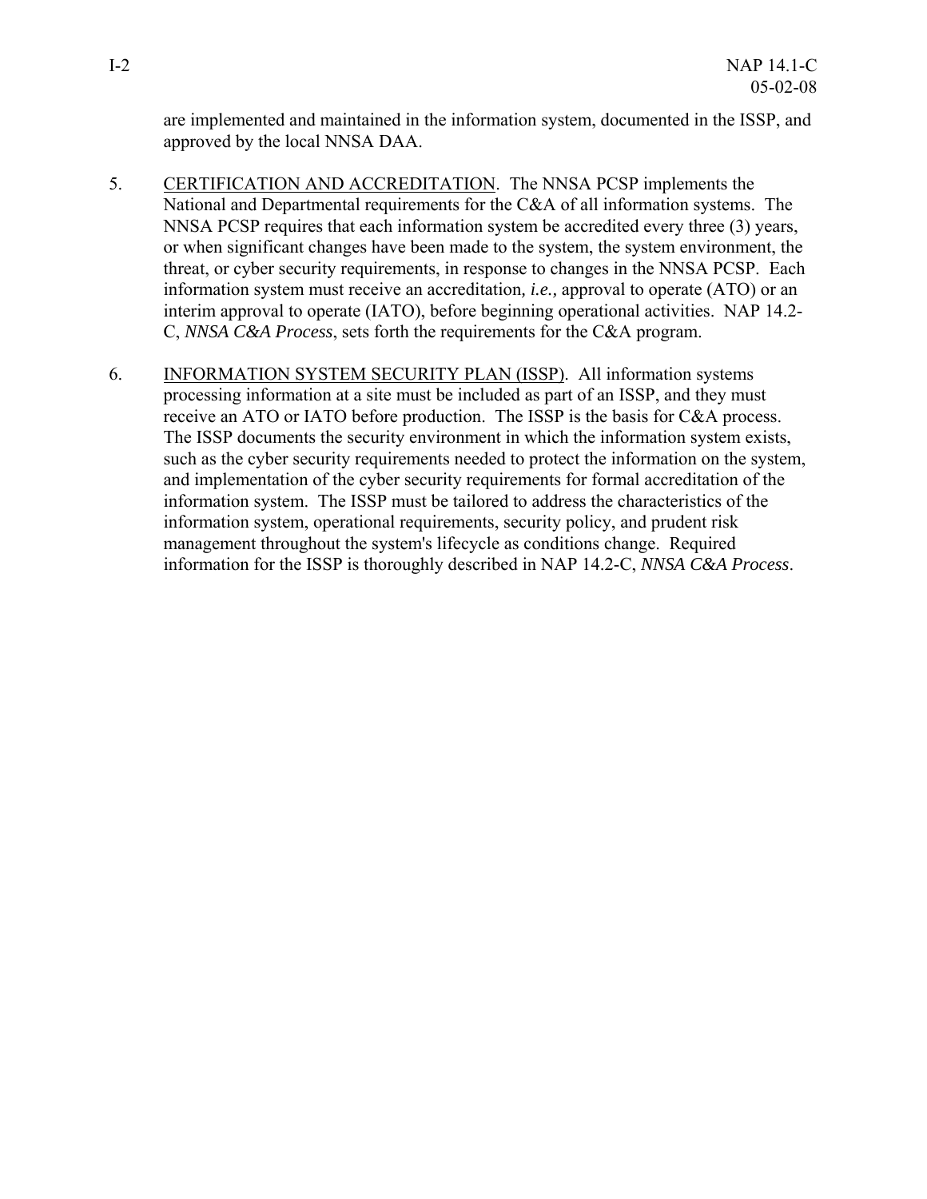are implemented and maintained in the information system, documented in the ISSP, and approved by the local NNSA DAA.

5. CERTIFICATION AND ACCREDITATION. The NNSA PCSP implements the National and Departmental requirements for the C&A of all information systems. The NNSA PCSP requires that each information system be accredited every three (3) years, or when significant changes have been made to the system, the system environment, the threat, or cyber security requirements, in response to changes in the NNSA PCSP. Each information system must receive an accreditation, *i.e.,* approval to operate (ATO) or an interim approval to operate (IATO), before beginning operational activities. NAP 14.2-C, *NNSA C&A Process*, sets forth the requirements for the C&A program.

6. INFORMATION SYSTEM SECURITY PLAN (ISSP). All information systems processing information at a site must be included as part of an ISSP, and they must receive an ATO or IATO before production. The ISSP is the basis for C&A process. The ISSP documents the security environment in which the information system exists, such as the cyber security requirements needed to protect the information on the system, and implementation of the cyber security requirements for formal accreditation of the information system. The ISSP must be tailored to address the characteristics of the information system, operational requirements, security policy, and prudent risk management throughout the system's lifecycle as conditions change. Required information for the ISSP is thoroughly described in NAP 14.2-C, *NNSA C&A Process*.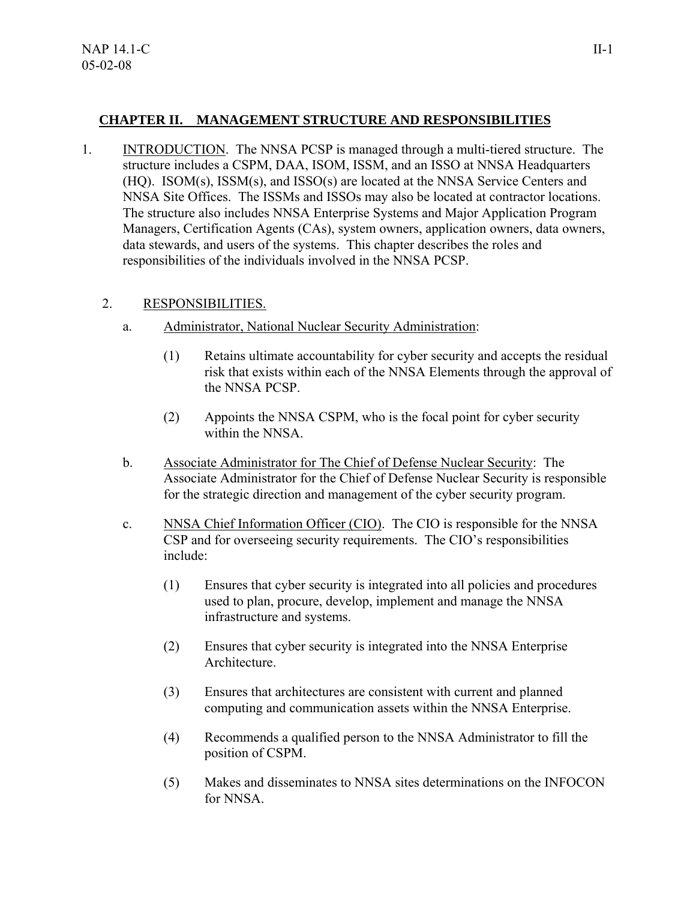## CHAPTER II. MANAGEMENT STRUCTURE AND RESPONSIBILITIES

1. INTRODUCTION. The NNSA PCSP is managed through a multi-tiered structure. The structure includes a CSPM, DAA, ISOM, ISSM, and an ISSO at NNSA Headquarters (HQ). ISOM(s), ISSM(s), and ISSO(s) are located at the NNSA Service Centers and NNSA Site Offices. The ISSMs and ISSOs may also be located at contractor locations. The structure also includes NNSA Enterprise Systems and Major Application Program Managers, Certification Agents (CAs), system owners, application owners, data owners, data stewards, and users of the systems. This chapter describes the roles and responsibilities of the individuals involved in the NNSA PCSP.

2. RESPONSIBILITIES.

   a. Administrator, National Nuclear Security Administration:

      (1) Retains ultimate accountability for cyber security and accepts the residual risk that exists within each of the NNSA Elements through the approval of the NNSA PCSP.

      (2) Appoints the NNSA CSPM, who is the focal point for cyber security within the NNSA.

   b. Associate Administrator for The Chief of Defense Nuclear Security: The Associate Administrator for the Chief of Defense Nuclear Security is responsible for the strategic direction and management of the cyber security program.

   c. NNSA Chief Information Officer (CIO). The CIO is responsible for the NNSA CSP and for overseeing security requirements. The CIO's responsibilities include:

      (1) Ensures that cyber security is integrated into all policies and procedures used to plan, procure, develop, implement and manage the NNSA infrastructure and systems.

      (2) Ensures that cyber security is integrated into the NNSA Enterprise Architecture.

      (3) Ensures that architectures are consistent with current and planned computing and communication assets within the NNSA Enterprise.

      (4) Recommends a qualified person to the NNSA Administrator to fill the position of CSPM.

      (5) Makes and disseminates to NNSA sites determinations on the INFOCON for NNSA.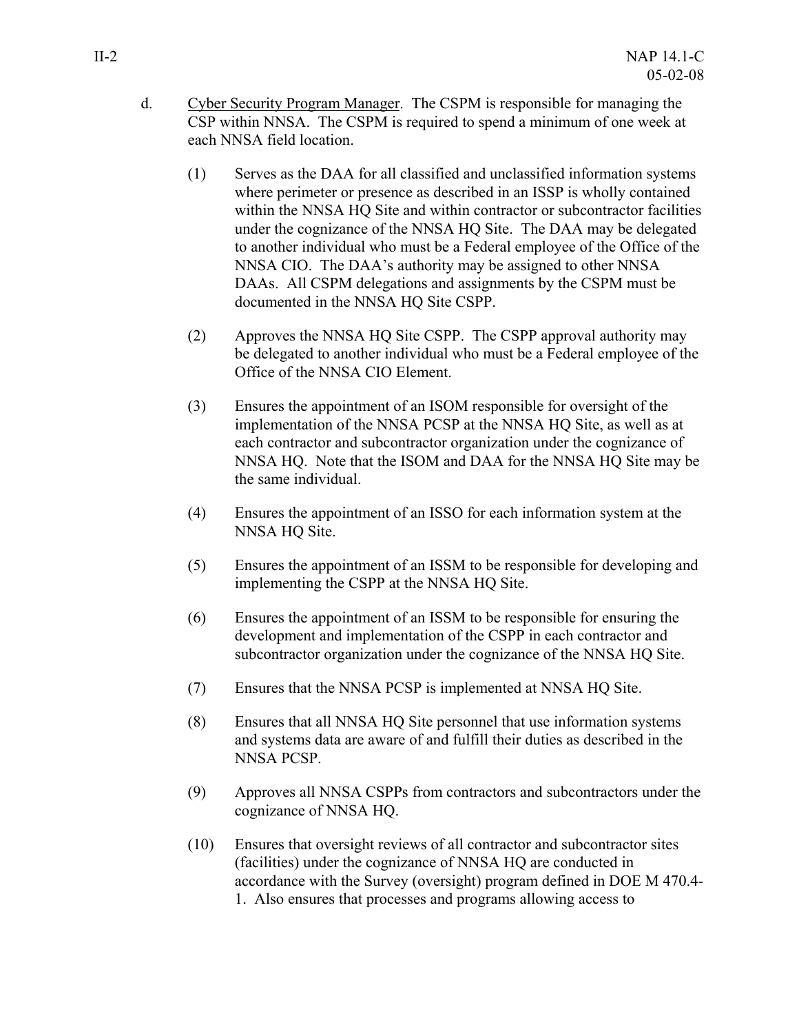d. Cyber Security Program Manager. The CSPM is responsible for managing the CSP within NNSA. The CSPM is required to spend a minimum of one week at each NNSA field location.

(1) Serves as the DAA for all classified and unclassified information systems where perimeter or presence as described in an ISSP is wholly contained within the NNSA HQ Site and within contractor or subcontractor facilities under the cognizance of the NNSA HQ Site. The DAA may be delegated to another individual who must be a Federal employee of the Office of the NNSA CIO. The DAA's authority may be assigned to other NNSA DAAs. All CSPM delegations and assignments by the CSPM must be documented in the NNSA HQ Site CSPP.

(2) Approves the NNSA HQ Site CSPP. The CSPP approval authority may be delegated to another individual who must be a Federal employee of the Office of the NNSA CIO Element.

(3) Ensures the appointment of an ISOM responsible for oversight of the implementation of the NNSA PCSP at the NNSA HQ Site, as well as at each contractor and subcontractor organization under the cognizance of NNSA HQ. Note that the ISOM and DAA for the NNSA HQ Site may be the same individual.

(4) Ensures the appointment of an ISSO for each information system at the NNSA HQ Site.

(5) Ensures the appointment of an ISSM to be responsible for developing and implementing the CSPP at the NNSA HQ Site.

(6) Ensures the appointment of an ISSM to be responsible for ensuring the development and implementation of the CSPP in each contractor and subcontractor organization under the cognizance of the NNSA HQ Site.

(7) Ensures that the NNSA PCSP is implemented at NNSA HQ Site.

(8) Ensures that all NNSA HQ Site personnel that use information systems and systems data are aware of and fulfill their duties as described in the NNSA PCSP.

(9) Approves all NNSA CSPPs from contractors and subcontractors under the cognizance of NNSA HQ.

(10) Ensures that oversight reviews of all contractor and subcontractor sites (facilities) under the cognizance of NNSA HQ are conducted in accordance with the Survey (oversight) program defined in DOE M 470.4-1. Also ensures that processes and programs allowing access to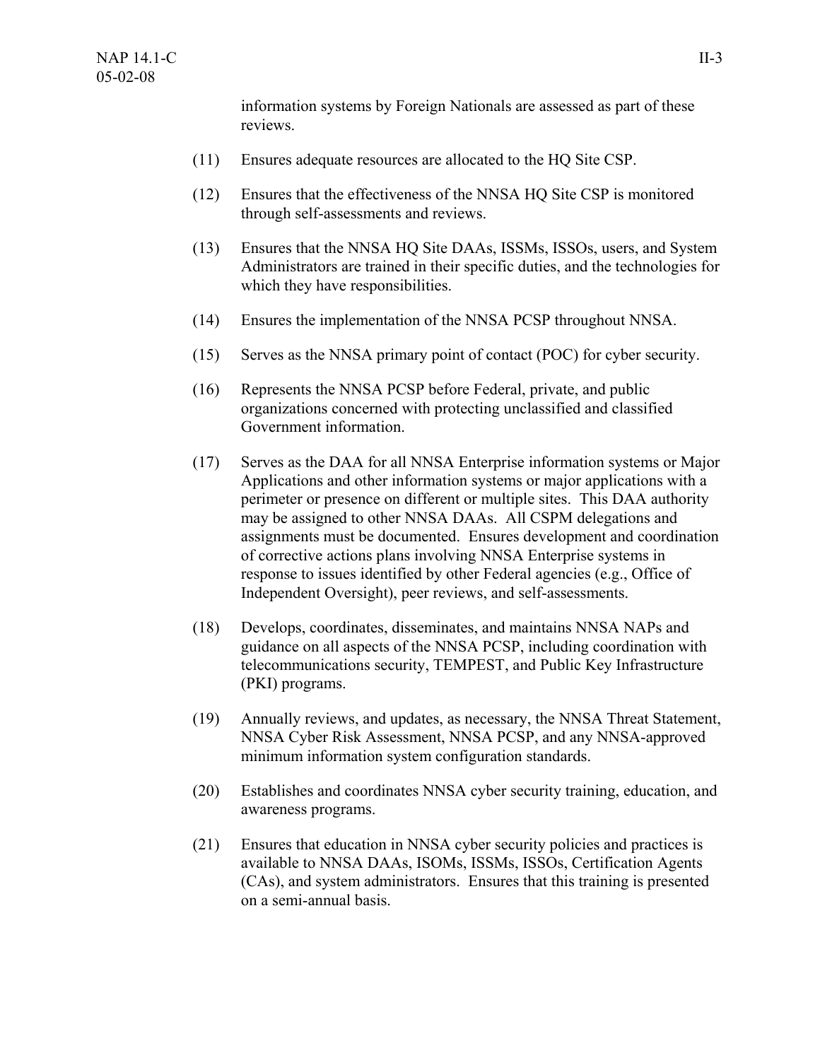information systems by Foreign Nationals are assessed as part of these reviews.

(11) Ensures adequate resources are allocated to the HQ Site CSP.

(12) Ensures that the effectiveness of the NNSA HQ Site CSP is monitored through self-assessments and reviews.

(13) Ensures that the NNSA HQ Site DAAs, ISSMs, ISSOs, users, and System Administrators are trained in their specific duties, and the technologies for which they have responsibilities.

(14) Ensures the implementation of the NNSA PCSP throughout NNSA.

(15) Serves as the NNSA primary point of contact (POC) for cyber security.

(16) Represents the NNSA PCSP before Federal, private, and public organizations concerned with protecting unclassified and classified Government information.

(17) Serves as the DAA for all NNSA Enterprise information systems or Major Applications and other information systems or major applications with a perimeter or presence on different or multiple sites. This DAA authority may be assigned to other NNSA DAAs. All CSPM delegations and assignments must be documented. Ensures development and coordination of corrective actions plans involving NNSA Enterprise systems in response to issues identified by other Federal agencies (e.g., Office of Independent Oversight), peer reviews, and self-assessments.

(18) Develops, coordinates, disseminates, and maintains NNSA NAPs and guidance on all aspects of the NNSA PCSP, including coordination with telecommunications security, TEMPEST, and Public Key Infrastructure (PKI) programs.

(19) Annually reviews, and updates, as necessary, the NNSA Threat Statement, NNSA Cyber Risk Assessment, NNSA PCSP, and any NNSA-approved minimum information system configuration standards.

(20) Establishes and coordinates NNSA cyber security training, education, and awareness programs.

(21) Ensures that education in NNSA cyber security policies and practices is available to NNSA DAAs, ISOMs, ISSMs, ISSOs, Certification Agents (CAs), and system administrators. Ensures that this training is presented on a semi-annual basis.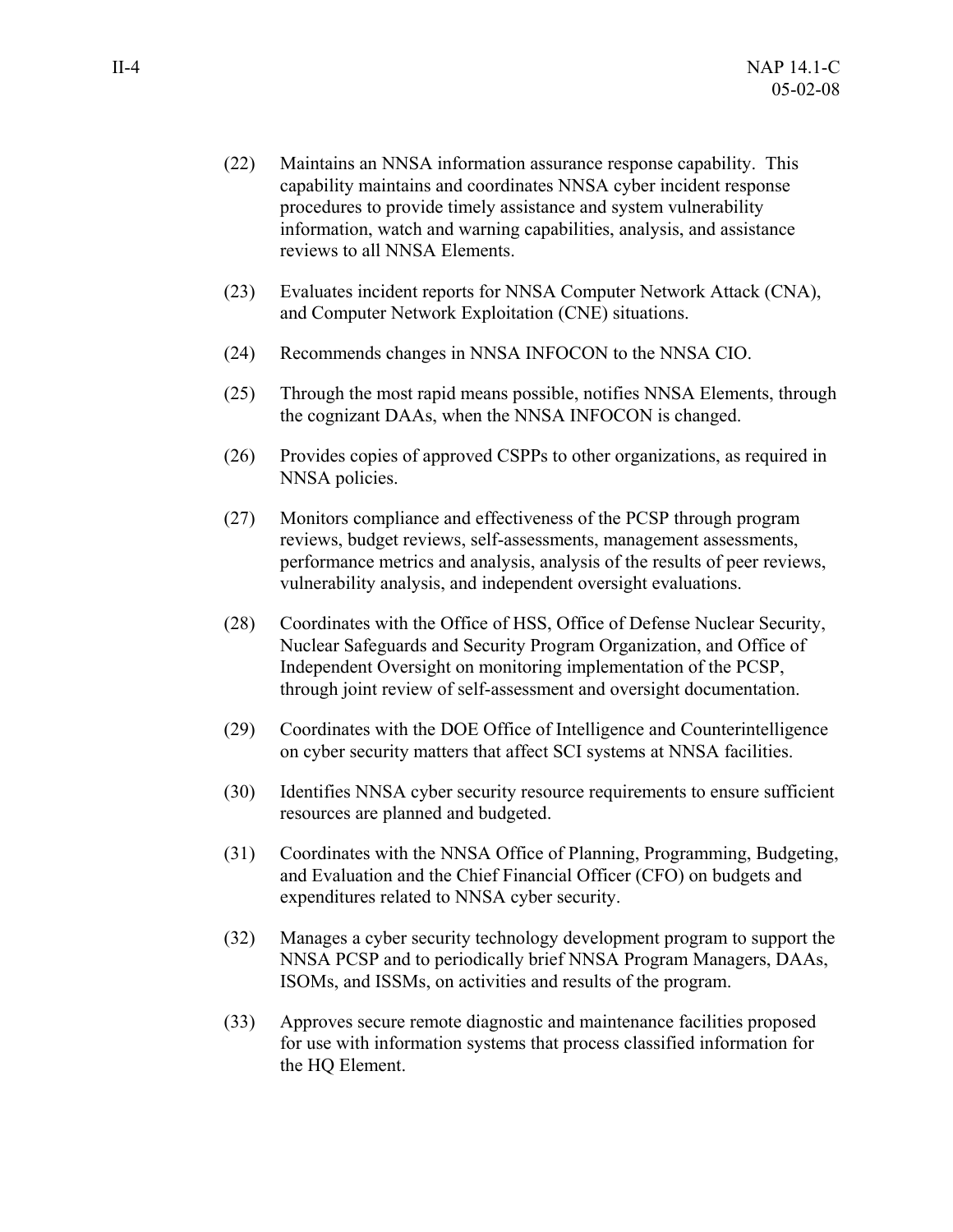(22) Maintains an NNSA information assurance response capability. This capability maintains and coordinates NNSA cyber incident response procedures to provide timely assistance and system vulnerability information, watch and warning capabilities, analysis, and assistance reviews to all NNSA Elements.

(23) Evaluates incident reports for NNSA Computer Network Attack (CNA), and Computer Network Exploitation (CNE) situations.

(24) Recommends changes in NNSA INFOCON to the NNSA CIO.

(25) Through the most rapid means possible, notifies NNSA Elements, through the cognizant DAAs, when the NNSA INFOCON is changed.

(26) Provides copies of approved CSPPs to other organizations, as required in NNSA policies.

(27) Monitors compliance and effectiveness of the PCSP through program reviews, budget reviews, self-assessments, management assessments, performance metrics and analysis, analysis of the results of peer reviews, vulnerability analysis, and independent oversight evaluations.

(28) Coordinates with the Office of HSS, Office of Defense Nuclear Security, Nuclear Safeguards and Security Program Organization, and Office of Independent Oversight on monitoring implementation of the PCSP, through joint review of self-assessment and oversight documentation.

(29) Coordinates with the DOE Office of Intelligence and Counterintelligence on cyber security matters that affect SCI systems at NNSA facilities.

(30) Identifies NNSA cyber security resource requirements to ensure sufficient resources are planned and budgeted.

(31) Coordinates with the NNSA Office of Planning, Programming, Budgeting, and Evaluation and the Chief Financial Officer (CFO) on budgets and expenditures related to NNSA cyber security.

(32) Manages a cyber security technology development program to support the NNSA PCSP and to periodically brief NNSA Program Managers, DAAs, ISOMs, and ISSMs, on activities and results of the program.

(33) Approves secure remote diagnostic and maintenance facilities proposed for use with information systems that process classified information for the HQ Element.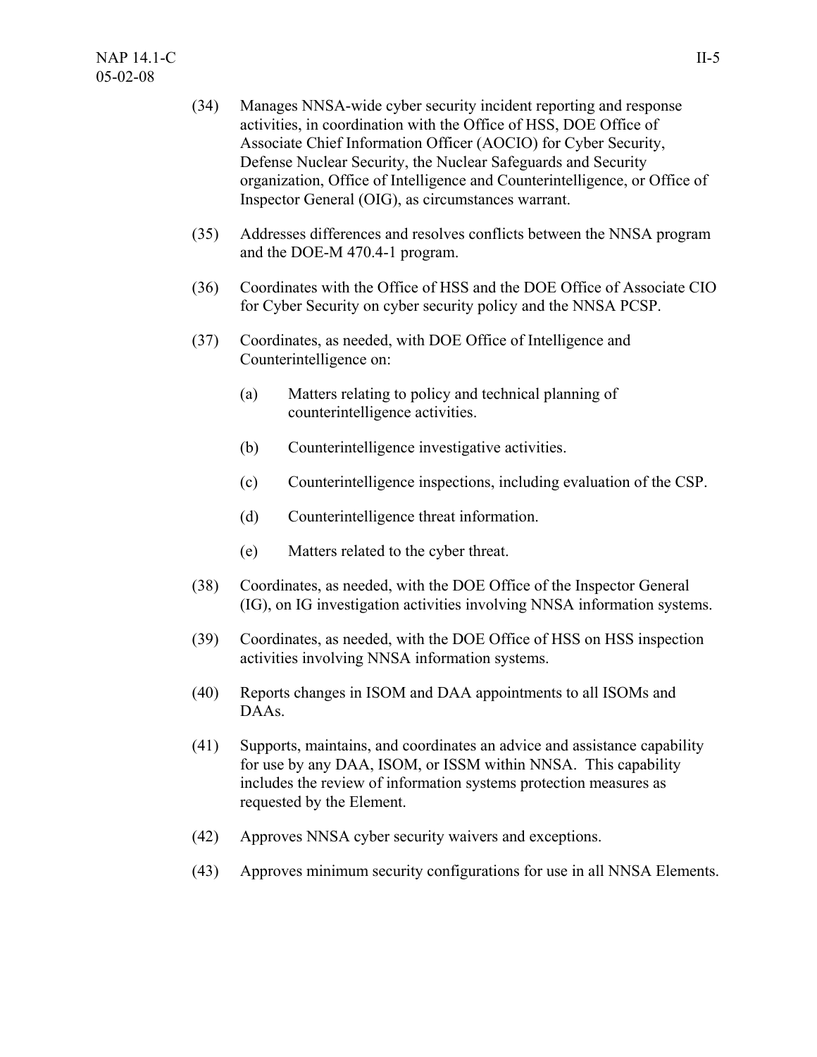(34) Manages NNSA-wide cyber security incident reporting and response activities, in coordination with the Office of HSS, DOE Office of Associate Chief Information Officer (AOCIO) for Cyber Security, Defense Nuclear Security, the Nuclear Safeguards and Security organization, Office of Intelligence and Counterintelligence, or Office of Inspector General (OIG), as circumstances warrant.

(35) Addresses differences and resolves conflicts between the NNSA program and the DOE-M 470.4-1 program.

(36) Coordinates with the Office of HSS and the DOE Office of Associate CIO for Cyber Security on cyber security policy and the NNSA PCSP.

(37) Coordinates, as needed, with DOE Office of Intelligence and Counterintelligence on:

  (a) Matters relating to policy and technical planning of counterintelligence activities.

  (b) Counterintelligence investigative activities.

  (c) Counterintelligence inspections, including evaluation of the CSP.

  (d) Counterintelligence threat information.

  (e) Matters related to the cyber threat.

(38) Coordinates, as needed, with the DOE Office of the Inspector General (IG), on IG investigation activities involving NNSA information systems.

(39) Coordinates, as needed, with the DOE Office of HSS on HSS inspection activities involving NNSA information systems.

(40) Reports changes in ISOM and DAA appointments to all ISOMs and DAAs.

(41) Supports, maintains, and coordinates an advice and assistance capability for use by any DAA, ISOM, or ISSM within NNSA. This capability includes the review of information systems protection measures as requested by the Element.

(42) Approves NNSA cyber security waivers and exceptions.

(43) Approves minimum security configurations for use in all NNSA Elements.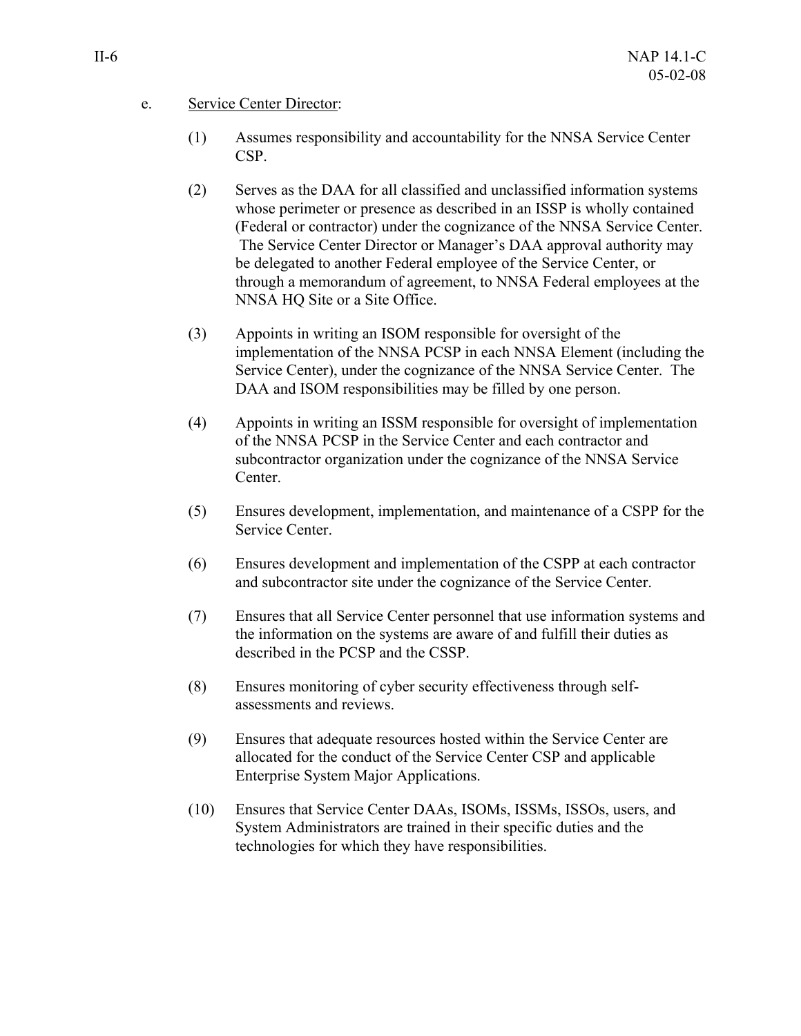e. Service Center Director:

(1) Assumes responsibility and accountability for the NNSA Service Center CSP.

(2) Serves as the DAA for all classified and unclassified information systems whose perimeter or presence as described in an ISSP is wholly contained (Federal or contractor) under the cognizance of the NNSA Service Center. The Service Center Director or Manager's DAA approval authority may be delegated to another Federal employee of the Service Center, or through a memorandum of agreement, to NNSA Federal employees at the NNSA HQ Site or a Site Office.

(3) Appoints in writing an ISOM responsible for oversight of the implementation of the NNSA PCSP in each NNSA Element (including the Service Center), under the cognizance of the NNSA Service Center. The DAA and ISOM responsibilities may be filled by one person.

(4) Appoints in writing an ISSM responsible for oversight of implementation of the NNSA PCSP in the Service Center and each contractor and subcontractor organization under the cognizance of the NNSA Service Center.

(5) Ensures development, implementation, and maintenance of a CSPP for the Service Center.

(6) Ensures development and implementation of the CSPP at each contractor and subcontractor site under the cognizance of the Service Center.

(7) Ensures that all Service Center personnel that use information systems and the information on the systems are aware of and fulfill their duties as described in the PCSP and the CSSP.

(8) Ensures monitoring of cyber security effectiveness through self-assessments and reviews.

(9) Ensures that adequate resources hosted within the Service Center are allocated for the conduct of the Service Center CSP and applicable Enterprise System Major Applications.

(10) Ensures that Service Center DAAs, ISOMs, ISSMs, ISSOs, users, and System Administrators are trained in their specific duties and the technologies for which they have responsibilities.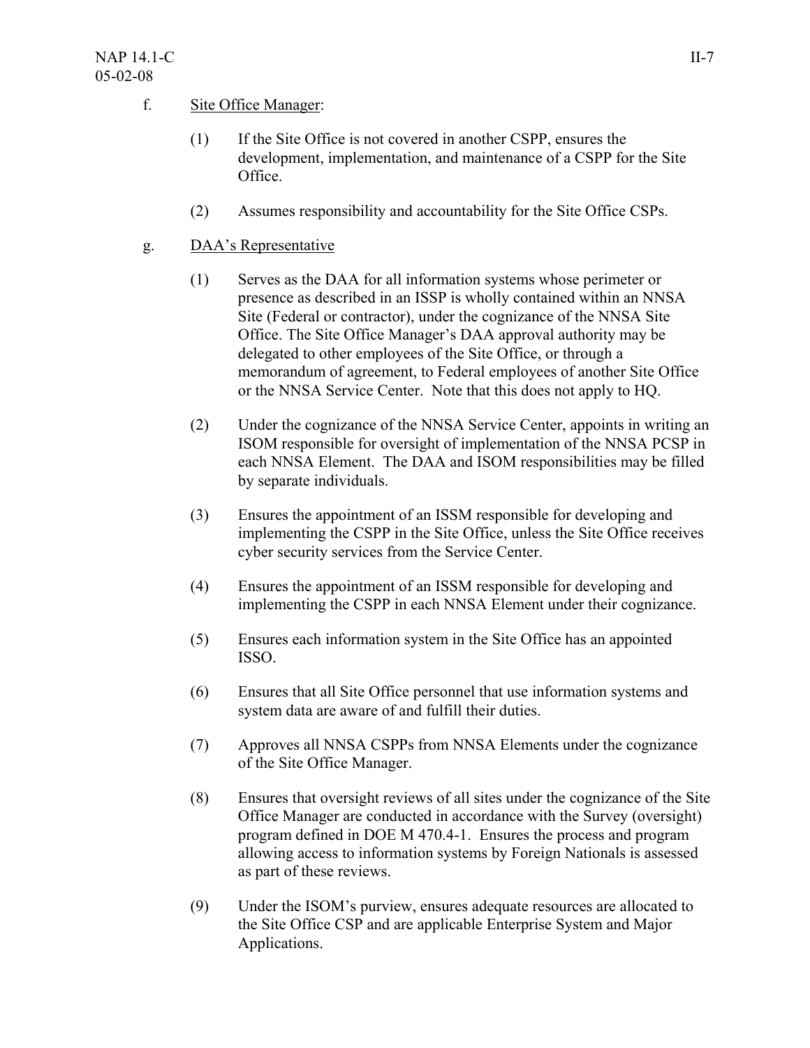f. Site Office Manager:

(1) If the Site Office is not covered in another CSPP, ensures the development, implementation, and maintenance of a CSPP for the Site Office.

(2) Assumes responsibility and accountability for the Site Office CSPs.

g. DAA's Representative

(1) Serves as the DAA for all information systems whose perimeter or presence as described in an ISSP is wholly contained within an NNSA Site (Federal or contractor), under the cognizance of the NNSA Site Office. The Site Office Manager's DAA approval authority may be delegated to other employees of the Site Office, or through a memorandum of agreement, to Federal employees of another Site Office or the NNSA Service Center. Note that this does not apply to HQ.

(2) Under the cognizance of the NNSA Service Center, appoints in writing an ISOM responsible for oversight of implementation of the NNSA PCSP in each NNSA Element. The DAA and ISOM responsibilities may be filled by separate individuals.

(3) Ensures the appointment of an ISSM responsible for developing and implementing the CSPP in the Site Office, unless the Site Office receives cyber security services from the Service Center.

(4) Ensures the appointment of an ISSM responsible for developing and implementing the CSPP in each NNSA Element under their cognizance.

(5) Ensures each information system in the Site Office has an appointed ISSO.

(6) Ensures that all Site Office personnel that use information systems and system data are aware of and fulfill their duties.

(7) Approves all NNSA CSPPs from NNSA Elements under the cognizance of the Site Office Manager.

(8) Ensures that oversight reviews of all sites under the cognizance of the Site Office Manager are conducted in accordance with the Survey (oversight) program defined in DOE M 470.4-1. Ensures the process and program allowing access to information systems by Foreign Nationals is assessed as part of these reviews.

(9) Under the ISOM's purview, ensures adequate resources are allocated to the Site Office CSP and are applicable Enterprise System and Major Applications.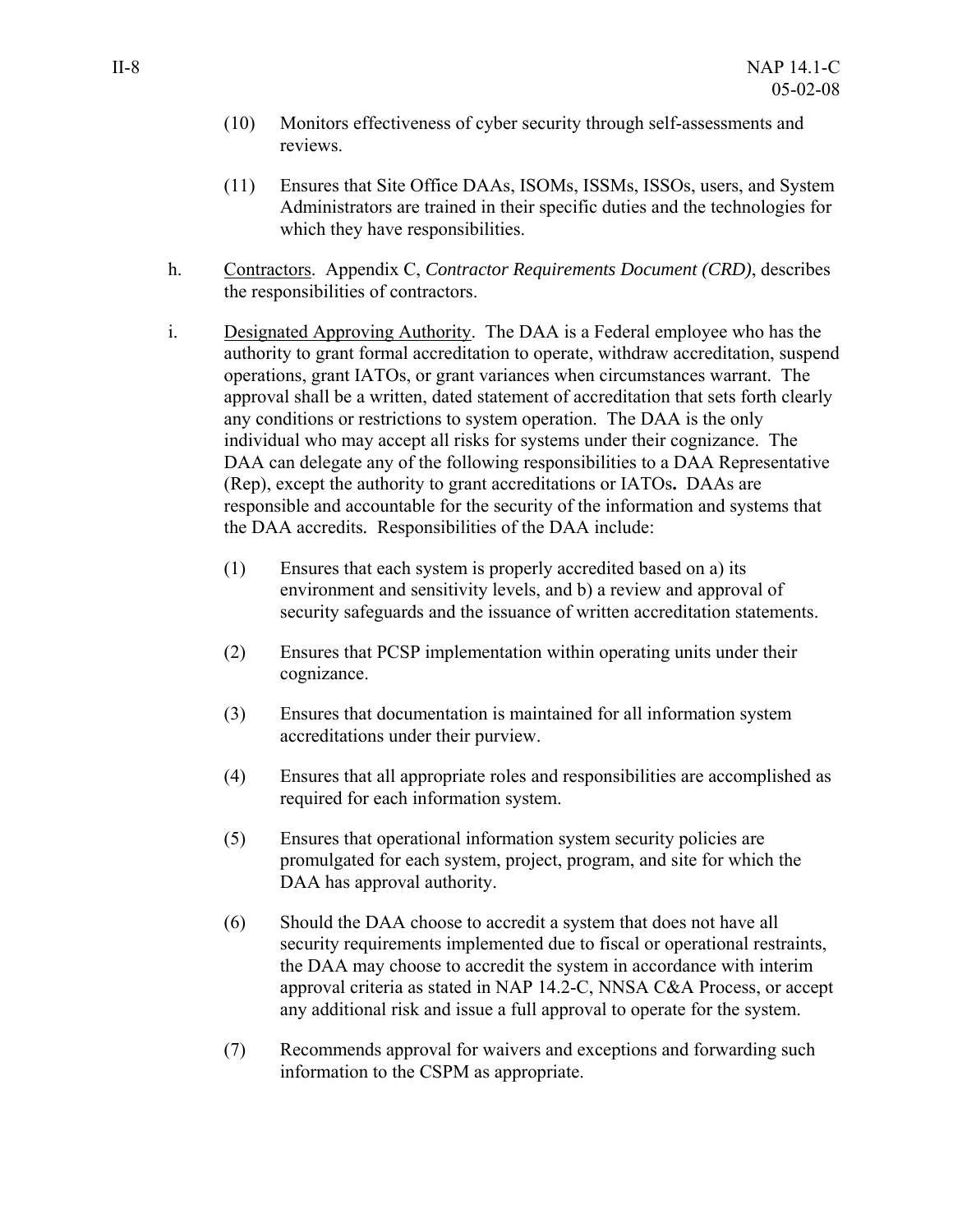(10) Monitors effectiveness of cyber security through self-assessments and reviews.

(11) Ensures that Site Office DAAs, ISOMs, ISSMs, ISSOs, users, and System Administrators are trained in their specific duties and the technologies for which they have responsibilities.

h. Contractors. Appendix C, *Contractor Requirements Document (CRD)*, describes the responsibilities of contractors.

i. Designated Approving Authority. The DAA is a Federal employee who has the authority to grant formal accreditation to operate, withdraw accreditation, suspend operations, grant IATOs, or grant variances when circumstances warrant. The approval shall be a written, dated statement of accreditation that sets forth clearly any conditions or restrictions to system operation. The DAA is the only individual who may accept all risks for systems under their cognizance. The DAA can delegate any of the following responsibilities to a DAA Representative (Rep), except the authority to grant accreditations or IATOs**.** DAAs are responsible and accountable for the security of the information and systems that the DAA accredits. Responsibilities of the DAA include:

(1) Ensures that each system is properly accredited based on a) its environment and sensitivity levels, and b) a review and approval of security safeguards and the issuance of written accreditation statements.

(2) Ensures that PCSP implementation within operating units under their cognizance.

(3) Ensures that documentation is maintained for all information system accreditations under their purview.

(4) Ensures that all appropriate roles and responsibilities are accomplished as required for each information system.

(5) Ensures that operational information system security policies are promulgated for each system, project, program, and site for which the DAA has approval authority.

(6) Should the DAA choose to accredit a system that does not have all security requirements implemented due to fiscal or operational restraints, the DAA may choose to accredit the system in accordance with interim approval criteria as stated in NAP 14.2-C, NNSA C&A Process, or accept any additional risk and issue a full approval to operate for the system.

(7) Recommends approval for waivers and exceptions and forwarding such information to the CSPM as appropriate.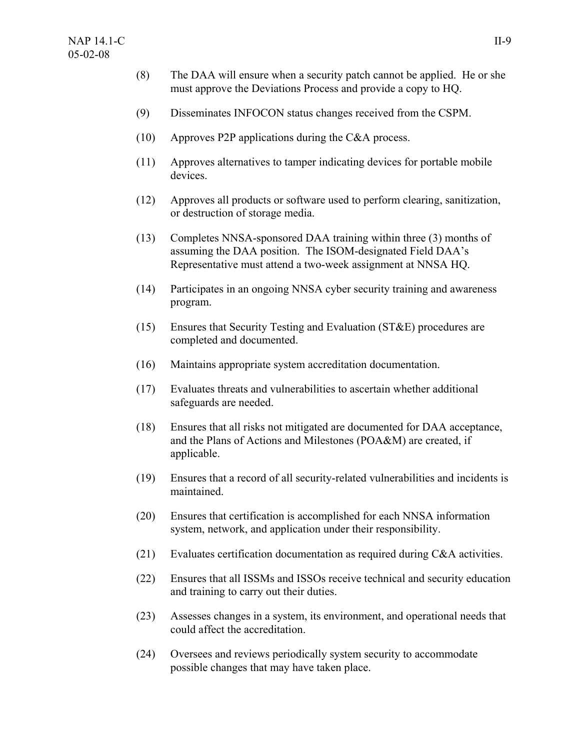(8) The DAA will ensure when a security patch cannot be applied. He or she must approve the Deviations Process and provide a copy to HQ.

(9) Disseminates INFOCON status changes received from the CSPM.

(10) Approves P2P applications during the C&A process.

(11) Approves alternatives to tamper indicating devices for portable mobile devices.

(12) Approves all products or software used to perform clearing, sanitization, or destruction of storage media.

(13) Completes NNSA-sponsored DAA training within three (3) months of assuming the DAA position. The ISOM-designated Field DAA's Representative must attend a two-week assignment at NNSA HQ.

(14) Participates in an ongoing NNSA cyber security training and awareness program.

(15) Ensures that Security Testing and Evaluation (ST&E) procedures are completed and documented.

(16) Maintains appropriate system accreditation documentation.

(17) Evaluates threats and vulnerabilities to ascertain whether additional safeguards are needed.

(18) Ensures that all risks not mitigated are documented for DAA acceptance, and the Plans of Actions and Milestones (POA&M) are created, if applicable.

(19) Ensures that a record of all security-related vulnerabilities and incidents is maintained.

(20) Ensures that certification is accomplished for each NNSA information system, network, and application under their responsibility.

(21) Evaluates certification documentation as required during C&A activities.

(22) Ensures that all ISSMs and ISSOs receive technical and security education and training to carry out their duties.

(23) Assesses changes in a system, its environment, and operational needs that could affect the accreditation.

(24) Oversees and reviews periodically system security to accommodate possible changes that may have taken place.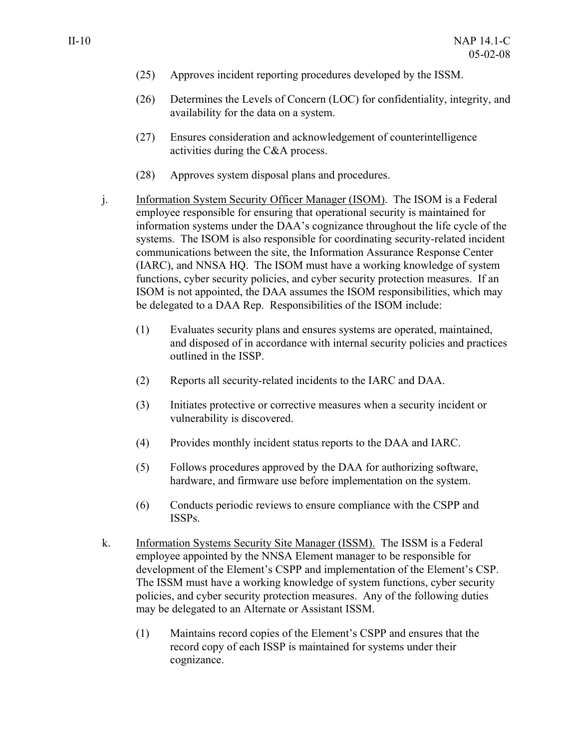(25) Approves incident reporting procedures developed by the ISSM.

(26) Determines the Levels of Concern (LOC) for confidentiality, integrity, and availability for the data on a system.

(27) Ensures consideration and acknowledgement of counterintelligence activities during the C&A process.

(28) Approves system disposal plans and procedures.

j. <u>Information System Security Officer Manager (ISOM)</u>. The ISOM is a Federal employee responsible for ensuring that operational security is maintained for information systems under the DAA's cognizance throughout the life cycle of the systems. The ISOM is also responsible for coordinating security-related incident communications between the site, the Information Assurance Response Center (IARC), and NNSA HQ. The ISOM must have a working knowledge of system functions, cyber security policies, and cyber security protection measures. If an ISOM is not appointed, the DAA assumes the ISOM responsibilities, which may be delegated to a DAA Rep. Responsibilities of the ISOM include:

(1) Evaluates security plans and ensures systems are operated, maintained, and disposed of in accordance with internal security policies and practices outlined in the ISSP.

(2) Reports all security-related incidents to the IARC and DAA.

(3) Initiates protective or corrective measures when a security incident or vulnerability is discovered.

(4) Provides monthly incident status reports to the DAA and IARC.

(5) Follows procedures approved by the DAA for authorizing software, hardware, and firmware use before implementation on the system.

(6) Conducts periodic reviews to ensure compliance with the CSPP and ISSPs.

k. <u>Information Systems Security Site Manager (ISSM).</u> The ISSM is a Federal employee appointed by the NNSA Element manager to be responsible for development of the Element's CSPP and implementation of the Element's CSP. The ISSM must have a working knowledge of system functions, cyber security policies, and cyber security protection measures. Any of the following duties may be delegated to an Alternate or Assistant ISSM.

(1) Maintains record copies of the Element's CSPP and ensures that the record copy of each ISSP is maintained for systems under their cognizance.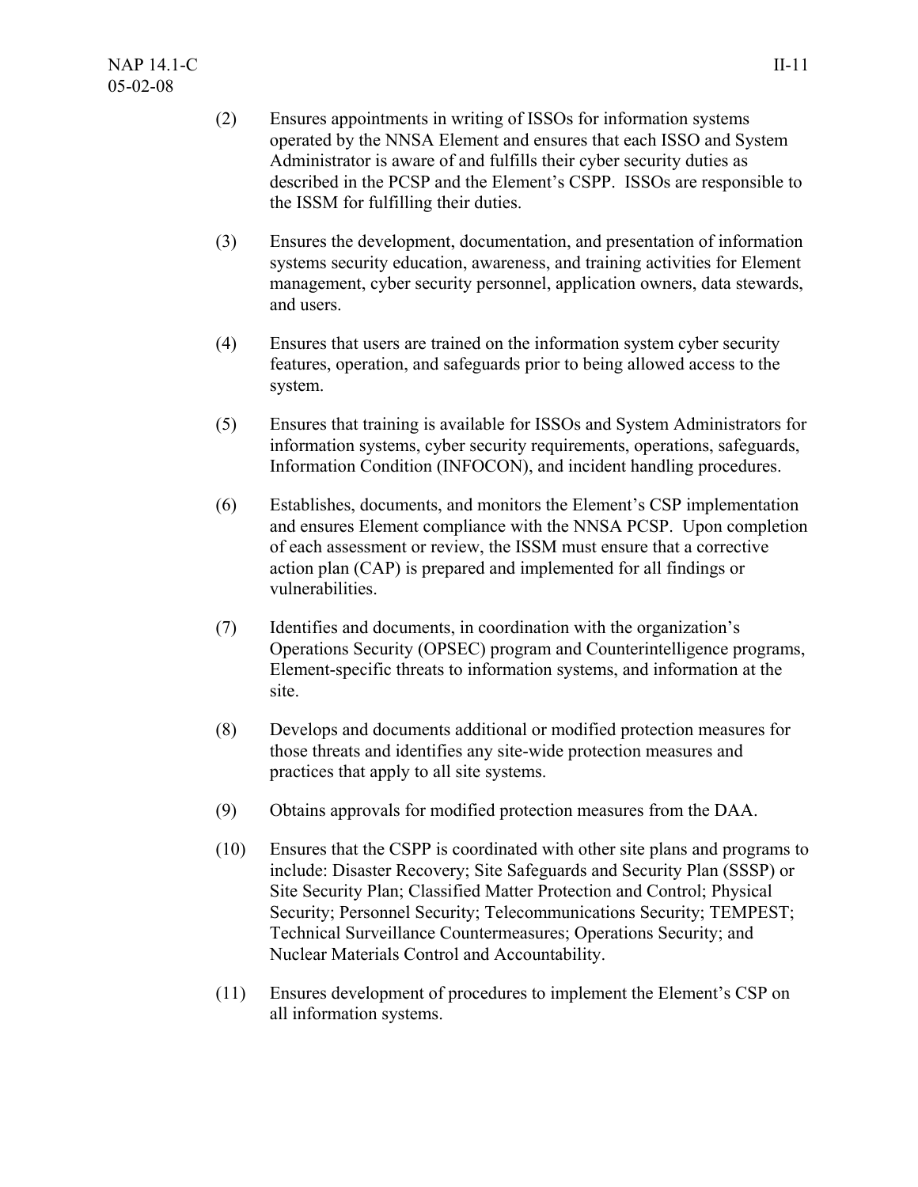(2) Ensures appointments in writing of ISSOs for information systems operated by the NNSA Element and ensures that each ISSO and System Administrator is aware of and fulfills their cyber security duties as described in the PCSP and the Element's CSPP. ISSOs are responsible to the ISSM for fulfilling their duties.

(3) Ensures the development, documentation, and presentation of information systems security education, awareness, and training activities for Element management, cyber security personnel, application owners, data stewards, and users.

(4) Ensures that users are trained on the information system cyber security features, operation, and safeguards prior to being allowed access to the system.

(5) Ensures that training is available for ISSOs and System Administrators for information systems, cyber security requirements, operations, safeguards, Information Condition (INFOCON), and incident handling procedures.

(6) Establishes, documents, and monitors the Element's CSP implementation and ensures Element compliance with the NNSA PCSP. Upon completion of each assessment or review, the ISSM must ensure that a corrective action plan (CAP) is prepared and implemented for all findings or vulnerabilities.

(7) Identifies and documents, in coordination with the organization's Operations Security (OPSEC) program and Counterintelligence programs, Element-specific threats to information systems, and information at the site.

(8) Develops and documents additional or modified protection measures for those threats and identifies any site-wide protection measures and practices that apply to all site systems.

(9) Obtains approvals for modified protection measures from the DAA.

(10) Ensures that the CSPP is coordinated with other site plans and programs to include: Disaster Recovery; Site Safeguards and Security Plan (SSSP) or Site Security Plan; Classified Matter Protection and Control; Physical Security; Personnel Security; Telecommunications Security; TEMPEST; Technical Surveillance Countermeasures; Operations Security; and Nuclear Materials Control and Accountability.

(11) Ensures development of procedures to implement the Element's CSP on all information systems.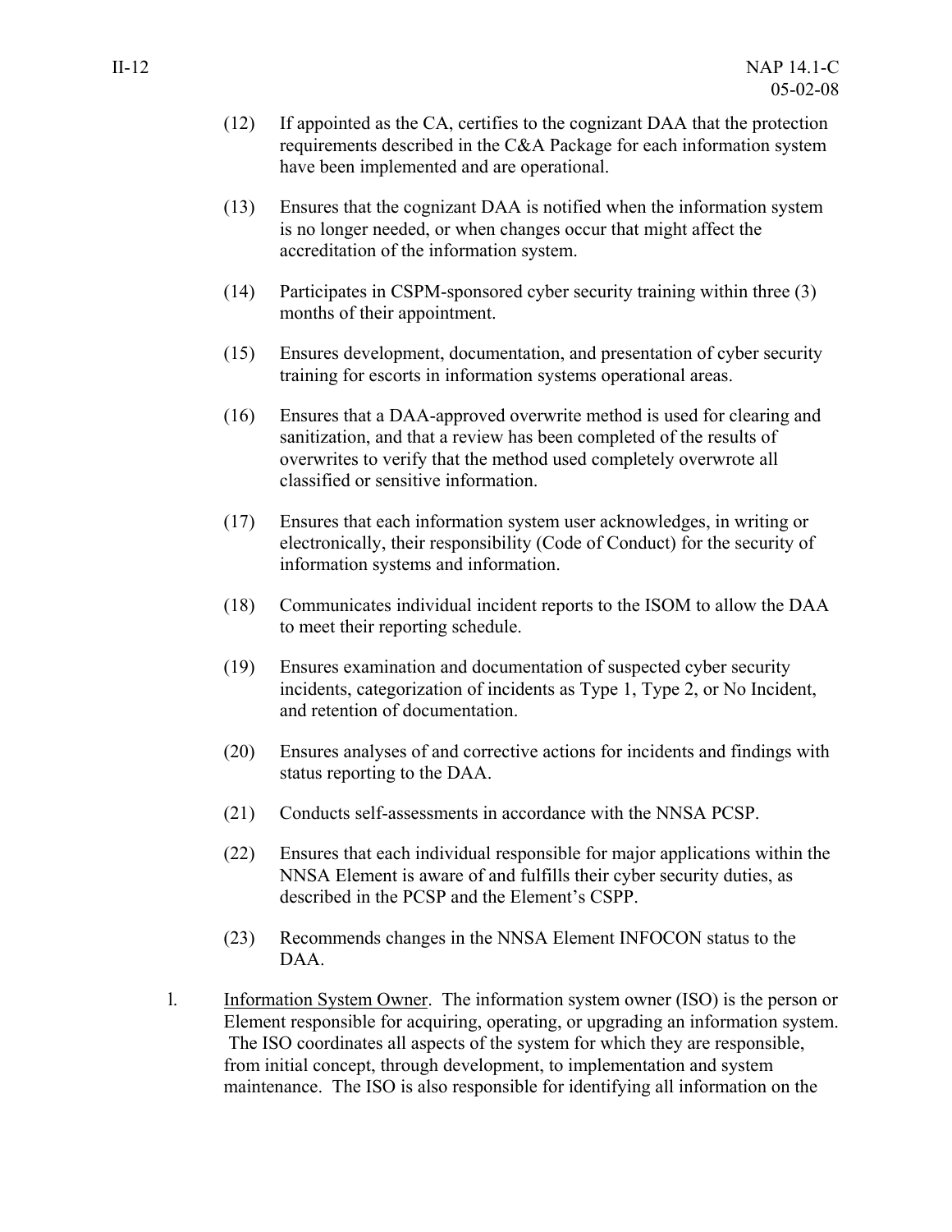(12) If appointed as the CA, certifies to the cognizant DAA that the protection requirements described in the C&A Package for each information system have been implemented and are operational.

(13) Ensures that the cognizant DAA is notified when the information system is no longer needed, or when changes occur that might affect the accreditation of the information system.

(14) Participates in CSPM-sponsored cyber security training within three (3) months of their appointment.

(15) Ensures development, documentation, and presentation of cyber security training for escorts in information systems operational areas.

(16) Ensures that a DAA-approved overwrite method is used for clearing and sanitization, and that a review has been completed of the results of overwrites to verify that the method used completely overwrote all classified or sensitive information.

(17) Ensures that each information system user acknowledges, in writing or electronically, their responsibility (Code of Conduct) for the security of information systems and information.

(18) Communicates individual incident reports to the ISOM to allow the DAA to meet their reporting schedule.

(19) Ensures examination and documentation of suspected cyber security incidents, categorization of incidents as Type 1, Type 2, or No Incident, and retention of documentation.

(20) Ensures analyses of and corrective actions for incidents and findings with status reporting to the DAA.

(21) Conducts self-assessments in accordance with the NNSA PCSP.

(22) Ensures that each individual responsible for major applications within the NNSA Element is aware of and fulfills their cyber security duties, as described in the PCSP and the Element's CSPP.

(23) Recommends changes in the NNSA Element INFOCON status to the DAA.

l. Information System Owner. The information system owner (ISO) is the person or Element responsible for acquiring, operating, or upgrading an information system. The ISO coordinates all aspects of the system for which they are responsible, from initial concept, through development, to implementation and system maintenance. The ISO is also responsible for identifying all information on the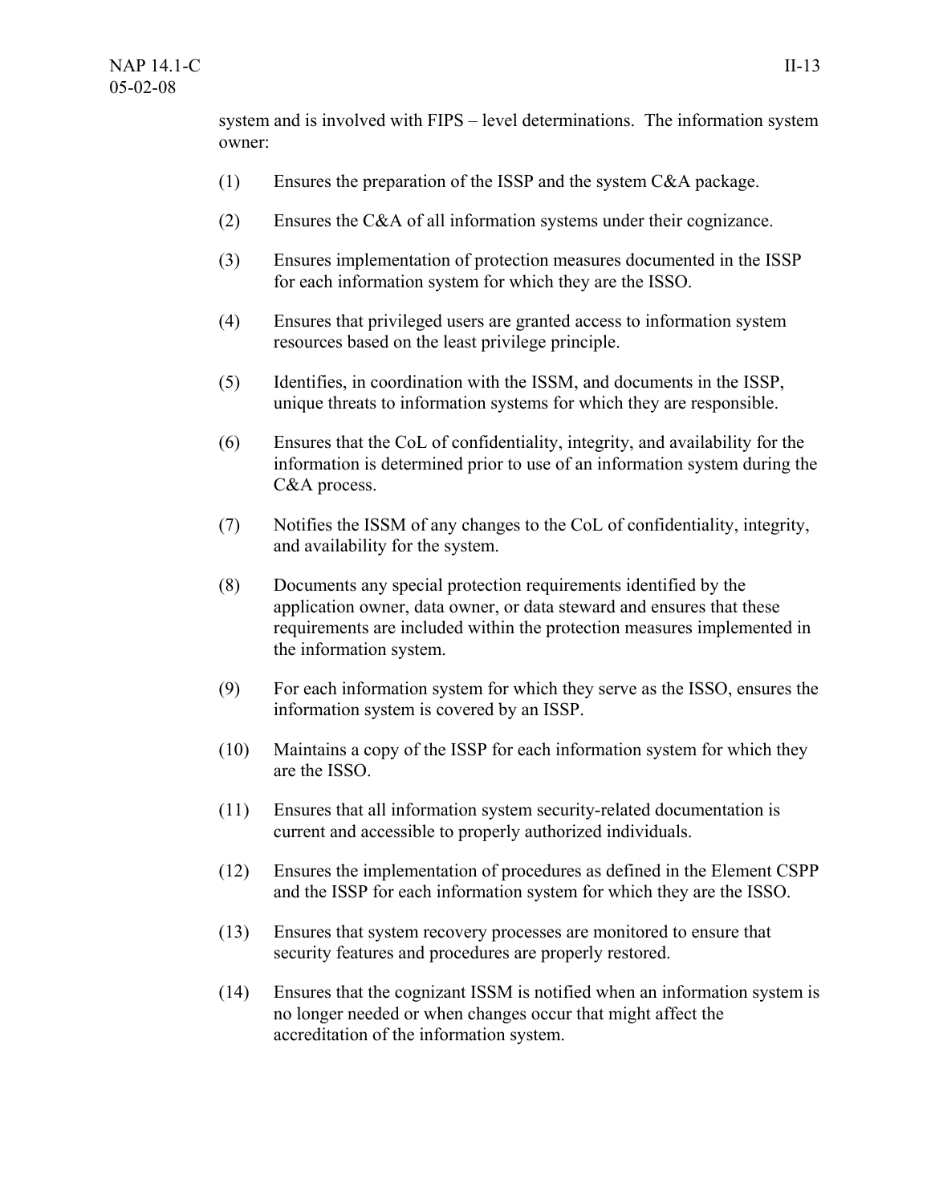system and is involved with FIPS – level determinations. The information system owner:

(1) Ensures the preparation of the ISSP and the system C&A package.

(2) Ensures the C&A of all information systems under their cognizance.

(3) Ensures implementation of protection measures documented in the ISSP for each information system for which they are the ISSO.

(4) Ensures that privileged users are granted access to information system resources based on the least privilege principle.

(5) Identifies, in coordination with the ISSM, and documents in the ISSP, unique threats to information systems for which they are responsible.

(6) Ensures that the CoL of confidentiality, integrity, and availability for the information is determined prior to use of an information system during the C&A process.

(7) Notifies the ISSM of any changes to the CoL of confidentiality, integrity, and availability for the system.

(8) Documents any special protection requirements identified by the application owner, data owner, or data steward and ensures that these requirements are included within the protection measures implemented in the information system.

(9) For each information system for which they serve as the ISSO, ensures the information system is covered by an ISSP.

(10) Maintains a copy of the ISSP for each information system for which they are the ISSO.

(11) Ensures that all information system security-related documentation is current and accessible to properly authorized individuals.

(12) Ensures the implementation of procedures as defined in the Element CSPP and the ISSP for each information system for which they are the ISSO.

(13) Ensures that system recovery processes are monitored to ensure that security features and procedures are properly restored.

(14) Ensures that the cognizant ISSM is notified when an information system is no longer needed or when changes occur that might affect the accreditation of the information system.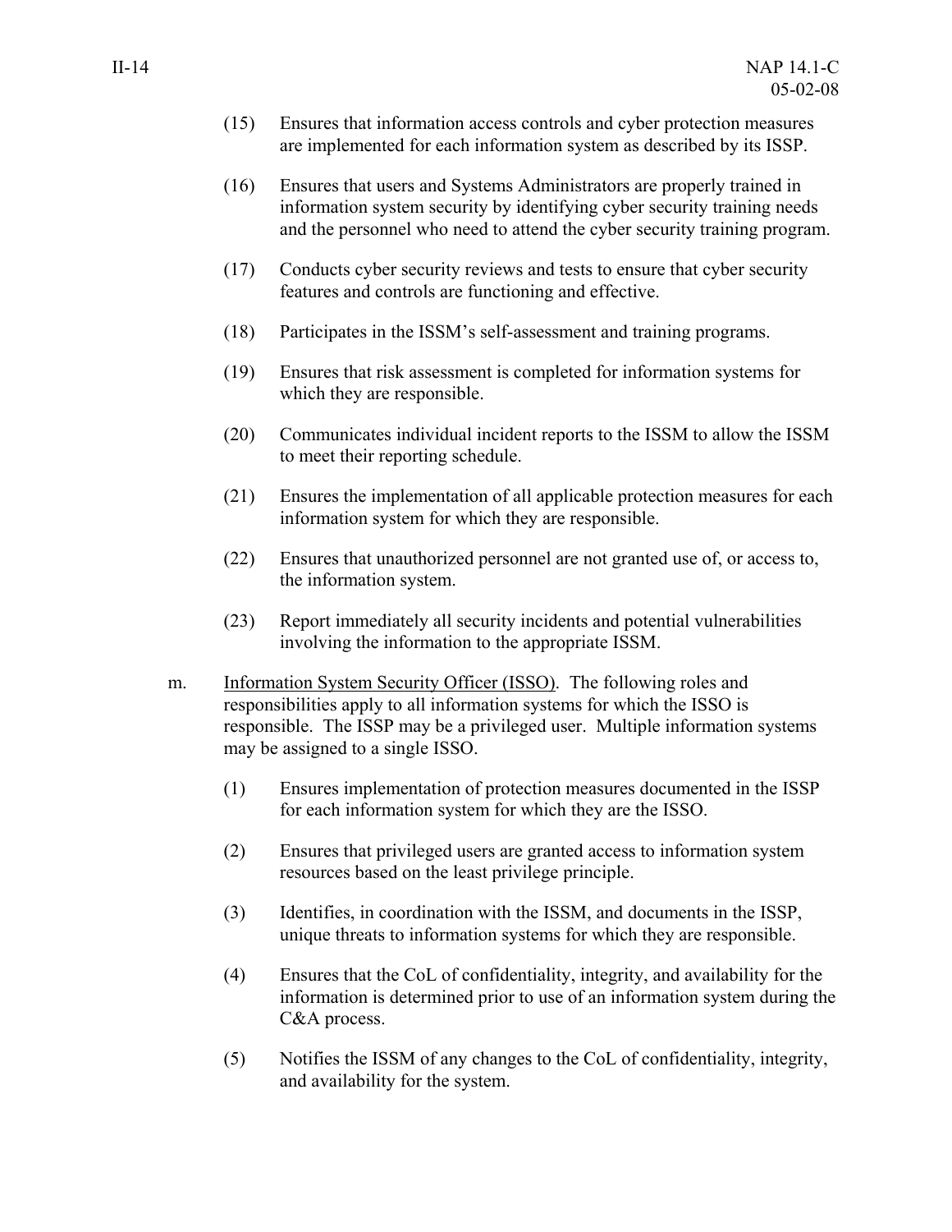(15) Ensures that information access controls and cyber protection measures are implemented for each information system as described by its ISSP.

(16) Ensures that users and Systems Administrators are properly trained in information system security by identifying cyber security training needs and the personnel who need to attend the cyber security training program.

(17) Conducts cyber security reviews and tests to ensure that cyber security features and controls are functioning and effective.

(18) Participates in the ISSM's self-assessment and training programs.

(19) Ensures that risk assessment is completed for information systems for which they are responsible.

(20) Communicates individual incident reports to the ISSM to allow the ISSM to meet their reporting schedule.

(21) Ensures the implementation of all applicable protection measures for each information system for which they are responsible.

(22) Ensures that unauthorized personnel are not granted use of, or access to, the information system.

(23) Report immediately all security incidents and potential vulnerabilities involving the information to the appropriate ISSM.

m. Information System Security Officer (ISSO). The following roles and responsibilities apply to all information systems for which the ISSO is responsible. The ISSP may be a privileged user. Multiple information systems may be assigned to a single ISSO.

(1) Ensures implementation of protection measures documented in the ISSP for each information system for which they are the ISSO.

(2) Ensures that privileged users are granted access to information system resources based on the least privilege principle.

(3) Identifies, in coordination with the ISSM, and documents in the ISSP, unique threats to information systems for which they are responsible.

(4) Ensures that the CoL of confidentiality, integrity, and availability for the information is determined prior to use of an information system during the C&A process.

(5) Notifies the ISSM of any changes to the CoL of confidentiality, integrity, and availability for the system.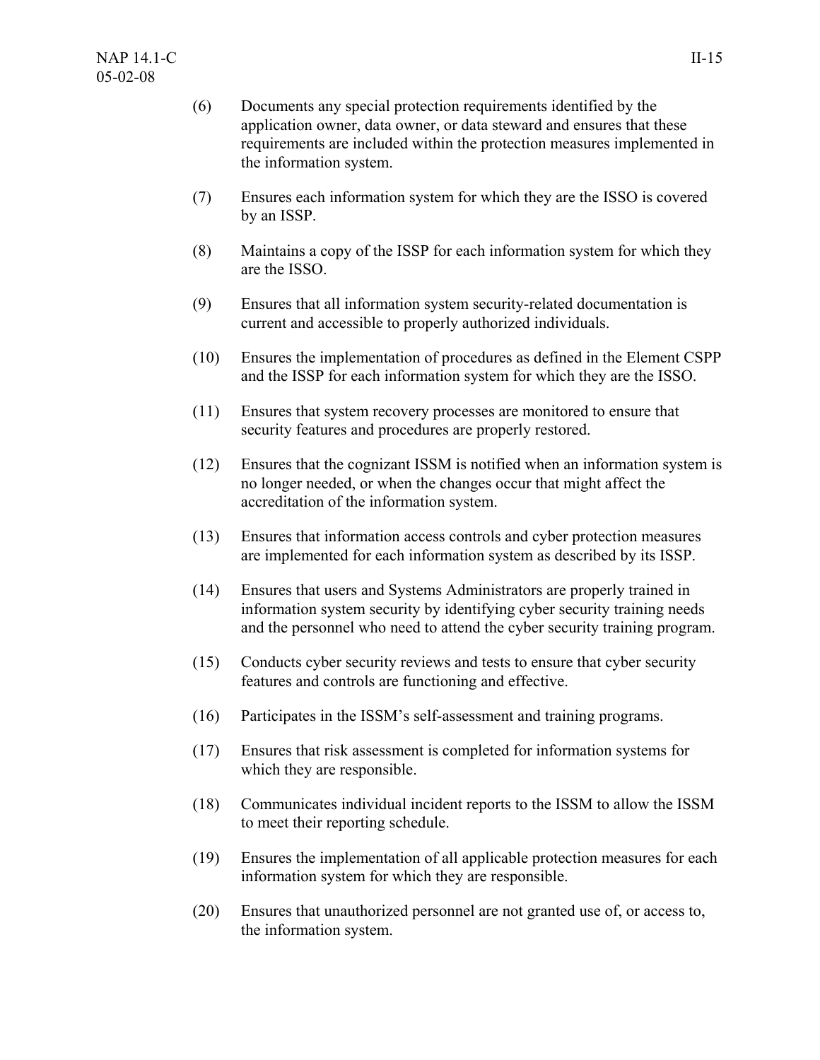(6) Documents any special protection requirements identified by the application owner, data owner, or data steward and ensures that these requirements are included within the protection measures implemented in the information system.

(7) Ensures each information system for which they are the ISSO is covered by an ISSP.

(8) Maintains a copy of the ISSP for each information system for which they are the ISSO.

(9) Ensures that all information system security-related documentation is current and accessible to properly authorized individuals.

(10) Ensures the implementation of procedures as defined in the Element CSPP and the ISSP for each information system for which they are the ISSO.

(11) Ensures that system recovery processes are monitored to ensure that security features and procedures are properly restored.

(12) Ensures that the cognizant ISSM is notified when an information system is no longer needed, or when the changes occur that might affect the accreditation of the information system.

(13) Ensures that information access controls and cyber protection measures are implemented for each information system as described by its ISSP.

(14) Ensures that users and Systems Administrators are properly trained in information system security by identifying cyber security training needs and the personnel who need to attend the cyber security training program.

(15) Conducts cyber security reviews and tests to ensure that cyber security features and controls are functioning and effective.

(16) Participates in the ISSM's self-assessment and training programs.

(17) Ensures that risk assessment is completed for information systems for which they are responsible.

(18) Communicates individual incident reports to the ISSM to allow the ISSM to meet their reporting schedule.

(19) Ensures the implementation of all applicable protection measures for each information system for which they are responsible.

(20) Ensures that unauthorized personnel are not granted use of, or access to, the information system.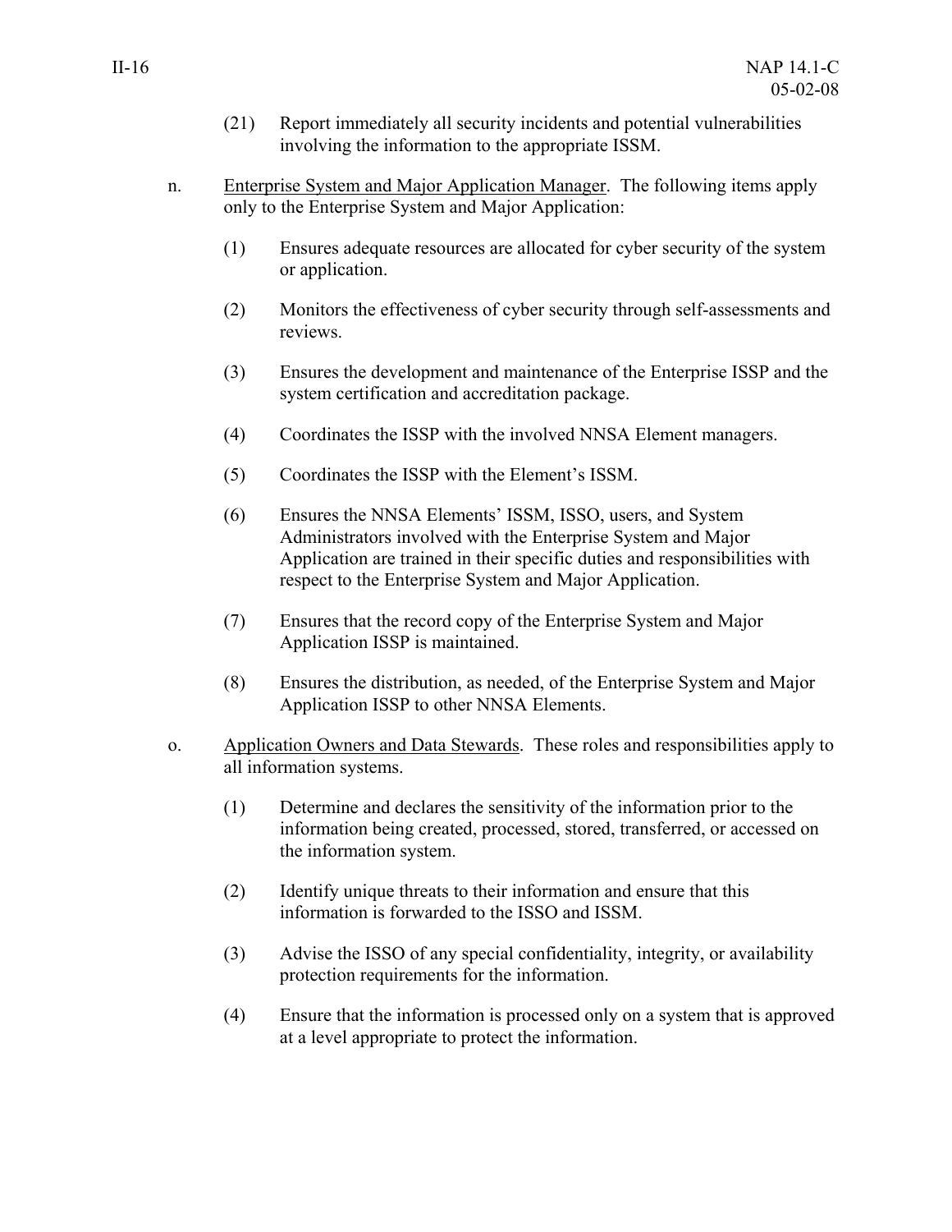(21) Report immediately all security incidents and potential vulnerabilities involving the information to the appropriate ISSM.

n. Enterprise System and Major Application Manager. The following items apply only to the Enterprise System and Major Application:

(1) Ensures adequate resources are allocated for cyber security of the system or application.

(2) Monitors the effectiveness of cyber security through self-assessments and reviews.

(3) Ensures the development and maintenance of the Enterprise ISSP and the system certification and accreditation package.

(4) Coordinates the ISSP with the involved NNSA Element managers.

(5) Coordinates the ISSP with the Element's ISSM.

(6) Ensures the NNSA Elements' ISSM, ISSO, users, and System Administrators involved with the Enterprise System and Major Application are trained in their specific duties and responsibilities with respect to the Enterprise System and Major Application.

(7) Ensures that the record copy of the Enterprise System and Major Application ISSP is maintained.

(8) Ensures the distribution, as needed, of the Enterprise System and Major Application ISSP to other NNSA Elements.

o. Application Owners and Data Stewards. These roles and responsibilities apply to all information systems.

(1) Determine and declares the sensitivity of the information prior to the information being created, processed, stored, transferred, or accessed on the information system.

(2) Identify unique threats to their information and ensure that this information is forwarded to the ISSO and ISSM.

(3) Advise the ISSO of any special confidentiality, integrity, or availability protection requirements for the information.

(4) Ensure that the information is processed only on a system that is approved at a level appropriate to protect the information.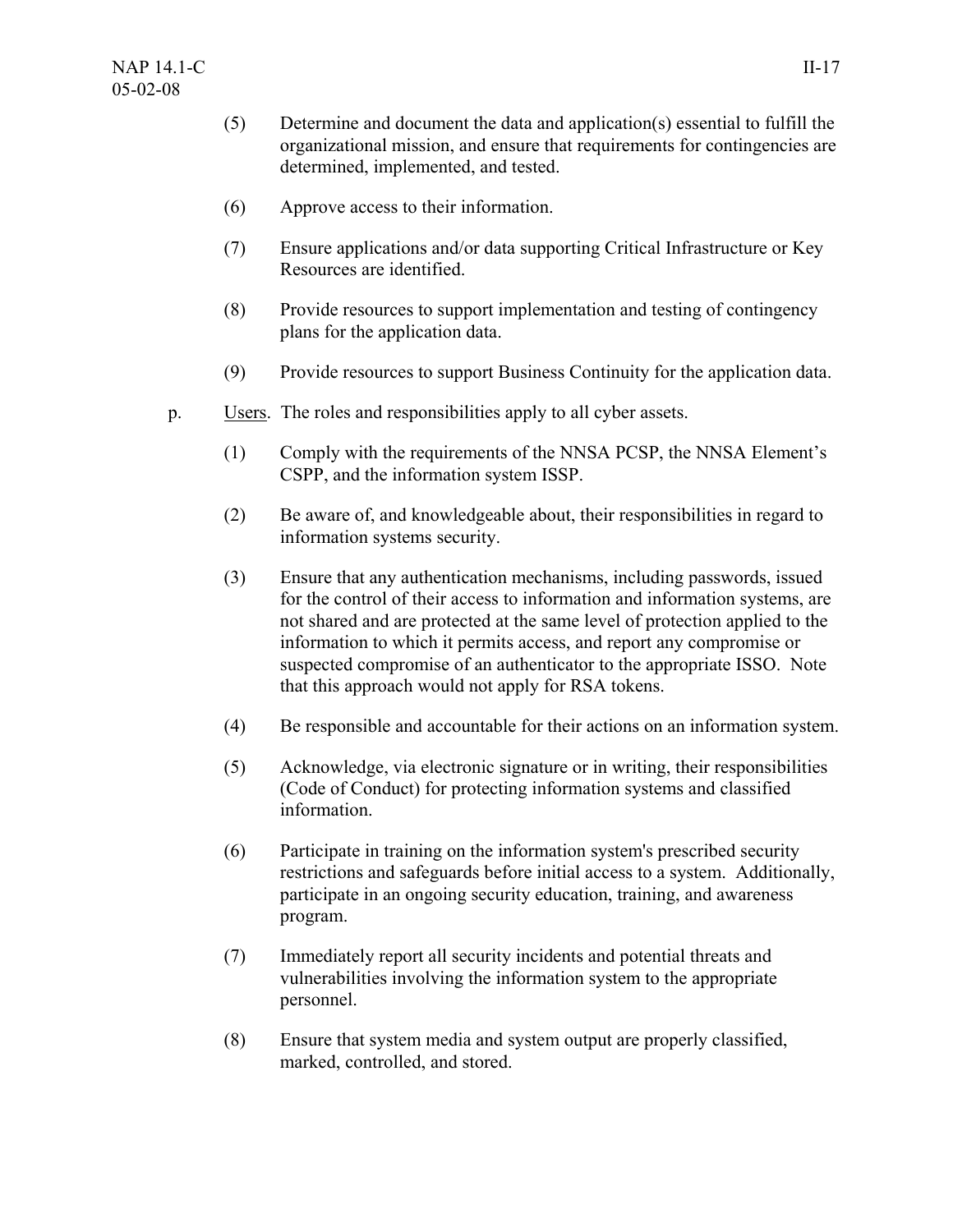(5) Determine and document the data and application(s) essential to fulfill the organizational mission, and ensure that requirements for contingencies are determined, implemented, and tested.

(6) Approve access to their information.

(7) Ensure applications and/or data supporting Critical Infrastructure or Key Resources are identified.

(8) Provide resources to support implementation and testing of contingency plans for the application data.

(9) Provide resources to support Business Continuity for the application data.

p. Users. The roles and responsibilities apply to all cyber assets.

(1) Comply with the requirements of the NNSA PCSP, the NNSA Element's CSPP, and the information system ISSP.

(2) Be aware of, and knowledgeable about, their responsibilities in regard to information systems security.

(3) Ensure that any authentication mechanisms, including passwords, issued for the control of their access to information and information systems, are not shared and are protected at the same level of protection applied to the information to which it permits access, and report any compromise or suspected compromise of an authenticator to the appropriate ISSO. Note that this approach would not apply for RSA tokens.

(4) Be responsible and accountable for their actions on an information system.

(5) Acknowledge, via electronic signature or in writing, their responsibilities (Code of Conduct) for protecting information systems and classified information.

(6) Participate in training on the information system's prescribed security restrictions and safeguards before initial access to a system. Additionally, participate in an ongoing security education, training, and awareness program.

(7) Immediately report all security incidents and potential threats and vulnerabilities involving the information system to the appropriate personnel.

(8) Ensure that system media and system output are properly classified, marked, controlled, and stored.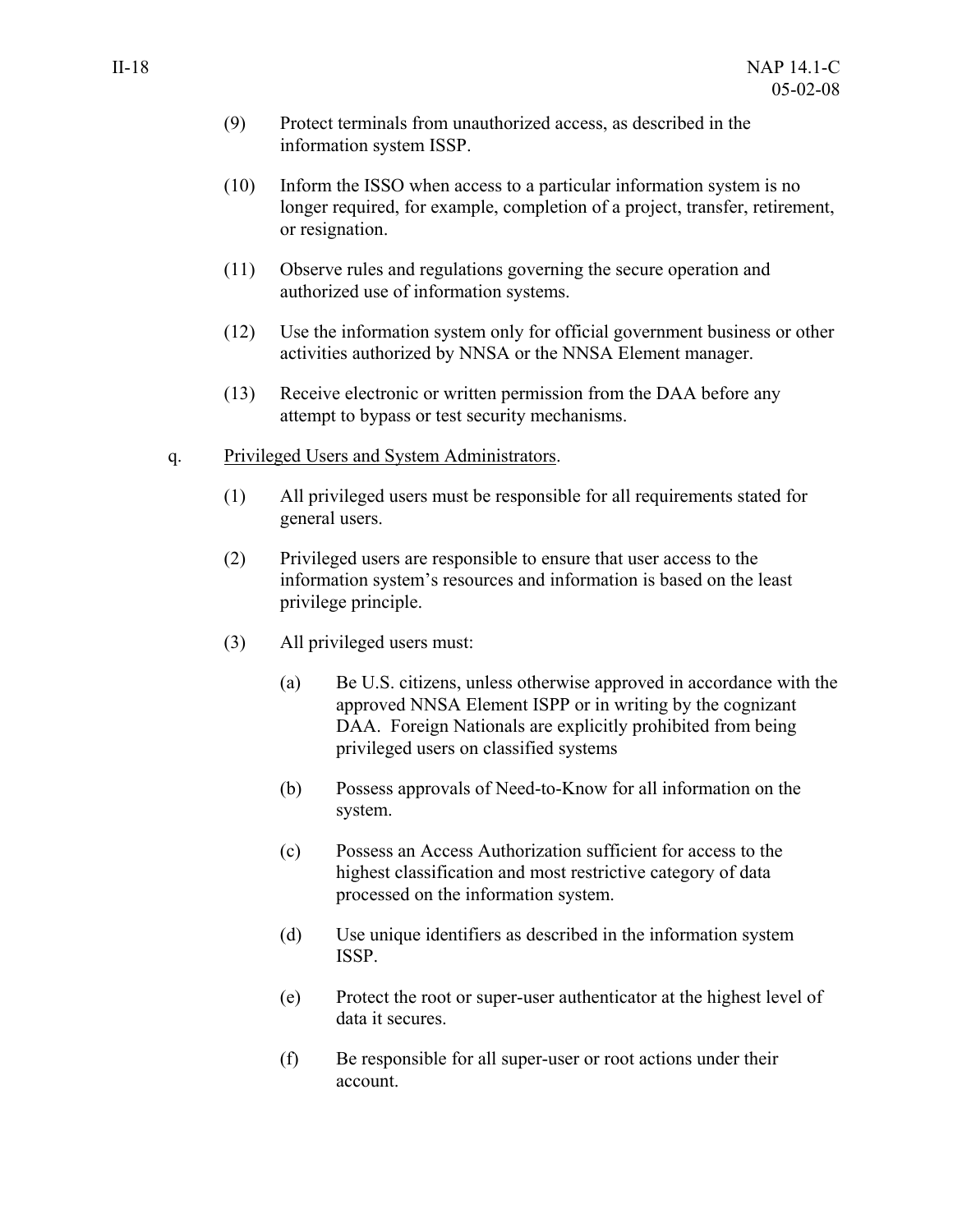(9) Protect terminals from unauthorized access, as described in the information system ISSP.

(10) Inform the ISSO when access to a particular information system is no longer required, for example, completion of a project, transfer, retirement, or resignation.

(11) Observe rules and regulations governing the secure operation and authorized use of information systems.

(12) Use the information system only for official government business or other activities authorized by NNSA or the NNSA Element manager.

(13) Receive electronic or written permission from the DAA before any attempt to bypass or test security mechanisms.

q. Privileged Users and System Administrators.

(1) All privileged users must be responsible for all requirements stated for general users.

(2) Privileged users are responsible to ensure that user access to the information system's resources and information is based on the least privilege principle.

(3) All privileged users must:

(a) Be U.S. citizens, unless otherwise approved in accordance with the approved NNSA Element ISPP or in writing by the cognizant DAA. Foreign Nationals are explicitly prohibited from being privileged users on classified systems

(b) Possess approvals of Need-to-Know for all information on the system.

(c) Possess an Access Authorization sufficient for access to the highest classification and most restrictive category of data processed on the information system.

(d) Use unique identifiers as described in the information system ISSP.

(e) Protect the root or super-user authenticator at the highest level of data it secures.

(f) Be responsible for all super-user or root actions under their account.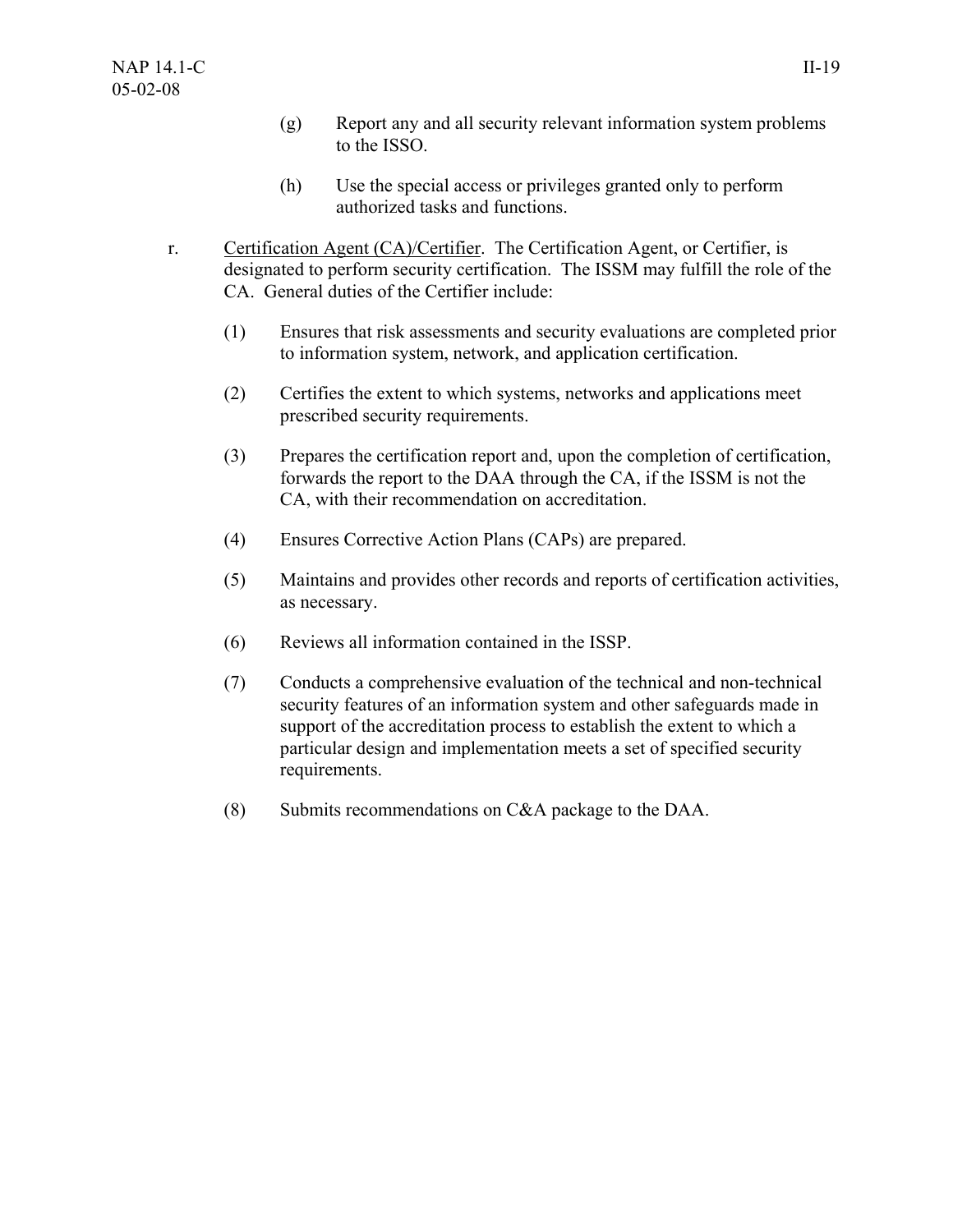(g) Report any and all security relevant information system problems to the ISSO.

(h) Use the special access or privileges granted only to perform authorized tasks and functions.

r. Certification Agent (CA)/Certifier. The Certification Agent, or Certifier, is designated to perform security certification. The ISSM may fulfill the role of the CA. General duties of the Certifier include:

(1) Ensures that risk assessments and security evaluations are completed prior to information system, network, and application certification.

(2) Certifies the extent to which systems, networks and applications meet prescribed security requirements.

(3) Prepares the certification report and, upon the completion of certification, forwards the report to the DAA through the CA, if the ISSM is not the CA, with their recommendation on accreditation.

(4) Ensures Corrective Action Plans (CAPs) are prepared.

(5) Maintains and provides other records and reports of certification activities, as necessary.

(6) Reviews all information contained in the ISSP.

(7) Conducts a comprehensive evaluation of the technical and non-technical security features of an information system and other safeguards made in support of the accreditation process to establish the extent to which a particular design and implementation meets a set of specified security requirements.

(8) Submits recommendations on C&A package to the DAA.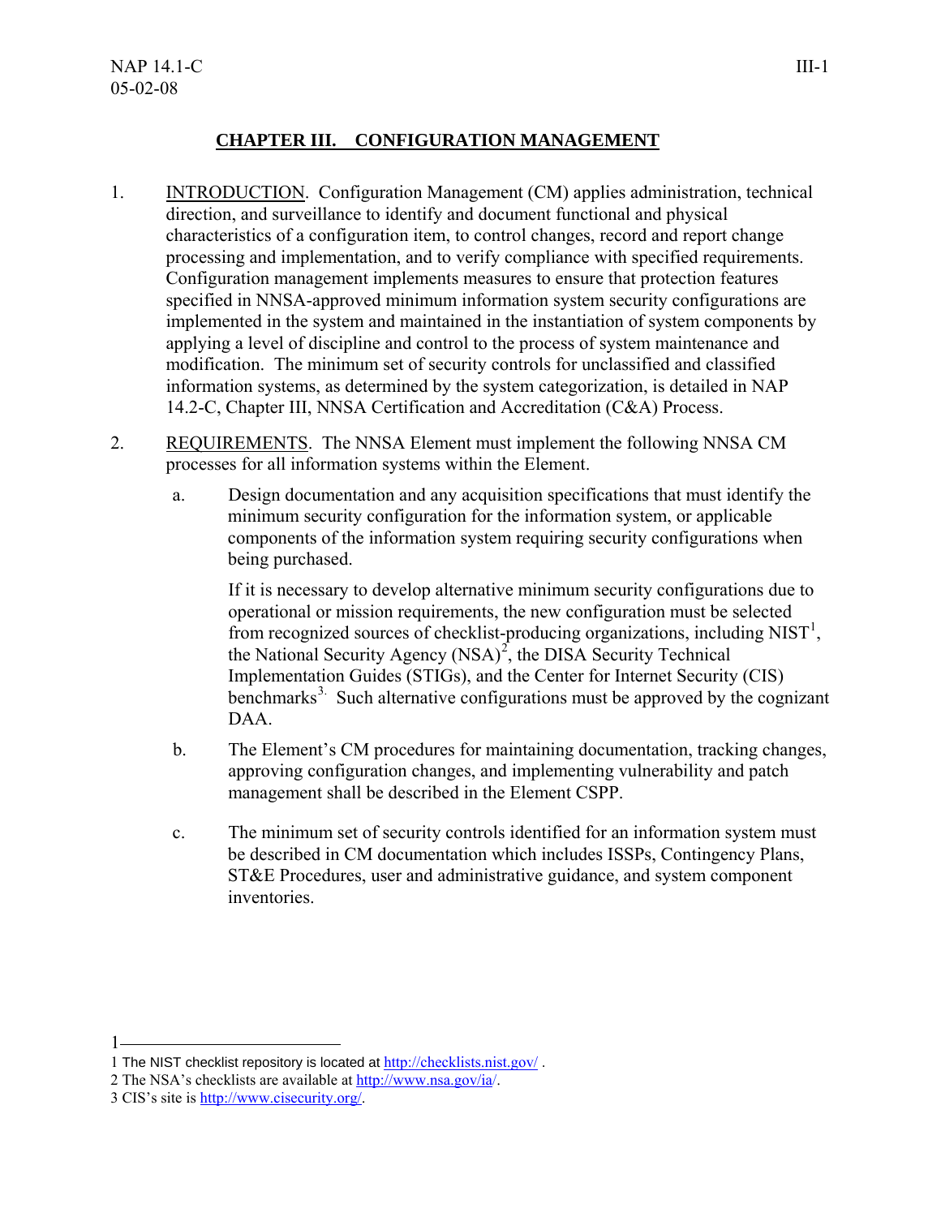# CHAPTER III. CONFIGURATION MANAGEMENT

1. INTRODUCTION. Configuration Management (CM) applies administration, technical direction, and surveillance to identify and document functional and physical characteristics of a configuration item, to control changes, record and report change processing and implementation, and to verify compliance with specified requirements. Configuration management implements measures to ensure that protection features specified in NNSA-approved minimum information system security configurations are implemented in the system and maintained in the instantiation of system components by applying a level of discipline and control to the process of system maintenance and modification. The minimum set of security controls for unclassified and classified information systems, as determined by the system categorization, is detailed in NAP 14.2-C, Chapter III, NNSA Certification and Accreditation (C&A) Process.

2. REQUIREMENTS. The NNSA Element must implement the following NNSA CM processes for all information systems within the Element.

   a. Design documentation and any acquisition specifications that must identify the minimum security configuration for the information system, or applicable components of the information system requiring security configurations when being purchased.

      If it is necessary to develop alternative minimum security configurations due to operational or mission requirements, the new configuration must be selected from recognized sources of checklist-producing organizations, including NIST[1], the National Security Agency (NSA)[2], the DISA Security Technical Implementation Guides (STIGs), and the Center for Internet Security (CIS) benchmarks[3]. Such alternative configurations must be approved by the cognizant DAA.

   b. The Element's CM procedures for maintaining documentation, tracking changes, approving configuration changes, and implementing vulnerability and patch management shall be described in the Element CSPP.

   c. The minimum set of security controls identified for an information system must be described in CM documentation which includes ISSPs, Contingency Plans, ST&E Procedures, user and administrative guidance, and system component inventories.

---

1 The NIST checklist repository is located at http://checklists.nist.gov/ .

2 The NSA's checklists are available at http://www.nsa.gov/ia/.

3 CIS's site is http://www.cisecurity.org/.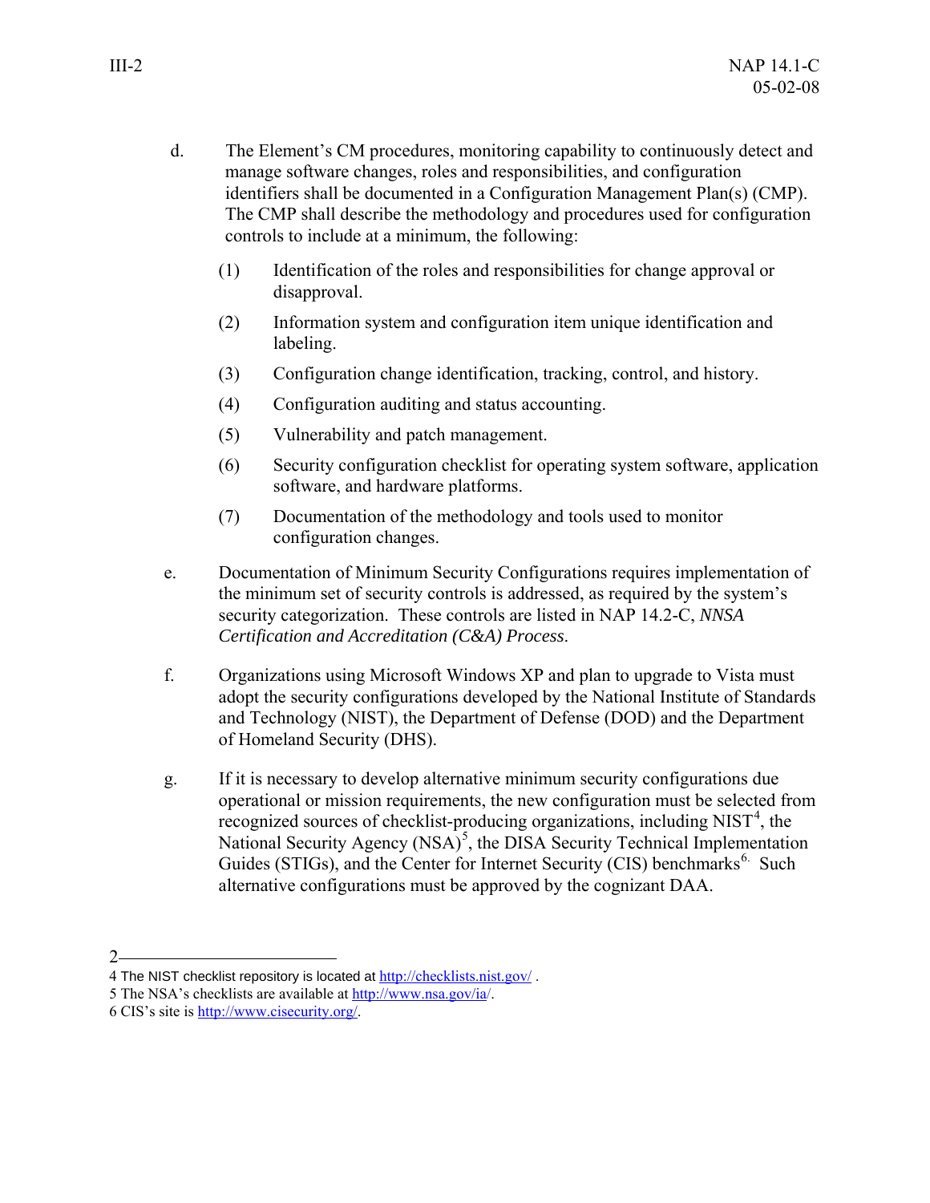d. The Element's CM procedures, monitoring capability to continuously detect and manage software changes, roles and responsibilities, and configuration identifiers shall be documented in a Configuration Management Plan(s) (CMP). The CMP shall describe the methodology and procedures used for configuration controls to include at a minimum, the following:

   (1) Identification of the roles and responsibilities for change approval or disapproval.

   (2) Information system and configuration item unique identification and labeling.

   (3) Configuration change identification, tracking, control, and history.

   (4) Configuration auditing and status accounting.

   (5) Vulnerability and patch management.

   (6) Security configuration checklist for operating system software, application software, and hardware platforms.

   (7) Documentation of the methodology and tools used to monitor configuration changes.

e. Documentation of Minimum Security Configurations requires implementation of the minimum set of security controls is addressed, as required by the system's security categorization. These controls are listed in NAP 14.2-C, *NNSA Certification and Accreditation (C&A) Process*.

f. Organizations using Microsoft Windows XP and plan to upgrade to Vista must adopt the security configurations developed by the National Institute of Standards and Technology (NIST), the Department of Defense (DOD) and the Department of Homeland Security (DHS).

g. If it is necessary to develop alternative minimum security configurations due operational or mission requirements, the new configuration must be selected from recognized sources of checklist-producing organizations, including NIST[4], the National Security Agency (NSA)[5], the DISA Security Technical Implementation Guides (STIGs), and the Center for Internet Security (CIS) benchmarks[6]. Such alternative configurations must be approved by the cognizant DAA.

---

4 The NIST checklist repository is located at http://checklists.nist.gov/ .

5 The NSA's checklists are available at http://www.nsa.gov/ia/.

6 CIS's site is http://www.cisecurity.org/.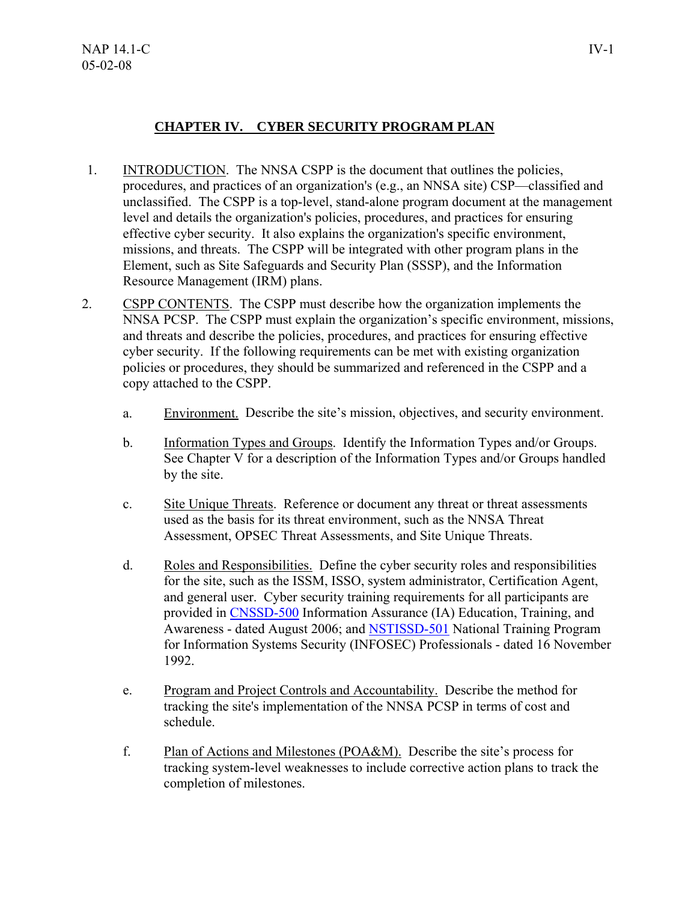## CHAPTER IV. CYBER SECURITY PROGRAM PLAN

1. INTRODUCTION. The NNSA CSPP is the document that outlines the policies, procedures, and practices of an organization's (e.g., an NNSA site) CSP—classified and unclassified. The CSPP is a top-level, stand-alone program document at the management level and details the organization's policies, procedures, and practices for ensuring effective cyber security. It also explains the organization's specific environment, missions, and threats. The CSPP will be integrated with other program plans in the Element, such as Site Safeguards and Security Plan (SSSP), and the Information Resource Management (IRM) plans.

2. CSPP CONTENTS. The CSPP must describe how the organization implements the NNSA PCSP. The CSPP must explain the organization's specific environment, missions, and threats and describe the policies, procedures, and practices for ensuring effective cyber security. If the following requirements can be met with existing organization policies or procedures, they should be summarized and referenced in the CSPP and a copy attached to the CSPP.

   a. Environment. Describe the site's mission, objectives, and security environment.

   b. Information Types and Groups. Identify the Information Types and/or Groups. See Chapter V for a description of the Information Types and/or Groups handled by the site.

   c. Site Unique Threats. Reference or document any threat or threat assessments used as the basis for its threat environment, such as the NNSA Threat Assessment, OPSEC Threat Assessments, and Site Unique Threats.

   d. Roles and Responsibilities. Define the cyber security roles and responsibilities for the site, such as the ISSM, ISSO, system administrator, Certification Agent, and general user. Cyber security training requirements for all participants are provided in CNSSD-500 Information Assurance (IA) Education, Training, and Awareness - dated August 2006; and NSTISSD-501 National Training Program for Information Systems Security (INFOSEC) Professionals - dated 16 November 1992.

   e. Program and Project Controls and Accountability. Describe the method for tracking the site's implementation of the NNSA PCSP in terms of cost and schedule.

   f. Plan of Actions and Milestones (POA&M). Describe the site's process for tracking system-level weaknesses to include corrective action plans to track the completion of milestones.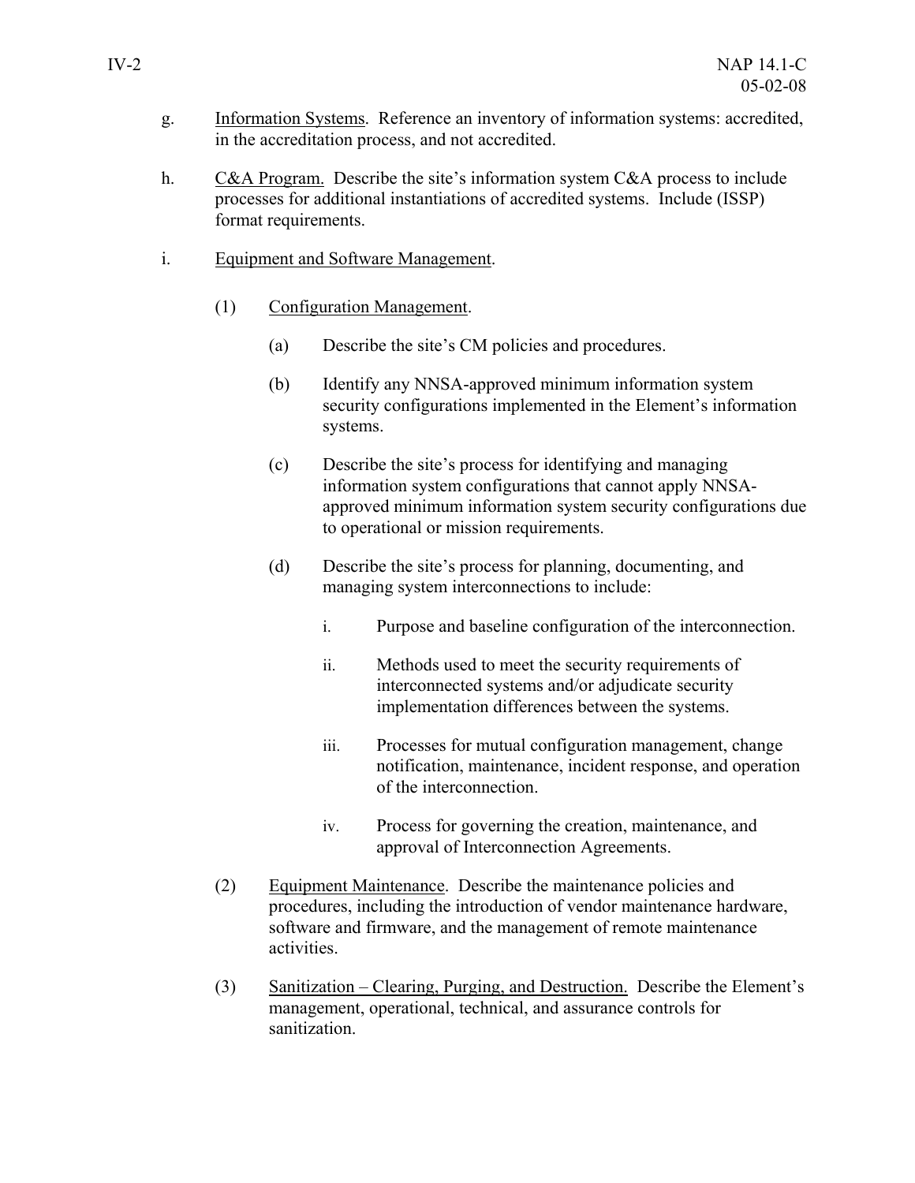g. Information Systems. Reference an inventory of information systems: accredited, in the accreditation process, and not accredited.

h. C&A Program. Describe the site's information system C&A process to include processes for additional instantiations of accredited systems. Include (ISSP) format requirements.

i. Equipment and Software Management.

(1) Configuration Management.

(a) Describe the site's CM policies and procedures.

(b) Identify any NNSA-approved minimum information system security configurations implemented in the Element's information systems.

(c) Describe the site's process for identifying and managing information system configurations that cannot apply NNSA-approved minimum information system security configurations due to operational or mission requirements.

(d) Describe the site's process for planning, documenting, and managing system interconnections to include:

i. Purpose and baseline configuration of the interconnection.

ii. Methods used to meet the security requirements of interconnected systems and/or adjudicate security implementation differences between the systems.

iii. Processes for mutual configuration management, change notification, maintenance, incident response, and operation of the interconnection.

iv. Process for governing the creation, maintenance, and approval of Interconnection Agreements.

(2) Equipment Maintenance. Describe the maintenance policies and procedures, including the introduction of vendor maintenance hardware, software and firmware, and the management of remote maintenance activities.

(3) Sanitization – Clearing, Purging, and Destruction. Describe the Element's management, operational, technical, and assurance controls for sanitization.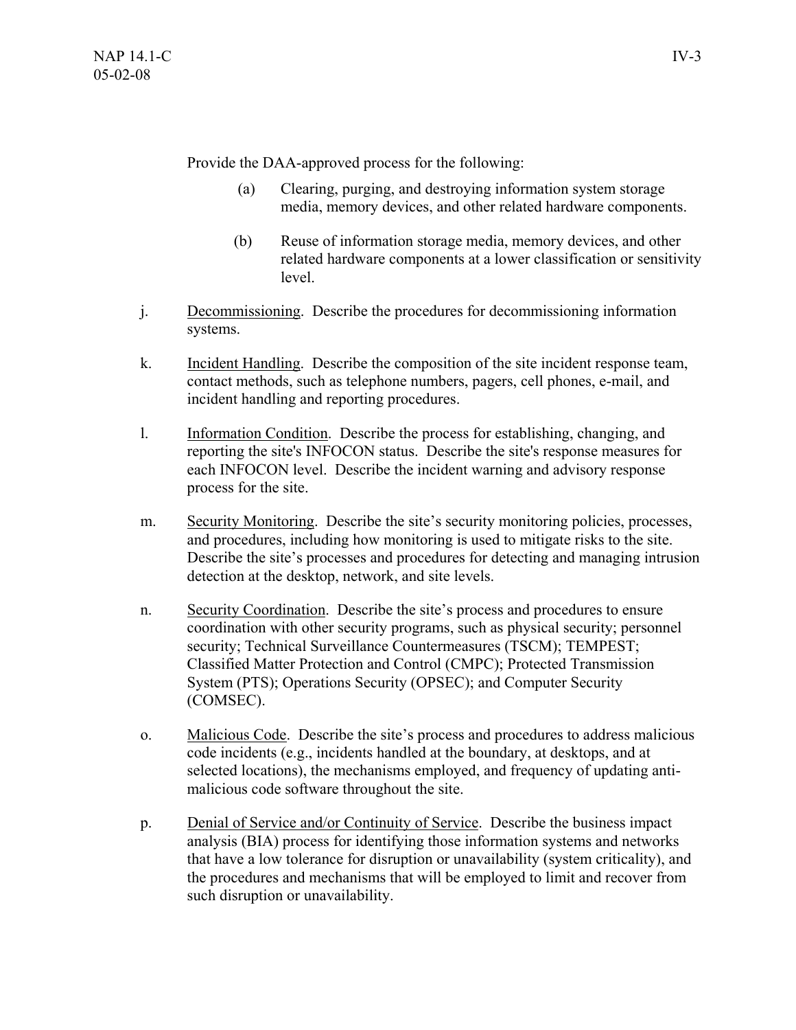Provide the DAA-approved process for the following:

(a) Clearing, purging, and destroying information system storage media, memory devices, and other related hardware components.

(b) Reuse of information storage media, memory devices, and other related hardware components at a lower classification or sensitivity level.

j. Decommissioning. Describe the procedures for decommissioning information systems.

k. Incident Handling. Describe the composition of the site incident response team, contact methods, such as telephone numbers, pagers, cell phones, e-mail, and incident handling and reporting procedures.

l. Information Condition. Describe the process for establishing, changing, and reporting the site's INFOCON status. Describe the site's response measures for each INFOCON level. Describe the incident warning and advisory response process for the site.

m. Security Monitoring. Describe the site's security monitoring policies, processes, and procedures, including how monitoring is used to mitigate risks to the site. Describe the site's processes and procedures for detecting and managing intrusion detection at the desktop, network, and site levels.

n. Security Coordination. Describe the site's process and procedures to ensure coordination with other security programs, such as physical security; personnel security; Technical Surveillance Countermeasures (TSCM); TEMPEST; Classified Matter Protection and Control (CMPC); Protected Transmission System (PTS); Operations Security (OPSEC); and Computer Security (COMSEC).

o. Malicious Code. Describe the site's process and procedures to address malicious code incidents (e.g., incidents handled at the boundary, at desktops, and at selected locations), the mechanisms employed, and frequency of updating anti-malicious code software throughout the site.

p. Denial of Service and/or Continuity of Service. Describe the business impact analysis (BIA) process for identifying those information systems and networks that have a low tolerance for disruption or unavailability (system criticality), and the procedures and mechanisms that will be employed to limit and recover from such disruption or unavailability.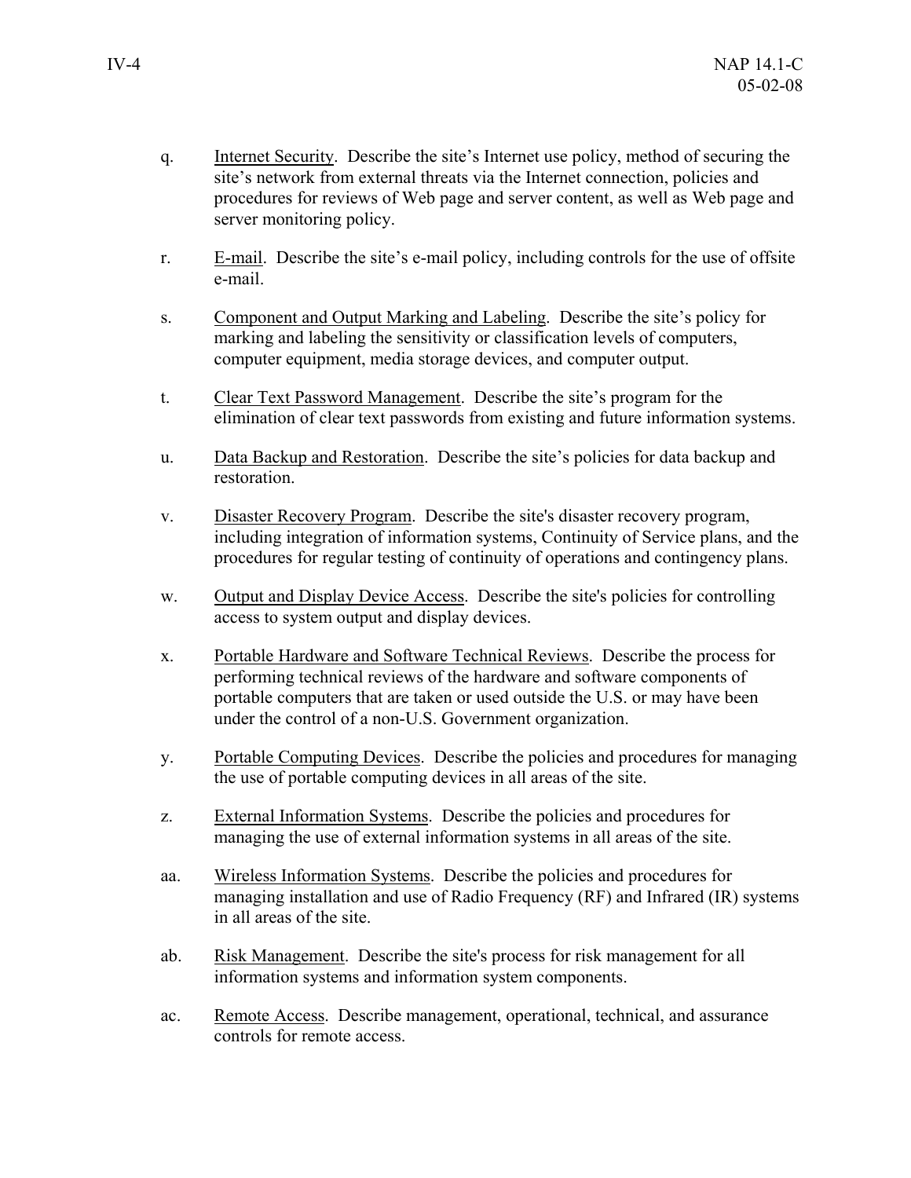q. Internet Security. Describe the site's Internet use policy, method of securing the site's network from external threats via the Internet connection, policies and procedures for reviews of Web page and server content, as well as Web page and server monitoring policy.

r. E-mail. Describe the site's e-mail policy, including controls for the use of offsite e-mail.

s. Component and Output Marking and Labeling. Describe the site's policy for marking and labeling the sensitivity or classification levels of computers, computer equipment, media storage devices, and computer output.

t. Clear Text Password Management. Describe the site's program for the elimination of clear text passwords from existing and future information systems.

u. Data Backup and Restoration. Describe the site's policies for data backup and restoration.

v. Disaster Recovery Program. Describe the site's disaster recovery program, including integration of information systems, Continuity of Service plans, and the procedures for regular testing of continuity of operations and contingency plans.

w. Output and Display Device Access. Describe the site's policies for controlling access to system output and display devices.

x. Portable Hardware and Software Technical Reviews. Describe the process for performing technical reviews of the hardware and software components of portable computers that are taken or used outside the U.S. or may have been under the control of a non-U.S. Government organization.

y. Portable Computing Devices. Describe the policies and procedures for managing the use of portable computing devices in all areas of the site.

z. External Information Systems. Describe the policies and procedures for managing the use of external information systems in all areas of the site.

aa. Wireless Information Systems. Describe the policies and procedures for managing installation and use of Radio Frequency (RF) and Infrared (IR) systems in all areas of the site.

ab. Risk Management. Describe the site's process for risk management for all information systems and information system components.

ac. Remote Access. Describe management, operational, technical, and assurance controls for remote access.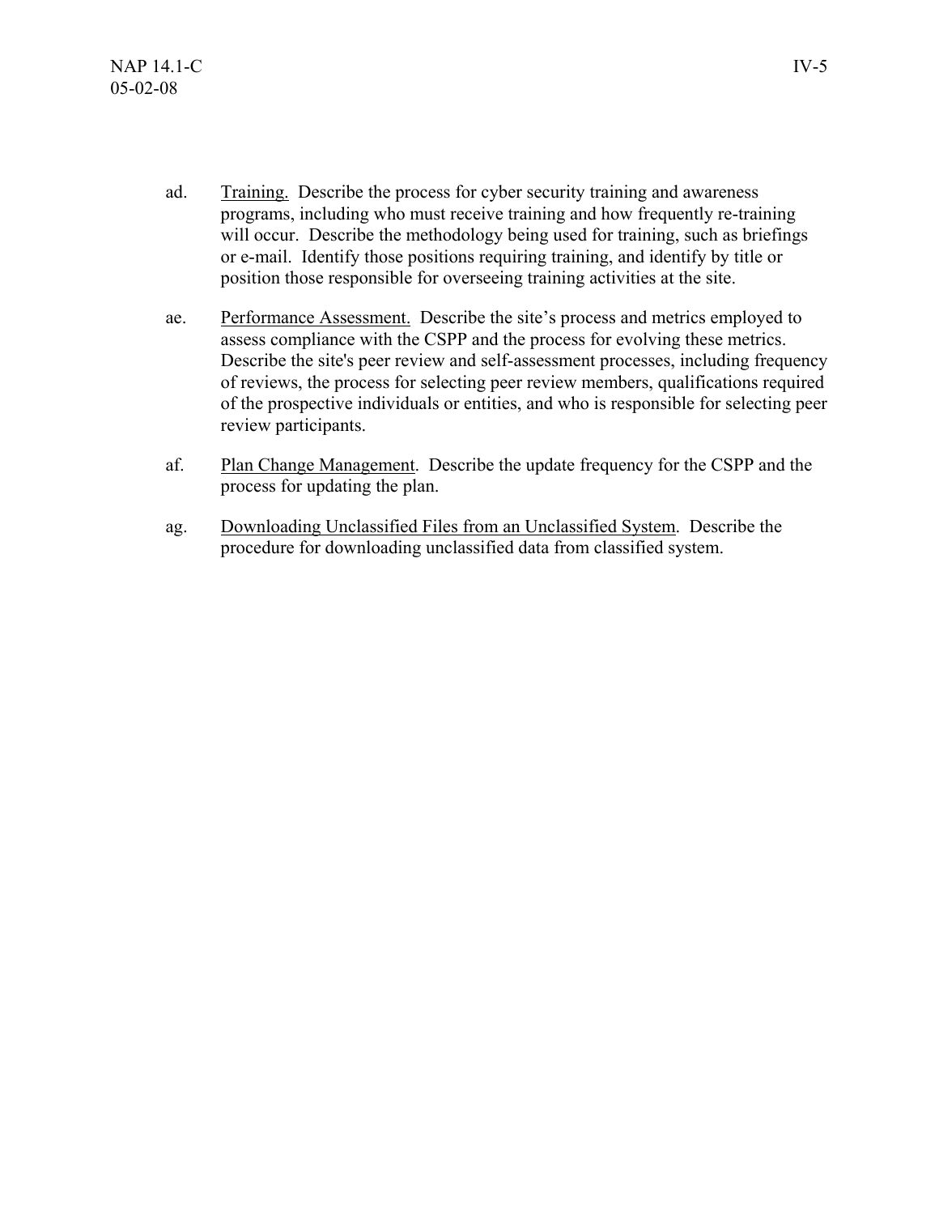ad. Training. Describe the process for cyber security training and awareness programs, including who must receive training and how frequently re-training will occur. Describe the methodology being used for training, such as briefings or e-mail. Identify those positions requiring training, and identify by title or position those responsible for overseeing training activities at the site.

ae. Performance Assessment. Describe the site's process and metrics employed to assess compliance with the CSPP and the process for evolving these metrics. Describe the site's peer review and self-assessment processes, including frequency of reviews, the process for selecting peer review members, qualifications required of the prospective individuals or entities, and who is responsible for selecting peer review participants.

af. Plan Change Management. Describe the update frequency for the CSPP and the process for updating the plan.

ag. Downloading Unclassified Files from an Unclassified System. Describe the procedure for downloading unclassified data from classified system.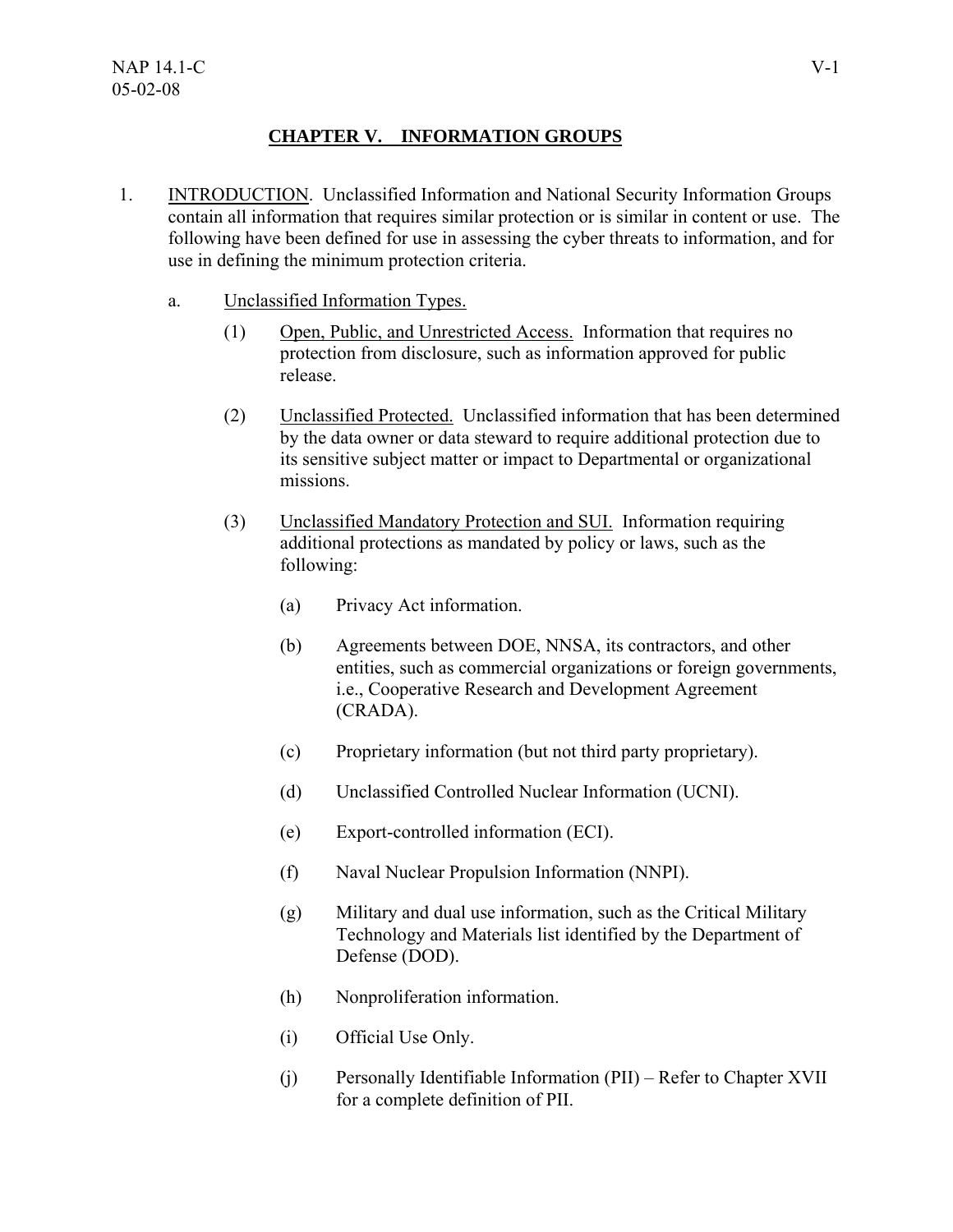## CHAPTER V. INFORMATION GROUPS

1. INTRODUCTION. Unclassified Information and National Security Information Groups contain all information that requires similar protection or is similar in content or use. The following have been defined for use in assessing the cyber threats to information, and for use in defining the minimum protection criteria.

   a. Unclassified Information Types.

      (1) Open, Public, and Unrestricted Access. Information that requires no protection from disclosure, such as information approved for public release.

      (2) Unclassified Protected. Unclassified information that has been determined by the data owner or data steward to require additional protection due to its sensitive subject matter or impact to Departmental or organizational missions.

      (3) Unclassified Mandatory Protection and SUI. Information requiring additional protections as mandated by policy or laws, such as the following:

         (a) Privacy Act information.

         (b) Agreements between DOE, NNSA, its contractors, and other entities, such as commercial organizations or foreign governments, i.e., Cooperative Research and Development Agreement (CRADA).

         (c) Proprietary information (but not third party proprietary).

         (d) Unclassified Controlled Nuclear Information (UCNI).

         (e) Export-controlled information (ECI).

         (f) Naval Nuclear Propulsion Information (NNPI).

         (g) Military and dual use information, such as the Critical Military Technology and Materials list identified by the Department of Defense (DOD).

         (h) Nonproliferation information.

         (i) Official Use Only.

         (j) Personally Identifiable Information (PII) – Refer to Chapter XVII for a complete definition of PII.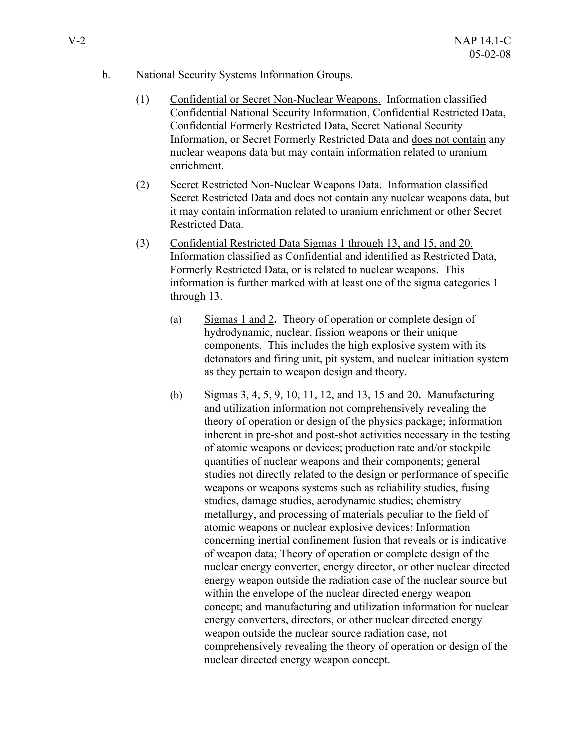b. National Security Systems Information Groups.

(1) Confidential or Secret Non-Nuclear Weapons. Information classified Confidential National Security Information, Confidential Restricted Data, Confidential Formerly Restricted Data, Secret National Security Information, or Secret Formerly Restricted Data and does not contain any nuclear weapons data but may contain information related to uranium enrichment.

(2) Secret Restricted Non-Nuclear Weapons Data. Information classified Secret Restricted Data and does not contain any nuclear weapons data, but it may contain information related to uranium enrichment or other Secret Restricted Data.

(3) Confidential Restricted Data Sigmas 1 through 13, and 15, and 20. Information classified as Confidential and identified as Restricted Data, Formerly Restricted Data, or is related to nuclear weapons. This information is further marked with at least one of the sigma categories 1 through 13.

(a) Sigmas 1 and 2**.** Theory of operation or complete design of hydrodynamic, nuclear, fission weapons or their unique components. This includes the high explosive system with its detonators and firing unit, pit system, and nuclear initiation system as they pertain to weapon design and theory.

(b) Sigmas 3, 4, 5, 9, 10, 11, 12, and 13, 15 and 20**.** Manufacturing and utilization information not comprehensively revealing the theory of operation or design of the physics package; information inherent in pre-shot and post-shot activities necessary in the testing of atomic weapons or devices; production rate and/or stockpile quantities of nuclear weapons and their components; general studies not directly related to the design or performance of specific weapons or weapons systems such as reliability studies, fusing studies, damage studies, aerodynamic studies; chemistry metallurgy, and processing of materials peculiar to the field of atomic weapons or nuclear explosive devices; Information concerning inertial confinement fusion that reveals or is indicative of weapon data; Theory of operation or complete design of the nuclear energy converter, energy director, or other nuclear directed energy weapon outside the radiation case of the nuclear source but within the envelope of the nuclear directed energy weapon concept; and manufacturing and utilization information for nuclear energy converters, directors, or other nuclear directed energy weapon outside the nuclear source radiation case, not comprehensively revealing the theory of operation or design of the nuclear directed energy weapon concept.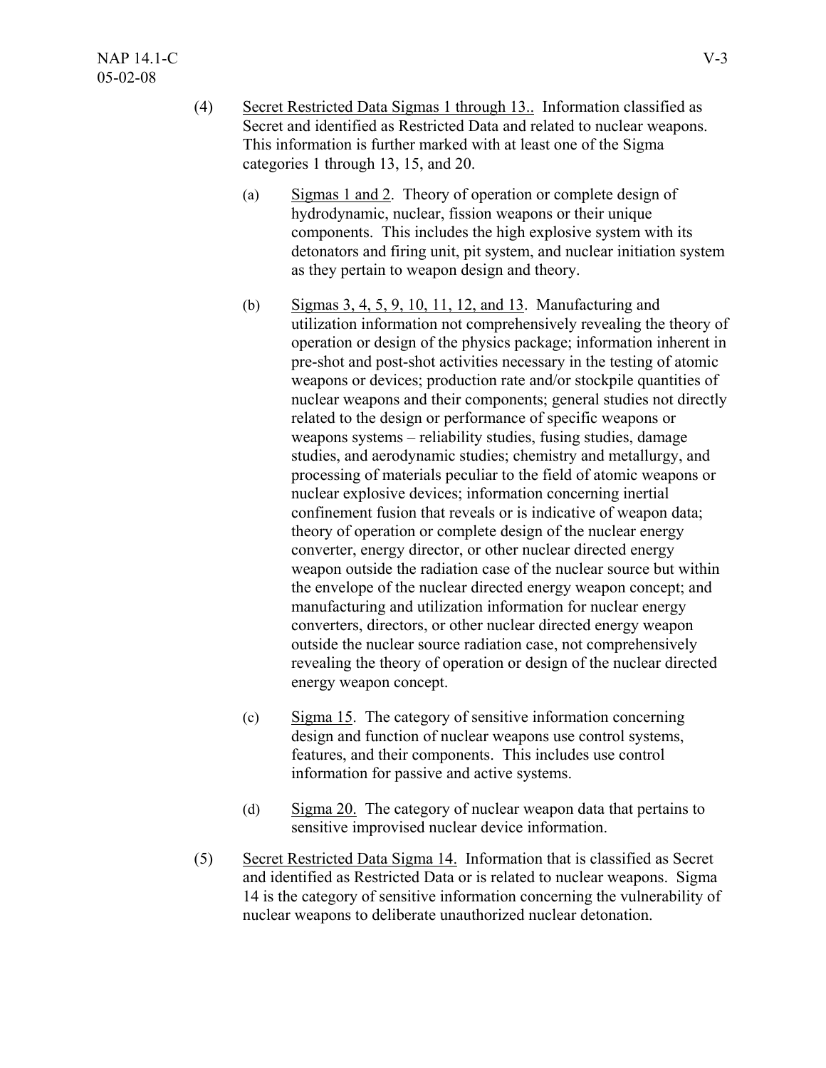(4) Secret Restricted Data Sigmas 1 through 13.. Information classified as Secret and identified as Restricted Data and related to nuclear weapons. This information is further marked with at least one of the Sigma categories 1 through 13, 15, and 20.

(a) Sigmas 1 and 2. Theory of operation or complete design of hydrodynamic, nuclear, fission weapons or their unique components. This includes the high explosive system with its detonators and firing unit, pit system, and nuclear initiation system as they pertain to weapon design and theory.

(b) Sigmas 3, 4, 5, 9, 10, 11, 12, and 13. Manufacturing and utilization information not comprehensively revealing the theory of operation or design of the physics package; information inherent in pre-shot and post-shot activities necessary in the testing of atomic weapons or devices; production rate and/or stockpile quantities of nuclear weapons and their components; general studies not directly related to the design or performance of specific weapons or weapons systems – reliability studies, fusing studies, damage studies, and aerodynamic studies; chemistry and metallurgy, and processing of materials peculiar to the field of atomic weapons or nuclear explosive devices; information concerning inertial confinement fusion that reveals or is indicative of weapon data; theory of operation or complete design of the nuclear energy converter, energy director, or other nuclear directed energy weapon outside the radiation case of the nuclear source but within the envelope of the nuclear directed energy weapon concept; and manufacturing and utilization information for nuclear energy converters, directors, or other nuclear directed energy weapon outside the nuclear source radiation case, not comprehensively revealing the theory of operation or design of the nuclear directed energy weapon concept.

(c) Sigma 15. The category of sensitive information concerning design and function of nuclear weapons use control systems, features, and their components. This includes use control information for passive and active systems.

(d) Sigma 20. The category of nuclear weapon data that pertains to sensitive improvised nuclear device information.

(5) Secret Restricted Data Sigma 14. Information that is classified as Secret and identified as Restricted Data or is related to nuclear weapons. Sigma 14 is the category of sensitive information concerning the vulnerability of nuclear weapons to deliberate unauthorized nuclear detonation.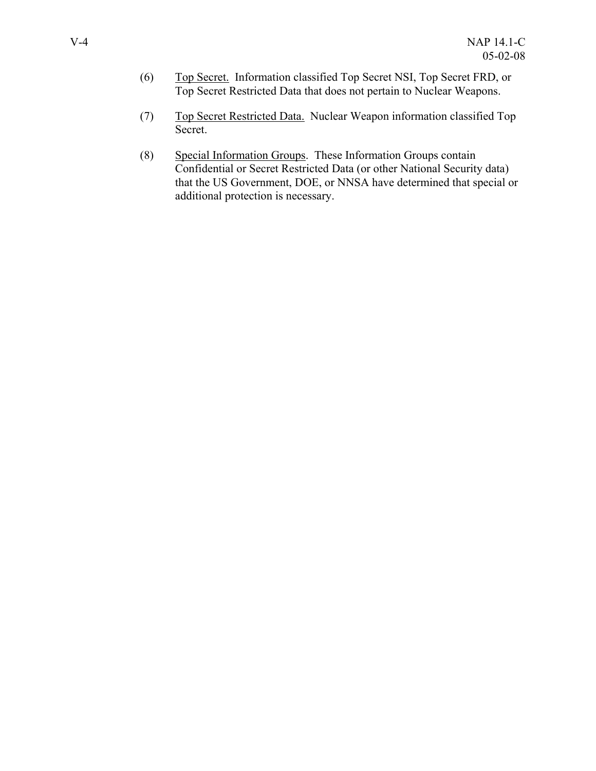(6) Top Secret. Information classified Top Secret NSI, Top Secret FRD, or Top Secret Restricted Data that does not pertain to Nuclear Weapons.

(7) Top Secret Restricted Data. Nuclear Weapon information classified Top Secret.

(8) Special Information Groups. These Information Groups contain Confidential or Secret Restricted Data (or other National Security data) that the US Government, DOE, or NNSA have determined that special or additional protection is necessary.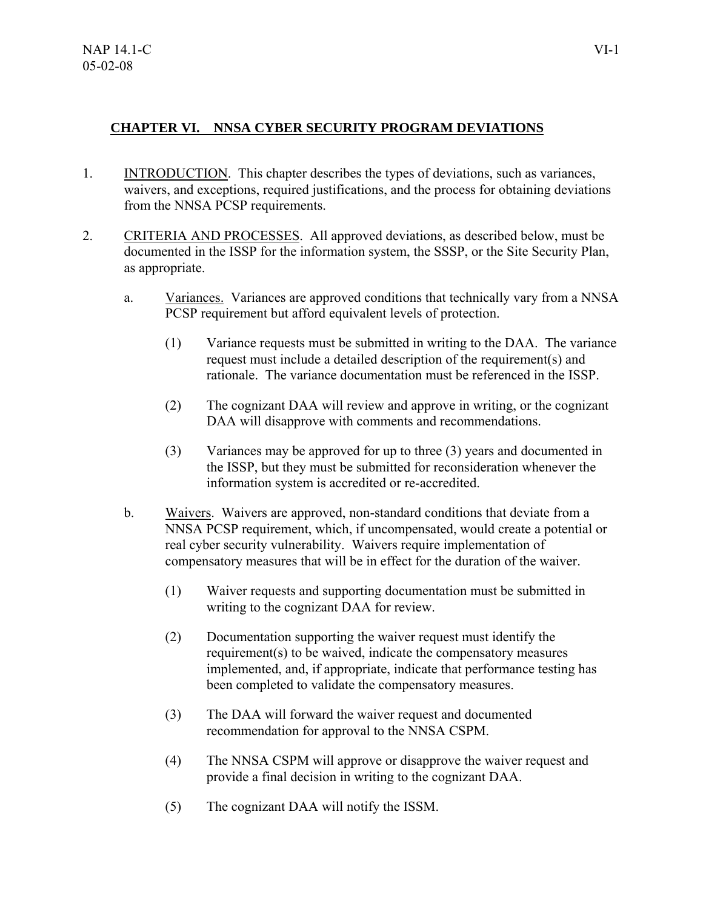## CHAPTER VI. NNSA CYBER SECURITY PROGRAM DEVIATIONS

1. INTRODUCTION. This chapter describes the types of deviations, such as variances, waivers, and exceptions, required justifications, and the process for obtaining deviations from the NNSA PCSP requirements.

2. CRITERIA AND PROCESSES. All approved deviations, as described below, must be documented in the ISSP for the information system, the SSSP, or the Site Security Plan, as appropriate.

   a. Variances. Variances are approved conditions that technically vary from a NNSA PCSP requirement but afford equivalent levels of protection.

      (1) Variance requests must be submitted in writing to the DAA. The variance request must include a detailed description of the requirement(s) and rationale. The variance documentation must be referenced in the ISSP.

      (2) The cognizant DAA will review and approve in writing, or the cognizant DAA will disapprove with comments and recommendations.

      (3) Variances may be approved for up to three (3) years and documented in the ISSP, but they must be submitted for reconsideration whenever the information system is accredited or re-accredited.

   b. Waivers. Waivers are approved, non-standard conditions that deviate from a NNSA PCSP requirement, which, if uncompensated, would create a potential or real cyber security vulnerability. Waivers require implementation of compensatory measures that will be in effect for the duration of the waiver.

      (1) Waiver requests and supporting documentation must be submitted in writing to the cognizant DAA for review.

      (2) Documentation supporting the waiver request must identify the requirement(s) to be waived, indicate the compensatory measures implemented, and, if appropriate, indicate that performance testing has been completed to validate the compensatory measures.

      (3) The DAA will forward the waiver request and documented recommendation for approval to the NNSA CSPM.

      (4) The NNSA CSPM will approve or disapprove the waiver request and provide a final decision in writing to the cognizant DAA.

      (5) The cognizant DAA will notify the ISSM.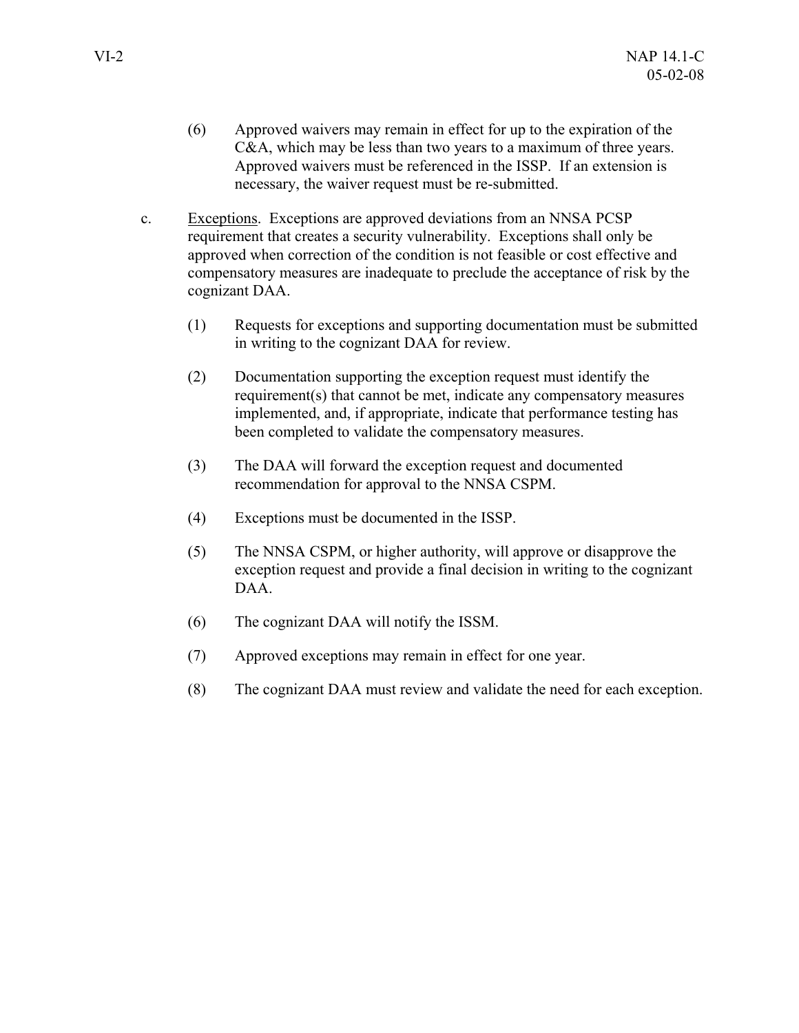(6) Approved waivers may remain in effect for up to the expiration of the C&A, which may be less than two years to a maximum of three years. Approved waivers must be referenced in the ISSP. If an extension is necessary, the waiver request must be re-submitted.

c. Exceptions. Exceptions are approved deviations from an NNSA PCSP requirement that creates a security vulnerability. Exceptions shall only be approved when correction of the condition is not feasible or cost effective and compensatory measures are inadequate to preclude the acceptance of risk by the cognizant DAA.

(1) Requests for exceptions and supporting documentation must be submitted in writing to the cognizant DAA for review.

(2) Documentation supporting the exception request must identify the requirement(s) that cannot be met, indicate any compensatory measures implemented, and, if appropriate, indicate that performance testing has been completed to validate the compensatory measures.

(3) The DAA will forward the exception request and documented recommendation for approval to the NNSA CSPM.

(4) Exceptions must be documented in the ISSP.

(5) The NNSA CSPM, or higher authority, will approve or disapprove the exception request and provide a final decision in writing to the cognizant DAA.

(6) The cognizant DAA will notify the ISSM.

(7) Approved exceptions may remain in effect for one year.

(8) The cognizant DAA must review and validate the need for each exception.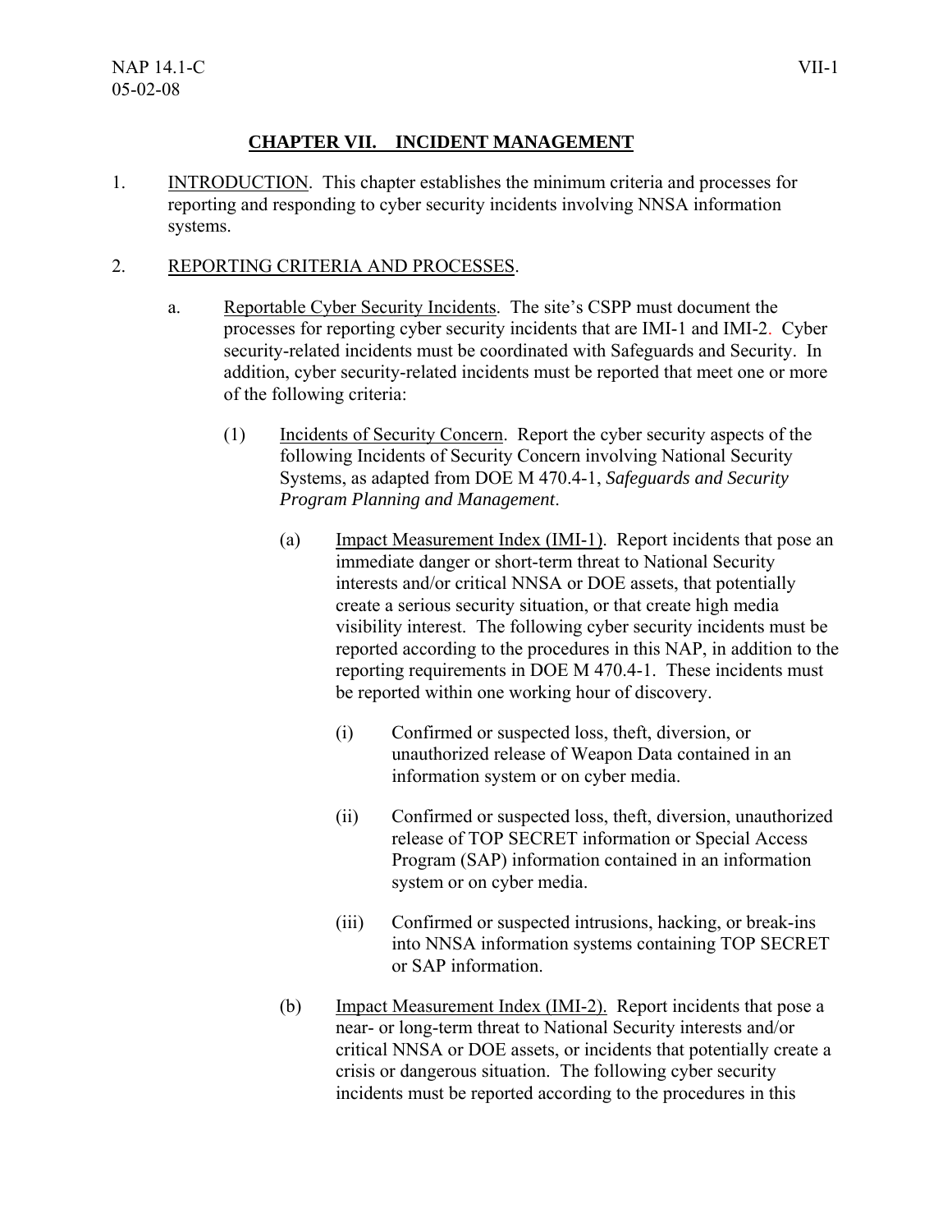# CHAPTER VII. INCIDENT MANAGEMENT

1. INTRODUCTION. This chapter establishes the minimum criteria and processes for reporting and responding to cyber security incidents involving NNSA information systems.

2. REPORTING CRITERIA AND PROCESSES.

   a. Reportable Cyber Security Incidents. The site's CSPP must document the processes for reporting cyber security incidents that are IMI-1 and IMI-2. Cyber security-related incidents must be coordinated with Safeguards and Security. In addition, cyber security-related incidents must be reported that meet one or more of the following criteria:

      (1) Incidents of Security Concern. Report the cyber security aspects of the following Incidents of Security Concern involving National Security Systems, as adapted from DOE M 470.4-1, *Safeguards and Security Program Planning and Management*.

         (a) Impact Measurement Index (IMI-1). Report incidents that pose an immediate danger or short-term threat to National Security interests and/or critical NNSA or DOE assets, that potentially create a serious security situation, or that create high media visibility interest. The following cyber security incidents must be reported according to the procedures in this NAP, in addition to the reporting requirements in DOE M 470.4-1. These incidents must be reported within one working hour of discovery.

            (i) Confirmed or suspected loss, theft, diversion, or unauthorized release of Weapon Data contained in an information system or on cyber media.

            (ii) Confirmed or suspected loss, theft, diversion, unauthorized release of TOP SECRET information or Special Access Program (SAP) information contained in an information system or on cyber media.

            (iii) Confirmed or suspected intrusions, hacking, or break-ins into NNSA information systems containing TOP SECRET or SAP information.

         (b) Impact Measurement Index (IMI-2). Report incidents that pose a near- or long-term threat to National Security interests and/or critical NNSA or DOE assets, or incidents that potentially create a crisis or dangerous situation. The following cyber security incidents must be reported according to the procedures in this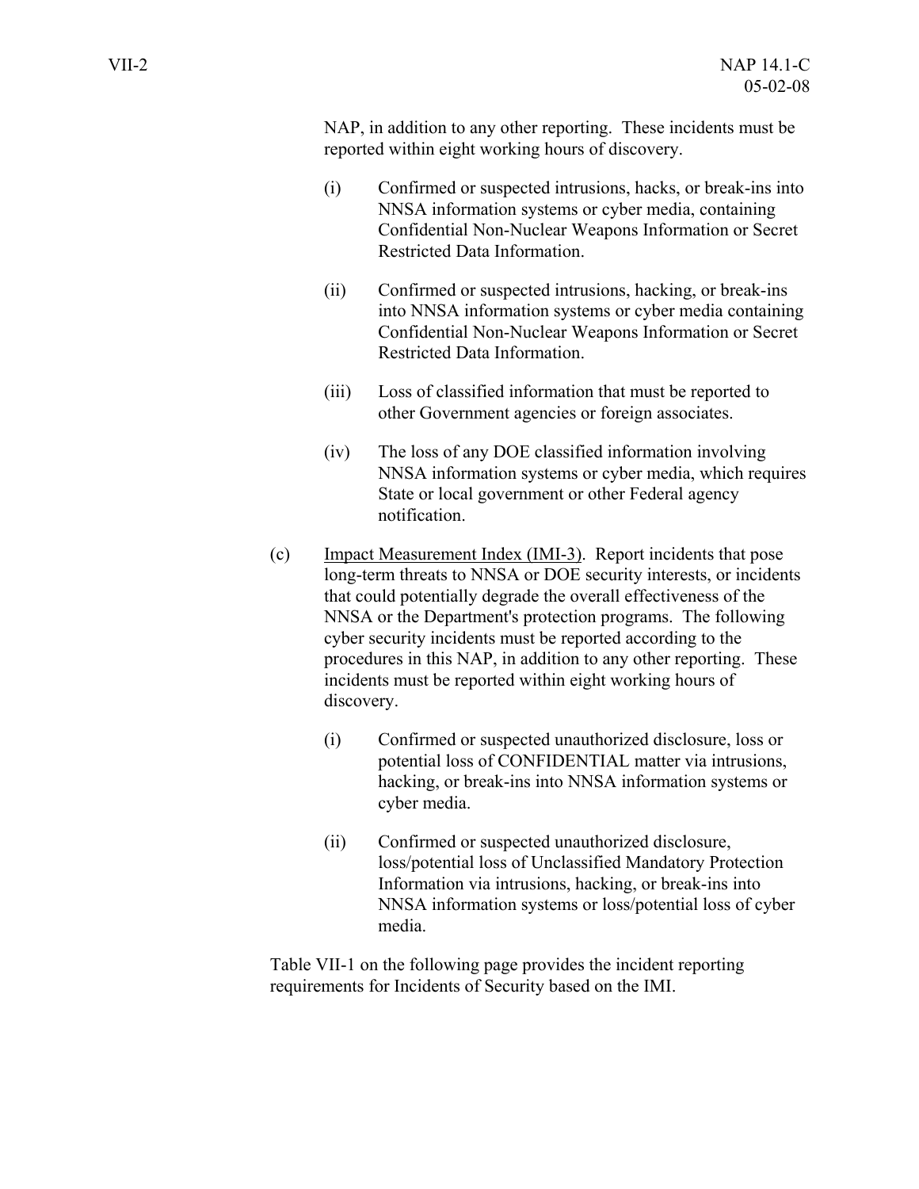NAP, in addition to any other reporting. These incidents must be reported within eight working hours of discovery.

(i) Confirmed or suspected intrusions, hacks, or break-ins into NNSA information systems or cyber media, containing Confidential Non-Nuclear Weapons Information or Secret Restricted Data Information.

(ii) Confirmed or suspected intrusions, hacking, or break-ins into NNSA information systems or cyber media containing Confidential Non-Nuclear Weapons Information or Secret Restricted Data Information.

(iii) Loss of classified information that must be reported to other Government agencies or foreign associates.

(iv) The loss of any DOE classified information involving NNSA information systems or cyber media, which requires State or local government or other Federal agency notification.

(c) Impact Measurement Index (IMI-3). Report incidents that pose long-term threats to NNSA or DOE security interests, or incidents that could potentially degrade the overall effectiveness of the NNSA or the Department's protection programs. The following cyber security incidents must be reported according to the procedures in this NAP, in addition to any other reporting. These incidents must be reported within eight working hours of discovery.

(i) Confirmed or suspected unauthorized disclosure, loss or potential loss of CONFIDENTIAL matter via intrusions, hacking, or break-ins into NNSA information systems or cyber media.

(ii) Confirmed or suspected unauthorized disclosure, loss/potential loss of Unclassified Mandatory Protection Information via intrusions, hacking, or break-ins into NNSA information systems or loss/potential loss of cyber media.

Table VII-1 on the following page provides the incident reporting requirements for Incidents of Security based on the IMI.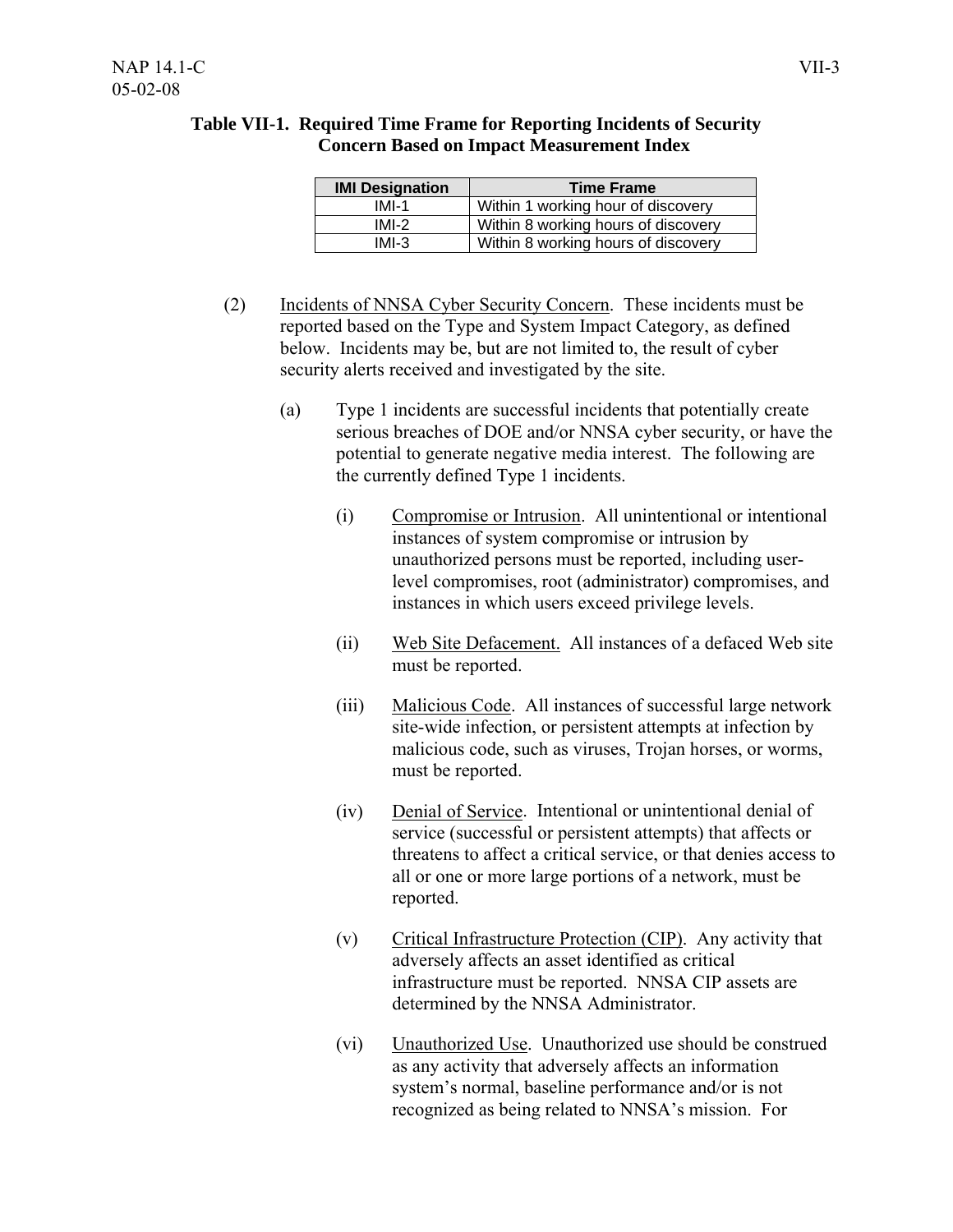**Table VII-1. Required Time Frame for Reporting Incidents of Security Concern Based on Impact Measurement Index**

| IMI Designation | Time Frame |
|---|---|
| IMI-1 | Within 1 working hour of discovery |
| IMI-2 | Within 8 working hours of discovery |
| IMI-3 | Within 8 working hours of discovery |

(2) Incidents of NNSA Cyber Security Concern. These incidents must be reported based on the Type and System Impact Category, as defined below. Incidents may be, but are not limited to, the result of cyber security alerts received and investigated by the site.

(a) Type 1 incidents are successful incidents that potentially create serious breaches of DOE and/or NNSA cyber security, or have the potential to generate negative media interest. The following are the currently defined Type 1 incidents.

(i) Compromise or Intrusion. All unintentional or intentional instances of system compromise or intrusion by unauthorized persons must be reported, including user-level compromises, root (administrator) compromises, and instances in which users exceed privilege levels.

(ii) Web Site Defacement. All instances of a defaced Web site must be reported.

(iii) Malicious Code. All instances of successful large network site-wide infection, or persistent attempts at infection by malicious code, such as viruses, Trojan horses, or worms, must be reported.

(iv) Denial of Service. Intentional or unintentional denial of service (successful or persistent attempts) that affects or threatens to affect a critical service, or that denies access to all or one or more large portions of a network, must be reported.

(v) Critical Infrastructure Protection (CIP). Any activity that adversely affects an asset identified as critical infrastructure must be reported. NNSA CIP assets are determined by the NNSA Administrator.

(vi) Unauthorized Use. Unauthorized use should be construed as any activity that adversely affects an information system's normal, baseline performance and/or is not recognized as being related to NNSA's mission. For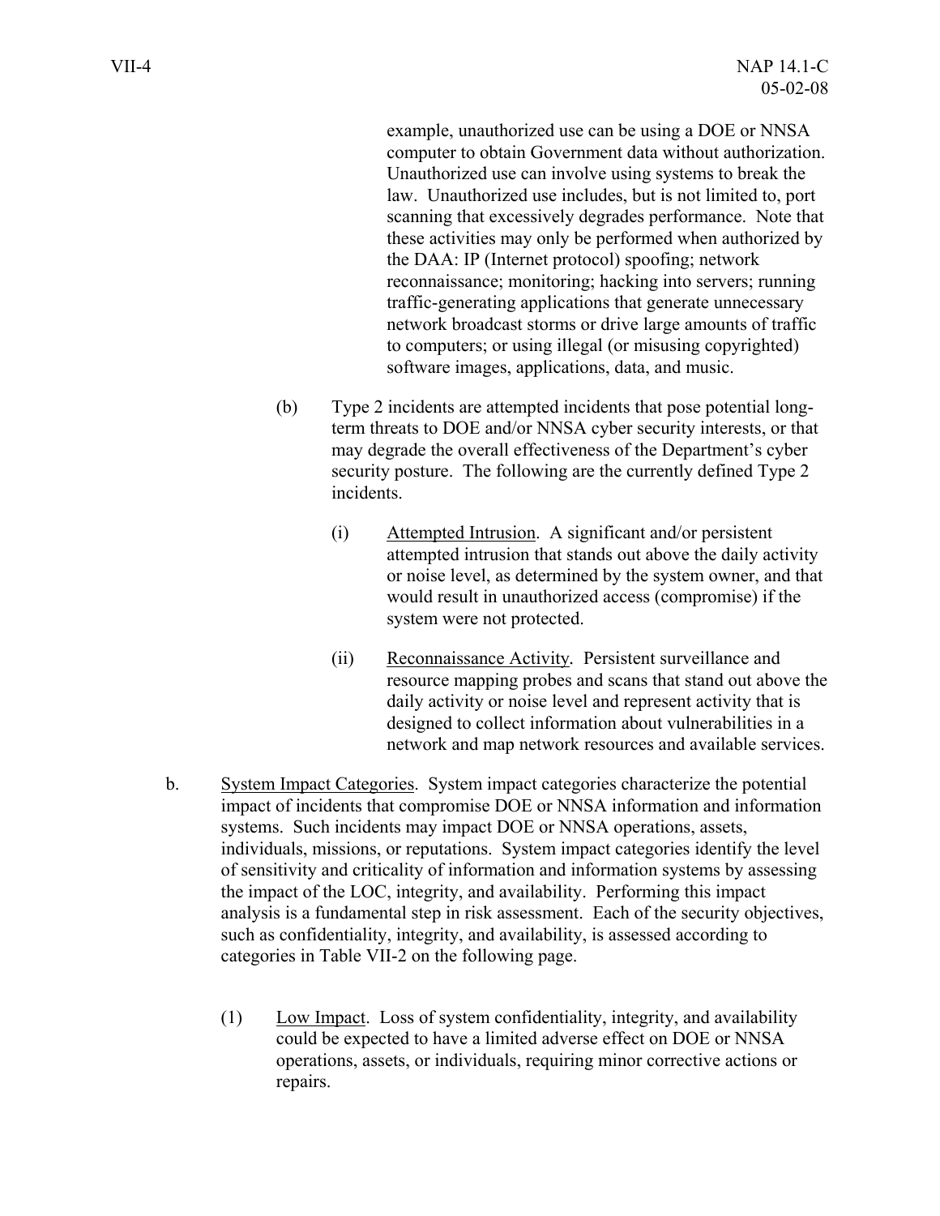example, unauthorized use can be using a DOE or NNSA computer to obtain Government data without authorization. Unauthorized use can involve using systems to break the law. Unauthorized use includes, but is not limited to, port scanning that excessively degrades performance. Note that these activities may only be performed when authorized by the DAA: IP (Internet protocol) spoofing; network reconnaissance; monitoring; hacking into servers; running traffic-generating applications that generate unnecessary network broadcast storms or drive large amounts of traffic to computers; or using illegal (or misusing copyrighted) software images, applications, data, and music.

(b) Type 2 incidents are attempted incidents that pose potential long-term threats to DOE and/or NNSA cyber security interests, or that may degrade the overall effectiveness of the Department's cyber security posture. The following are the currently defined Type 2 incidents.

(i) Attempted Intrusion. A significant and/or persistent attempted intrusion that stands out above the daily activity or noise level, as determined by the system owner, and that would result in unauthorized access (compromise) if the system were not protected.

(ii) Reconnaissance Activity. Persistent surveillance and resource mapping probes and scans that stand out above the daily activity or noise level and represent activity that is designed to collect information about vulnerabilities in a network and map network resources and available services.

b. System Impact Categories. System impact categories characterize the potential impact of incidents that compromise DOE or NNSA information and information systems. Such incidents may impact DOE or NNSA operations, assets, individuals, missions, or reputations. System impact categories identify the level of sensitivity and criticality of information and information systems by assessing the impact of the LOC, integrity, and availability. Performing this impact analysis is a fundamental step in risk assessment. Each of the security objectives, such as confidentiality, integrity, and availability, is assessed according to categories in Table VII-2 on the following page.

(1) Low Impact. Loss of system confidentiality, integrity, and availability could be expected to have a limited adverse effect on DOE or NNSA operations, assets, or individuals, requiring minor corrective actions or repairs.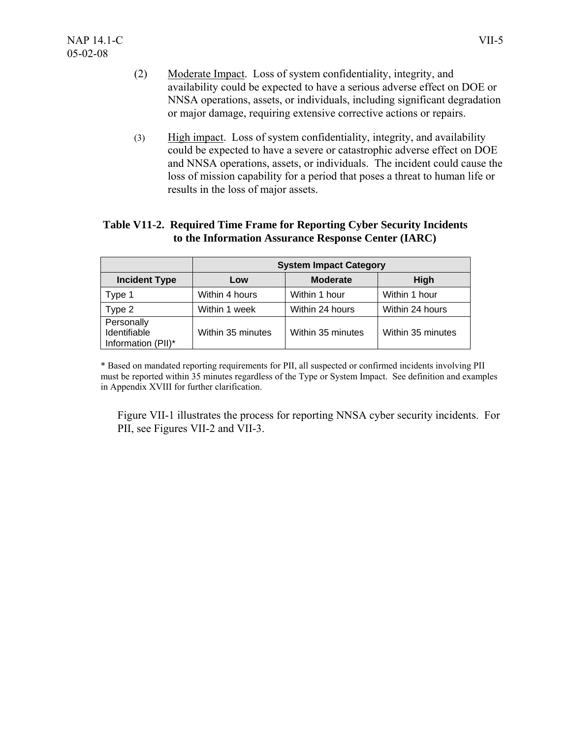(2) Moderate Impact. Loss of system confidentiality, integrity, and availability could be expected to have a serious adverse effect on DOE or NNSA operations, assets, or individuals, including significant degradation or major damage, requiring extensive corrective actions or repairs.

(3) High impact. Loss of system confidentiality, integrity, and availability could be expected to have a severe or catastrophic adverse effect on DOE and NNSA operations, assets, or individuals. The incident could cause the loss of mission capability for a period that poses a threat to human life or results in the loss of major assets.

**Table V11-2. Required Time Frame for Reporting Cyber Security Incidents to the Information Assurance Response Center (IARC)**

| | System Impact Category | | |
|---|---|---|---|
| **Incident Type** | **Low** | **Moderate** | **High** |
| Type 1 | Within 4 hours | Within 1 hour | Within 1 hour |
| Type 2 | Within 1 week | Within 24 hours | Within 24 hours |
| Personally Identifiable Information (PII)* | Within 35 minutes | Within 35 minutes | Within 35 minutes |

* Based on mandated reporting requirements for PII, all suspected or confirmed incidents involving PII must be reported within 35 minutes regardless of the Type or System Impact. See definition and examples in Appendix XVIII for further clarification.

Figure VII-1 illustrates the process for reporting NNSA cyber security incidents. For PII, see Figures VII-2 and VII-3.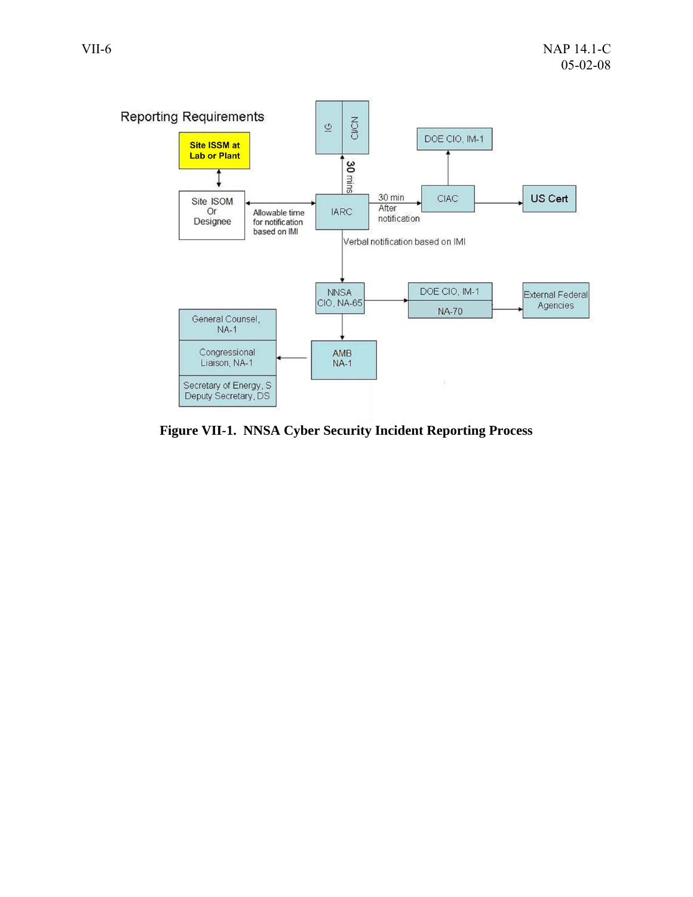Reporting Requirements

Site ISSM at Lab or Plant

Site ISOM Or Designee

Allowable time for notification based on IMI

IARC

IG

CI/CN

30 mins

30 min After notification

CIAC

DOE CIO, IM-1

US Cert

Verbal notification based on IMI

NNSA CIO, NA-65

DOE CIO, IM-1

NA-70

External Federal Agencies

AMB NA-1

General Counsel, NA-1

Congressional Liaison, NA-1

Secretary of Energy, S Deputy Secretary, DS

**Figure VII-1. NNSA Cyber Security Incident Reporting Process**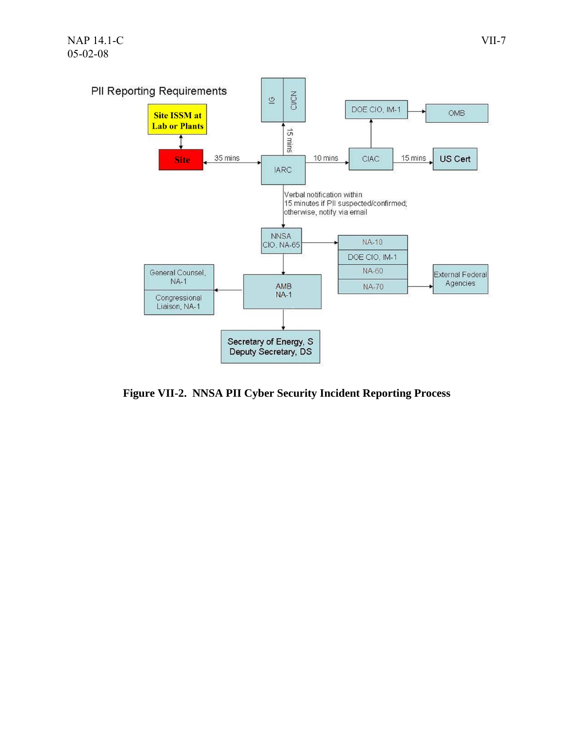PII Reporting Requirements

Site ISSM at Lab or Plants

Site

35 mins

IARC

15 mins

IG

CI/CN

10 mins

CIAC

15 mins

US Cert

DOE CIO, IM-1

OMB

Verbal notification within 15 minutes if PII suspected/confirmed; otherwise, notify via email

NNSA CIO, NA-65

NA-10

DOE CIO, IM-1

NA-60

NA-70

External Federal Agencies

AMB NA-1

General Counsel, NA-1

Congressional Liaison, NA-1

Secretary of Energy, S
Deputy Secretary, DS

**Figure VII-2. NNSA PII Cyber Security Incident Reporting Process**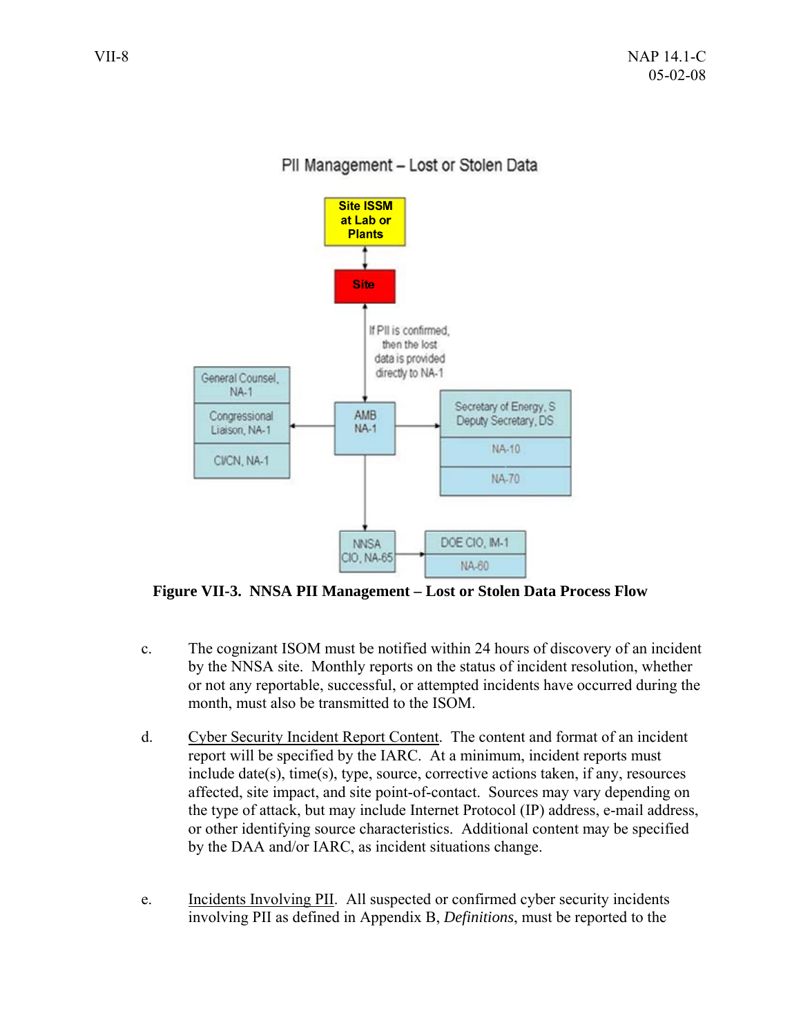PII Management – Lost or Stolen Data

Site ISSM at Lab or Plants

Site

If PII is confirmed, then the lost data is provided directly to NA-1

General Counsel, NA-1

Congressional Liaison, NA-1

CI/CN, NA-1

AMB NA-1

Secretary of Energy, S Deputy Secretary, DS

NA-10

NA-70

NNSA CIO, NA-65

DOE CIO, IM-1

NA-60

**Figure VII-3. NNSA PII Management – Lost or Stolen Data Process Flow**

c. The cognizant ISOM must be notified within 24 hours of discovery of an incident by the NNSA site. Monthly reports on the status of incident resolution, whether or not any reportable, successful, or attempted incidents have occurred during the month, must also be transmitted to the ISOM.

d. Cyber Security Incident Report Content. The content and format of an incident report will be specified by the IARC. At a minimum, incident reports must include date(s), time(s), type, source, corrective actions taken, if any, resources affected, site impact, and site point-of-contact. Sources may vary depending on the type of attack, but may include Internet Protocol (IP) address, e-mail address, or other identifying source characteristics. Additional content may be specified by the DAA and/or IARC, as incident situations change.

e. Incidents Involving PII. All suspected or confirmed cyber security incidents involving PII as defined in Appendix B, *Definitions*, must be reported to the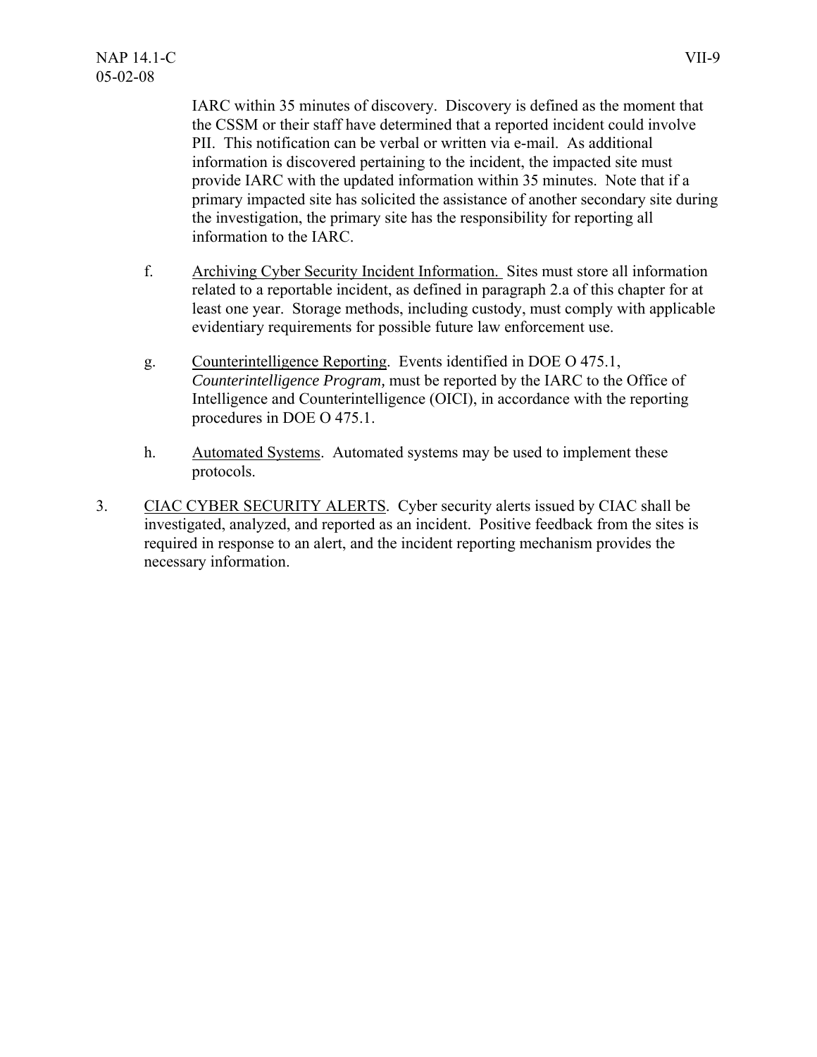IARC within 35 minutes of discovery. Discovery is defined as the moment that the CSSM or their staff have determined that a reported incident could involve PII. This notification can be verbal or written via e-mail. As additional information is discovered pertaining to the incident, the impacted site must provide IARC with the updated information within 35 minutes. Note that if a primary impacted site has solicited the assistance of another secondary site during the investigation, the primary site has the responsibility for reporting all information to the IARC.

f. Archiving Cyber Security Incident Information. Sites must store all information related to a reportable incident, as defined in paragraph 2.a of this chapter for at least one year. Storage methods, including custody, must comply with applicable evidentiary requirements for possible future law enforcement use.

g. Counterintelligence Reporting. Events identified in DOE O 475.1, *Counterintelligence Program,* must be reported by the IARC to the Office of Intelligence and Counterintelligence (OICI), in accordance with the reporting procedures in DOE O 475.1.

h. Automated Systems. Automated systems may be used to implement these protocols.

3. CIAC CYBER SECURITY ALERTS. Cyber security alerts issued by CIAC shall be investigated, analyzed, and reported as an incident. Positive feedback from the sites is required in response to an alert, and the incident reporting mechanism provides the necessary information.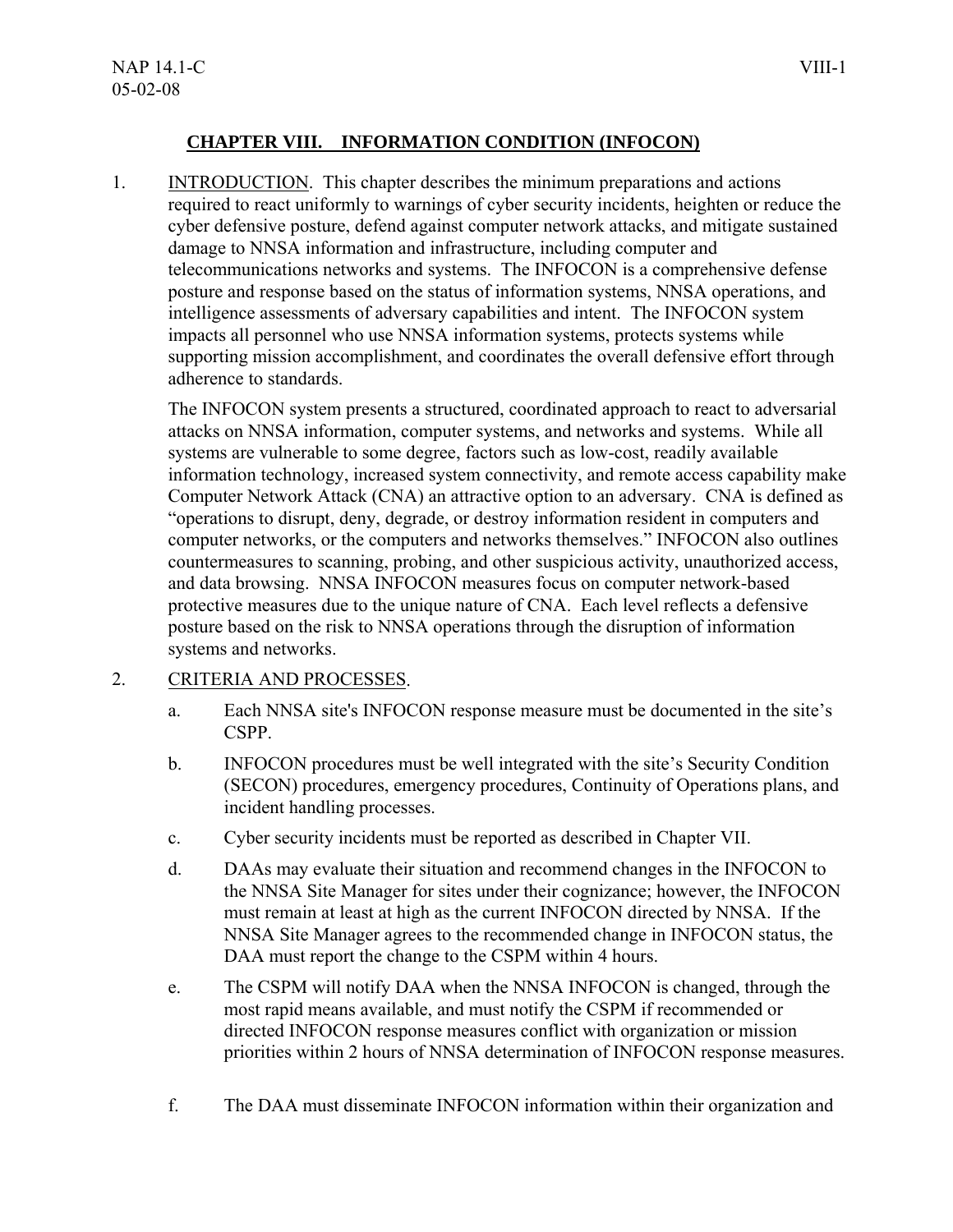## CHAPTER VIII. INFORMATION CONDITION (INFOCON)

1. INTRODUCTION. This chapter describes the minimum preparations and actions required to react uniformly to warnings of cyber security incidents, heighten or reduce the cyber defensive posture, defend against computer network attacks, and mitigate sustained damage to NNSA information and infrastructure, including computer and telecommunications networks and systems. The INFOCON is a comprehensive defense posture and response based on the status of information systems, NNSA operations, and intelligence assessments of adversary capabilities and intent. The INFOCON system impacts all personnel who use NNSA information systems, protects systems while supporting mission accomplishment, and coordinates the overall defensive effort through adherence to standards.

   The INFOCON system presents a structured, coordinated approach to react to adversarial attacks on NNSA information, computer systems, and networks and systems. While all systems are vulnerable to some degree, factors such as low-cost, readily available information technology, increased system connectivity, and remote access capability make Computer Network Attack (CNA) an attractive option to an adversary. CNA is defined as "operations to disrupt, deny, degrade, or destroy information resident in computers and computer networks, or the computers and networks themselves." INFOCON also outlines countermeasures to scanning, probing, and other suspicious activity, unauthorized access, and data browsing. NNSA INFOCON measures focus on computer network-based protective measures due to the unique nature of CNA. Each level reflects a defensive posture based on the risk to NNSA operations through the disruption of information systems and networks.

2. CRITERIA AND PROCESSES.

   a. Each NNSA site's INFOCON response measure must be documented in the site's CSPP.

   b. INFOCON procedures must be well integrated with the site's Security Condition (SECON) procedures, emergency procedures, Continuity of Operations plans, and incident handling processes.

   c. Cyber security incidents must be reported as described in Chapter VII.

   d. DAAs may evaluate their situation and recommend changes in the INFOCON to the NNSA Site Manager for sites under their cognizance; however, the INFOCON must remain at least at high as the current INFOCON directed by NNSA. If the NNSA Site Manager agrees to the recommended change in INFOCON status, the DAA must report the change to the CSPM within 4 hours.

   e. The CSPM will notify DAA when the NNSA INFOCON is changed, through the most rapid means available, and must notify the CSPM if recommended or directed INFOCON response measures conflict with organization or mission priorities within 2 hours of NNSA determination of INFOCON response measures.

   f. The DAA must disseminate INFOCON information within their organization and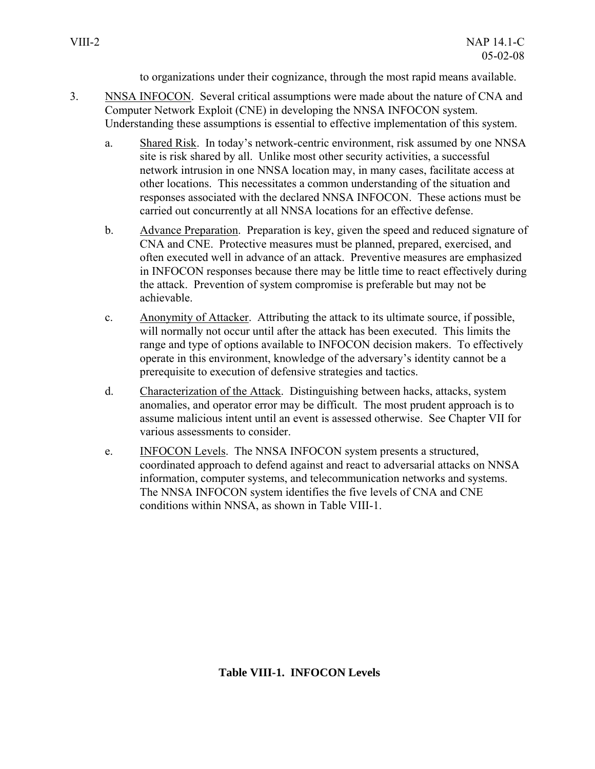to organizations under their cognizance, through the most rapid means available.

3. NNSA INFOCON. Several critical assumptions were made about the nature of CNA and Computer Network Exploit (CNE) in developing the NNSA INFOCON system. Understanding these assumptions is essential to effective implementation of this system.

   a. Shared Risk. In today's network-centric environment, risk assumed by one NNSA site is risk shared by all. Unlike most other security activities, a successful network intrusion in one NNSA location may, in many cases, facilitate access at other locations. This necessitates a common understanding of the situation and responses associated with the declared NNSA INFOCON. These actions must be carried out concurrently at all NNSA locations for an effective defense.

   b. Advance Preparation. Preparation is key, given the speed and reduced signature of CNA and CNE. Protective measures must be planned, prepared, exercised, and often executed well in advance of an attack. Preventive measures are emphasized in INFOCON responses because there may be little time to react effectively during the attack. Prevention of system compromise is preferable but may not be achievable.

   c. Anonymity of Attacker. Attributing the attack to its ultimate source, if possible, will normally not occur until after the attack has been executed. This limits the range and type of options available to INFOCON decision makers. To effectively operate in this environment, knowledge of the adversary's identity cannot be a prerequisite to execution of defensive strategies and tactics.

   d. Characterization of the Attack. Distinguishing between hacks, attacks, system anomalies, and operator error may be difficult. The most prudent approach is to assume malicious intent until an event is assessed otherwise. See Chapter VII for various assessments to consider.

   e. INFOCON Levels. The NNSA INFOCON system presents a structured, coordinated approach to defend against and react to adversarial attacks on NNSA information, computer systems, and telecommunication networks and systems. The NNSA INFOCON system identifies the five levels of CNA and CNE conditions within NNSA, as shown in Table VIII-1.

**Table VIII-1. INFOCON Levels**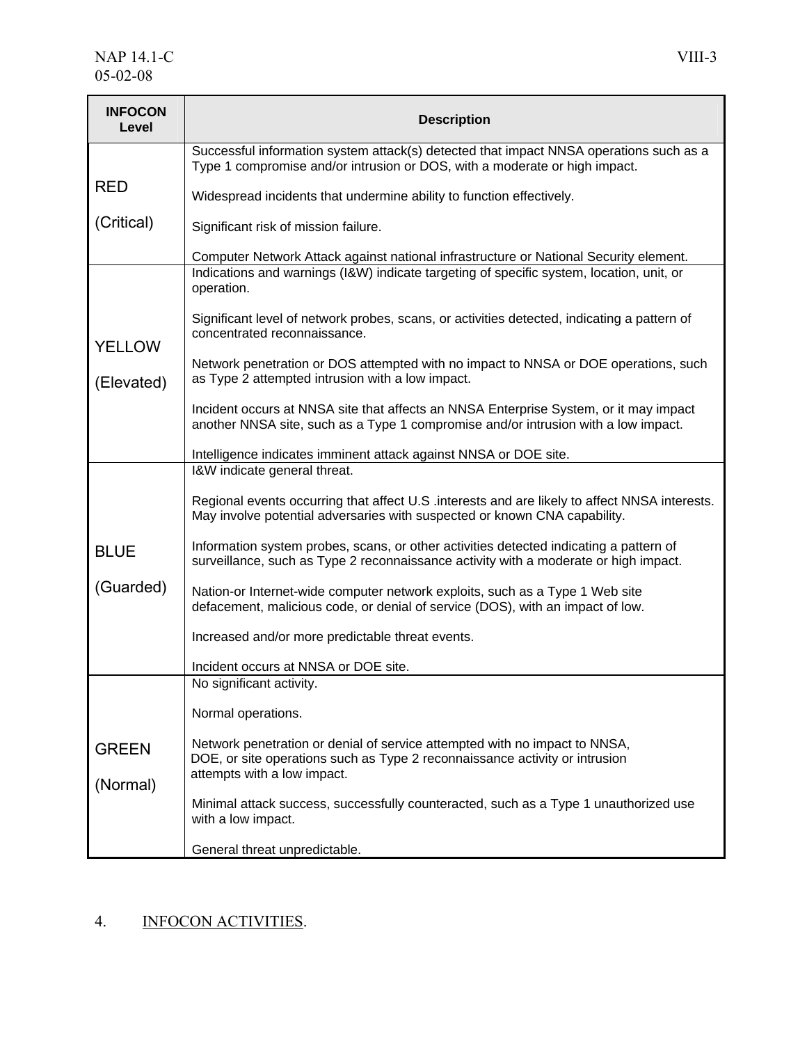| INFOCON Level | Description |
|---|---|
| RED (Critical) | Successful information system attack(s) detected that impact NNSA operations such as a Type 1 compromise and/or intrusion or DOS, with a moderate or high impact.<br><br>Widespread incidents that undermine ability to function effectively.<br><br>Significant risk of mission failure.<br><br>Computer Network Attack against national infrastructure or National Security element. |
| YELLOW (Elevated) | Indications and warnings (I&W) indicate targeting of specific system, location, unit, or operation.<br><br>Significant level of network probes, scans, or activities detected, indicating a pattern of concentrated reconnaissance.<br><br>Network penetration or DOS attempted with no impact to NNSA or DOE operations, such as Type 2 attempted intrusion with a low impact.<br><br>Incident occurs at NNSA site that affects an NNSA Enterprise System, or it may impact another NNSA site, such as a Type 1 compromise and/or intrusion with a low impact.<br><br>Intelligence indicates imminent attack against NNSA or DOE site. |
| BLUE (Guarded) | I&W indicate general threat.<br><br>Regional events occurring that affect U.S .interests and are likely to affect NNSA interests. May involve potential adversaries with suspected or known CNA capability.<br><br>Information system probes, scans, or other activities detected indicating a pattern of surveillance, such as Type 2 reconnaissance activity with a moderate or high impact.<br><br>Nation-or Internet-wide computer network exploits, such as a Type 1 Web site defacement, malicious code, or denial of service (DOS), with an impact of low.<br><br>Increased and/or more predictable threat events.<br><br>Incident occurs at NNSA or DOE site. |
| GREEN (Normal) | No significant activity.<br><br>Normal operations.<br><br>Network penetration or denial of service attempted with no impact to NNSA, DOE, or site operations such as Type 2 reconnaissance activity or intrusion attempts with a low impact.<br><br>Minimal attack success, successfully counteracted, such as a Type 1 unauthorized use with a low impact.<br><br>General threat unpredictable. |

4. INFOCON ACTIVITIES.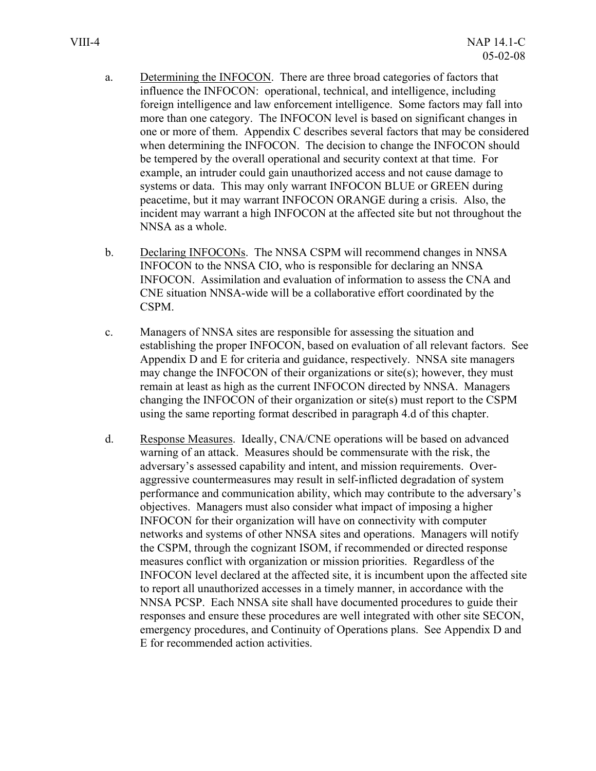a. Determining the INFOCON. There are three broad categories of factors that influence the INFOCON: operational, technical, and intelligence, including foreign intelligence and law enforcement intelligence. Some factors may fall into more than one category. The INFOCON level is based on significant changes in one or more of them. Appendix C describes several factors that may be considered when determining the INFOCON. The decision to change the INFOCON should be tempered by the overall operational and security context at that time. For example, an intruder could gain unauthorized access and not cause damage to systems or data. This may only warrant INFOCON BLUE or GREEN during peacetime, but it may warrant INFOCON ORANGE during a crisis. Also, the incident may warrant a high INFOCON at the affected site but not throughout the NNSA as a whole.

b. Declaring INFOCONs. The NNSA CSPM will recommend changes in NNSA INFOCON to the NNSA CIO, who is responsible for declaring an NNSA INFOCON. Assimilation and evaluation of information to assess the CNA and CNE situation NNSA-wide will be a collaborative effort coordinated by the CSPM.

c. Managers of NNSA sites are responsible for assessing the situation and establishing the proper INFOCON, based on evaluation of all relevant factors. See Appendix D and E for criteria and guidance, respectively. NNSA site managers may change the INFOCON of their organizations or site(s); however, they must remain at least as high as the current INFOCON directed by NNSA. Managers changing the INFOCON of their organization or site(s) must report to the CSPM using the same reporting format described in paragraph 4.d of this chapter.

d. Response Measures. Ideally, CNA/CNE operations will be based on advanced warning of an attack. Measures should be commensurate with the risk, the adversary's assessed capability and intent, and mission requirements. Over-aggressive countermeasures may result in self-inflicted degradation of system performance and communication ability, which may contribute to the adversary's objectives. Managers must also consider what impact of imposing a higher INFOCON for their organization will have on connectivity with computer networks and systems of other NNSA sites and operations. Managers will notify the CSPM, through the cognizant ISOM, if recommended or directed response measures conflict with organization or mission priorities. Regardless of the INFOCON level declared at the affected site, it is incumbent upon the affected site to report all unauthorized accesses in a timely manner, in accordance with the NNSA PCSP. Each NNSA site shall have documented procedures to guide their responses and ensure these procedures are well integrated with other site SECON, emergency procedures, and Continuity of Operations plans. See Appendix D and E for recommended action activities.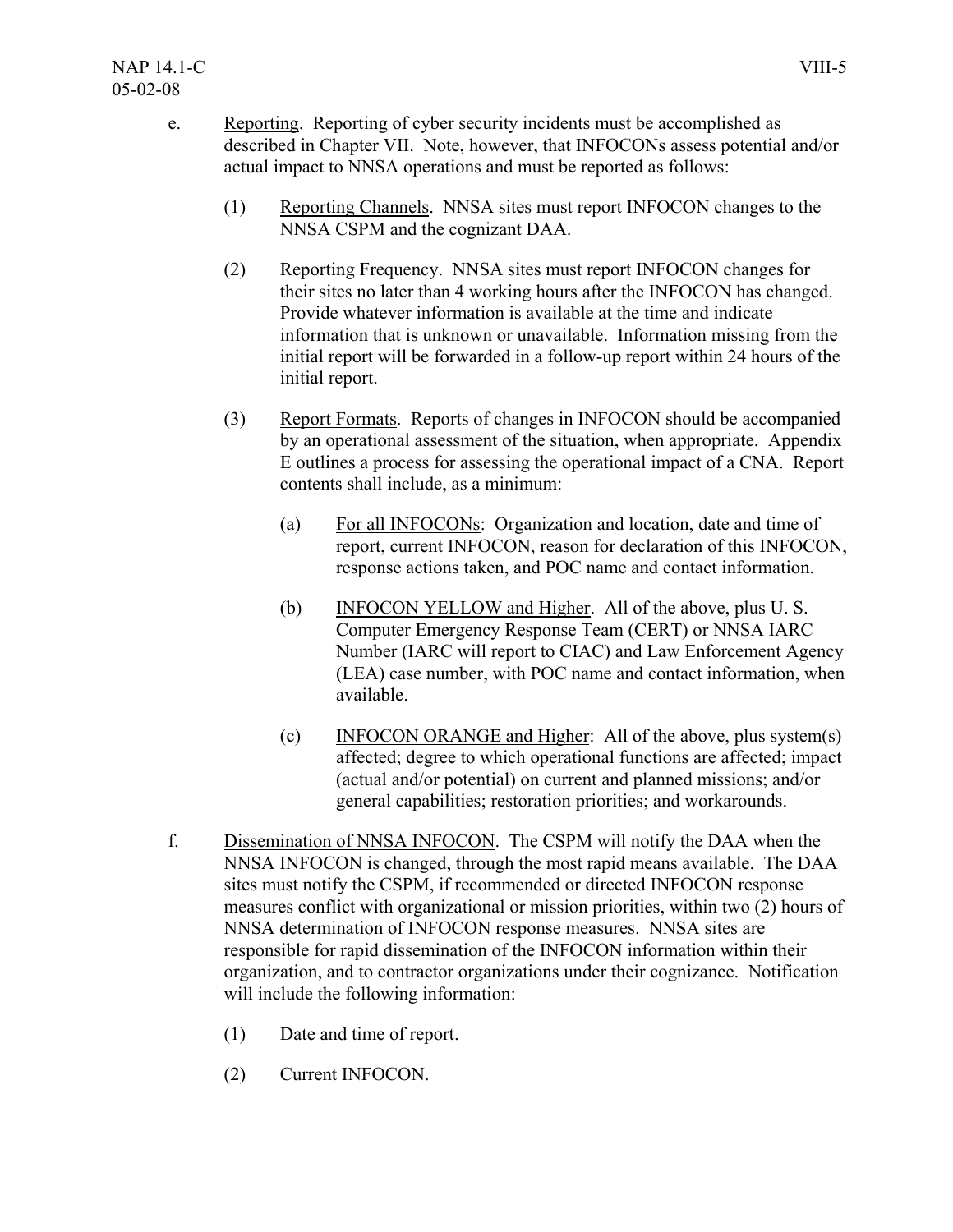e. Reporting. Reporting of cyber security incidents must be accomplished as described in Chapter VII. Note, however, that INFOCONs assess potential and/or actual impact to NNSA operations and must be reported as follows:

(1) Reporting Channels. NNSA sites must report INFOCON changes to the NNSA CSPM and the cognizant DAA.

(2) Reporting Frequency. NNSA sites must report INFOCON changes for their sites no later than 4 working hours after the INFOCON has changed. Provide whatever information is available at the time and indicate information that is unknown or unavailable. Information missing from the initial report will be forwarded in a follow-up report within 24 hours of the initial report.

(3) Report Formats. Reports of changes in INFOCON should be accompanied by an operational assessment of the situation, when appropriate. Appendix E outlines a process for assessing the operational impact of a CNA. Report contents shall include, as a minimum:

(a) For all INFOCONs: Organization and location, date and time of report, current INFOCON, reason for declaration of this INFOCON, response actions taken, and POC name and contact information.

(b) INFOCON YELLOW and Higher. All of the above, plus U. S. Computer Emergency Response Team (CERT) or NNSA IARC Number (IARC will report to CIAC) and Law Enforcement Agency (LEA) case number, with POC name and contact information, when available.

(c) INFOCON ORANGE and Higher: All of the above, plus system(s) affected; degree to which operational functions are affected; impact (actual and/or potential) on current and planned missions; and/or general capabilities; restoration priorities; and workarounds.

f. Dissemination of NNSA INFOCON. The CSPM will notify the DAA when the NNSA INFOCON is changed, through the most rapid means available. The DAA sites must notify the CSPM, if recommended or directed INFOCON response measures conflict with organizational or mission priorities, within two (2) hours of NNSA determination of INFOCON response measures. NNSA sites are responsible for rapid dissemination of the INFOCON information within their organization, and to contractor organizations under their cognizance. Notification will include the following information:

(1) Date and time of report.

(2) Current INFOCON.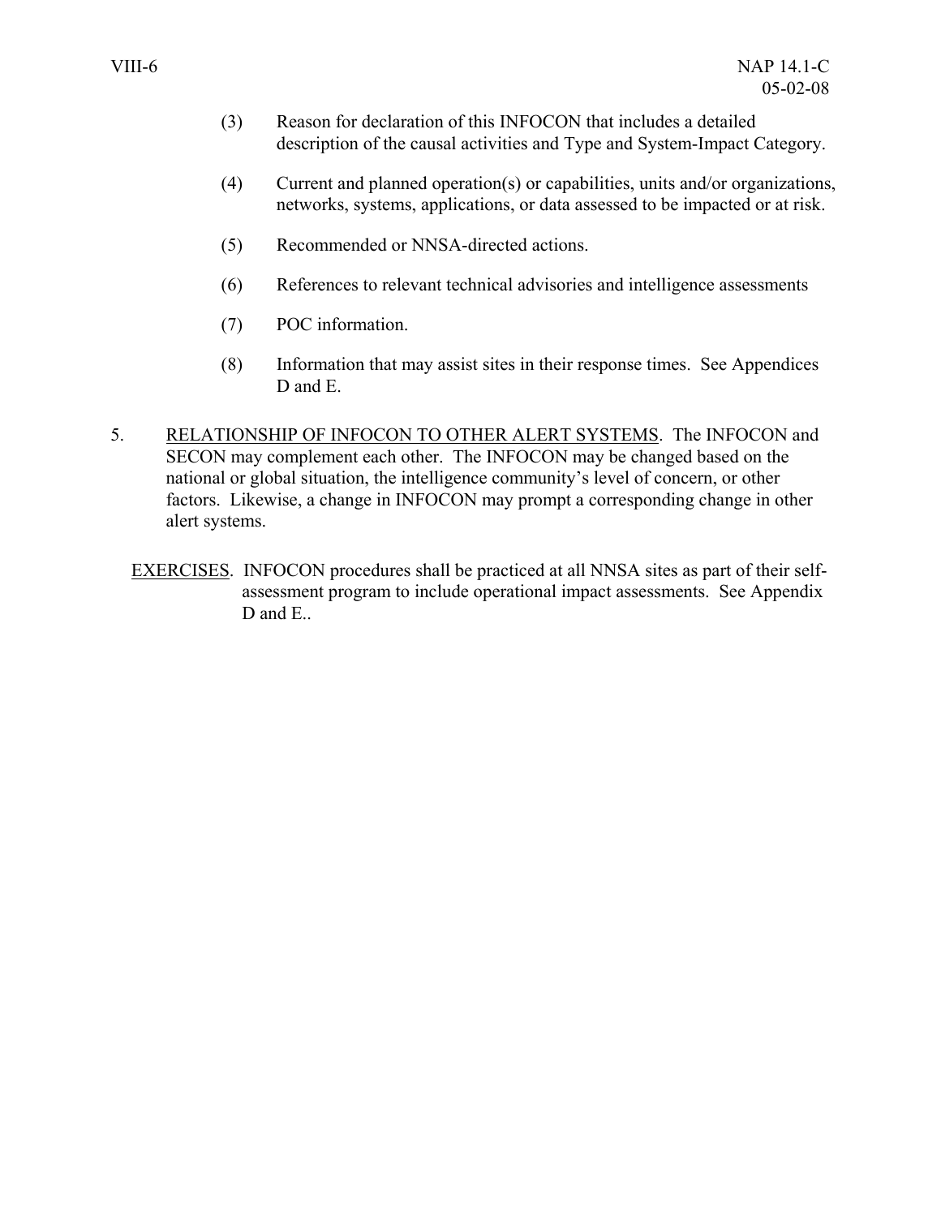(3) Reason for declaration of this INFOCON that includes a detailed description of the causal activities and Type and System-Impact Category.

(4) Current and planned operation(s) or capabilities, units and/or organizations, networks, systems, applications, or data assessed to be impacted or at risk.

(5) Recommended or NNSA-directed actions.

(6) References to relevant technical advisories and intelligence assessments

(7) POC information.

(8) Information that may assist sites in their response times. See Appendices D and E.

5. RELATIONSHIP OF INFOCON TO OTHER ALERT SYSTEMS. The INFOCON and SECON may complement each other. The INFOCON may be changed based on the national or global situation, the intelligence community's level of concern, or other factors. Likewise, a change in INFOCON may prompt a corresponding change in other alert systems.

EXERCISES. INFOCON procedures shall be practiced at all NNSA sites as part of their self-assessment program to include operational impact assessments. See Appendix D and E..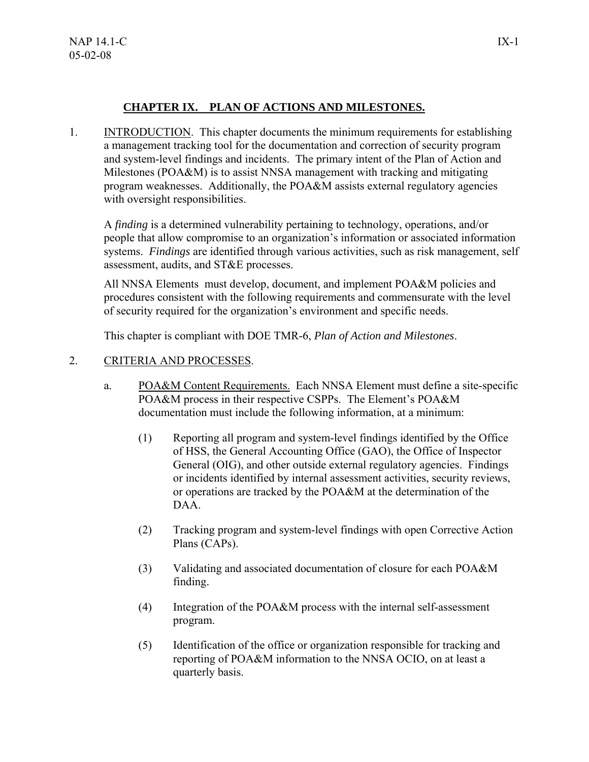## CHAPTER IX. PLAN OF ACTIONS AND MILESTONES.

1. INTRODUCTION. This chapter documents the minimum requirements for establishing a management tracking tool for the documentation and correction of security program and system-level findings and incidents. The primary intent of the Plan of Action and Milestones (POA&M) is to assist NNSA management with tracking and mitigating program weaknesses. Additionally, the POA&M assists external regulatory agencies with oversight responsibilities.

   A *finding* is a determined vulnerability pertaining to technology, operations, and/or people that allow compromise to an organization's information or associated information systems. *Findings* are identified through various activities, such as risk management, self assessment, audits, and ST&E processes.

   All NNSA Elements must develop, document, and implement POA&M policies and procedures consistent with the following requirements and commensurate with the level of security required for the organization's environment and specific needs.

   This chapter is compliant with DOE TMR-6, *Plan of Action and Milestones*.

2. CRITERIA AND PROCESSES.

   a. POA&M Content Requirements. Each NNSA Element must define a site-specific POA&M process in their respective CSPPs. The Element's POA&M documentation must include the following information, at a minimum:

      (1) Reporting all program and system-level findings identified by the Office of HSS, the General Accounting Office (GAO), the Office of Inspector General (OIG), and other outside external regulatory agencies. Findings or incidents identified by internal assessment activities, security reviews, or operations are tracked by the POA&M at the determination of the DAA.

      (2) Tracking program and system-level findings with open Corrective Action Plans (CAPs).

      (3) Validating and associated documentation of closure for each POA&M finding.

      (4) Integration of the POA&M process with the internal self-assessment program.

      (5) Identification of the office or organization responsible for tracking and reporting of POA&M information to the NNSA OCIO, on at least a quarterly basis.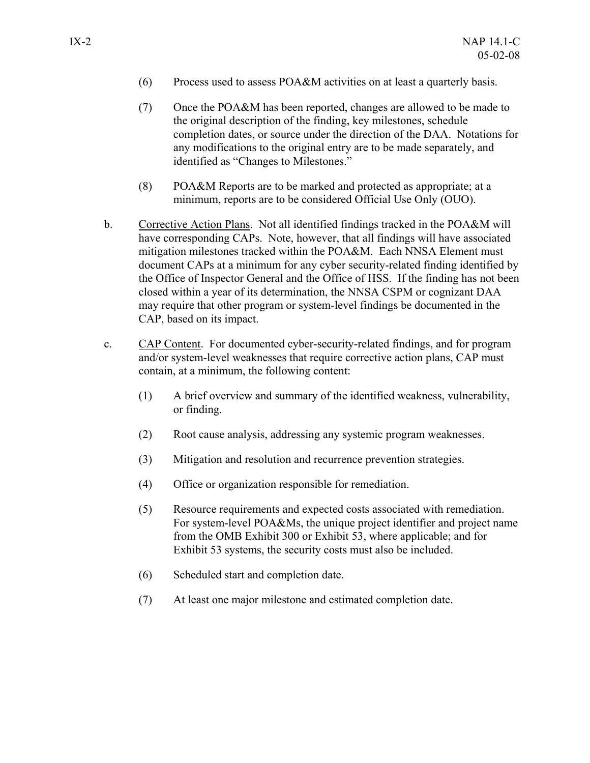(6) Process used to assess POA&M activities on at least a quarterly basis.

(7) Once the POA&M has been reported, changes are allowed to be made to the original description of the finding, key milestones, schedule completion dates, or source under the direction of the DAA. Notations for any modifications to the original entry are to be made separately, and identified as "Changes to Milestones."

(8) POA&M Reports are to be marked and protected as appropriate; at a minimum, reports are to be considered Official Use Only (OUO).

b. Corrective Action Plans. Not all identified findings tracked in the POA&M will have corresponding CAPs. Note, however, that all findings will have associated mitigation milestones tracked within the POA&M. Each NNSA Element must document CAPs at a minimum for any cyber security-related finding identified by the Office of Inspector General and the Office of HSS. If the finding has not been closed within a year of its determination, the NNSA CSPM or cognizant DAA may require that other program or system-level findings be documented in the CAP, based on its impact.

c. CAP Content. For documented cyber-security-related findings, and for program and/or system-level weaknesses that require corrective action plans, CAP must contain, at a minimum, the following content:

(1) A brief overview and summary of the identified weakness, vulnerability, or finding.

(2) Root cause analysis, addressing any systemic program weaknesses.

(3) Mitigation and resolution and recurrence prevention strategies.

(4) Office or organization responsible for remediation.

(5) Resource requirements and expected costs associated with remediation. For system-level POA&Ms, the unique project identifier and project name from the OMB Exhibit 300 or Exhibit 53, where applicable; and for Exhibit 53 systems, the security costs must also be included.

(6) Scheduled start and completion date.

(7) At least one major milestone and estimated completion date.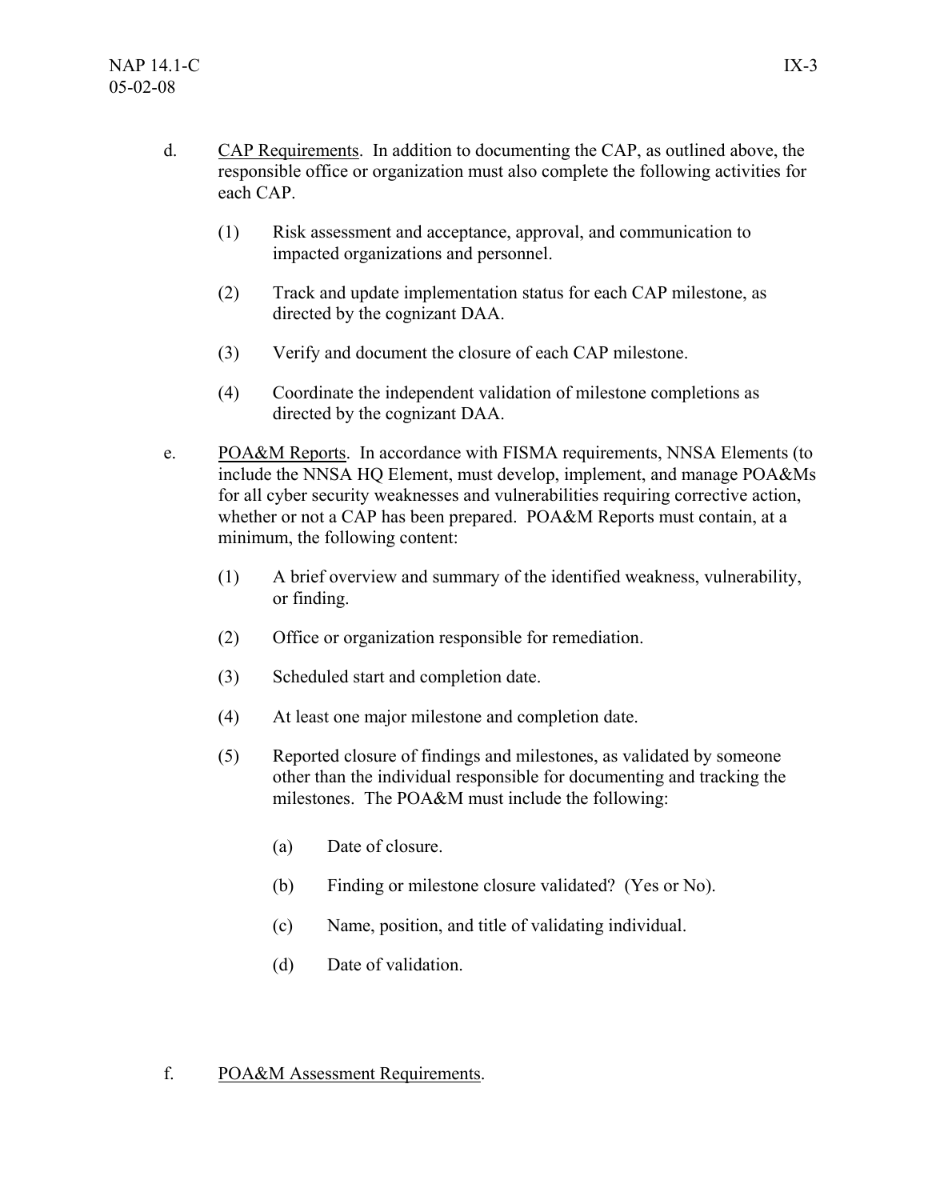d. <u>CAP Requirements</u>. In addition to documenting the CAP, as outlined above, the responsible office or organization must also complete the following activities for each CAP.

(1) Risk assessment and acceptance, approval, and communication to impacted organizations and personnel.

(2) Track and update implementation status for each CAP milestone, as directed by the cognizant DAA.

(3) Verify and document the closure of each CAP milestone.

(4) Coordinate the independent validation of milestone completions as directed by the cognizant DAA.

e. <u>POA&M Reports</u>. In accordance with FISMA requirements, NNSA Elements (to include the NNSA HQ Element, must develop, implement, and manage POA&Ms for all cyber security weaknesses and vulnerabilities requiring corrective action, whether or not a CAP has been prepared. POA&M Reports must contain, at a minimum, the following content:

(1) A brief overview and summary of the identified weakness, vulnerability, or finding.

(2) Office or organization responsible for remediation.

(3) Scheduled start and completion date.

(4) At least one major milestone and completion date.

(5) Reported closure of findings and milestones, as validated by someone other than the individual responsible for documenting and tracking the milestones. The POA&M must include the following:

(a) Date of closure.

(b) Finding or milestone closure validated? (Yes or No).

(c) Name, position, and title of validating individual.

(d) Date of validation.

f. <u>POA&M Assessment Requirements</u>.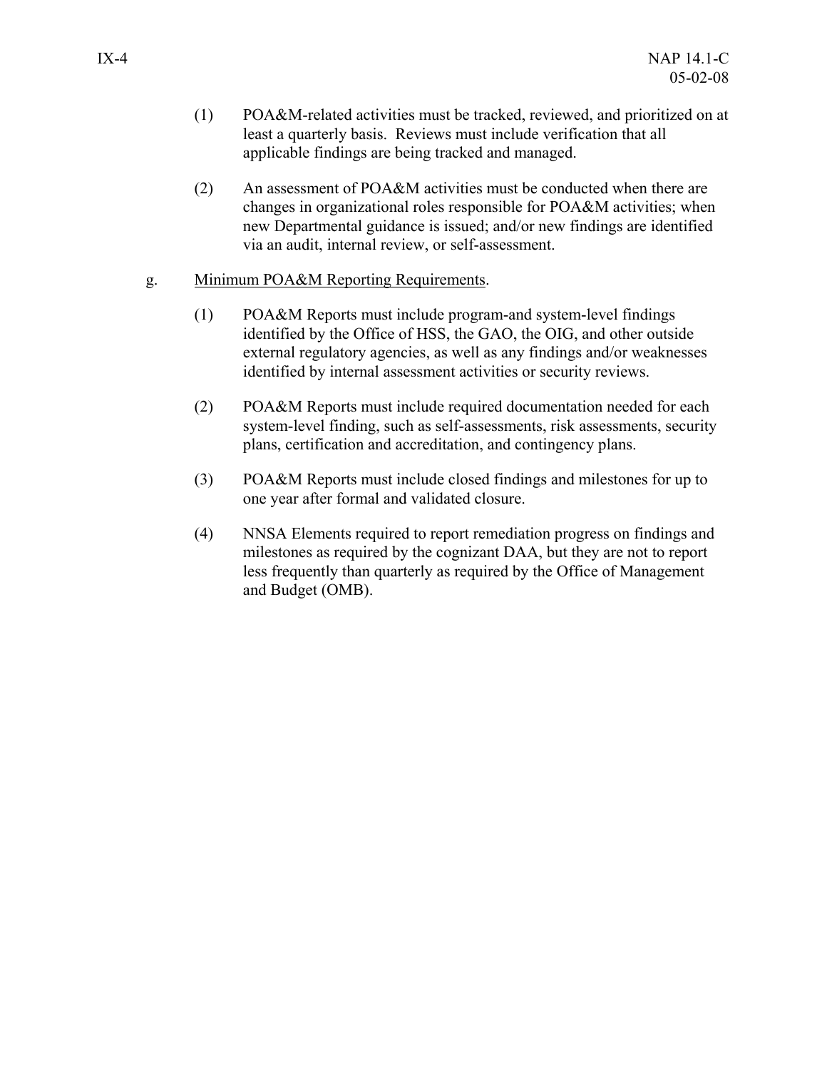(1) POA&M-related activities must be tracked, reviewed, and prioritized on at least a quarterly basis. Reviews must include verification that all applicable findings are being tracked and managed.

(2) An assessment of POA&M activities must be conducted when there are changes in organizational roles responsible for POA&M activities; when new Departmental guidance is issued; and/or new findings are identified via an audit, internal review, or self-assessment.

g. Minimum POA&M Reporting Requirements.

(1) POA&M Reports must include program-and system-level findings identified by the Office of HSS, the GAO, the OIG, and other outside external regulatory agencies, as well as any findings and/or weaknesses identified by internal assessment activities or security reviews.

(2) POA&M Reports must include required documentation needed for each system-level finding, such as self-assessments, risk assessments, security plans, certification and accreditation, and contingency plans.

(3) POA&M Reports must include closed findings and milestones for up to one year after formal and validated closure.

(4) NNSA Elements required to report remediation progress on findings and milestones as required by the cognizant DAA, but they are not to report less frequently than quarterly as required by the Office of Management and Budget (OMB).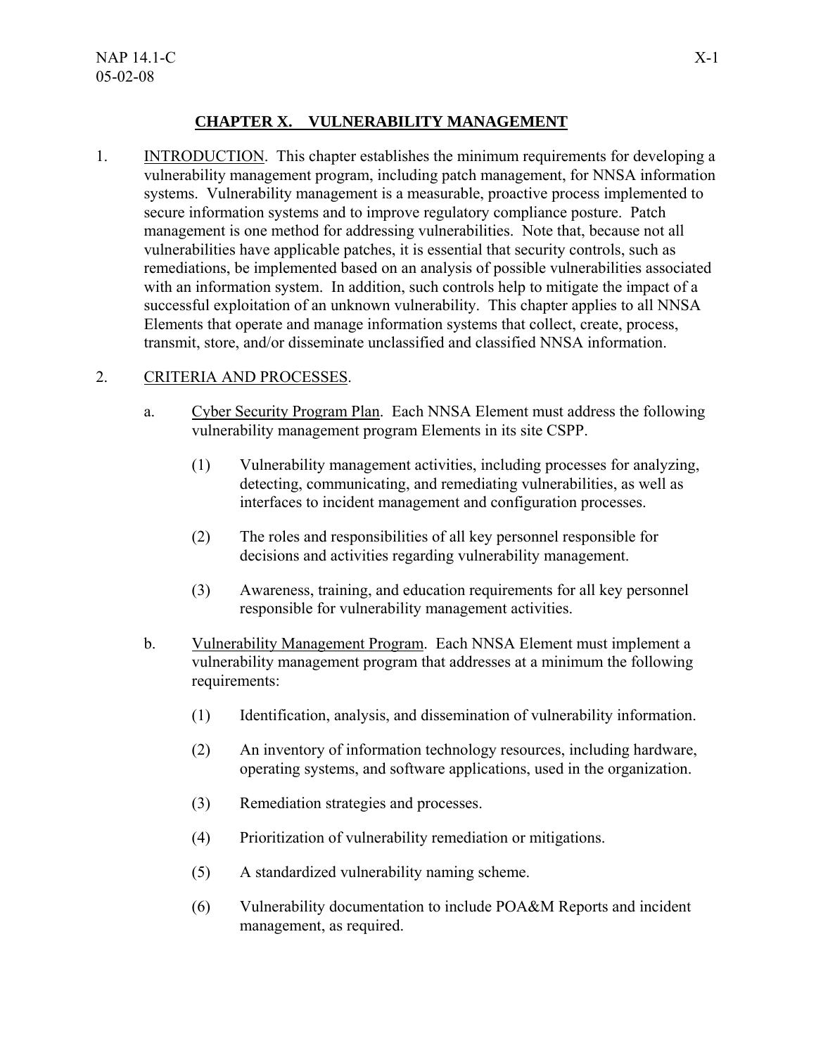## CHAPTER X. VULNERABILITY MANAGEMENT

1. INTRODUCTION. This chapter establishes the minimum requirements for developing a vulnerability management program, including patch management, for NNSA information systems. Vulnerability management is a measurable, proactive process implemented to secure information systems and to improve regulatory compliance posture. Patch management is one method for addressing vulnerabilities. Note that, because not all vulnerabilities have applicable patches, it is essential that security controls, such as remediations, be implemented based on an analysis of possible vulnerabilities associated with an information system. In addition, such controls help to mitigate the impact of a successful exploitation of an unknown vulnerability. This chapter applies to all NNSA Elements that operate and manage information systems that collect, create, process, transmit, store, and/or disseminate unclassified and classified NNSA information.

2. CRITERIA AND PROCESSES.

   a. Cyber Security Program Plan. Each NNSA Element must address the following vulnerability management program Elements in its site CSPP.

      (1) Vulnerability management activities, including processes for analyzing, detecting, communicating, and remediating vulnerabilities, as well as interfaces to incident management and configuration processes.

      (2) The roles and responsibilities of all key personnel responsible for decisions and activities regarding vulnerability management.

      (3) Awareness, training, and education requirements for all key personnel responsible for vulnerability management activities.

   b. Vulnerability Management Program. Each NNSA Element must implement a vulnerability management program that addresses at a minimum the following requirements:

      (1) Identification, analysis, and dissemination of vulnerability information.

      (2) An inventory of information technology resources, including hardware, operating systems, and software applications, used in the organization.

      (3) Remediation strategies and processes.

      (4) Prioritization of vulnerability remediation or mitigations.

      (5) A standardized vulnerability naming scheme.

      (6) Vulnerability documentation to include POA&M Reports and incident management, as required.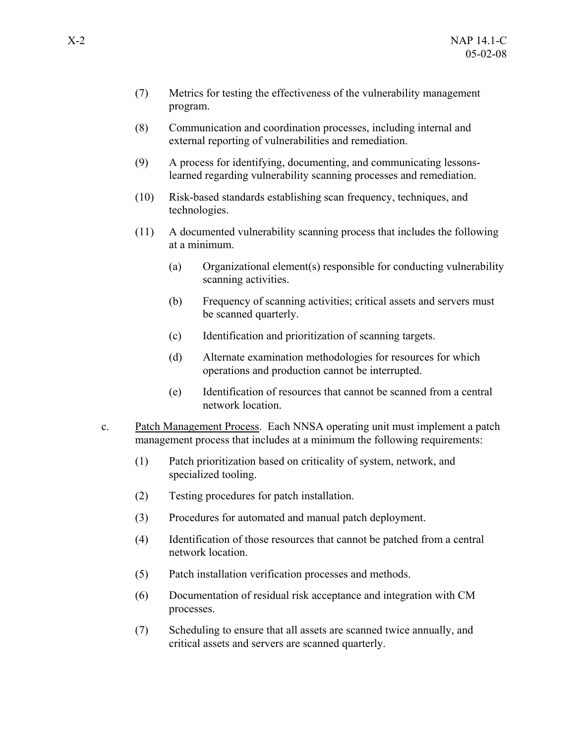(7) Metrics for testing the effectiveness of the vulnerability management program.

(8) Communication and coordination processes, including internal and external reporting of vulnerabilities and remediation.

(9) A process for identifying, documenting, and communicating lessons-learned regarding vulnerability scanning processes and remediation.

(10) Risk-based standards establishing scan frequency, techniques, and technologies.

(11) A documented vulnerability scanning process that includes the following at a minimum.

   (a) Organizational element(s) responsible for conducting vulnerability scanning activities.

   (b) Frequency of scanning activities; critical assets and servers must be scanned quarterly.

   (c) Identification and prioritization of scanning targets.

   (d) Alternate examination methodologies for resources for which operations and production cannot be interrupted.

   (e) Identification of resources that cannot be scanned from a central network location.

c. <u>Patch Management Process</u>. Each NNSA operating unit must implement a patch management process that includes at a minimum the following requirements:

(1) Patch prioritization based on criticality of system, network, and specialized tooling.

(2) Testing procedures for patch installation.

(3) Procedures for automated and manual patch deployment.

(4) Identification of those resources that cannot be patched from a central network location.

(5) Patch installation verification processes and methods.

(6) Documentation of residual risk acceptance and integration with CM processes.

(7) Scheduling to ensure that all assets are scanned twice annually, and critical assets and servers are scanned quarterly.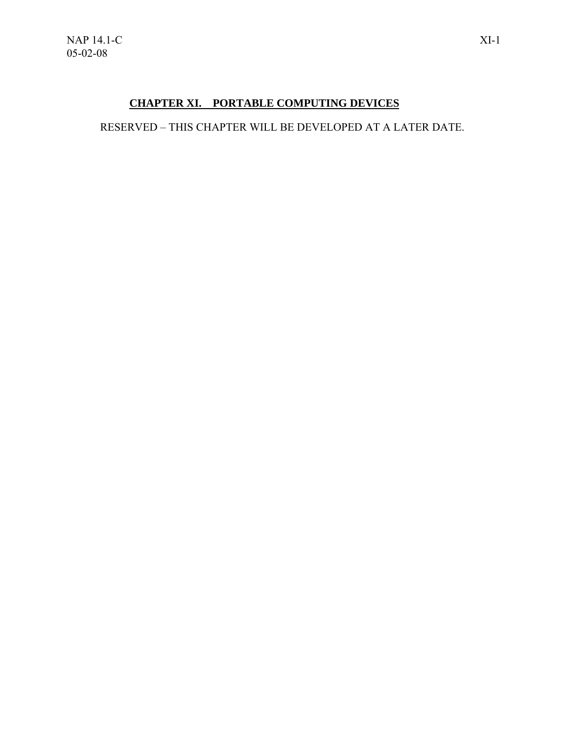## CHAPTER XI. PORTABLE COMPUTING DEVICES

RESERVED – THIS CHAPTER WILL BE DEVELOPED AT A LATER DATE.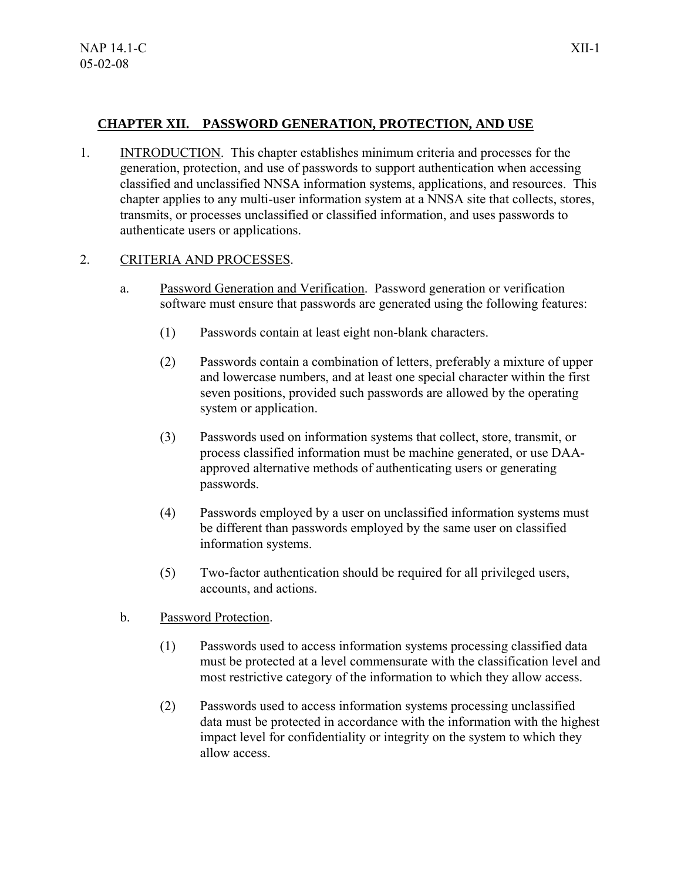## CHAPTER XII. PASSWORD GENERATION, PROTECTION, AND USE

1. INTRODUCTION. This chapter establishes minimum criteria and processes for the generation, protection, and use of passwords to support authentication when accessing classified and unclassified NNSA information systems, applications, and resources. This chapter applies to any multi-user information system at a NNSA site that collects, stores, transmits, or processes unclassified or classified information, and uses passwords to authenticate users or applications.

2. CRITERIA AND PROCESSES.

   a. Password Generation and Verification. Password generation or verification software must ensure that passwords are generated using the following features:

      (1) Passwords contain at least eight non-blank characters.

      (2) Passwords contain a combination of letters, preferably a mixture of upper and lowercase numbers, and at least one special character within the first seven positions, provided such passwords are allowed by the operating system or application.

      (3) Passwords used on information systems that collect, store, transmit, or process classified information must be machine generated, or use DAA-approved alternative methods of authenticating users or generating passwords.

      (4) Passwords employed by a user on unclassified information systems must be different than passwords employed by the same user on classified information systems.

      (5) Two-factor authentication should be required for all privileged users, accounts, and actions.

   b. Password Protection.

      (1) Passwords used to access information systems processing classified data must be protected at a level commensurate with the classification level and most restrictive category of the information to which they allow access.

      (2) Passwords used to access information systems processing unclassified data must be protected in accordance with the information with the highest impact level for confidentiality or integrity on the system to which they allow access.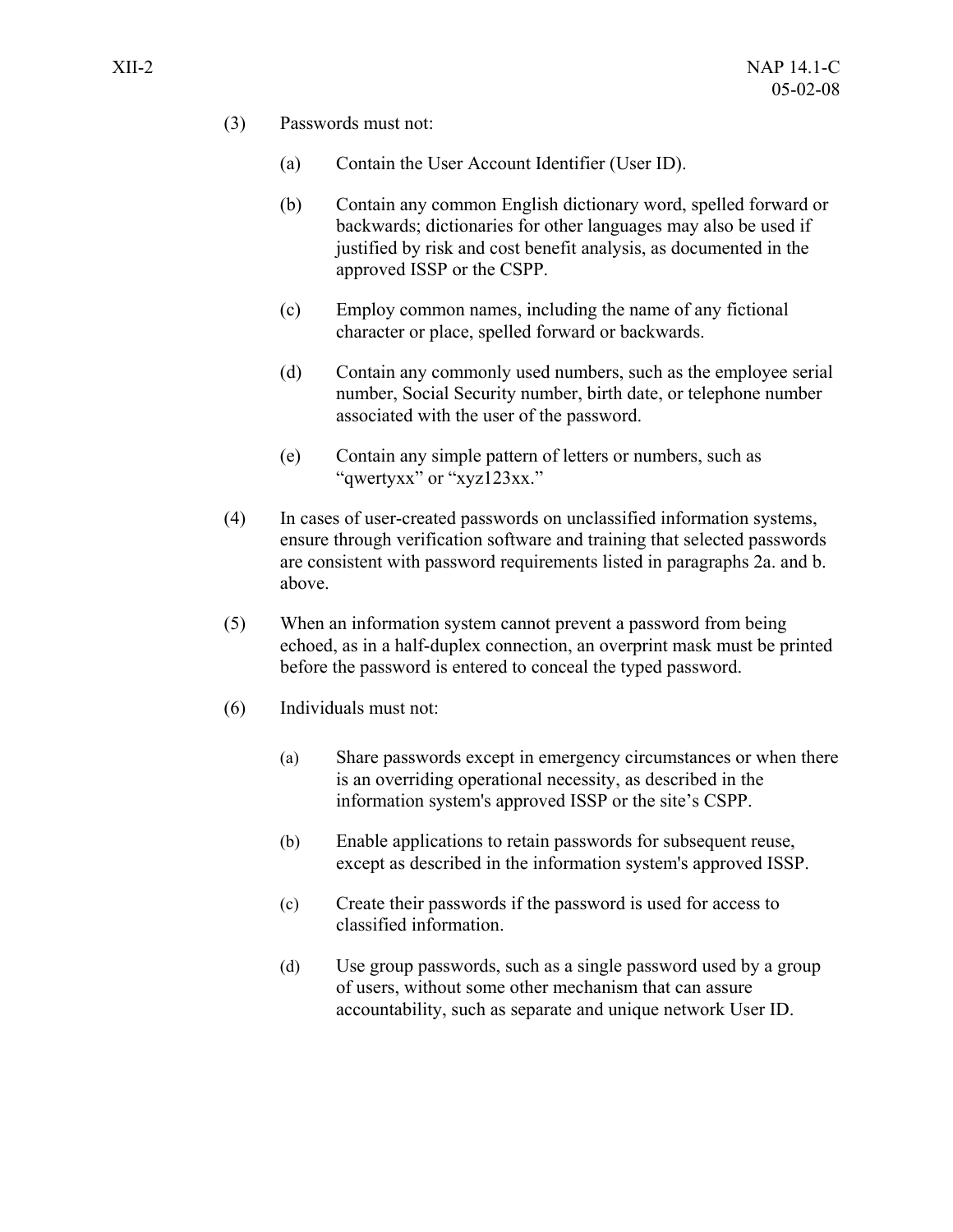(3) Passwords must not:

  (a) Contain the User Account Identifier (User ID).

  (b) Contain any common English dictionary word, spelled forward or backwards; dictionaries for other languages may also be used if justified by risk and cost benefit analysis, as documented in the approved ISSP or the CSPP.

  (c) Employ common names, including the name of any fictional character or place, spelled forward or backwards.

  (d) Contain any commonly used numbers, such as the employee serial number, Social Security number, birth date, or telephone number associated with the user of the password.

  (e) Contain any simple pattern of letters or numbers, such as "qwertyxx" or "xyz123xx."

(4) In cases of user-created passwords on unclassified information systems, ensure through verification software and training that selected passwords are consistent with password requirements listed in paragraphs 2a. and b. above.

(5) When an information system cannot prevent a password from being echoed, as in a half-duplex connection, an overprint mask must be printed before the password is entered to conceal the typed password.

(6) Individuals must not:

  (a) Share passwords except in emergency circumstances or when there is an overriding operational necessity, as described in the information system's approved ISSP or the site's CSPP.

  (b) Enable applications to retain passwords for subsequent reuse, except as described in the information system's approved ISSP.

  (c) Create their passwords if the password is used for access to classified information.

  (d) Use group passwords, such as a single password used by a group of users, without some other mechanism that can assure accountability, such as separate and unique network User ID.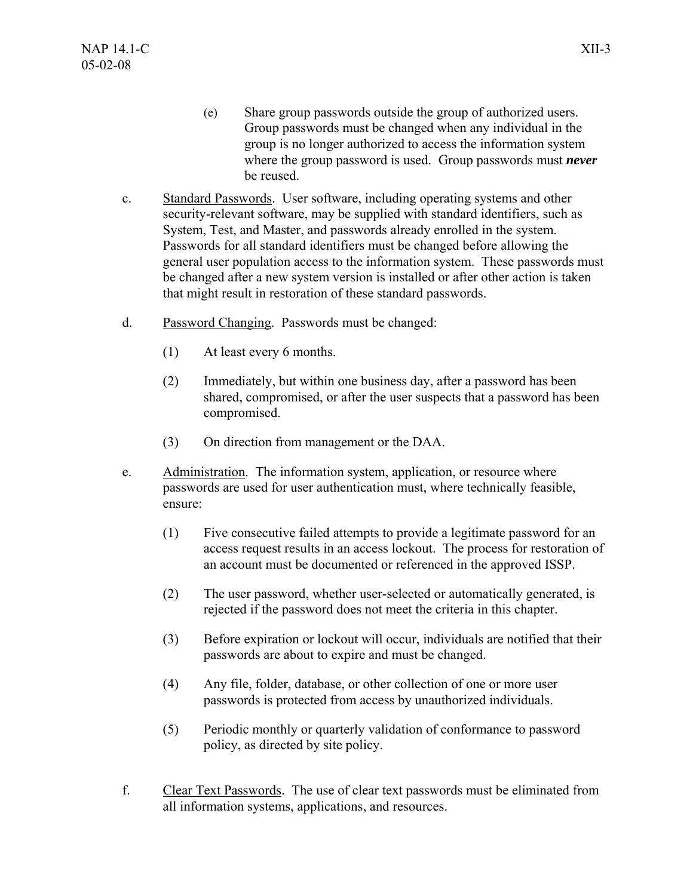(e) Share group passwords outside the group of authorized users. Group passwords must be changed when any individual in the group is no longer authorized to access the information system where the group password is used. Group passwords must ***never*** be reused.

c. Standard Passwords. User software, including operating systems and other security-relevant software, may be supplied with standard identifiers, such as System, Test, and Master, and passwords already enrolled in the system. Passwords for all standard identifiers must be changed before allowing the general user population access to the information system. These passwords must be changed after a new system version is installed or after other action is taken that might result in restoration of these standard passwords.

d. Password Changing. Passwords must be changed:

(1) At least every 6 months.

(2) Immediately, but within one business day, after a password has been shared, compromised, or after the user suspects that a password has been compromised.

(3) On direction from management or the DAA.

e. Administration. The information system, application, or resource where passwords are used for user authentication must, where technically feasible, ensure:

(1) Five consecutive failed attempts to provide a legitimate password for an access request results in an access lockout. The process for restoration of an account must be documented or referenced in the approved ISSP.

(2) The user password, whether user-selected or automatically generated, is rejected if the password does not meet the criteria in this chapter.

(3) Before expiration or lockout will occur, individuals are notified that their passwords are about to expire and must be changed.

(4) Any file, folder, database, or other collection of one or more user passwords is protected from access by unauthorized individuals.

(5) Periodic monthly or quarterly validation of conformance to password policy, as directed by site policy.

f. Clear Text Passwords. The use of clear text passwords must be eliminated from all information systems, applications, and resources.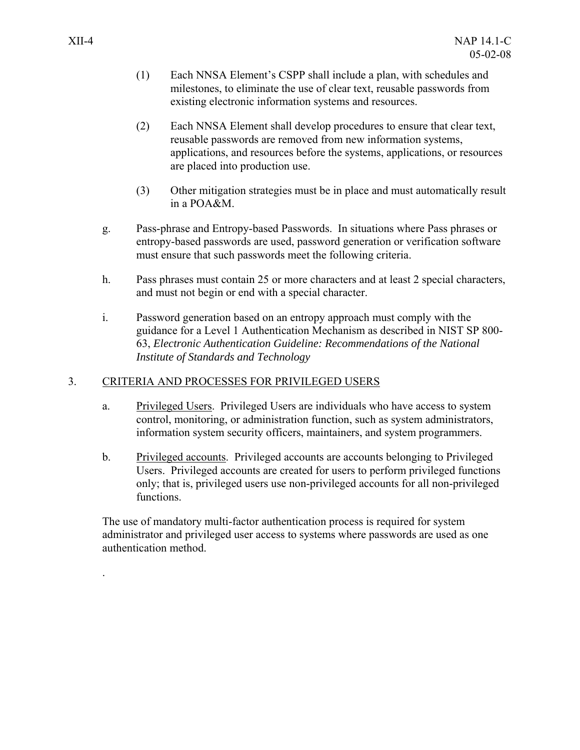(1) Each NNSA Element's CSPP shall include a plan, with schedules and milestones, to eliminate the use of clear text, reusable passwords from existing electronic information systems and resources.

(2) Each NNSA Element shall develop procedures to ensure that clear text, reusable passwords are removed from new information systems, applications, and resources before the systems, applications, or resources are placed into production use.

(3) Other mitigation strategies must be in place and must automatically result in a POA&M.

g. Pass-phrase and Entropy-based Passwords. In situations where Pass phrases or entropy-based passwords are used, password generation or verification software must ensure that such passwords meet the following criteria.

h. Pass phrases must contain 25 or more characters and at least 2 special characters, and must not begin or end with a special character.

i. Password generation based on an entropy approach must comply with the guidance for a Level 1 Authentication Mechanism as described in NIST SP 800-63, *Electronic Authentication Guideline: Recommendations of the National Institute of Standards and Technology*

## 3. CRITERIA AND PROCESSES FOR PRIVILEGED USERS

a. Privileged Users. Privileged Users are individuals who have access to system control, monitoring, or administration function, such as system administrators, information system security officers, maintainers, and system programmers.

b. Privileged accounts. Privileged accounts are accounts belonging to Privileged Users. Privileged accounts are created for users to perform privileged functions only; that is, privileged users use non-privileged accounts for all non-privileged functions.

The use of mandatory multi-factor authentication process is required for system administrator and privileged user access to systems where passwords are used as one authentication method.

.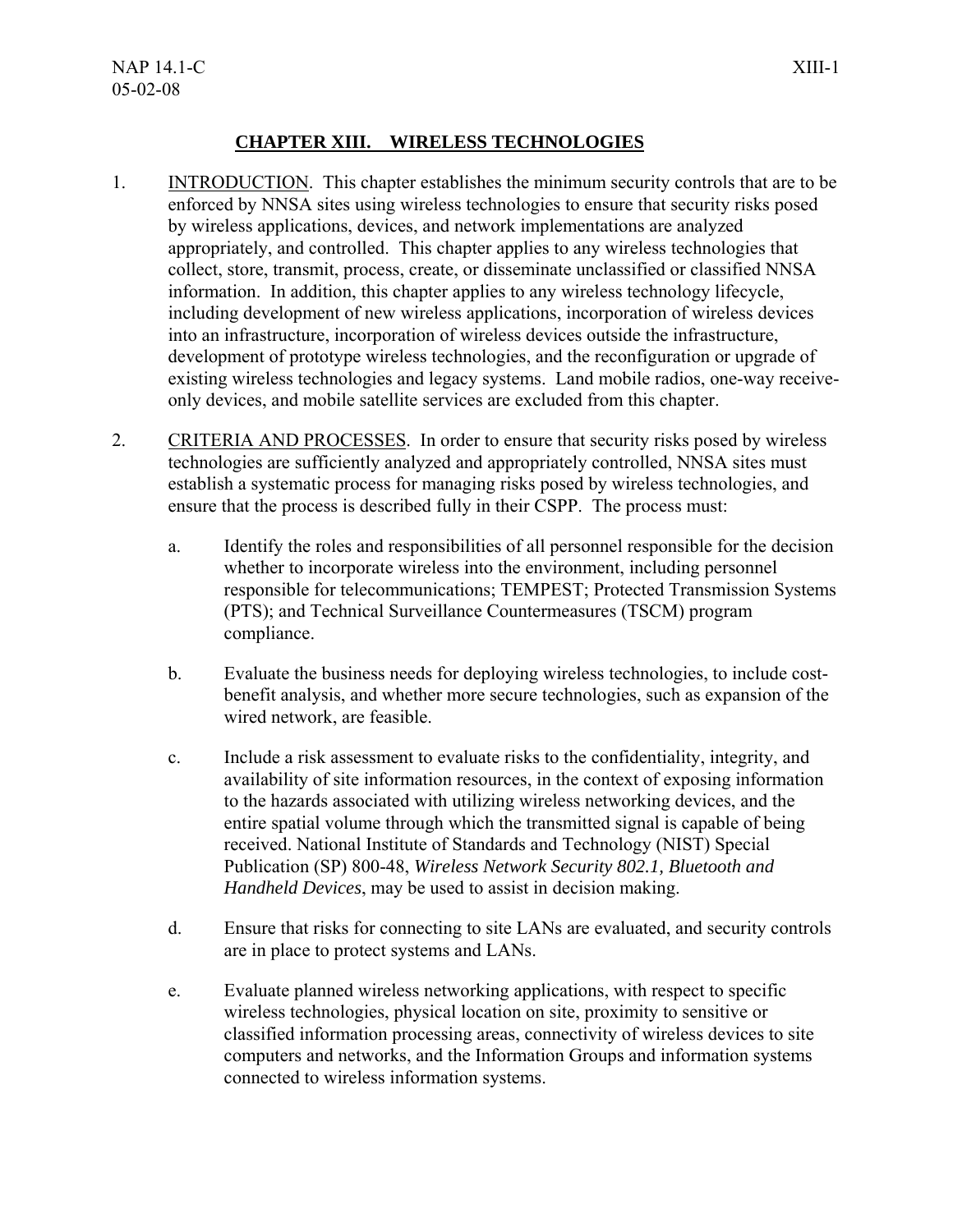## CHAPTER XIII. WIRELESS TECHNOLOGIES

1. INTRODUCTION. This chapter establishes the minimum security controls that are to be enforced by NNSA sites using wireless technologies to ensure that security risks posed by wireless applications, devices, and network implementations are analyzed appropriately, and controlled. This chapter applies to any wireless technologies that collect, store, transmit, process, create, or disseminate unclassified or classified NNSA information. In addition, this chapter applies to any wireless technology lifecycle, including development of new wireless applications, incorporation of wireless devices into an infrastructure, incorporation of wireless devices outside the infrastructure, development of prototype wireless technologies, and the reconfiguration or upgrade of existing wireless technologies and legacy systems. Land mobile radios, one-way receive-only devices, and mobile satellite services are excluded from this chapter.

2. CRITERIA AND PROCESSES. In order to ensure that security risks posed by wireless technologies are sufficiently analyzed and appropriately controlled, NNSA sites must establish a systematic process for managing risks posed by wireless technologies, and ensure that the process is described fully in their CSPP. The process must:

   a. Identify the roles and responsibilities of all personnel responsible for the decision whether to incorporate wireless into the environment, including personnel responsible for telecommunications; TEMPEST; Protected Transmission Systems (PTS); and Technical Surveillance Countermeasures (TSCM) program compliance.

   b. Evaluate the business needs for deploying wireless technologies, to include cost-benefit analysis, and whether more secure technologies, such as expansion of the wired network, are feasible.

   c. Include a risk assessment to evaluate risks to the confidentiality, integrity, and availability of site information resources, in the context of exposing information to the hazards associated with utilizing wireless networking devices, and the entire spatial volume through which the transmitted signal is capable of being received. National Institute of Standards and Technology (NIST) Special Publication (SP) 800-48, *Wireless Network Security 802.1, Bluetooth and Handheld Devices*, may be used to assist in decision making.

   d. Ensure that risks for connecting to site LANs are evaluated, and security controls are in place to protect systems and LANs.

   e. Evaluate planned wireless networking applications, with respect to specific wireless technologies, physical location on site, proximity to sensitive or classified information processing areas, connectivity of wireless devices to site computers and networks, and the Information Groups and information systems connected to wireless information systems.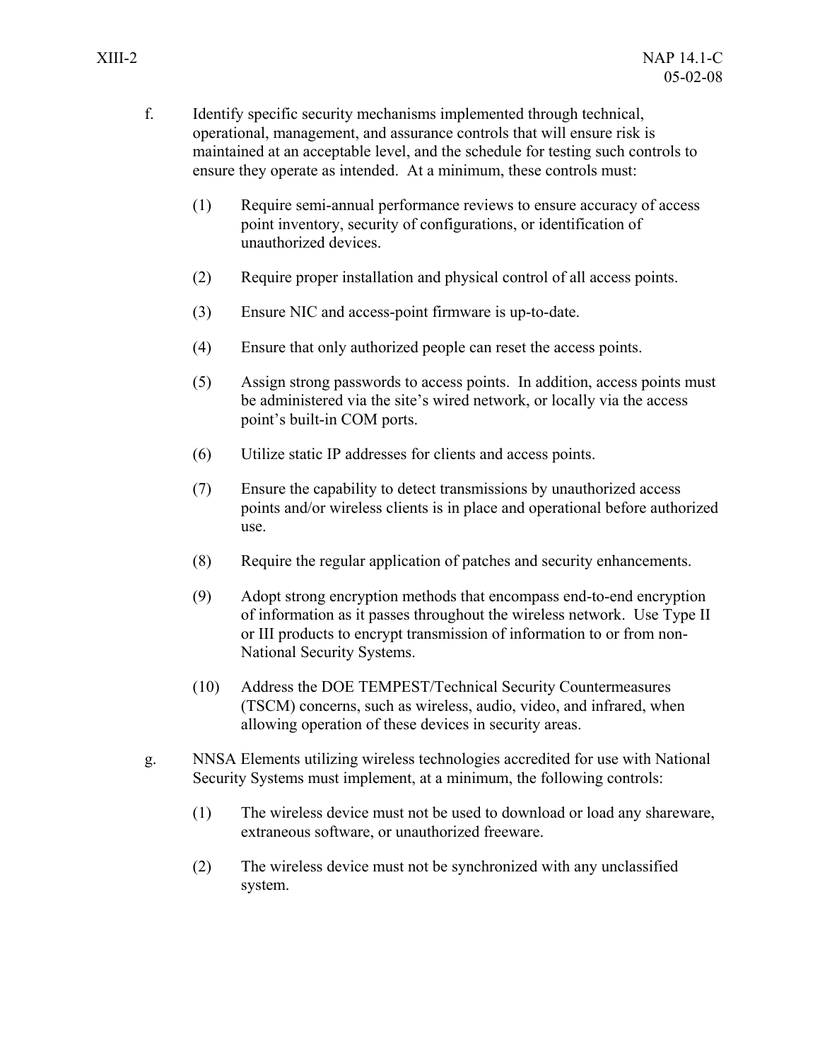f. Identify specific security mechanisms implemented through technical, operational, management, and assurance controls that will ensure risk is maintained at an acceptable level, and the schedule for testing such controls to ensure they operate as intended. At a minimum, these controls must:

   (1) Require semi-annual performance reviews to ensure accuracy of access point inventory, security of configurations, or identification of unauthorized devices.

   (2) Require proper installation and physical control of all access points.

   (3) Ensure NIC and access-point firmware is up-to-date.

   (4) Ensure that only authorized people can reset the access points.

   (5) Assign strong passwords to access points. In addition, access points must be administered via the site's wired network, or locally via the access point's built-in COM ports.

   (6) Utilize static IP addresses for clients and access points.

   (7) Ensure the capability to detect transmissions by unauthorized access points and/or wireless clients is in place and operational before authorized use.

   (8) Require the regular application of patches and security enhancements.

   (9) Adopt strong encryption methods that encompass end-to-end encryption of information as it passes throughout the wireless network. Use Type II or III products to encrypt transmission of information to or from non-National Security Systems.

   (10) Address the DOE TEMPEST/Technical Security Countermeasures (TSCM) concerns, such as wireless, audio, video, and infrared, when allowing operation of these devices in security areas.

g. NNSA Elements utilizing wireless technologies accredited for use with National Security Systems must implement, at a minimum, the following controls:

   (1) The wireless device must not be used to download or load any shareware, extraneous software, or unauthorized freeware.

   (2) The wireless device must not be synchronized with any unclassified system.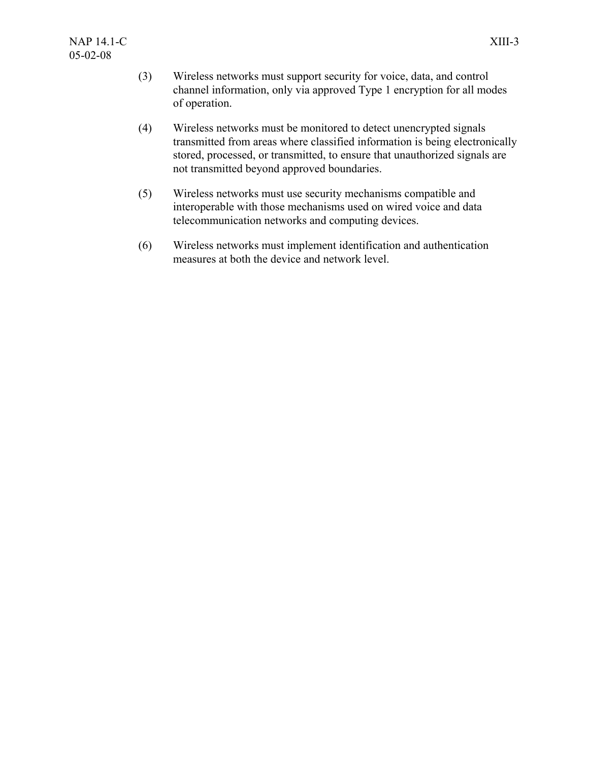(3) Wireless networks must support security for voice, data, and control channel information, only via approved Type 1 encryption for all modes of operation.

(4) Wireless networks must be monitored to detect unencrypted signals transmitted from areas where classified information is being electronically stored, processed, or transmitted, to ensure that unauthorized signals are not transmitted beyond approved boundaries.

(5) Wireless networks must use security mechanisms compatible and interoperable with those mechanisms used on wired voice and data telecommunication networks and computing devices.

(6) Wireless networks must implement identification and authentication measures at both the device and network level.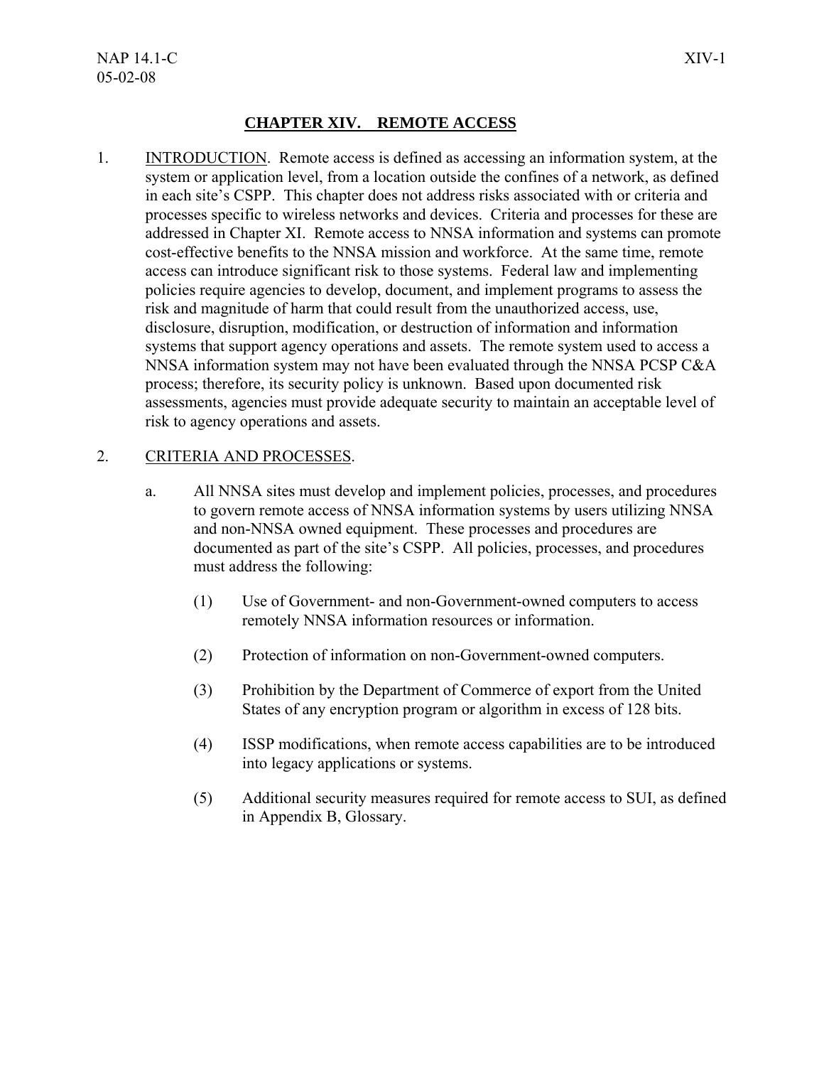## CHAPTER XIV. REMOTE ACCESS

1. INTRODUCTION. Remote access is defined as accessing an information system, at the system or application level, from a location outside the confines of a network, as defined in each site's CSPP. This chapter does not address risks associated with or criteria and processes specific to wireless networks and devices. Criteria and processes for these are addressed in Chapter XI. Remote access to NNSA information and systems can promote cost-effective benefits to the NNSA mission and workforce. At the same time, remote access can introduce significant risk to those systems. Federal law and implementing policies require agencies to develop, document, and implement programs to assess the risk and magnitude of harm that could result from the unauthorized access, use, disclosure, disruption, modification, or destruction of information and information systems that support agency operations and assets. The remote system used to access a NNSA information system may not have been evaluated through the NNSA PCSP C&A process; therefore, its security policy is unknown. Based upon documented risk assessments, agencies must provide adequate security to maintain an acceptable level of risk to agency operations and assets.

2. CRITERIA AND PROCESSES.

   a. All NNSA sites must develop and implement policies, processes, and procedures to govern remote access of NNSA information systems by users utilizing NNSA and non-NNSA owned equipment. These processes and procedures are documented as part of the site's CSPP. All policies, processes, and procedures must address the following:

      (1) Use of Government- and non-Government-owned computers to access remotely NNSA information resources or information.

      (2) Protection of information on non-Government-owned computers.

      (3) Prohibition by the Department of Commerce of export from the United States of any encryption program or algorithm in excess of 128 bits.

      (4) ISSP modifications, when remote access capabilities are to be introduced into legacy applications or systems.

      (5) Additional security measures required for remote access to SUI, as defined in Appendix B, Glossary.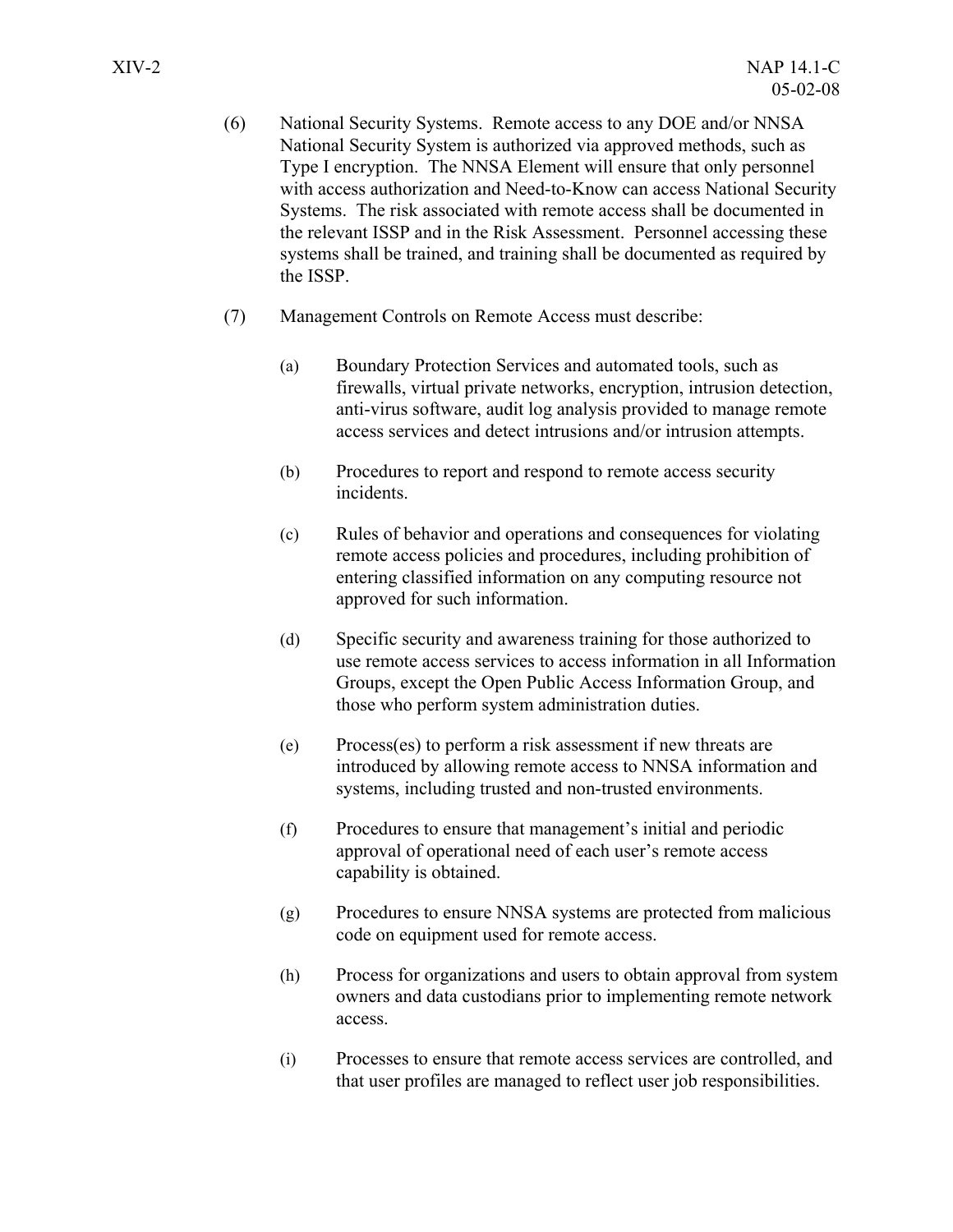(6) National Security Systems. Remote access to any DOE and/or NNSA National Security System is authorized via approved methods, such as Type I encryption. The NNSA Element will ensure that only personnel with access authorization and Need-to-Know can access National Security Systems. The risk associated with remote access shall be documented in the relevant ISSP and in the Risk Assessment. Personnel accessing these systems shall be trained, and training shall be documented as required by the ISSP.

(7) Management Controls on Remote Access must describe:

(a) Boundary Protection Services and automated tools, such as firewalls, virtual private networks, encryption, intrusion detection, anti-virus software, audit log analysis provided to manage remote access services and detect intrusions and/or intrusion attempts.

(b) Procedures to report and respond to remote access security incidents.

(c) Rules of behavior and operations and consequences for violating remote access policies and procedures, including prohibition of entering classified information on any computing resource not approved for such information.

(d) Specific security and awareness training for those authorized to use remote access services to access information in all Information Groups, except the Open Public Access Information Group, and those who perform system administration duties.

(e) Process(es) to perform a risk assessment if new threats are introduced by allowing remote access to NNSA information and systems, including trusted and non-trusted environments.

(f) Procedures to ensure that management's initial and periodic approval of operational need of each user's remote access capability is obtained.

(g) Procedures to ensure NNSA systems are protected from malicious code on equipment used for remote access.

(h) Process for organizations and users to obtain approval from system owners and data custodians prior to implementing remote network access.

(i) Processes to ensure that remote access services are controlled, and that user profiles are managed to reflect user job responsibilities.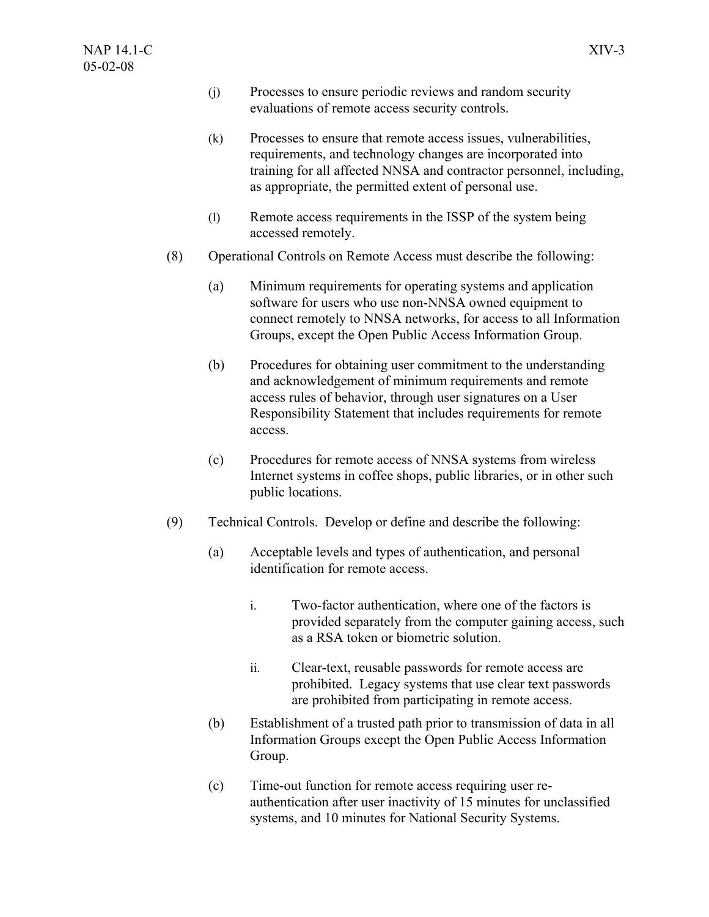(j) Processes to ensure periodic reviews and random security evaluations of remote access security controls.

(k) Processes to ensure that remote access issues, vulnerabilities, requirements, and technology changes are incorporated into training for all affected NNSA and contractor personnel, including, as appropriate, the permitted extent of personal use.

(l) Remote access requirements in the ISSP of the system being accessed remotely.

(8) Operational Controls on Remote Access must describe the following:

(a) Minimum requirements for operating systems and application software for users who use non-NNSA owned equipment to connect remotely to NNSA networks, for access to all Information Groups, except the Open Public Access Information Group.

(b) Procedures for obtaining user commitment to the understanding and acknowledgement of minimum requirements and remote access rules of behavior, through user signatures on a User Responsibility Statement that includes requirements for remote access.

(c) Procedures for remote access of NNSA systems from wireless Internet systems in coffee shops, public libraries, or in other such public locations.

(9) Technical Controls. Develop or define and describe the following:

(a) Acceptable levels and types of authentication, and personal identification for remote access.

i. Two-factor authentication, where one of the factors is provided separately from the computer gaining access, such as a RSA token or biometric solution.

ii. Clear-text, reusable passwords for remote access are prohibited. Legacy systems that use clear text passwords are prohibited from participating in remote access.

(b) Establishment of a trusted path prior to transmission of data in all Information Groups except the Open Public Access Information Group.

(c) Time-out function for remote access requiring user re-authentication after user inactivity of 15 minutes for unclassified systems, and 10 minutes for National Security Systems.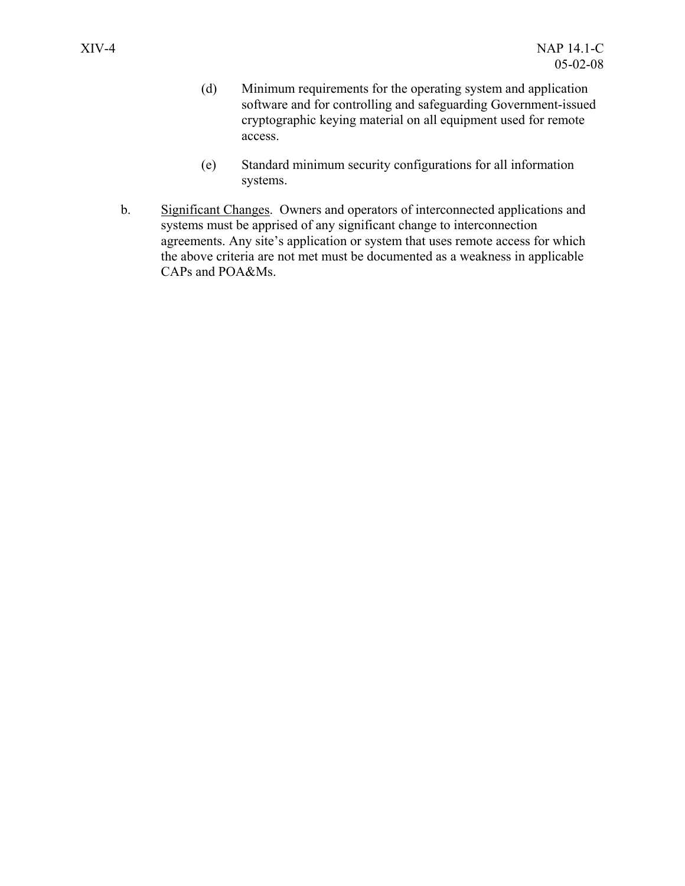(d) Minimum requirements for the operating system and application software and for controlling and safeguarding Government-issued cryptographic keying material on all equipment used for remote access.

(e) Standard minimum security configurations for all information systems.

b. Significant Changes. Owners and operators of interconnected applications and systems must be apprised of any significant change to interconnection agreements. Any site's application or system that uses remote access for which the above criteria are not met must be documented as a weakness in applicable CAPs and POA&Ms.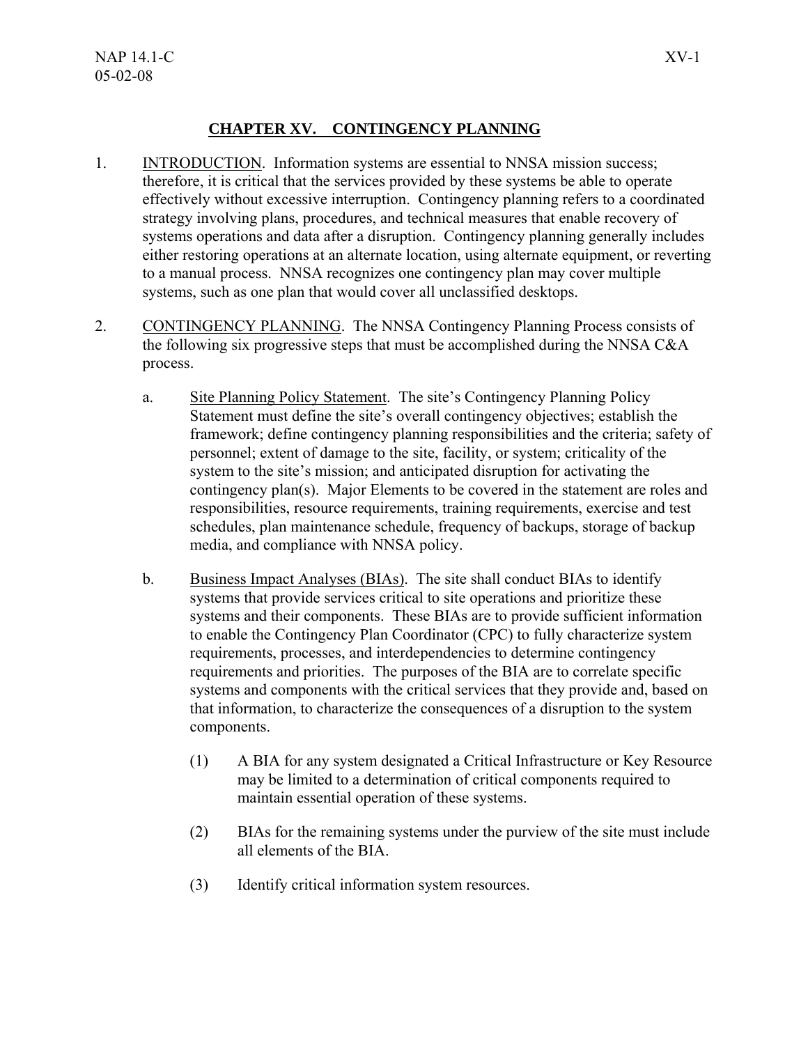## CHAPTER XV. CONTINGENCY PLANNING

1. INTRODUCTION. Information systems are essential to NNSA mission success; therefore, it is critical that the services provided by these systems be able to operate effectively without excessive interruption. Contingency planning refers to a coordinated strategy involving plans, procedures, and technical measures that enable recovery of systems operations and data after a disruption. Contingency planning generally includes either restoring operations at an alternate location, using alternate equipment, or reverting to a manual process. NNSA recognizes one contingency plan may cover multiple systems, such as one plan that would cover all unclassified desktops.

2. CONTINGENCY PLANNING. The NNSA Contingency Planning Process consists of the following six progressive steps that must be accomplished during the NNSA C&A process.

   a. Site Planning Policy Statement. The site's Contingency Planning Policy Statement must define the site's overall contingency objectives; establish the framework; define contingency planning responsibilities and the criteria; safety of personnel; extent of damage to the site, facility, or system; criticality of the system to the site's mission; and anticipated disruption for activating the contingency plan(s). Major Elements to be covered in the statement are roles and responsibilities, resource requirements, training requirements, exercise and test schedules, plan maintenance schedule, frequency of backups, storage of backup media, and compliance with NNSA policy.

   b. Business Impact Analyses (BIAs). The site shall conduct BIAs to identify systems that provide services critical to site operations and prioritize these systems and their components. These BIAs are to provide sufficient information to enable the Contingency Plan Coordinator (CPC) to fully characterize system requirements, processes, and interdependencies to determine contingency requirements and priorities. The purposes of the BIA are to correlate specific systems and components with the critical services that they provide and, based on that information, to characterize the consequences of a disruption to the system components.

      (1) A BIA for any system designated a Critical Infrastructure or Key Resource may be limited to a determination of critical components required to maintain essential operation of these systems.

      (2) BIAs for the remaining systems under the purview of the site must include all elements of the BIA.

      (3) Identify critical information system resources.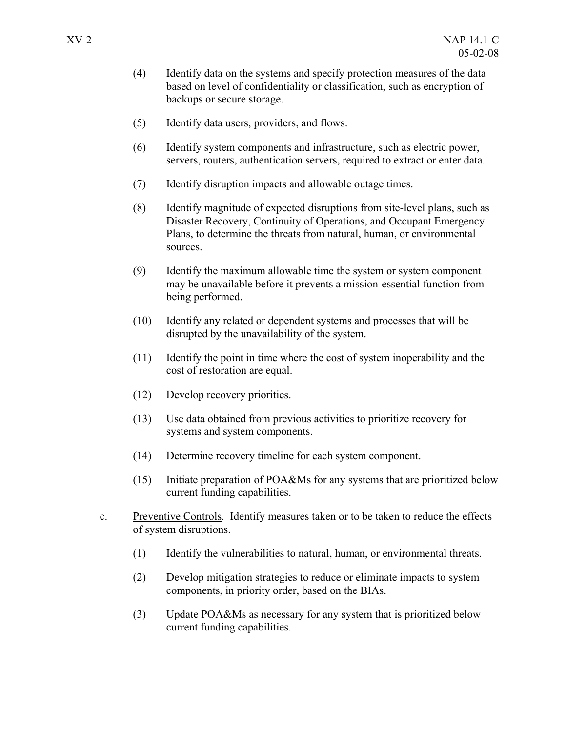(4) Identify data on the systems and specify protection measures of the data based on level of confidentiality or classification, such as encryption of backups or secure storage.

(5) Identify data users, providers, and flows.

(6) Identify system components and infrastructure, such as electric power, servers, routers, authentication servers, required to extract or enter data.

(7) Identify disruption impacts and allowable outage times.

(8) Identify magnitude of expected disruptions from site-level plans, such as Disaster Recovery, Continuity of Operations, and Occupant Emergency Plans, to determine the threats from natural, human, or environmental sources.

(9) Identify the maximum allowable time the system or system component may be unavailable before it prevents a mission-essential function from being performed.

(10) Identify any related or dependent systems and processes that will be disrupted by the unavailability of the system.

(11) Identify the point in time where the cost of system inoperability and the cost of restoration are equal.

(12) Develop recovery priorities.

(13) Use data obtained from previous activities to prioritize recovery for systems and system components.

(14) Determine recovery timeline for each system component.

(15) Initiate preparation of POA&Ms for any systems that are prioritized below current funding capabilities.

c. Preventive Controls. Identify measures taken or to be taken to reduce the effects of system disruptions.

(1) Identify the vulnerabilities to natural, human, or environmental threats.

(2) Develop mitigation strategies to reduce or eliminate impacts to system components, in priority order, based on the BIAs.

(3) Update POA&Ms as necessary for any system that is prioritized below current funding capabilities.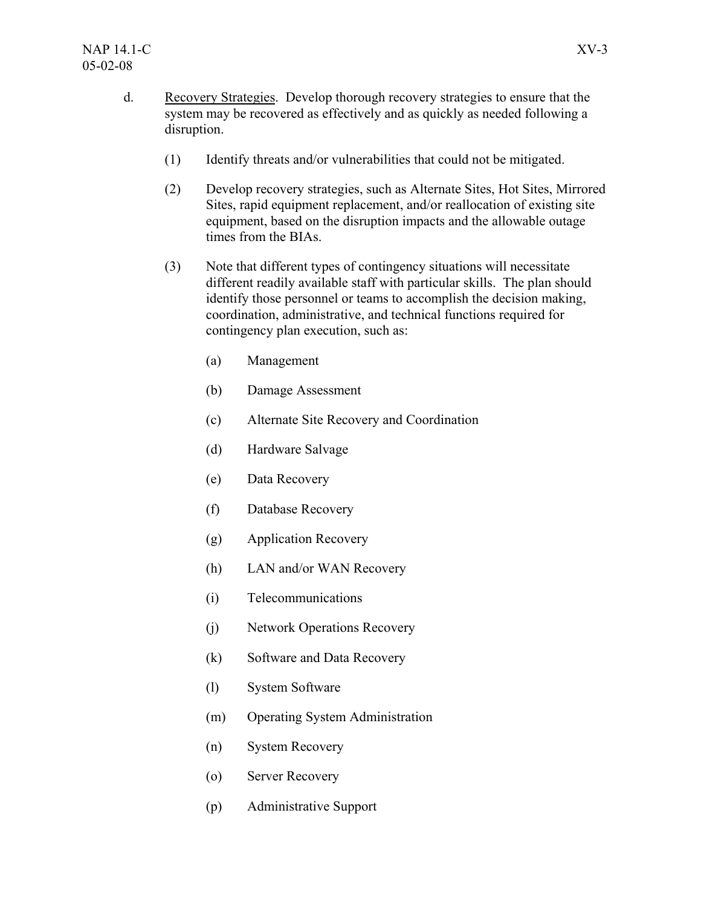d. Recovery Strategies. Develop thorough recovery strategies to ensure that the system may be recovered as effectively and as quickly as needed following a disruption.

(1) Identify threats and/or vulnerabilities that could not be mitigated.

(2) Develop recovery strategies, such as Alternate Sites, Hot Sites, Mirrored Sites, rapid equipment replacement, and/or reallocation of existing site equipment, based on the disruption impacts and the allowable outage times from the BIAs.

(3) Note that different types of contingency situations will necessitate different readily available staff with particular skills. The plan should identify those personnel or teams to accomplish the decision making, coordination, administrative, and technical functions required for contingency plan execution, such as:

(a) Management

(b) Damage Assessment

(c) Alternate Site Recovery and Coordination

(d) Hardware Salvage

(e) Data Recovery

(f) Database Recovery

(g) Application Recovery

(h) LAN and/or WAN Recovery

(i) Telecommunications

(j) Network Operations Recovery

(k) Software and Data Recovery

(l) System Software

(m) Operating System Administration

(n) System Recovery

(o) Server Recovery

(p) Administrative Support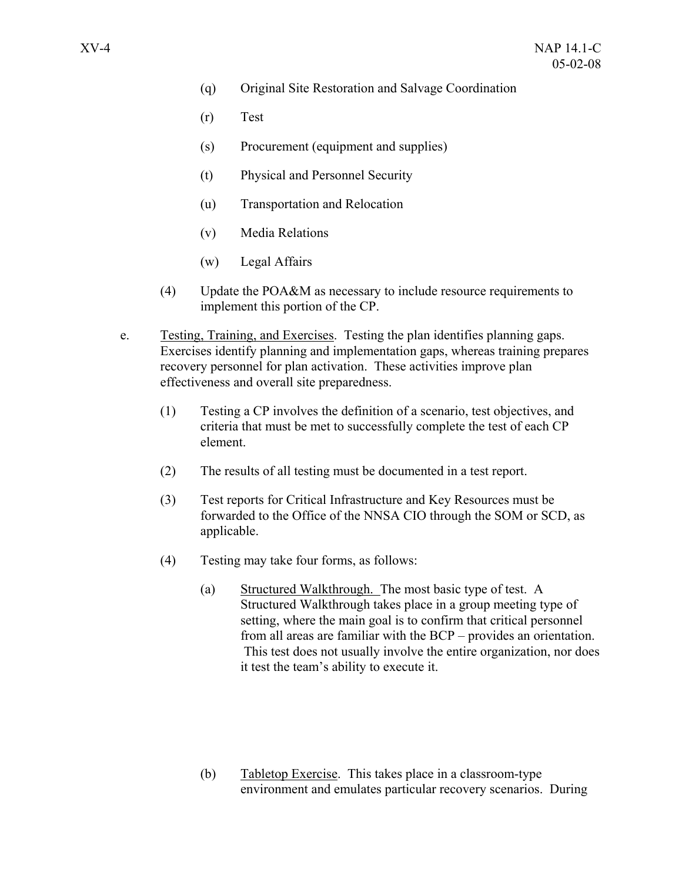(q) Original Site Restoration and Salvage Coordination

(r) Test

(s) Procurement (equipment and supplies)

(t) Physical and Personnel Security

(u) Transportation and Relocation

(v) Media Relations

(w) Legal Affairs

(4) Update the POA&M as necessary to include resource requirements to implement this portion of the CP.

e. Testing, Training, and Exercises. Testing the plan identifies planning gaps. Exercises identify planning and implementation gaps, whereas training prepares recovery personnel for plan activation. These activities improve plan effectiveness and overall site preparedness.

(1) Testing a CP involves the definition of a scenario, test objectives, and criteria that must be met to successfully complete the test of each CP element.

(2) The results of all testing must be documented in a test report.

(3) Test reports for Critical Infrastructure and Key Resources must be forwarded to the Office of the NNSA CIO through the SOM or SCD, as applicable.

(4) Testing may take four forms, as follows:

(a) Structured Walkthrough. The most basic type of test. A Structured Walkthrough takes place in a group meeting type of setting, where the main goal is to confirm that critical personnel from all areas are familiar with the BCP – provides an orientation. This test does not usually involve the entire organization, nor does it test the team's ability to execute it.

(b) Tabletop Exercise. This takes place in a classroom-type environment and emulates particular recovery scenarios. During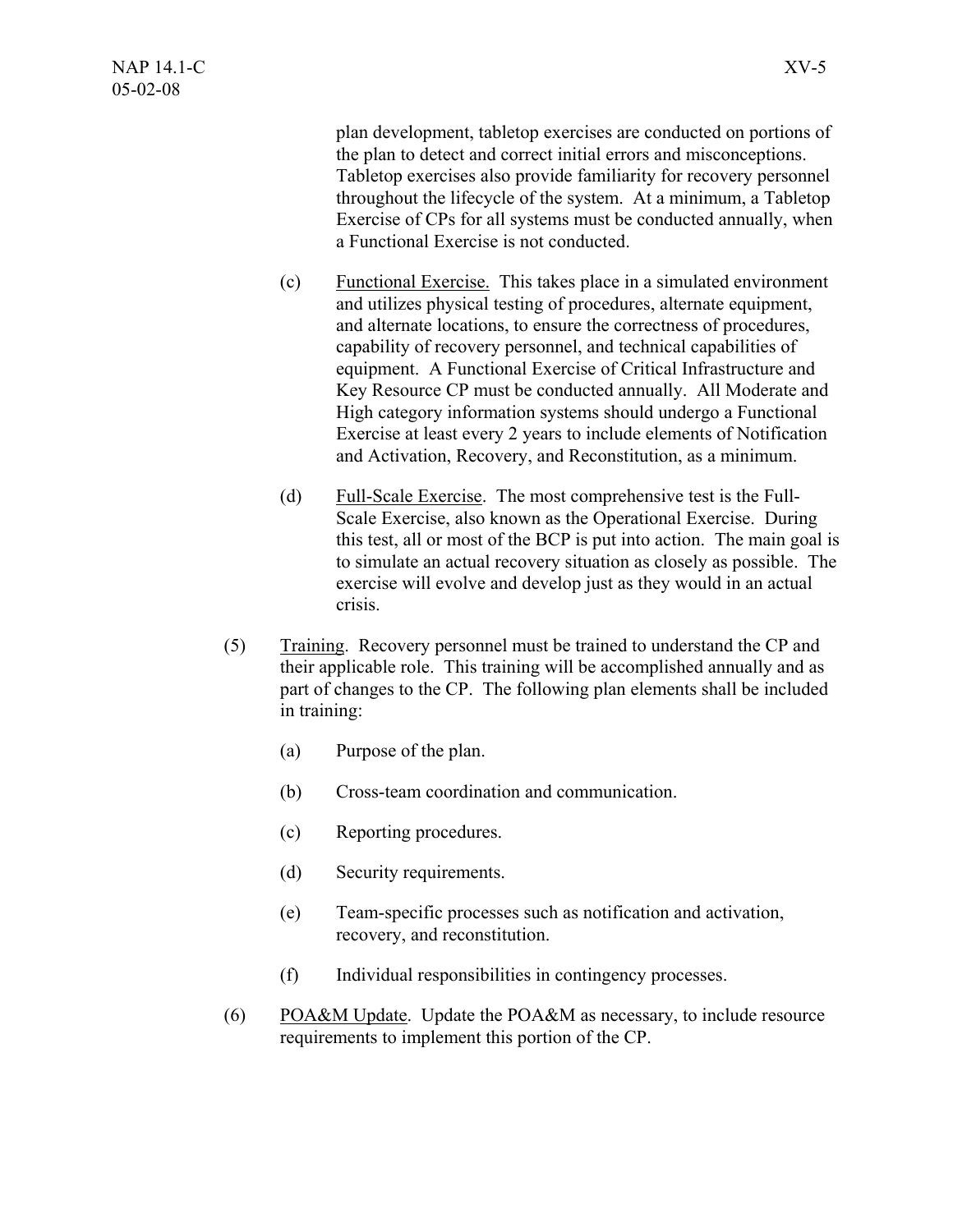plan development, tabletop exercises are conducted on portions of the plan to detect and correct initial errors and misconceptions. Tabletop exercises also provide familiarity for recovery personnel throughout the lifecycle of the system. At a minimum, a Tabletop Exercise of CPs for all systems must be conducted annually, when a Functional Exercise is not conducted.

(c) Functional Exercise. This takes place in a simulated environment and utilizes physical testing of procedures, alternate equipment, and alternate locations, to ensure the correctness of procedures, capability of recovery personnel, and technical capabilities of equipment. A Functional Exercise of Critical Infrastructure and Key Resource CP must be conducted annually. All Moderate and High category information systems should undergo a Functional Exercise at least every 2 years to include elements of Notification and Activation, Recovery, and Reconstitution, as a minimum.

(d) Full-Scale Exercise. The most comprehensive test is the Full-Scale Exercise, also known as the Operational Exercise. During this test, all or most of the BCP is put into action. The main goal is to simulate an actual recovery situation as closely as possible. The exercise will evolve and develop just as they would in an actual crisis.

(5) Training. Recovery personnel must be trained to understand the CP and their applicable role. This training will be accomplished annually and as part of changes to the CP. The following plan elements shall be included in training:

(a) Purpose of the plan.

(b) Cross-team coordination and communication.

(c) Reporting procedures.

(d) Security requirements.

(e) Team-specific processes such as notification and activation, recovery, and reconstitution.

(f) Individual responsibilities in contingency processes.

(6) POA&M Update. Update the POA&M as necessary, to include resource requirements to implement this portion of the CP.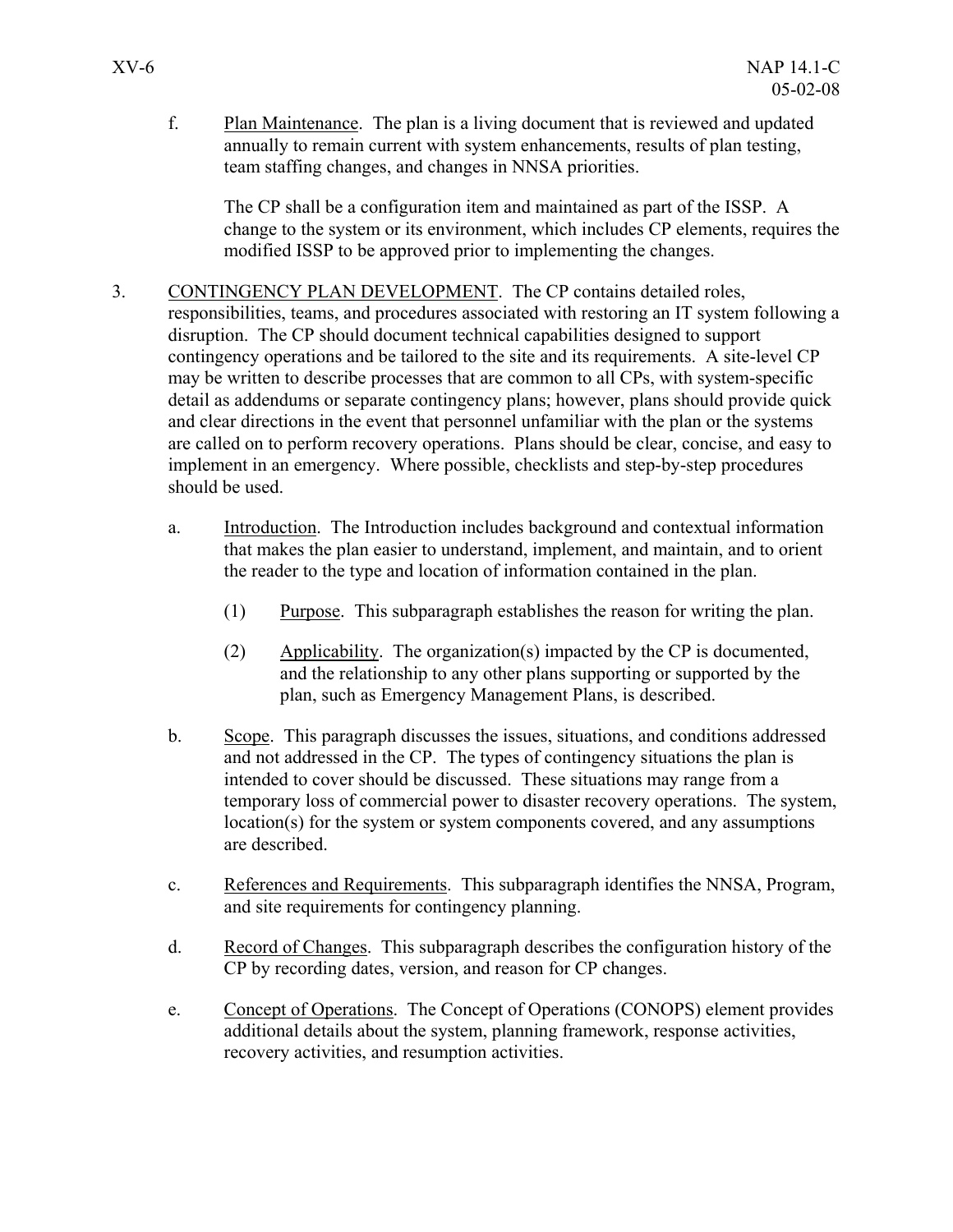f. Plan Maintenance. The plan is a living document that is reviewed and updated annually to remain current with system enhancements, results of plan testing, team staffing changes, and changes in NNSA priorities.

   The CP shall be a configuration item and maintained as part of the ISSP. A change to the system or its environment, which includes CP elements, requires the modified ISSP to be approved prior to implementing the changes.

3. CONTINGENCY PLAN DEVELOPMENT. The CP contains detailed roles, responsibilities, teams, and procedures associated with restoring an IT system following a disruption. The CP should document technical capabilities designed to support contingency operations and be tailored to the site and its requirements. A site-level CP may be written to describe processes that are common to all CPs, with system-specific detail as addendums or separate contingency plans; however, plans should provide quick and clear directions in the event that personnel unfamiliar with the plan or the systems are called on to perform recovery operations. Plans should be clear, concise, and easy to implement in an emergency. Where possible, checklists and step-by-step procedures should be used.

   a. Introduction. The Introduction includes background and contextual information that makes the plan easier to understand, implement, and maintain, and to orient the reader to the type and location of information contained in the plan.

      (1) Purpose. This subparagraph establishes the reason for writing the plan.

      (2) Applicability. The organization(s) impacted by the CP is documented, and the relationship to any other plans supporting or supported by the plan, such as Emergency Management Plans, is described.

   b. Scope. This paragraph discusses the issues, situations, and conditions addressed and not addressed in the CP. The types of contingency situations the plan is intended to cover should be discussed. These situations may range from a temporary loss of commercial power to disaster recovery operations. The system, location(s) for the system or system components covered, and any assumptions are described.

   c. References and Requirements. This subparagraph identifies the NNSA, Program, and site requirements for contingency planning.

   d. Record of Changes. This subparagraph describes the configuration history of the CP by recording dates, version, and reason for CP changes.

   e. Concept of Operations. The Concept of Operations (CONOPS) element provides additional details about the system, planning framework, response activities, recovery activities, and resumption activities.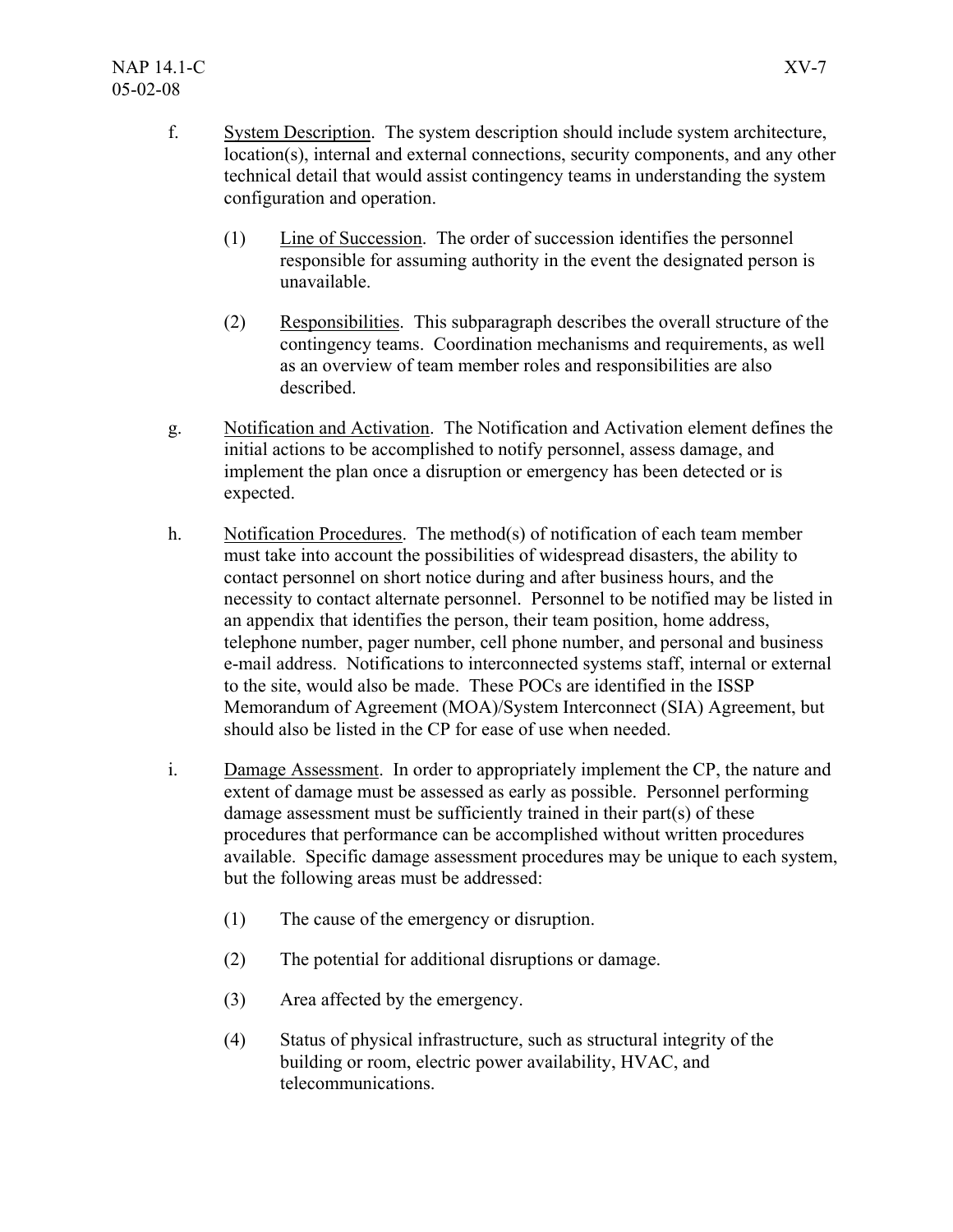f. System Description. The system description should include system architecture, location(s), internal and external connections, security components, and any other technical detail that would assist contingency teams in understanding the system configuration and operation.

   (1) Line of Succession. The order of succession identifies the personnel responsible for assuming authority in the event the designated person is unavailable.

   (2) Responsibilities. This subparagraph describes the overall structure of the contingency teams. Coordination mechanisms and requirements, as well as an overview of team member roles and responsibilities are also described.

g. Notification and Activation. The Notification and Activation element defines the initial actions to be accomplished to notify personnel, assess damage, and implement the plan once a disruption or emergency has been detected or is expected.

h. Notification Procedures. The method(s) of notification of each team member must take into account the possibilities of widespread disasters, the ability to contact personnel on short notice during and after business hours, and the necessity to contact alternate personnel. Personnel to be notified may be listed in an appendix that identifies the person, their team position, home address, telephone number, pager number, cell phone number, and personal and business e-mail address. Notifications to interconnected systems staff, internal or external to the site, would also be made. These POCs are identified in the ISSP Memorandum of Agreement (MOA)/System Interconnect (SIA) Agreement, but should also be listed in the CP for ease of use when needed.

i. Damage Assessment. In order to appropriately implement the CP, the nature and extent of damage must be assessed as early as possible. Personnel performing damage assessment must be sufficiently trained in their part(s) of these procedures that performance can be accomplished without written procedures available. Specific damage assessment procedures may be unique to each system, but the following areas must be addressed:

   (1) The cause of the emergency or disruption.

   (2) The potential for additional disruptions or damage.

   (3) Area affected by the emergency.

   (4) Status of physical infrastructure, such as structural integrity of the building or room, electric power availability, HVAC, and telecommunications.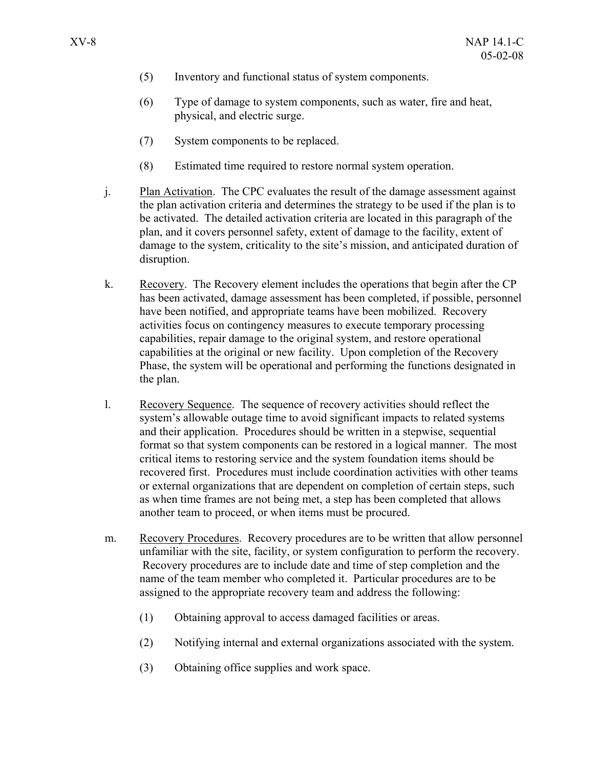(5) Inventory and functional status of system components.

(6) Type of damage to system components, such as water, fire and heat, physical, and electric surge.

(7) System components to be replaced.

(8) Estimated time required to restore normal system operation.

j. Plan Activation. The CPC evaluates the result of the damage assessment against the plan activation criteria and determines the strategy to be used if the plan is to be activated. The detailed activation criteria are located in this paragraph of the plan, and it covers personnel safety, extent of damage to the facility, extent of damage to the system, criticality to the site's mission, and anticipated duration of disruption.

k. Recovery. The Recovery element includes the operations that begin after the CP has been activated, damage assessment has been completed, if possible, personnel have been notified, and appropriate teams have been mobilized. Recovery activities focus on contingency measures to execute temporary processing capabilities, repair damage to the original system, and restore operational capabilities at the original or new facility. Upon completion of the Recovery Phase, the system will be operational and performing the functions designated in the plan.

l. Recovery Sequence. The sequence of recovery activities should reflect the system's allowable outage time to avoid significant impacts to related systems and their application. Procedures should be written in a stepwise, sequential format so that system components can be restored in a logical manner. The most critical items to restoring service and the system foundation items should be recovered first. Procedures must include coordination activities with other teams or external organizations that are dependent on completion of certain steps, such as when time frames are not being met, a step has been completed that allows another team to proceed, or when items must be procured.

m. Recovery Procedures. Recovery procedures are to be written that allow personnel unfamiliar with the site, facility, or system configuration to perform the recovery. Recovery procedures are to include date and time of step completion and the name of the team member who completed it. Particular procedures are to be assigned to the appropriate recovery team and address the following:

(1) Obtaining approval to access damaged facilities or areas.

(2) Notifying internal and external organizations associated with the system.

(3) Obtaining office supplies and work space.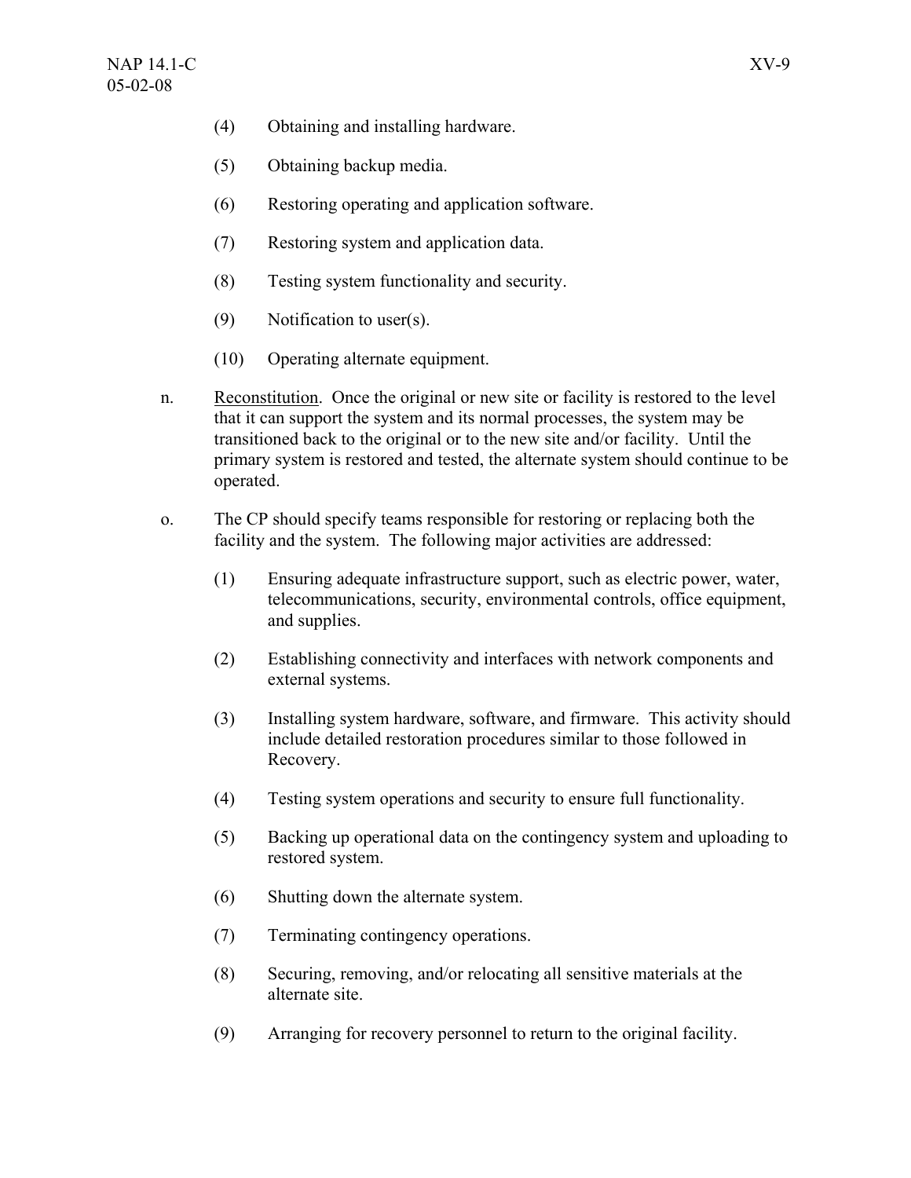(4) Obtaining and installing hardware.

(5) Obtaining backup media.

(6) Restoring operating and application software.

(7) Restoring system and application data.

(8) Testing system functionality and security.

(9) Notification to user(s).

(10) Operating alternate equipment.

n. Reconstitution. Once the original or new site or facility is restored to the level that it can support the system and its normal processes, the system may be transitioned back to the original or to the new site and/or facility. Until the primary system is restored and tested, the alternate system should continue to be operated.

o. The CP should specify teams responsible for restoring or replacing both the facility and the system. The following major activities are addressed:

(1) Ensuring adequate infrastructure support, such as electric power, water, telecommunications, security, environmental controls, office equipment, and supplies.

(2) Establishing connectivity and interfaces with network components and external systems.

(3) Installing system hardware, software, and firmware. This activity should include detailed restoration procedures similar to those followed in Recovery.

(4) Testing system operations and security to ensure full functionality.

(5) Backing up operational data on the contingency system and uploading to restored system.

(6) Shutting down the alternate system.

(7) Terminating contingency operations.

(8) Securing, removing, and/or relocating all sensitive materials at the alternate site.

(9) Arranging for recovery personnel to return to the original facility.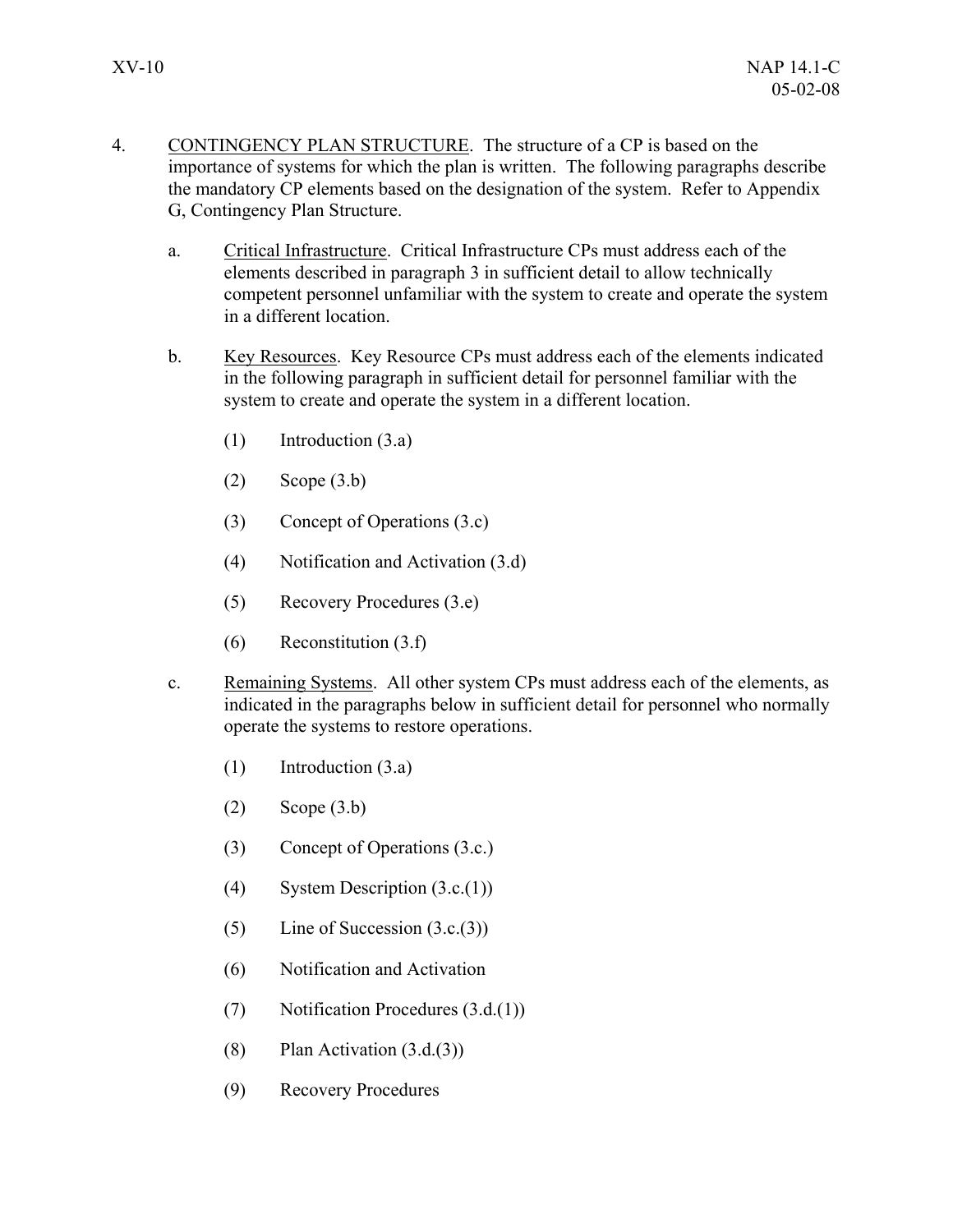4. CONTINGENCY PLAN STRUCTURE. The structure of a CP is based on the importance of systems for which the plan is written. The following paragraphs describe the mandatory CP elements based on the designation of the system. Refer to Appendix G, Contingency Plan Structure.

   a. Critical Infrastructure. Critical Infrastructure CPs must address each of the elements described in paragraph 3 in sufficient detail to allow technically competent personnel unfamiliar with the system to create and operate the system in a different location.

   b. Key Resources. Key Resource CPs must address each of the elements indicated in the following paragraph in sufficient detail for personnel familiar with the system to create and operate the system in a different location.

      (1) Introduction (3.a)

      (2) Scope (3.b)

      (3) Concept of Operations (3.c)

      (4) Notification and Activation (3.d)

      (5) Recovery Procedures (3.e)

      (6) Reconstitution (3.f)

   c. Remaining Systems. All other system CPs must address each of the elements, as indicated in the paragraphs below in sufficient detail for personnel who normally operate the systems to restore operations.

      (1) Introduction (3.a)

      (2) Scope (3.b)

      (3) Concept of Operations (3.c.)

      (4) System Description (3.c.(1))

      (5) Line of Succession (3.c.(3))

      (6) Notification and Activation

      (7) Notification Procedures (3.d.(1))

      (8) Plan Activation (3.d.(3))

      (9) Recovery Procedures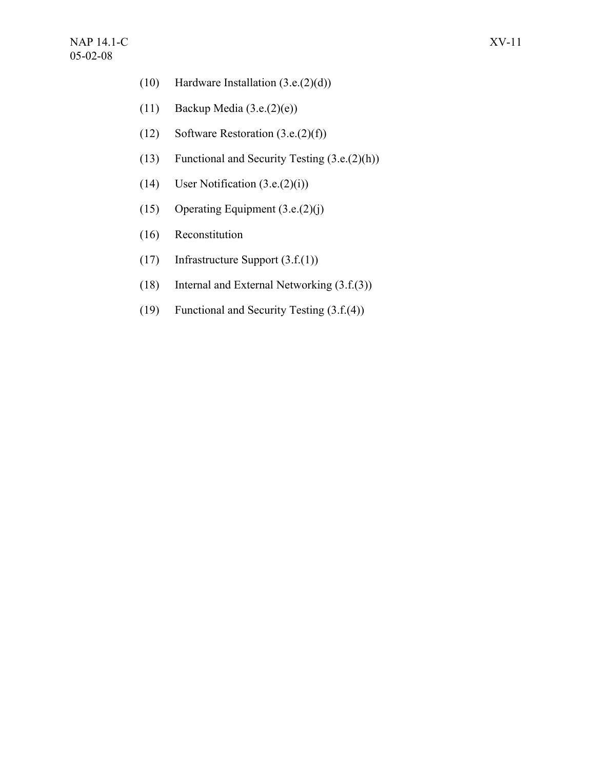(10) Hardware Installation (3.e.(2)(d))

(11) Backup Media (3.e.(2)(e))

(12) Software Restoration (3.e.(2)(f))

(13) Functional and Security Testing (3.e.(2)(h))

(14) User Notification (3.e.(2)(i))

(15) Operating Equipment (3.e.(2)(j)

(16) Reconstitution

(17) Infrastructure Support (3.f.(1))

(18) Internal and External Networking (3.f.(3))

(19) Functional and Security Testing (3.f.(4))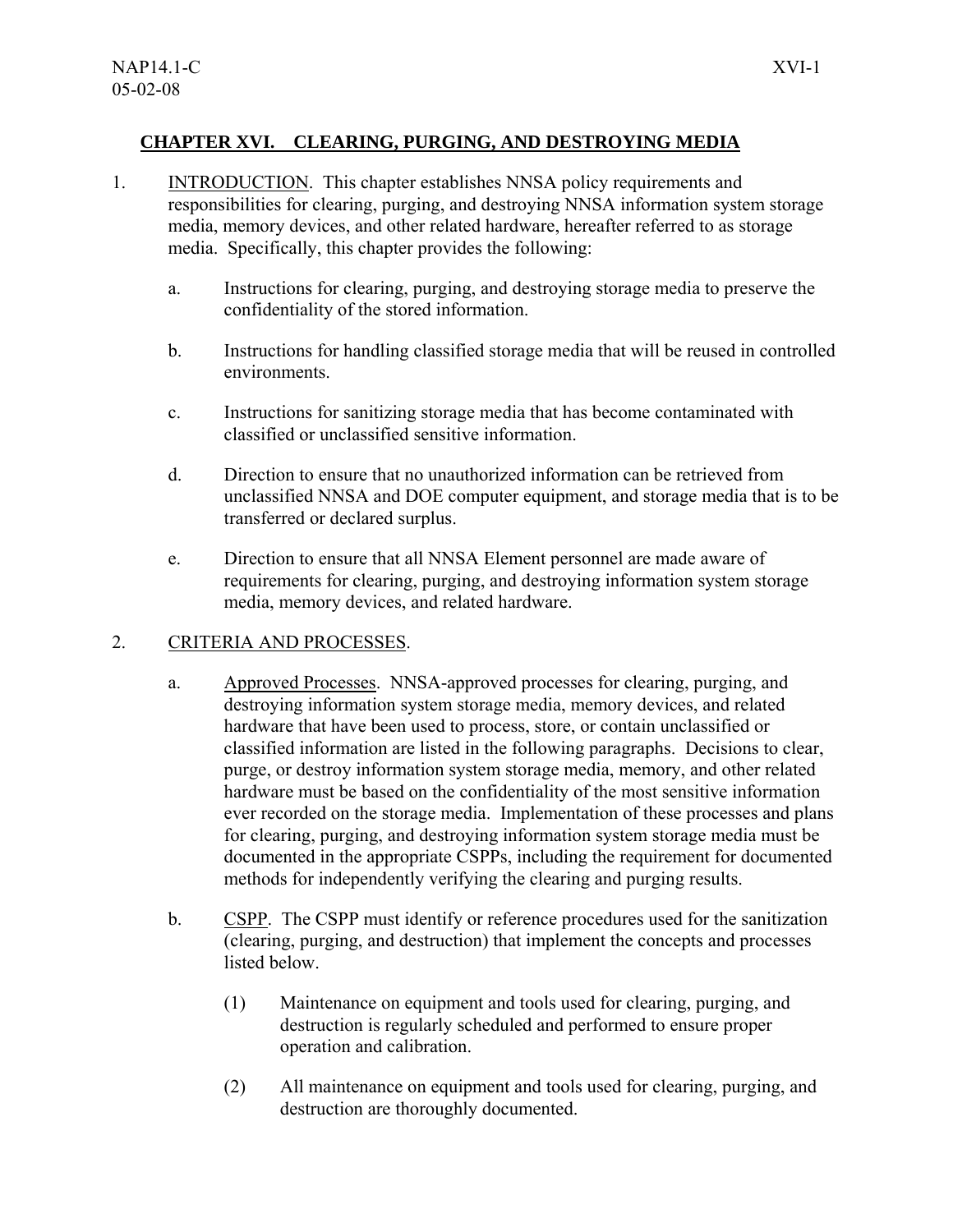## CHAPTER XVI. CLEARING, PURGING, AND DESTROYING MEDIA

1. INTRODUCTION. This chapter establishes NNSA policy requirements and responsibilities for clearing, purging, and destroying NNSA information system storage media, memory devices, and other related hardware, hereafter referred to as storage media. Specifically, this chapter provides the following:

   a. Instructions for clearing, purging, and destroying storage media to preserve the confidentiality of the stored information.

   b. Instructions for handling classified storage media that will be reused in controlled environments.

   c. Instructions for sanitizing storage media that has become contaminated with classified or unclassified sensitive information.

   d. Direction to ensure that no unauthorized information can be retrieved from unclassified NNSA and DOE computer equipment, and storage media that is to be transferred or declared surplus.

   e. Direction to ensure that all NNSA Element personnel are made aware of requirements for clearing, purging, and destroying information system storage media, memory devices, and related hardware.

2. CRITERIA AND PROCESSES.

   a. Approved Processes. NNSA-approved processes for clearing, purging, and destroying information system storage media, memory devices, and related hardware that have been used to process, store, or contain unclassified or classified information are listed in the following paragraphs. Decisions to clear, purge, or destroy information system storage media, memory, and other related hardware must be based on the confidentiality of the most sensitive information ever recorded on the storage media. Implementation of these processes and plans for clearing, purging, and destroying information system storage media must be documented in the appropriate CSPPs, including the requirement for documented methods for independently verifying the clearing and purging results.

   b. CSPP. The CSPP must identify or reference procedures used for the sanitization (clearing, purging, and destruction) that implement the concepts and processes listed below.

      (1) Maintenance on equipment and tools used for clearing, purging, and destruction is regularly scheduled and performed to ensure proper operation and calibration.

      (2) All maintenance on equipment and tools used for clearing, purging, and destruction are thoroughly documented.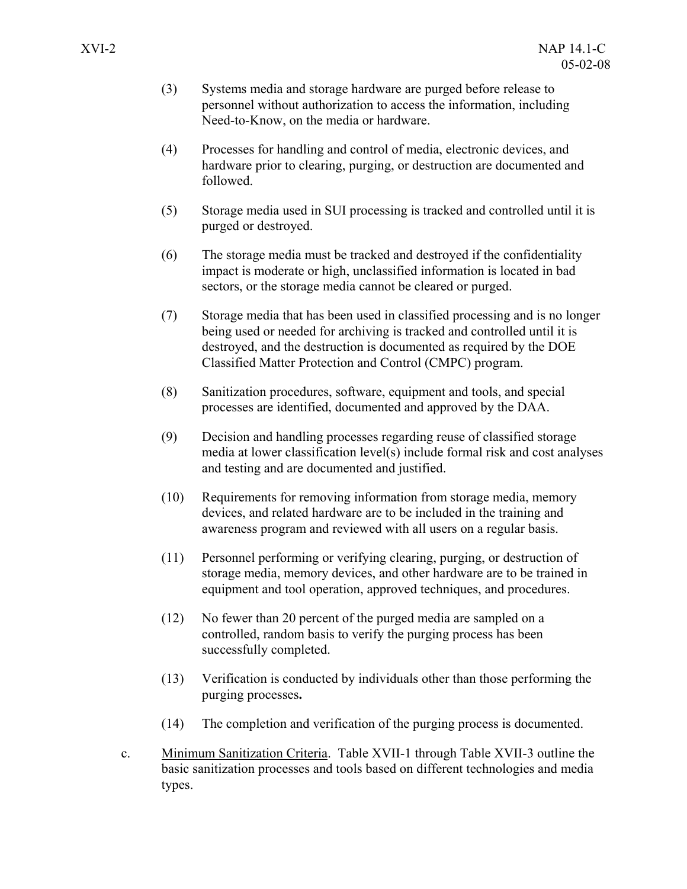(3) Systems media and storage hardware are purged before release to personnel without authorization to access the information, including Need-to-Know, on the media or hardware.

(4) Processes for handling and control of media, electronic devices, and hardware prior to clearing, purging, or destruction are documented and followed.

(5) Storage media used in SUI processing is tracked and controlled until it is purged or destroyed.

(6) The storage media must be tracked and destroyed if the confidentiality impact is moderate or high, unclassified information is located in bad sectors, or the storage media cannot be cleared or purged.

(7) Storage media that has been used in classified processing and is no longer being used or needed for archiving is tracked and controlled until it is destroyed, and the destruction is documented as required by the DOE Classified Matter Protection and Control (CMPC) program.

(8) Sanitization procedures, software, equipment and tools, and special processes are identified, documented and approved by the DAA.

(9) Decision and handling processes regarding reuse of classified storage media at lower classification level(s) include formal risk and cost analyses and testing and are documented and justified.

(10) Requirements for removing information from storage media, memory devices, and related hardware are to be included in the training and awareness program and reviewed with all users on a regular basis.

(11) Personnel performing or verifying clearing, purging, or destruction of storage media, memory devices, and other hardware are to be trained in equipment and tool operation, approved techniques, and procedures.

(12) No fewer than 20 percent of the purged media are sampled on a controlled, random basis to verify the purging process has been successfully completed.

(13) Verification is conducted by individuals other than those performing the purging processes**.**

(14) The completion and verification of the purging process is documented.

c. Minimum Sanitization Criteria. Table XVII-1 through Table XVII-3 outline the basic sanitization processes and tools based on different technologies and media types.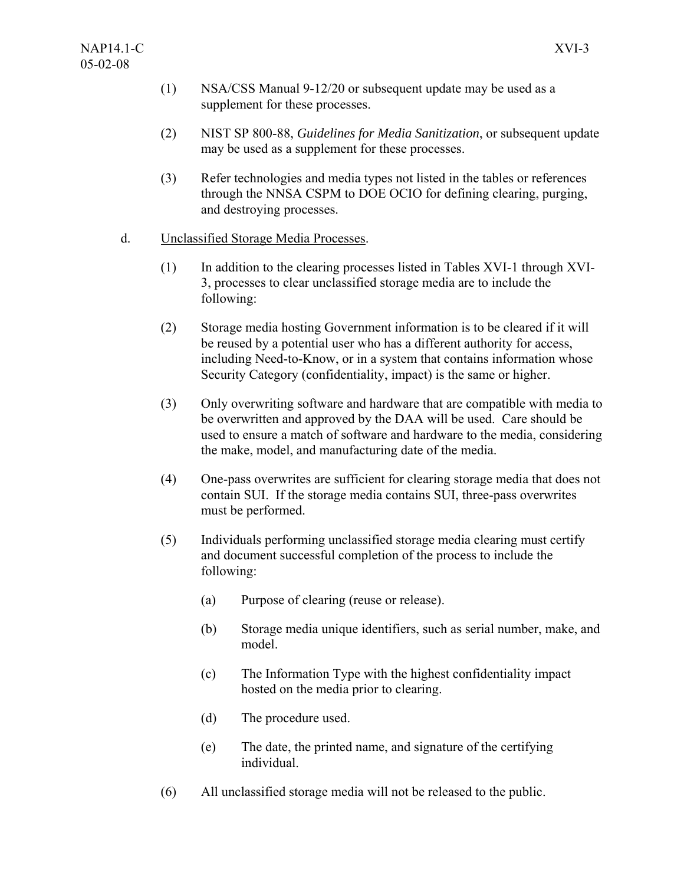(1) NSA/CSS Manual 9-12/20 or subsequent update may be used as a supplement for these processes.

(2) NIST SP 800-88, *Guidelines for Media Sanitization*, or subsequent update may be used as a supplement for these processes.

(3) Refer technologies and media types not listed in the tables or references through the NNSA CSPM to DOE OCIO for defining clearing, purging, and destroying processes.

d. Unclassified Storage Media Processes.

(1) In addition to the clearing processes listed in Tables XVI-1 through XVI-3, processes to clear unclassified storage media are to include the following:

(2) Storage media hosting Government information is to be cleared if it will be reused by a potential user who has a different authority for access, including Need-to-Know, or in a system that contains information whose Security Category (confidentiality, impact) is the same or higher.

(3) Only overwriting software and hardware that are compatible with media to be overwritten and approved by the DAA will be used. Care should be used to ensure a match of software and hardware to the media, considering the make, model, and manufacturing date of the media.

(4) One-pass overwrites are sufficient for clearing storage media that does not contain SUI. If the storage media contains SUI, three-pass overwrites must be performed.

(5) Individuals performing unclassified storage media clearing must certify and document successful completion of the process to include the following:

(a) Purpose of clearing (reuse or release).

(b) Storage media unique identifiers, such as serial number, make, and model.

(c) The Information Type with the highest confidentiality impact hosted on the media prior to clearing.

(d) The procedure used.

(e) The date, the printed name, and signature of the certifying individual.

(6) All unclassified storage media will not be released to the public.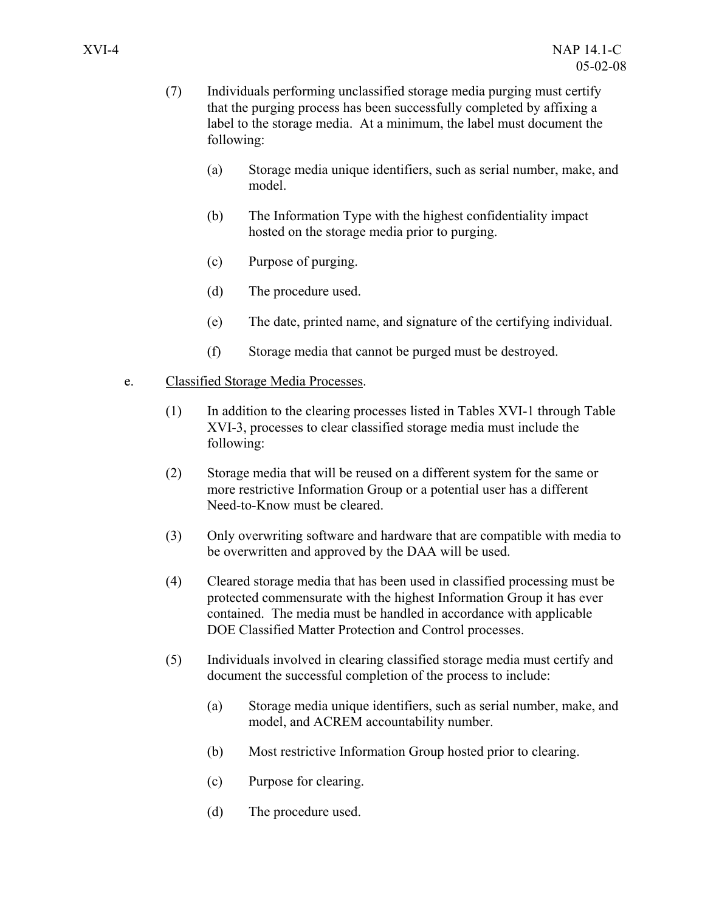(7) Individuals performing unclassified storage media purging must certify that the purging process has been successfully completed by affixing a label to the storage media. At a minimum, the label must document the following:

   (a) Storage media unique identifiers, such as serial number, make, and model.

   (b) The Information Type with the highest confidentiality impact hosted on the storage media prior to purging.

   (c) Purpose of purging.

   (d) The procedure used.

   (e) The date, printed name, and signature of the certifying individual.

   (f) Storage media that cannot be purged must be destroyed.

e. <u>Classified Storage Media Processes</u>.

(1) In addition to the clearing processes listed in Tables XVI-1 through Table XVI-3, processes to clear classified storage media must include the following:

(2) Storage media that will be reused on a different system for the same or more restrictive Information Group or a potential user has a different Need-to-Know must be cleared.

(3) Only overwriting software and hardware that are compatible with media to be overwritten and approved by the DAA will be used.

(4) Cleared storage media that has been used in classified processing must be protected commensurate with the highest Information Group it has ever contained. The media must be handled in accordance with applicable DOE Classified Matter Protection and Control processes.

(5) Individuals involved in clearing classified storage media must certify and document the successful completion of the process to include:

   (a) Storage media unique identifiers, such as serial number, make, and model, and ACREM accountability number.

   (b) Most restrictive Information Group hosted prior to clearing.

   (c) Purpose for clearing.

   (d) The procedure used.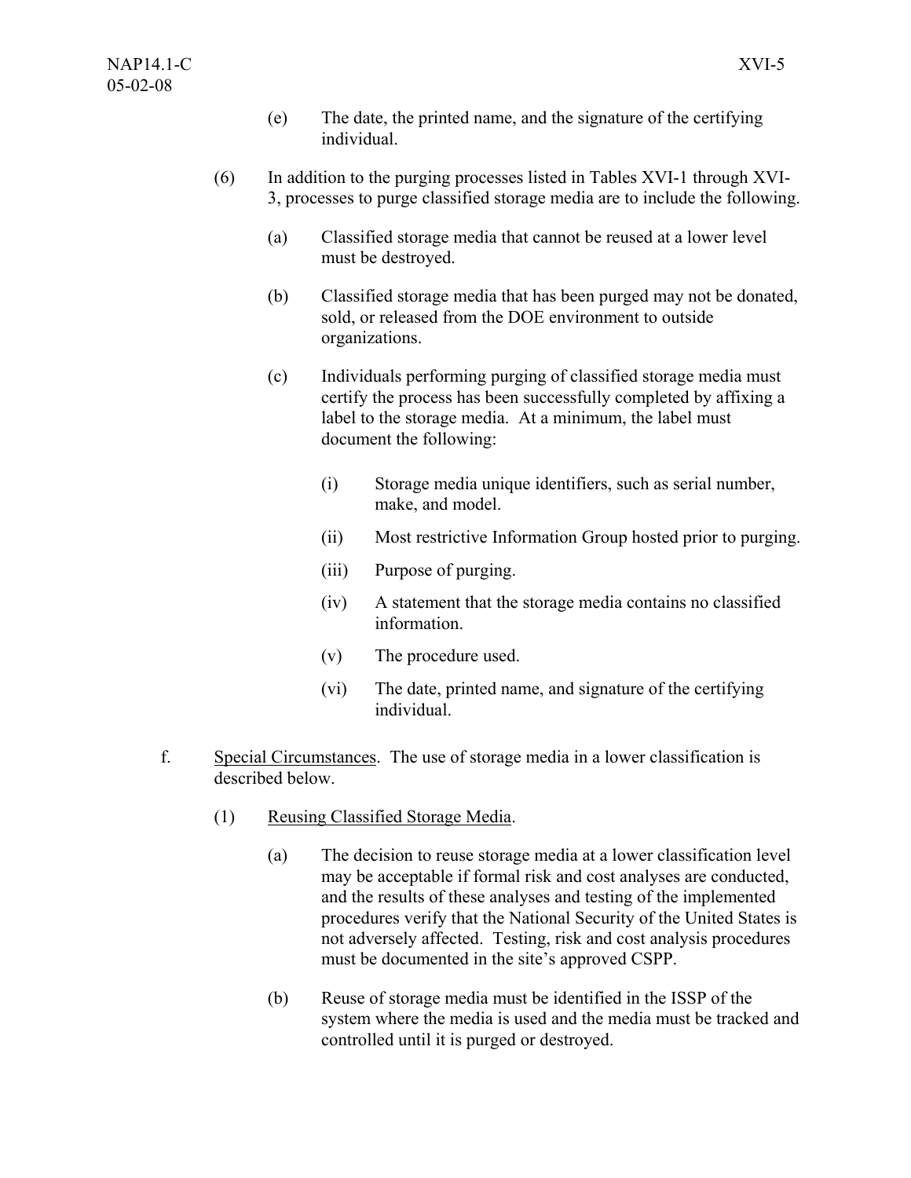(e) The date, the printed name, and the signature of the certifying individual.

(6) In addition to the purging processes listed in Tables XVI-1 through XVI-3, processes to purge classified storage media are to include the following.

(a) Classified storage media that cannot be reused at a lower level must be destroyed.

(b) Classified storage media that has been purged may not be donated, sold, or released from the DOE environment to outside organizations.

(c) Individuals performing purging of classified storage media must certify the process has been successfully completed by affixing a label to the storage media. At a minimum, the label must document the following:

(i) Storage media unique identifiers, such as serial number, make, and model.

(ii) Most restrictive Information Group hosted prior to purging.

(iii) Purpose of purging.

(iv) A statement that the storage media contains no classified information.

(v) The procedure used.

(vi) The date, printed name, and signature of the certifying individual.

f. Special Circumstances. The use of storage media in a lower classification is described below.

(1) Reusing Classified Storage Media.

(a) The decision to reuse storage media at a lower classification level may be acceptable if formal risk and cost analyses are conducted, and the results of these analyses and testing of the implemented procedures verify that the National Security of the United States is not adversely affected. Testing, risk and cost analysis procedures must be documented in the site's approved CSPP.

(b) Reuse of storage media must be identified in the ISSP of the system where the media is used and the media must be tracked and controlled until it is purged or destroyed.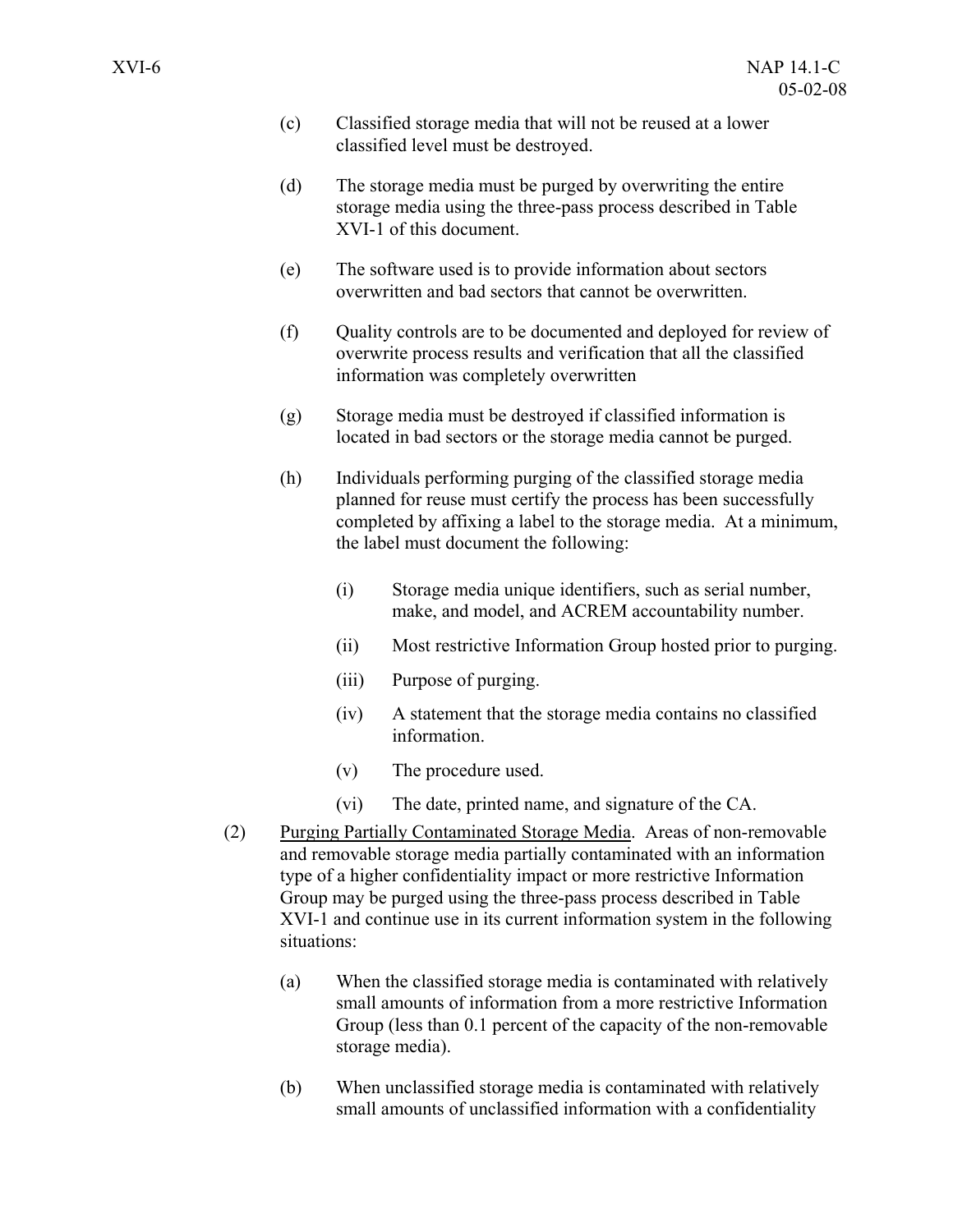(c) Classified storage media that will not be reused at a lower classified level must be destroyed.

(d) The storage media must be purged by overwriting the entire storage media using the three-pass process described in Table XVI-1 of this document.

(e) The software used is to provide information about sectors overwritten and bad sectors that cannot be overwritten.

(f) Quality controls are to be documented and deployed for review of overwrite process results and verification that all the classified information was completely overwritten

(g) Storage media must be destroyed if classified information is located in bad sectors or the storage media cannot be purged.

(h) Individuals performing purging of the classified storage media planned for reuse must certify the process has been successfully completed by affixing a label to the storage media. At a minimum, the label must document the following:

   (i) Storage media unique identifiers, such as serial number, make, and model, and ACREM accountability number.

   (ii) Most restrictive Information Group hosted prior to purging.

   (iii) Purpose of purging.

   (iv) A statement that the storage media contains no classified information.

   (v) The procedure used.

   (vi) The date, printed name, and signature of the CA.

(2) <u>Purging Partially Contaminated Storage Media</u>. Areas of non-removable and removable storage media partially contaminated with an information type of a higher confidentiality impact or more restrictive Information Group may be purged using the three-pass process described in Table XVI-1 and continue use in its current information system in the following situations:

   (a) When the classified storage media is contaminated with relatively small amounts of information from a more restrictive Information Group (less than 0.1 percent of the capacity of the non-removable storage media).

   (b) When unclassified storage media is contaminated with relatively small amounts of unclassified information with a confidentiality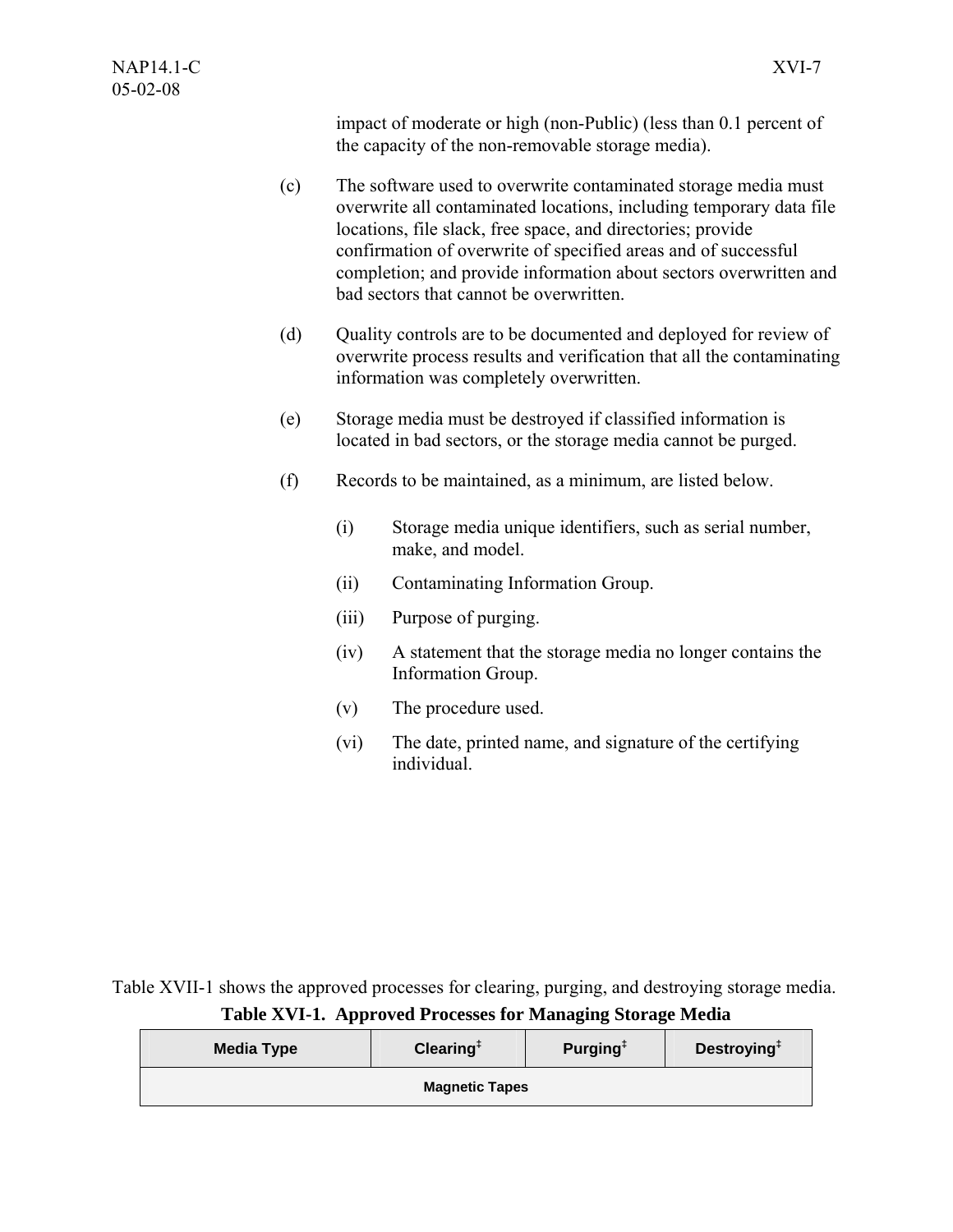impact of moderate or high (non-Public) (less than 0.1 percent of the capacity of the non-removable storage media).

(c) The software used to overwrite contaminated storage media must overwrite all contaminated locations, including temporary data file locations, file slack, free space, and directories; provide confirmation of overwrite of specified areas and of successful completion; and provide information about sectors overwritten and bad sectors that cannot be overwritten.

(d) Quality controls are to be documented and deployed for review of overwrite process results and verification that all the contaminating information was completely overwritten.

(e) Storage media must be destroyed if classified information is located in bad sectors, or the storage media cannot be purged.

(f) Records to be maintained, as a minimum, are listed below.

(i) Storage media unique identifiers, such as serial number, make, and model.

(ii) Contaminating Information Group.

(iii) Purpose of purging.

(iv) A statement that the storage media no longer contains the Information Group.

(v) The procedure used.

(vi) The date, printed name, and signature of the certifying individual.

Table XVII-1 shows the approved processes for clearing, purging, and destroying storage media.

**Table XVI-1. Approved Processes for Managing Storage Media**

| Media Type | Clearing‡ | Purging‡ | Destroying‡ |
|---|---|---|---|
| **Magnetic Tapes** | | | |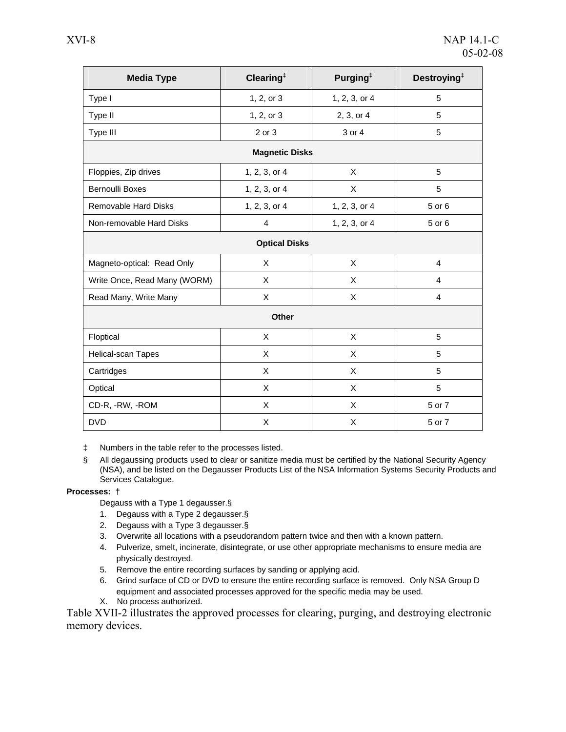| Media Type | Clearing‡ | Purging‡ | Destroying‡ |
|---|---|---|---|
| Type I | 1, 2, or 3 | 1, 2, 3, or 4 | 5 |
| Type II | 1, 2, or 3 | 2, 3, or 4 | 5 |
| Type III | 2 or 3 | 3 or 4 | 5 |
| **Magnetic Disks** | | | |
| Floppies, Zip drives | 1, 2, 3, or 4 | X | 5 |
| Bernoulli Boxes | 1, 2, 3, or 4 | X | 5 |
| Removable Hard Disks | 1, 2, 3, or 4 | 1, 2, 3, or 4 | 5 or 6 |
| Non-removable Hard Disks | 4 | 1, 2, 3, or 4 | 5 or 6 |
| **Optical Disks** | | | |
| Magneto-optical: Read Only | X | X | 4 |
| Write Once, Read Many (WORM) | X | X | 4 |
| Read Many, Write Many | X | X | 4 |
| **Other** | | | |
| Floptical | X | X | 5 |
| Helical-scan Tapes | X | X | 5 |
| Cartridges | X | X | 5 |
| Optical | X | X | 5 |
| CD-R, -RW, -ROM | X | X | 5 or 7 |
| DVD | X | X | 5 or 7 |

‡ Numbers in the table refer to the processes listed.

§ All degaussing products used to clear or sanitize media must be certified by the National Security Agency (NSA), and be listed on the Degausser Products List of the NSA Information Systems Security Products and Services Catalogue.

**Processes: †**

Degauss with a Type 1 degausser.§

1. Degauss with a Type 2 degausser.§
2. Degauss with a Type 3 degausser.§
3. Overwrite all locations with a pseudorandom pattern twice and then with a known pattern.
4. Pulverize, smelt, incinerate, disintegrate, or use other appropriate mechanisms to ensure media are physically destroyed.
5. Remove the entire recording surfaces by sanding or applying acid.
6. Grind surface of CD or DVD to ensure the entire recording surface is removed. Only NSA Group D equipment and associated processes approved for the specific media may be used.

X. No process authorized.

Table XVII-2 illustrates the approved processes for clearing, purging, and destroying electronic memory devices.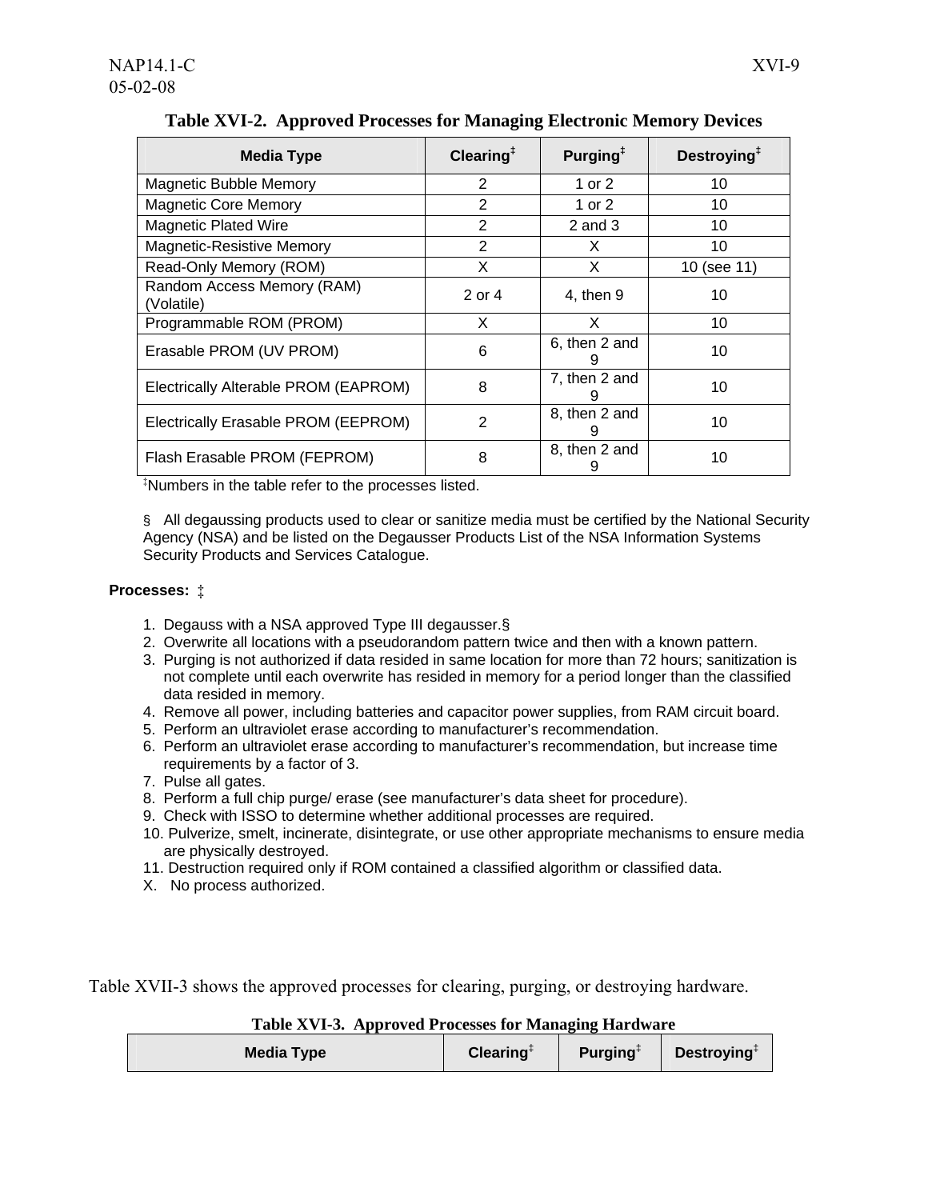**Table XVI-2. Approved Processes for Managing Electronic Memory Devices**

| Media Type | Clearing‡ | Purging‡ | Destroying‡ |
|---|---|---|---|
| Magnetic Bubble Memory | 2 | 1 or 2 | 10 |
| Magnetic Core Memory | 2 | 1 or 2 | 10 |
| Magnetic Plated Wire | 2 | 2 and 3 | 10 |
| Magnetic-Resistive Memory | 2 | X | 10 |
| Read-Only Memory (ROM) | X | X | 10 (see 11) |
| Random Access Memory (RAM) (Volatile) | 2 or 4 | 4, then 9 | 10 |
| Programmable ROM (PROM) | X | X | 10 |
| Erasable PROM (UV PROM) | 6 | 6, then 2 and 9 | 10 |
| Electrically Alterable PROM (EAPROM) | 8 | 7, then 2 and 9 | 10 |
| Electrically Erasable PROM (EEPROM) | 2 | 8, then 2 and 9 | 10 |
| Flash Erasable PROM (FEPROM) | 8 | 8, then 2 and 9 | 10 |

‡Numbers in the table refer to the processes listed.

§ All degaussing products used to clear or sanitize media must be certified by the National Security Agency (NSA) and be listed on the Degausser Products List of the NSA Information Systems Security Products and Services Catalogue.

**Processes:** ‡

1. Degauss with a NSA approved Type III degausser.§
2. Overwrite all locations with a pseudorandom pattern twice and then with a known pattern.
3. Purging is not authorized if data resided in same location for more than 72 hours; sanitization is not complete until each overwrite has resided in memory for a period longer than the classified data resided in memory.
4. Remove all power, including batteries and capacitor power supplies, from RAM circuit board.
5. Perform an ultraviolet erase according to manufacturer's recommendation.
6. Perform an ultraviolet erase according to manufacturer's recommendation, but increase time requirements by a factor of 3.
7. Pulse all gates.
8. Perform a full chip purge/ erase (see manufacturer's data sheet for procedure).
9. Check with ISSO to determine whether additional processes are required.
10. Pulverize, smelt, incinerate, disintegrate, or use other appropriate mechanisms to ensure media are physically destroyed.
11. Destruction required only if ROM contained a classified algorithm or classified data.

X. No process authorized.

Table XVII-3 shows the approved processes for clearing, purging, or destroying hardware.

**Table XVI-3. Approved Processes for Managing Hardware**

| Media Type | Clearing‡ | Purging‡ | Destroying‡ |
|---|---|---|---|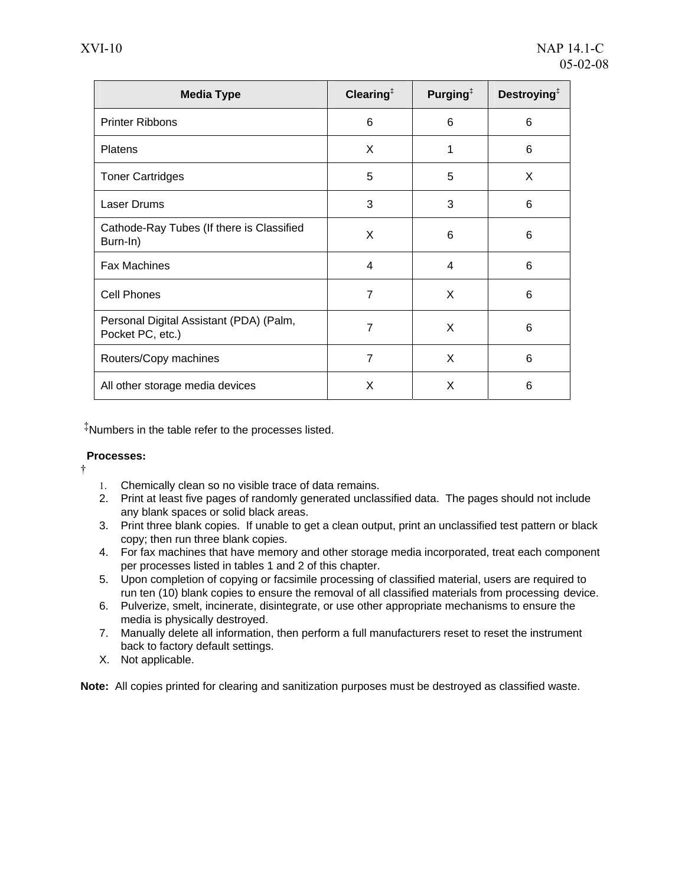| Media Type | Clearing‡ | Purging‡ | Destroying‡ |
|---|---|---|---|
| Printer Ribbons | 6 | 6 | 6 |
| Platens | X | 1 | 6 |
| Toner Cartridges | 5 | 5 | X |
| Laser Drums | 3 | 3 | 6 |
| Cathode-Ray Tubes (If there is Classified Burn-In) | X | 6 | 6 |
| Fax Machines | 4 | 4 | 6 |
| Cell Phones | 7 | X | 6 |
| Personal Digital Assistant (PDA) (Palm, Pocket PC, etc.) | 7 | X | 6 |
| Routers/Copy machines | 7 | X | 6 |
| All other storage media devices | X | X | 6 |

‡Numbers in the table refer to the processes listed.

**Processes:**
†

1. Chemically clean so no visible trace of data remains.
2. Print at least five pages of randomly generated unclassified data. The pages should not include any blank spaces or solid black areas.
3. Print three blank copies. If unable to get a clean output, print an unclassified test pattern or black copy; then run three blank copies.
4. For fax machines that have memory and other storage media incorporated, treat each component per processes listed in tables 1 and 2 of this chapter.
5. Upon completion of copying or facsimile processing of classified material, users are required to run ten (10) blank copies to ensure the removal of all classified materials from processing device.
6. Pulverize, smelt, incinerate, disintegrate, or use other appropriate mechanisms to ensure the media is physically destroyed.
7. Manually delete all information, then perform a full manufacturers reset to reset the instrument back to factory default settings.

X. Not applicable.

**Note:** All copies printed for clearing and sanitization purposes must be destroyed as classified waste.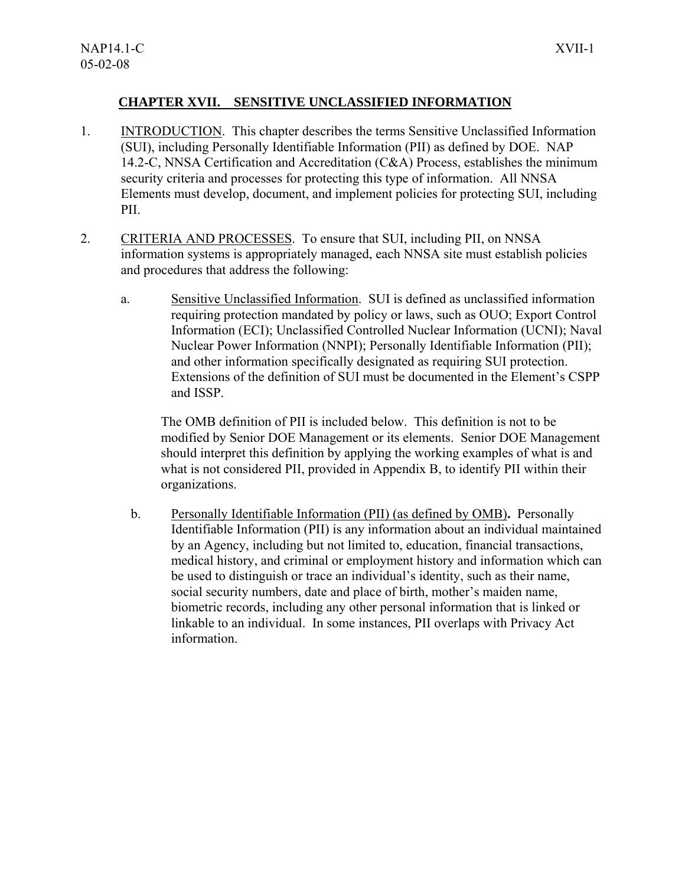## CHAPTER XVII. SENSITIVE UNCLASSIFIED INFORMATION

1. INTRODUCTION. This chapter describes the terms Sensitive Unclassified Information (SUI), including Personally Identifiable Information (PII) as defined by DOE. NAP 14.2-C, NNSA Certification and Accreditation (C&A) Process, establishes the minimum security criteria and processes for protecting this type of information. All NNSA Elements must develop, document, and implement policies for protecting SUI, including PII.

2. CRITERIA AND PROCESSES. To ensure that SUI, including PII, on NNSA information systems is appropriately managed, each NNSA site must establish policies and procedures that address the following:

   a. Sensitive Unclassified Information. SUI is defined as unclassified information requiring protection mandated by policy or laws, such as OUO; Export Control Information (ECI); Unclassified Controlled Nuclear Information (UCNI); Naval Nuclear Power Information (NNPI); Personally Identifiable Information (PII); and other information specifically designated as requiring SUI protection. Extensions of the definition of SUI must be documented in the Element's CSPP and ISSP.

      The OMB definition of PII is included below. This definition is not to be modified by Senior DOE Management or its elements. Senior DOE Management should interpret this definition by applying the working examples of what is and what is not considered PII, provided in Appendix B, to identify PII within their organizations.

   b. Personally Identifiable Information (PII) (as defined by OMB). Personally Identifiable Information (PII) is any information about an individual maintained by an Agency, including but not limited to, education, financial transactions, medical history, and criminal or employment history and information which can be used to distinguish or trace an individual's identity, such as their name, social security numbers, date and place of birth, mother's maiden name, biometric records, including any other personal information that is linked or linkable to an individual. In some instances, PII overlaps with Privacy Act information.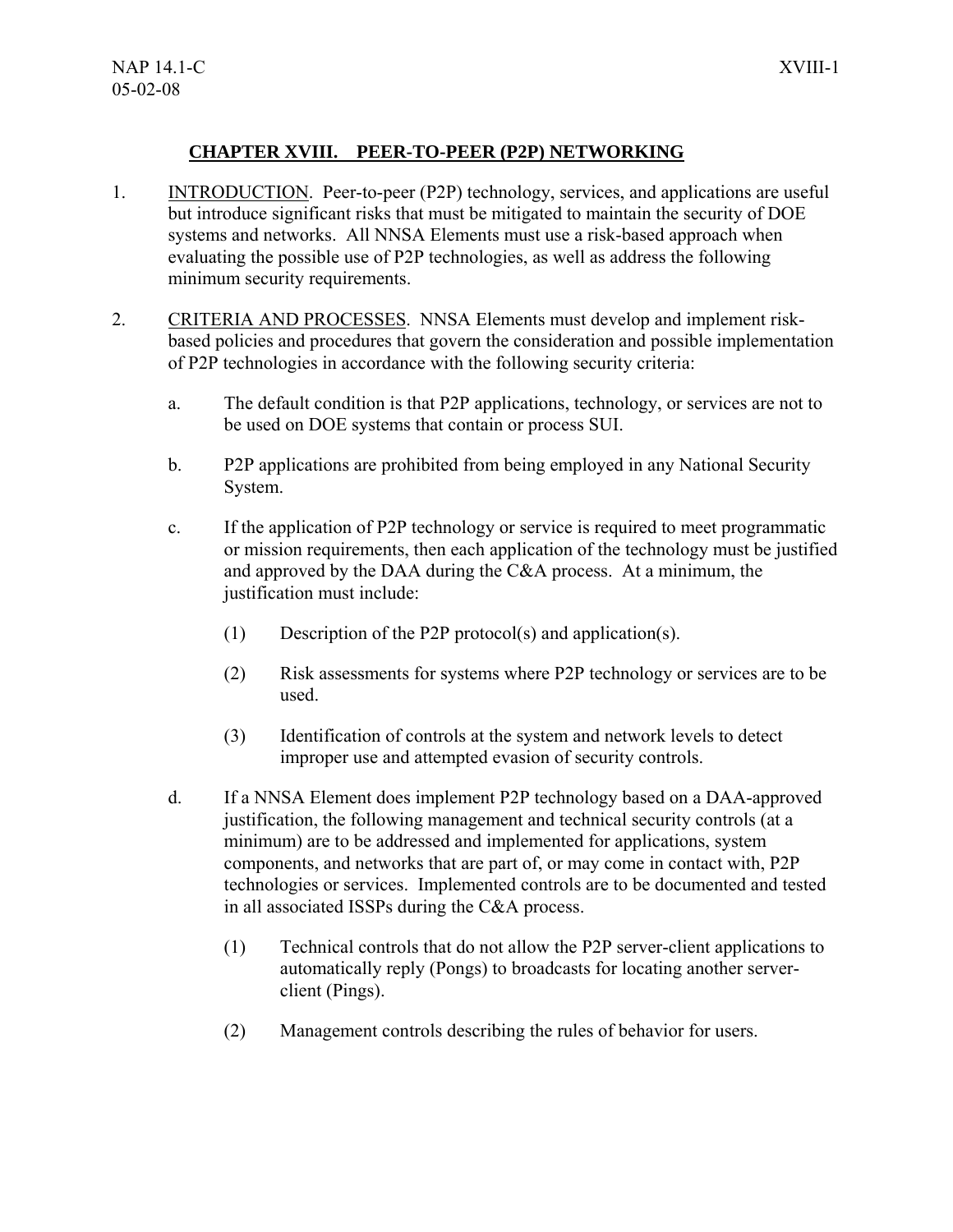## CHAPTER XVIII. PEER-TO-PEER (P2P) NETWORKING

1. INTRODUCTION. Peer-to-peer (P2P) technology, services, and applications are useful but introduce significant risks that must be mitigated to maintain the security of DOE systems and networks. All NNSA Elements must use a risk-based approach when evaluating the possible use of P2P technologies, as well as address the following minimum security requirements.

2. CRITERIA AND PROCESSES. NNSA Elements must develop and implement risk-based policies and procedures that govern the consideration and possible implementation of P2P technologies in accordance with the following security criteria:

   a. The default condition is that P2P applications, technology, or services are not to be used on DOE systems that contain or process SUI.

   b. P2P applications are prohibited from being employed in any National Security System.

   c. If the application of P2P technology or service is required to meet programmatic or mission requirements, then each application of the technology must be justified and approved by the DAA during the C&A process. At a minimum, the justification must include:

      (1) Description of the P2P protocol(s) and application(s).

      (2) Risk assessments for systems where P2P technology or services are to be used.

      (3) Identification of controls at the system and network levels to detect improper use and attempted evasion of security controls.

   d. If a NNSA Element does implement P2P technology based on a DAA-approved justification, the following management and technical security controls (at a minimum) are to be addressed and implemented for applications, system components, and networks that are part of, or may come in contact with, P2P technologies or services. Implemented controls are to be documented and tested in all associated ISSPs during the C&A process.

      (1) Technical controls that do not allow the P2P server-client applications to automatically reply (Pongs) to broadcasts for locating another server-client (Pings).

      (2) Management controls describing the rules of behavior for users.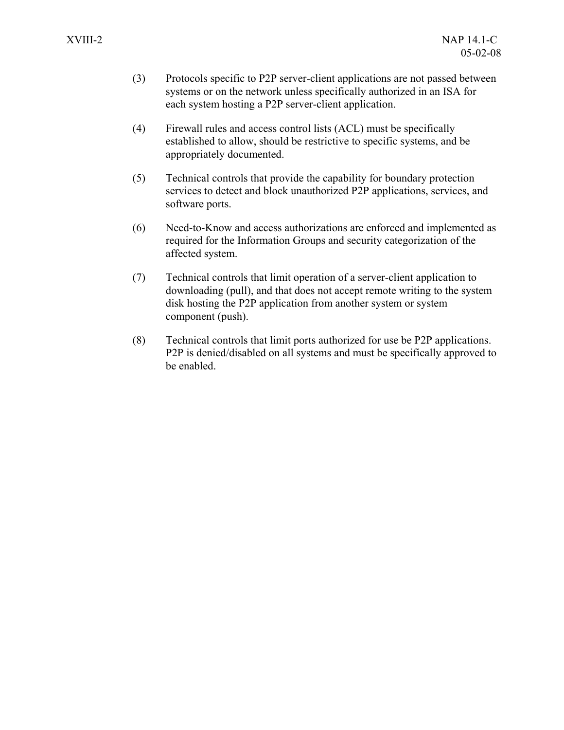(3) Protocols specific to P2P server-client applications are not passed between systems or on the network unless specifically authorized in an ISA for each system hosting a P2P server-client application.

(4) Firewall rules and access control lists (ACL) must be specifically established to allow, should be restrictive to specific systems, and be appropriately documented.

(5) Technical controls that provide the capability for boundary protection services to detect and block unauthorized P2P applications, services, and software ports.

(6) Need-to-Know and access authorizations are enforced and implemented as required for the Information Groups and security categorization of the affected system.

(7) Technical controls that limit operation of a server-client application to downloading (pull), and that does not accept remote writing to the system disk hosting the P2P application from another system or system component (push).

(8) Technical controls that limit ports authorized for use be P2P applications. P2P is denied/disabled on all systems and must be specifically approved to be enabled.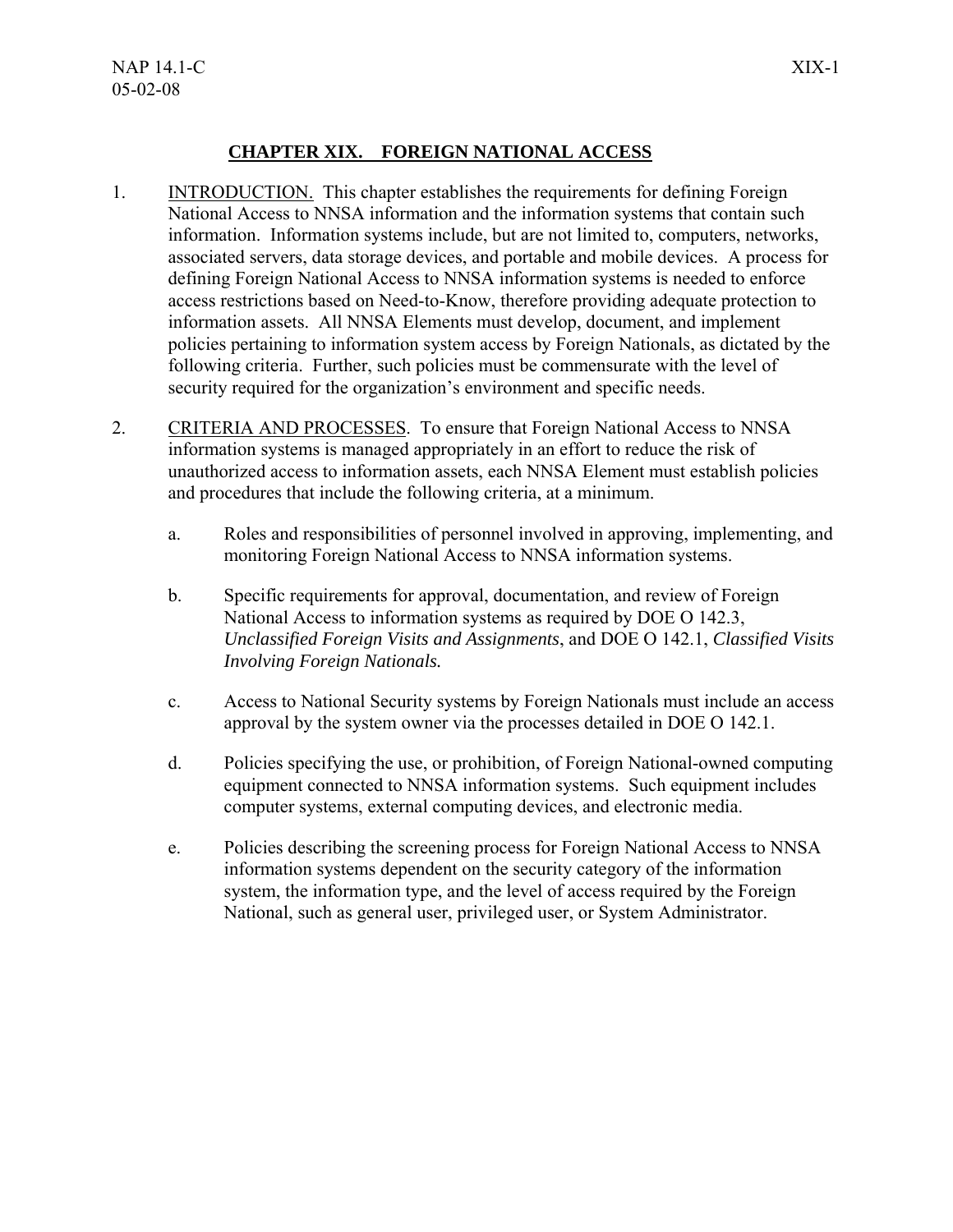## CHAPTER XIX. FOREIGN NATIONAL ACCESS

1. INTRODUCTION. This chapter establishes the requirements for defining Foreign National Access to NNSA information and the information systems that contain such information. Information systems include, but are not limited to, computers, networks, associated servers, data storage devices, and portable and mobile devices. A process for defining Foreign National Access to NNSA information systems is needed to enforce access restrictions based on Need-to-Know, therefore providing adequate protection to information assets. All NNSA Elements must develop, document, and implement policies pertaining to information system access by Foreign Nationals, as dictated by the following criteria. Further, such policies must be commensurate with the level of security required for the organization's environment and specific needs.

2. CRITERIA AND PROCESSES. To ensure that Foreign National Access to NNSA information systems is managed appropriately in an effort to reduce the risk of unauthorized access to information assets, each NNSA Element must establish policies and procedures that include the following criteria, at a minimum.

   a. Roles and responsibilities of personnel involved in approving, implementing, and monitoring Foreign National Access to NNSA information systems.

   b. Specific requirements for approval, documentation, and review of Foreign National Access to information systems as required by DOE O 142.3, *Unclassified Foreign Visits and Assignments*, and DOE O 142.1, *Classified Visits Involving Foreign Nationals.*

   c. Access to National Security systems by Foreign Nationals must include an access approval by the system owner via the processes detailed in DOE O 142.1.

   d. Policies specifying the use, or prohibition, of Foreign National-owned computing equipment connected to NNSA information systems. Such equipment includes computer systems, external computing devices, and electronic media.

   e. Policies describing the screening process for Foreign National Access to NNSA information systems dependent on the security category of the information system, the information type, and the level of access required by the Foreign National, such as general user, privileged user, or System Administrator.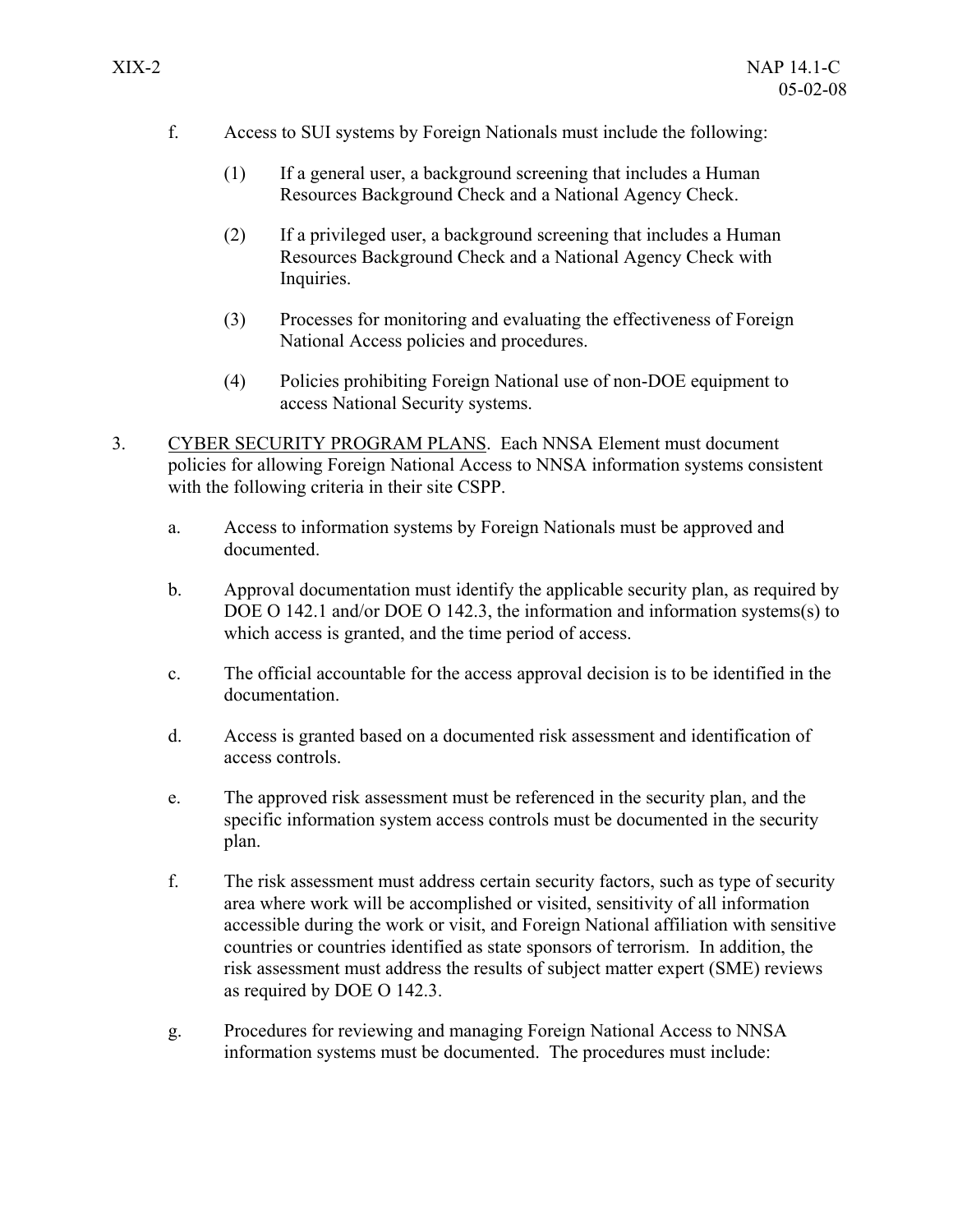f. Access to SUI systems by Foreign Nationals must include the following:

   (1) If a general user, a background screening that includes a Human Resources Background Check and a National Agency Check.

   (2) If a privileged user, a background screening that includes a Human Resources Background Check and a National Agency Check with Inquiries.

   (3) Processes for monitoring and evaluating the effectiveness of Foreign National Access policies and procedures.

   (4) Policies prohibiting Foreign National use of non-DOE equipment to access National Security systems.

3. <u>CYBER SECURITY PROGRAM PLANS</u>. Each NNSA Element must document policies for allowing Foreign National Access to NNSA information systems consistent with the following criteria in their site CSPP.

   a. Access to information systems by Foreign Nationals must be approved and documented.

   b. Approval documentation must identify the applicable security plan, as required by DOE O 142.1 and/or DOE O 142.3, the information and information systems(s) to which access is granted, and the time period of access.

   c. The official accountable for the access approval decision is to be identified in the documentation.

   d. Access is granted based on a documented risk assessment and identification of access controls.

   e. The approved risk assessment must be referenced in the security plan, and the specific information system access controls must be documented in the security plan.

   f. The risk assessment must address certain security factors, such as type of security area where work will be accomplished or visited, sensitivity of all information accessible during the work or visit, and Foreign National affiliation with sensitive countries or countries identified as state sponsors of terrorism. In addition, the risk assessment must address the results of subject matter expert (SME) reviews as required by DOE O 142.3.

   g. Procedures for reviewing and managing Foreign National Access to NNSA information systems must be documented. The procedures must include: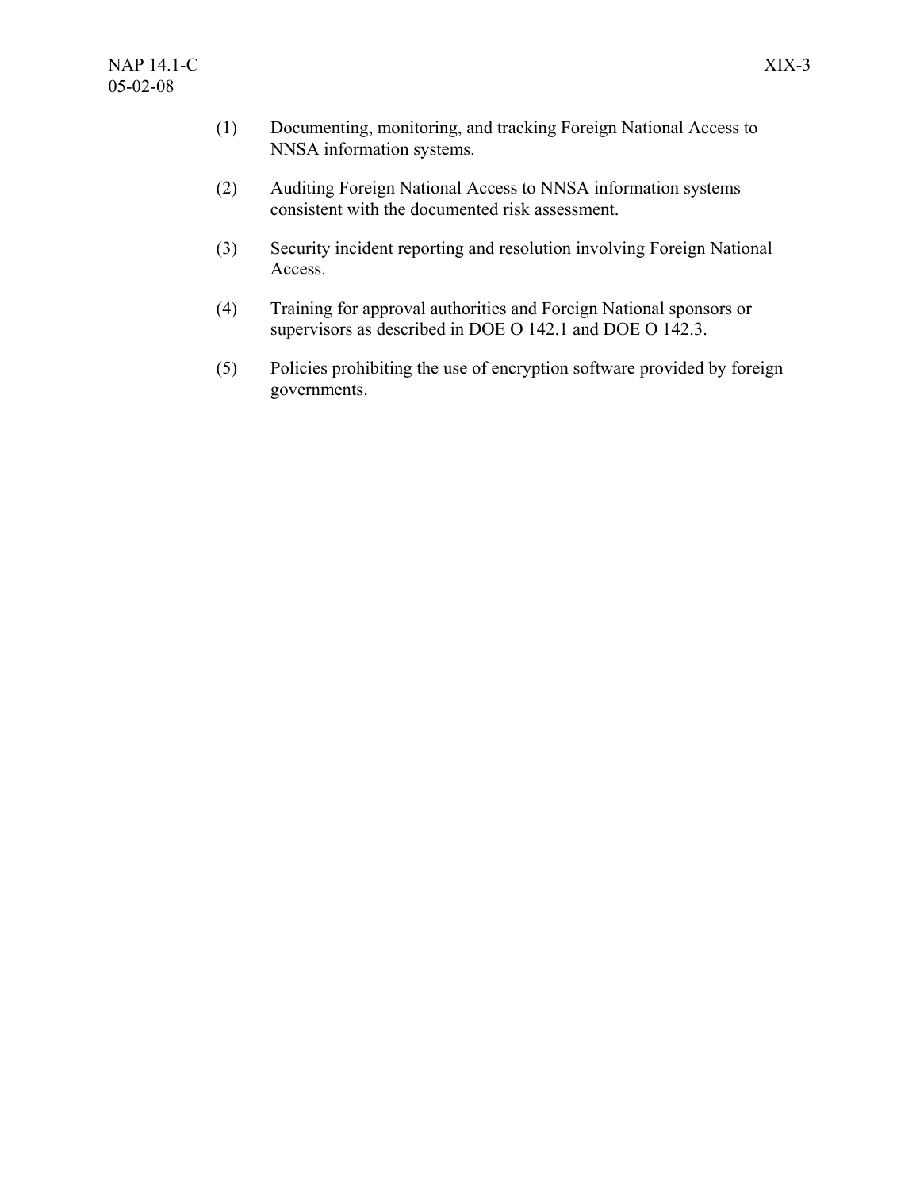(1) Documenting, monitoring, and tracking Foreign National Access to NNSA information systems.

(2) Auditing Foreign National Access to NNSA information systems consistent with the documented risk assessment.

(3) Security incident reporting and resolution involving Foreign National Access.

(4) Training for approval authorities and Foreign National sponsors or supervisors as described in DOE O 142.1 and DOE O 142.3.

(5) Policies prohibiting the use of encryption software provided by foreign governments.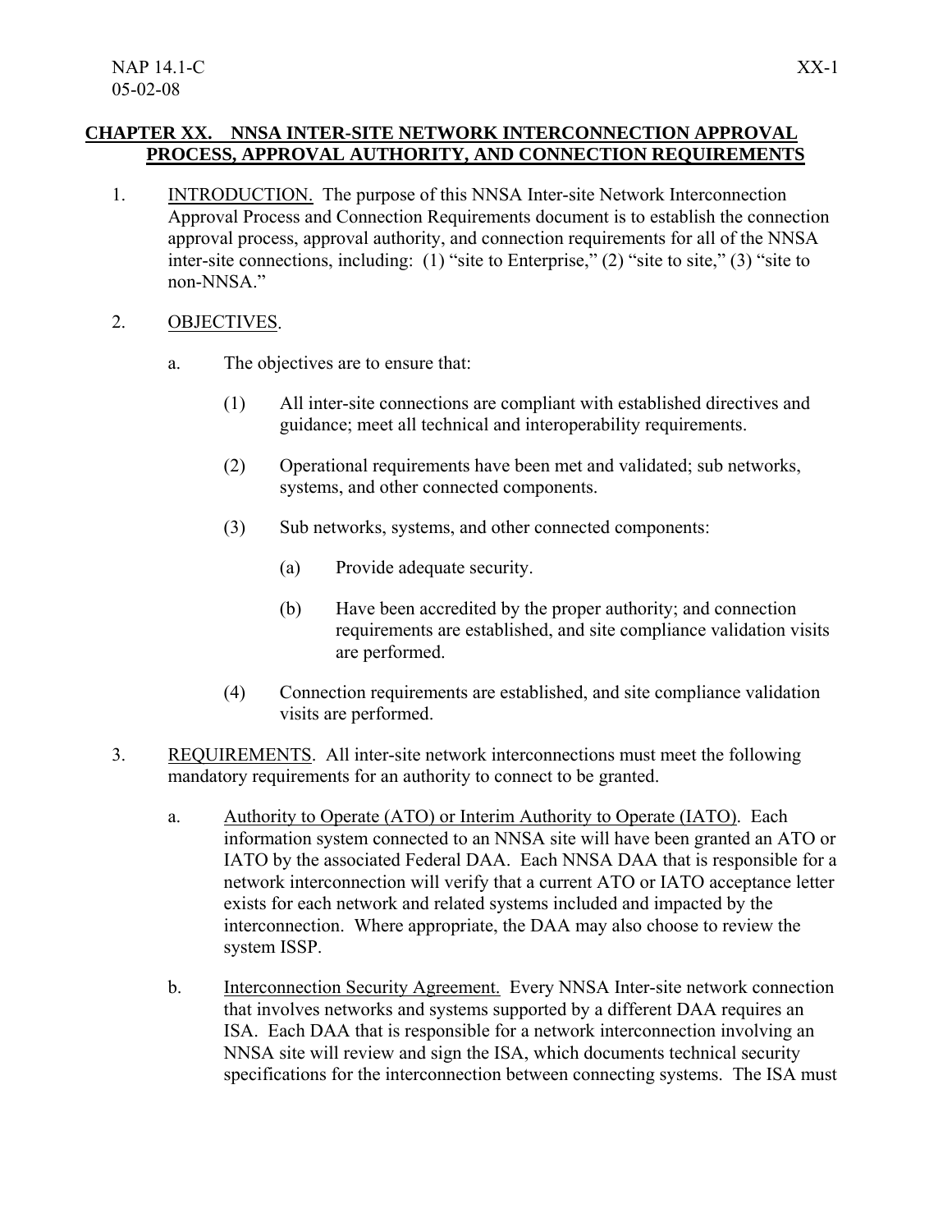## CHAPTER XX. NNSA INTER-SITE NETWORK INTERCONNECTION APPROVAL PROCESS, APPROVAL AUTHORITY, AND CONNECTION REQUIREMENTS

1. INTRODUCTION. The purpose of this NNSA Inter-site Network Interconnection Approval Process and Connection Requirements document is to establish the connection approval process, approval authority, and connection requirements for all of the NNSA inter-site connections, including: (1) "site to Enterprise," (2) "site to site," (3) "site to non-NNSA."

2. OBJECTIVES.

   a. The objectives are to ensure that:

      (1) All inter-site connections are compliant with established directives and guidance; meet all technical and interoperability requirements.

      (2) Operational requirements have been met and validated; sub networks, systems, and other connected components.

      (3) Sub networks, systems, and other connected components:

         (a) Provide adequate security.

         (b) Have been accredited by the proper authority; and connection requirements are established, and site compliance validation visits are performed.

      (4) Connection requirements are established, and site compliance validation visits are performed.

3. REQUIREMENTS. All inter-site network interconnections must meet the following mandatory requirements for an authority to connect to be granted.

   a. Authority to Operate (ATO) or Interim Authority to Operate (IATO). Each information system connected to an NNSA site will have been granted an ATO or IATO by the associated Federal DAA. Each NNSA DAA that is responsible for a network interconnection will verify that a current ATO or IATO acceptance letter exists for each network and related systems included and impacted by the interconnection. Where appropriate, the DAA may also choose to review the system ISSP.

   b. Interconnection Security Agreement. Every NNSA Inter-site network connection that involves networks and systems supported by a different DAA requires an ISA. Each DAA that is responsible for a network interconnection involving an NNSA site will review and sign the ISA, which documents technical security specifications for the interconnection between connecting systems. The ISA must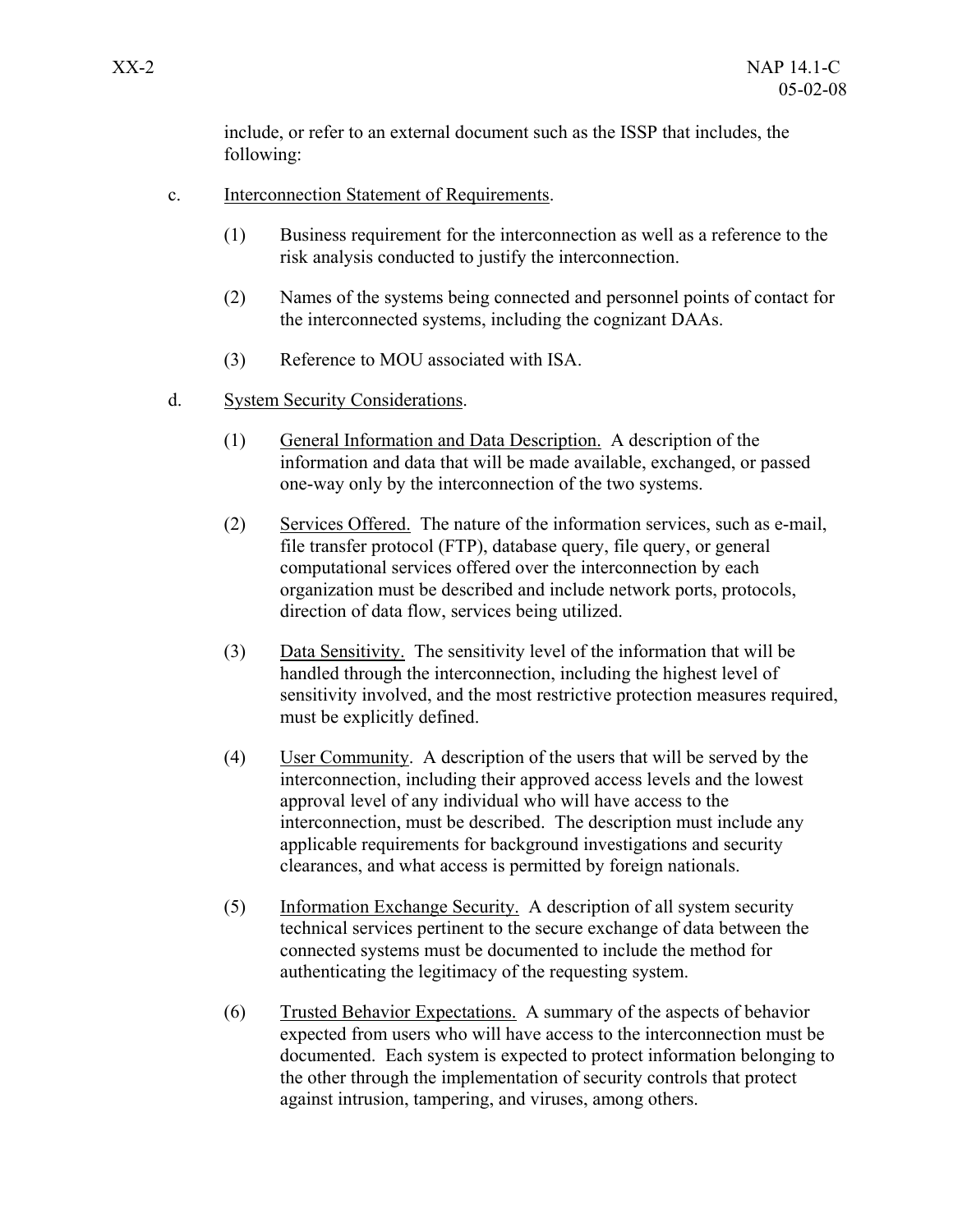include, or refer to an external document such as the ISSP that includes, the following:

c. Interconnection Statement of Requirements.

(1) Business requirement for the interconnection as well as a reference to the risk analysis conducted to justify the interconnection.

(2) Names of the systems being connected and personnel points of contact for the interconnected systems, including the cognizant DAAs.

(3) Reference to MOU associated with ISA.

d. System Security Considerations.

(1) General Information and Data Description. A description of the information and data that will be made available, exchanged, or passed one-way only by the interconnection of the two systems.

(2) Services Offered. The nature of the information services, such as e-mail, file transfer protocol (FTP), database query, file query, or general computational services offered over the interconnection by each organization must be described and include network ports, protocols, direction of data flow, services being utilized.

(3) Data Sensitivity. The sensitivity level of the information that will be handled through the interconnection, including the highest level of sensitivity involved, and the most restrictive protection measures required, must be explicitly defined.

(4) User Community. A description of the users that will be served by the interconnection, including their approved access levels and the lowest approval level of any individual who will have access to the interconnection, must be described. The description must include any applicable requirements for background investigations and security clearances, and what access is permitted by foreign nationals.

(5) Information Exchange Security. A description of all system security technical services pertinent to the secure exchange of data between the connected systems must be documented to include the method for authenticating the legitimacy of the requesting system.

(6) Trusted Behavior Expectations. A summary of the aspects of behavior expected from users who will have access to the interconnection must be documented. Each system is expected to protect information belonging to the other through the implementation of security controls that protect against intrusion, tampering, and viruses, among others.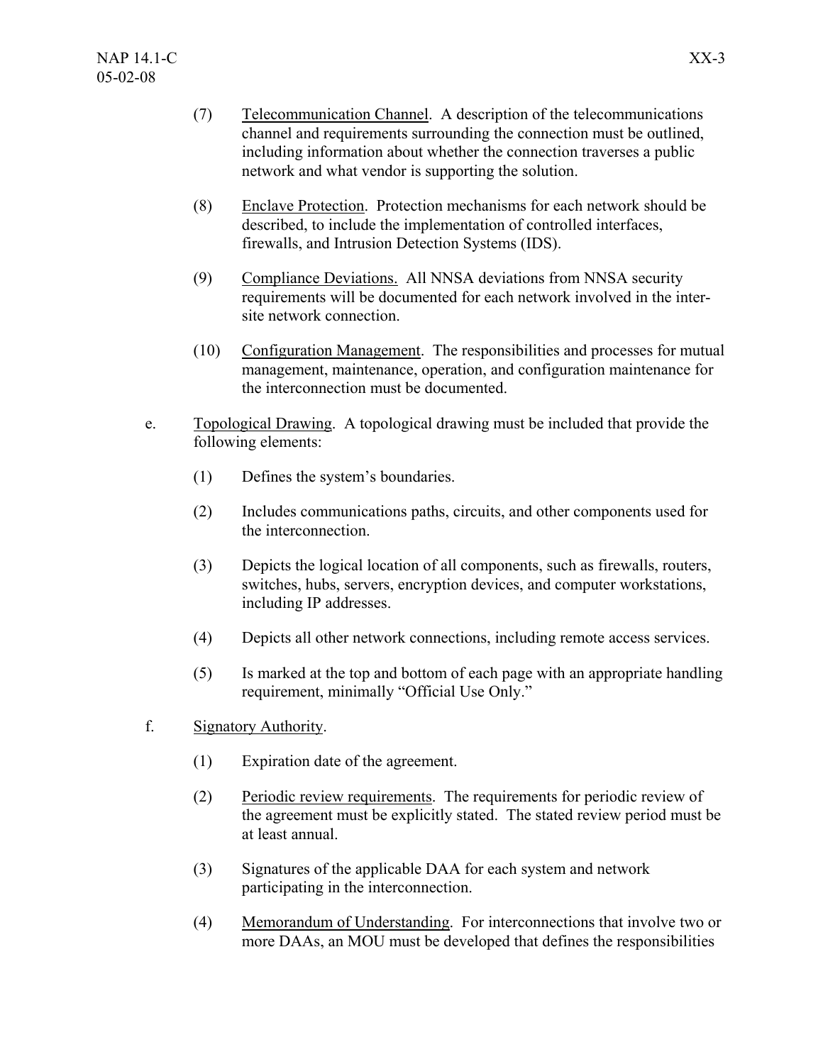(7) Telecommunication Channel. A description of the telecommunications channel and requirements surrounding the connection must be outlined, including information about whether the connection traverses a public network and what vendor is supporting the solution.

(8) Enclave Protection. Protection mechanisms for each network should be described, to include the implementation of controlled interfaces, firewalls, and Intrusion Detection Systems (IDS).

(9) Compliance Deviations. All NNSA deviations from NNSA security requirements will be documented for each network involved in the inter-site network connection.

(10) Configuration Management. The responsibilities and processes for mutual management, maintenance, operation, and configuration maintenance for the interconnection must be documented.

e. Topological Drawing. A topological drawing must be included that provide the following elements:

(1) Defines the system's boundaries.

(2) Includes communications paths, circuits, and other components used for the interconnection.

(3) Depicts the logical location of all components, such as firewalls, routers, switches, hubs, servers, encryption devices, and computer workstations, including IP addresses.

(4) Depicts all other network connections, including remote access services.

(5) Is marked at the top and bottom of each page with an appropriate handling requirement, minimally "Official Use Only."

f. Signatory Authority.

(1) Expiration date of the agreement.

(2) Periodic review requirements. The requirements for periodic review of the agreement must be explicitly stated. The stated review period must be at least annual.

(3) Signatures of the applicable DAA for each system and network participating in the interconnection.

(4) Memorandum of Understanding. For interconnections that involve two or more DAAs, an MOU must be developed that defines the responsibilities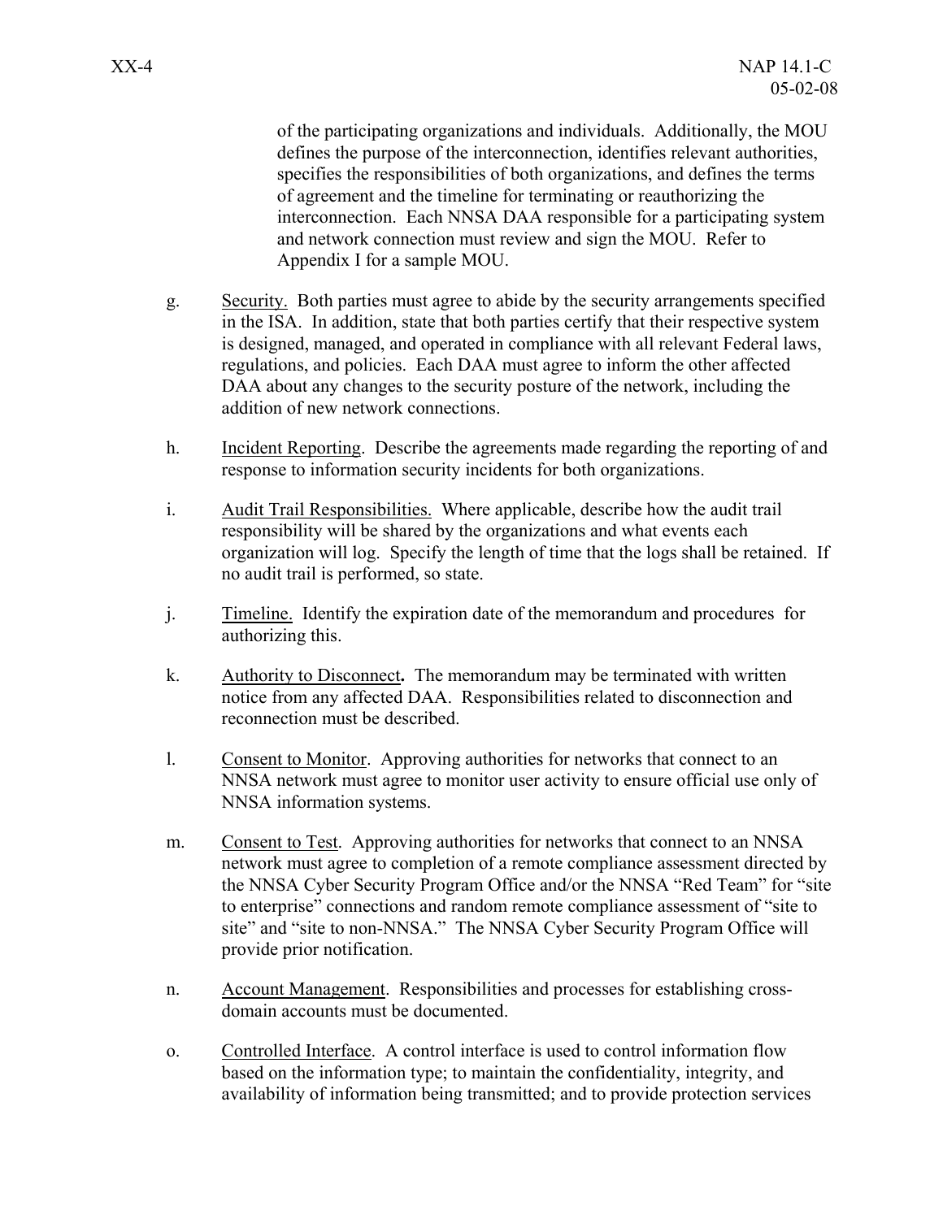of the participating organizations and individuals. Additionally, the MOU defines the purpose of the interconnection, identifies relevant authorities, specifies the responsibilities of both organizations, and defines the terms of agreement and the timeline for terminating or reauthorizing the interconnection. Each NNSA DAA responsible for a participating system and network connection must review and sign the MOU. Refer to Appendix I for a sample MOU.

g. Security. Both parties must agree to abide by the security arrangements specified in the ISA. In addition, state that both parties certify that their respective system is designed, managed, and operated in compliance with all relevant Federal laws, regulations, and policies. Each DAA must agree to inform the other affected DAA about any changes to the security posture of the network, including the addition of new network connections.

h. Incident Reporting. Describe the agreements made regarding the reporting of and response to information security incidents for both organizations.

i. Audit Trail Responsibilities. Where applicable, describe how the audit trail responsibility will be shared by the organizations and what events each organization will log. Specify the length of time that the logs shall be retained. If no audit trail is performed, so state.

j. Timeline. Identify the expiration date of the memorandum and procedures for authorizing this.

k. Authority to Disconnect**.** The memorandum may be terminated with written notice from any affected DAA. Responsibilities related to disconnection and reconnection must be described.

l. Consent to Monitor. Approving authorities for networks that connect to an NNSA network must agree to monitor user activity to ensure official use only of NNSA information systems.

m. Consent to Test. Approving authorities for networks that connect to an NNSA network must agree to completion of a remote compliance assessment directed by the NNSA Cyber Security Program Office and/or the NNSA "Red Team" for "site to enterprise" connections and random remote compliance assessment of "site to site" and "site to non-NNSA." The NNSA Cyber Security Program Office will provide prior notification.

n. Account Management. Responsibilities and processes for establishing cross-domain accounts must be documented.

o. Controlled Interface. A control interface is used to control information flow based on the information type; to maintain the confidentiality, integrity, and availability of information being transmitted; and to provide protection services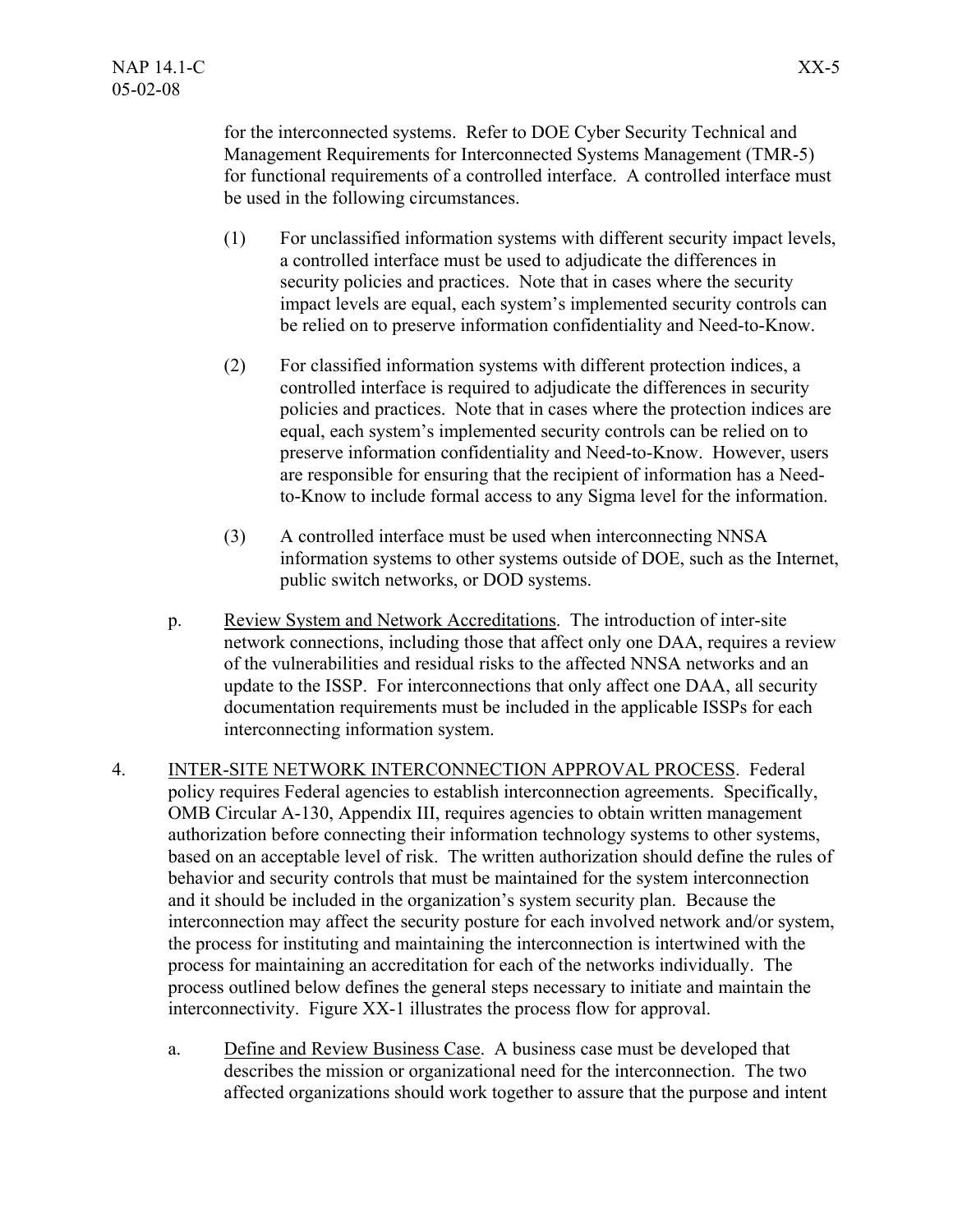for the interconnected systems. Refer to DOE Cyber Security Technical and Management Requirements for Interconnected Systems Management (TMR-5) for functional requirements of a controlled interface. A controlled interface must be used in the following circumstances.

(1) For unclassified information systems with different security impact levels, a controlled interface must be used to adjudicate the differences in security policies and practices. Note that in cases where the security impact levels are equal, each system's implemented security controls can be relied on to preserve information confidentiality and Need-to-Know.

(2) For classified information systems with different protection indices, a controlled interface is required to adjudicate the differences in security policies and practices. Note that in cases where the protection indices are equal, each system's implemented security controls can be relied on to preserve information confidentiality and Need-to-Know. However, users are responsible for ensuring that the recipient of information has a Need-to-Know to include formal access to any Sigma level for the information.

(3) A controlled interface must be used when interconnecting NNSA information systems to other systems outside of DOE, such as the Internet, public switch networks, or DOD systems.

p. Review System and Network Accreditations. The introduction of inter-site network connections, including those that affect only one DAA, requires a review of the vulnerabilities and residual risks to the affected NNSA networks and an update to the ISSP. For interconnections that only affect one DAA, all security documentation requirements must be included in the applicable ISSPs for each interconnecting information system.

4. INTER-SITE NETWORK INTERCONNECTION APPROVAL PROCESS. Federal policy requires Federal agencies to establish interconnection agreements. Specifically, OMB Circular A-130, Appendix III, requires agencies to obtain written management authorization before connecting their information technology systems to other systems, based on an acceptable level of risk. The written authorization should define the rules of behavior and security controls that must be maintained for the system interconnection and it should be included in the organization's system security plan. Because the interconnection may affect the security posture for each involved network and/or system, the process for instituting and maintaining the interconnection is intertwined with the process for maintaining an accreditation for each of the networks individually. The process outlined below defines the general steps necessary to initiate and maintain the interconnectivity. Figure XX-1 illustrates the process flow for approval.

a. Define and Review Business Case. A business case must be developed that describes the mission or organizational need for the interconnection. The two affected organizations should work together to assure that the purpose and intent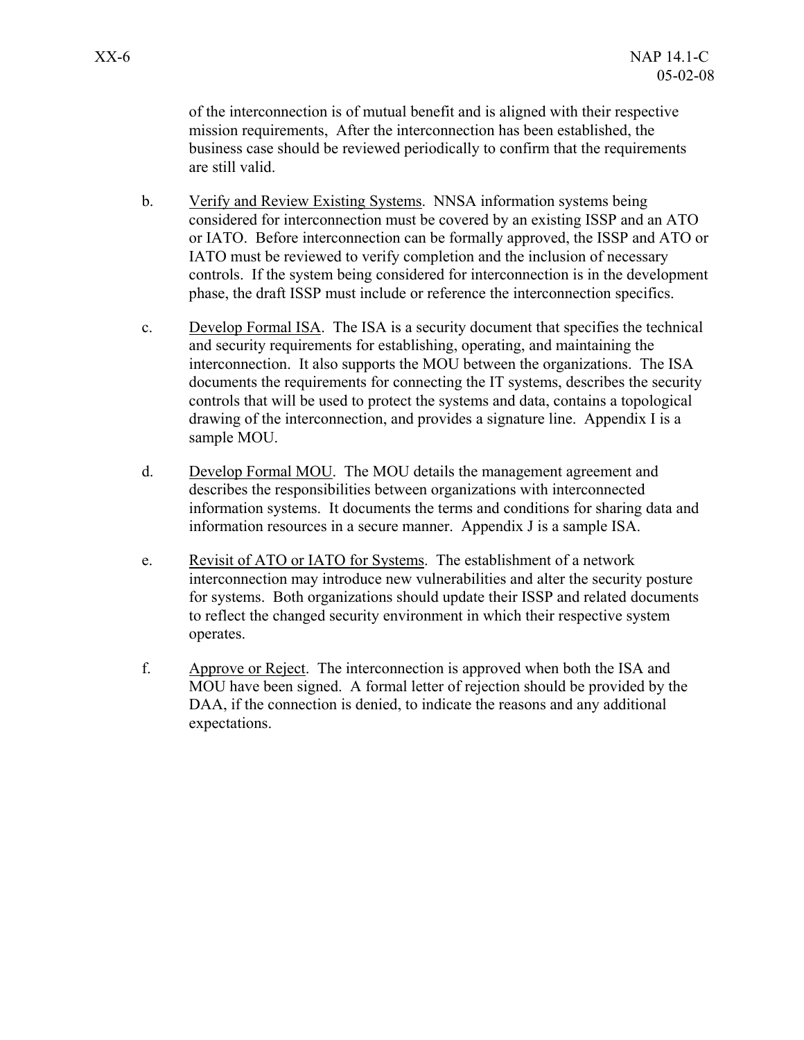of the interconnection is of mutual benefit and is aligned with their respective mission requirements, After the interconnection has been established, the business case should be reviewed periodically to confirm that the requirements are still valid.

b. Verify and Review Existing Systems. NNSA information systems being considered for interconnection must be covered by an existing ISSP and an ATO or IATO. Before interconnection can be formally approved, the ISSP and ATO or IATO must be reviewed to verify completion and the inclusion of necessary controls. If the system being considered for interconnection is in the development phase, the draft ISSP must include or reference the interconnection specifics.

c. Develop Formal ISA. The ISA is a security document that specifies the technical and security requirements for establishing, operating, and maintaining the interconnection. It also supports the MOU between the organizations. The ISA documents the requirements for connecting the IT systems, describes the security controls that will be used to protect the systems and data, contains a topological drawing of the interconnection, and provides a signature line. Appendix I is a sample MOU.

d. Develop Formal MOU. The MOU details the management agreement and describes the responsibilities between organizations with interconnected information systems. It documents the terms and conditions for sharing data and information resources in a secure manner. Appendix J is a sample ISA.

e. Revisit of ATO or IATO for Systems. The establishment of a network interconnection may introduce new vulnerabilities and alter the security posture for systems. Both organizations should update their ISSP and related documents to reflect the changed security environment in which their respective system operates.

f. Approve or Reject. The interconnection is approved when both the ISA and MOU have been signed. A formal letter of rejection should be provided by the DAA, if the connection is denied, to indicate the reasons and any additional expectations.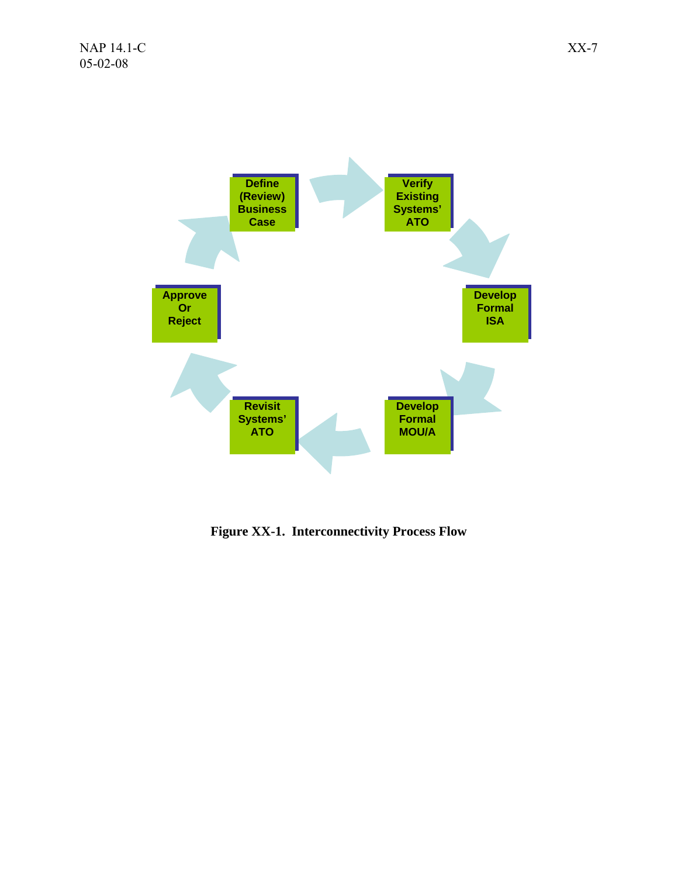Define (Review) Business Case

Verify Existing Systems' ATO

Develop Formal ISA

Develop Formal MOU/A

Revisit Systems' ATO

Approve Or Reject

**Figure XX-1. Interconnectivity Process Flow**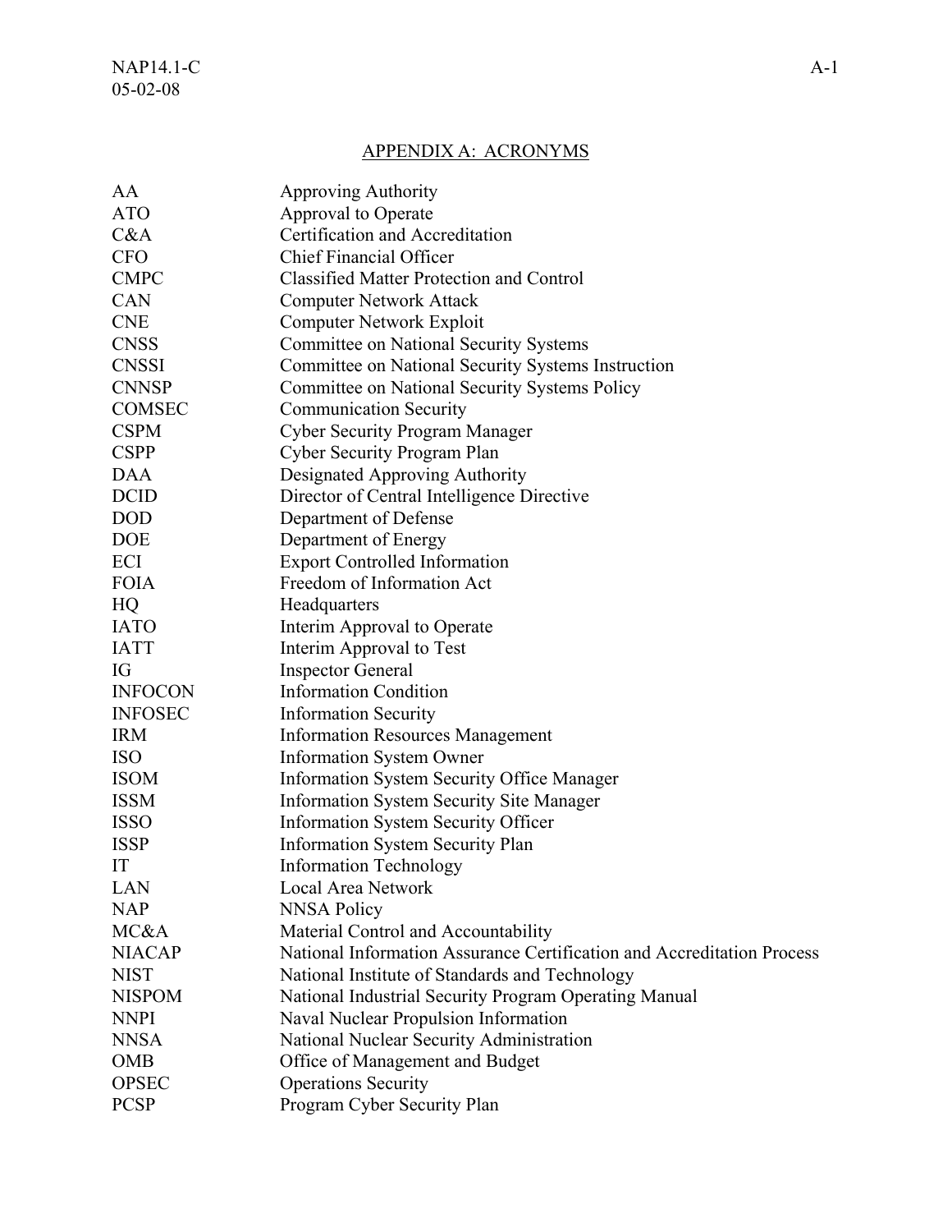## APPENDIX A: ACRONYMS

| | |
|---|---|
| AA | Approving Authority |
| ATO | Approval to Operate |
| C&A | Certification and Accreditation |
| CFO | Chief Financial Officer |
| CMPC | Classified Matter Protection and Control |
| CAN | Computer Network Attack |
| CNE | Computer Network Exploit |
| CNSS | Committee on National Security Systems |
| CNSSI | Committee on National Security Systems Instruction |
| CNNSP | Committee on National Security Systems Policy |
| COMSEC | Communication Security |
| CSPM | Cyber Security Program Manager |
| CSPP | Cyber Security Program Plan |
| DAA | Designated Approving Authority |
| DCID | Director of Central Intelligence Directive |
| DOD | Department of Defense |
| DOE | Department of Energy |
| ECI | Export Controlled Information |
| FOIA | Freedom of Information Act |
| HQ | Headquarters |
| IATO | Interim Approval to Operate |
| IATT | Interim Approval to Test |
| IG | Inspector General |
| INFOCON | Information Condition |
| INFOSEC | Information Security |
| IRM | Information Resources Management |
| ISO | Information System Owner |
| ISOM | Information System Security Office Manager |
| ISSM | Information System Security Site Manager |
| ISSO | Information System Security Officer |
| ISSP | Information System Security Plan |
| IT | Information Technology |
| LAN | Local Area Network |
| NAP | NNSA Policy |
| MC&A | Material Control and Accountability |
| NIACAP | National Information Assurance Certification and Accreditation Process |
| NIST | National Institute of Standards and Technology |
| NISPOM | National Industrial Security Program Operating Manual |
| NNPI | Naval Nuclear Propulsion Information |
| NNSA | National Nuclear Security Administration |
| OMB | Office of Management and Budget |
| OPSEC | Operations Security |
| PCSP | Program Cyber Security Plan |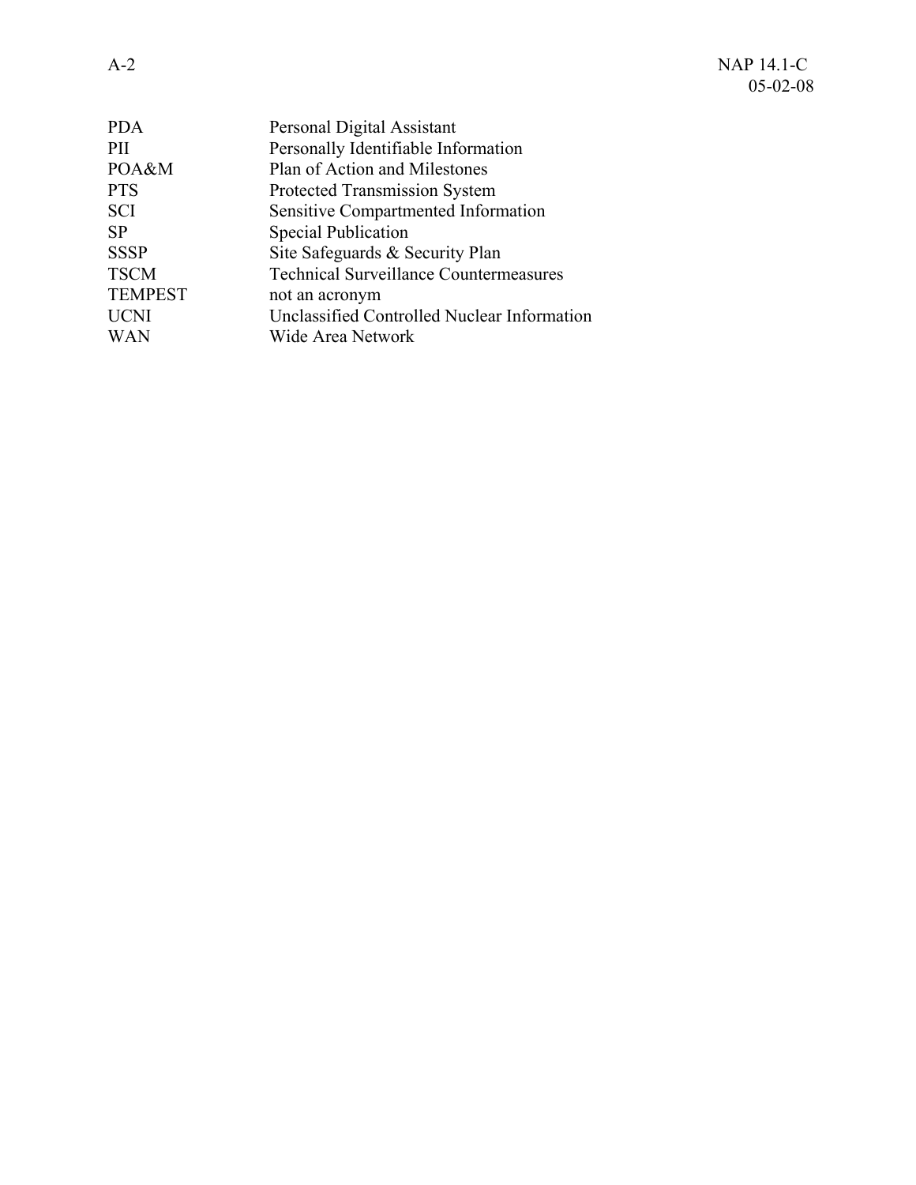| | |
|---|---|
| PDA | Personal Digital Assistant |
| PII | Personally Identifiable Information |
| POA&M | Plan of Action and Milestones |
| PTS | Protected Transmission System |
| SCI | Sensitive Compartmented Information |
| SP | Special Publication |
| SSSP | Site Safeguards & Security Plan |
| TSCM | Technical Surveillance Countermeasures |
| TEMPEST | not an acronym |
| UCNI | Unclassified Controlled Nuclear Information |
| WAN | Wide Area Network |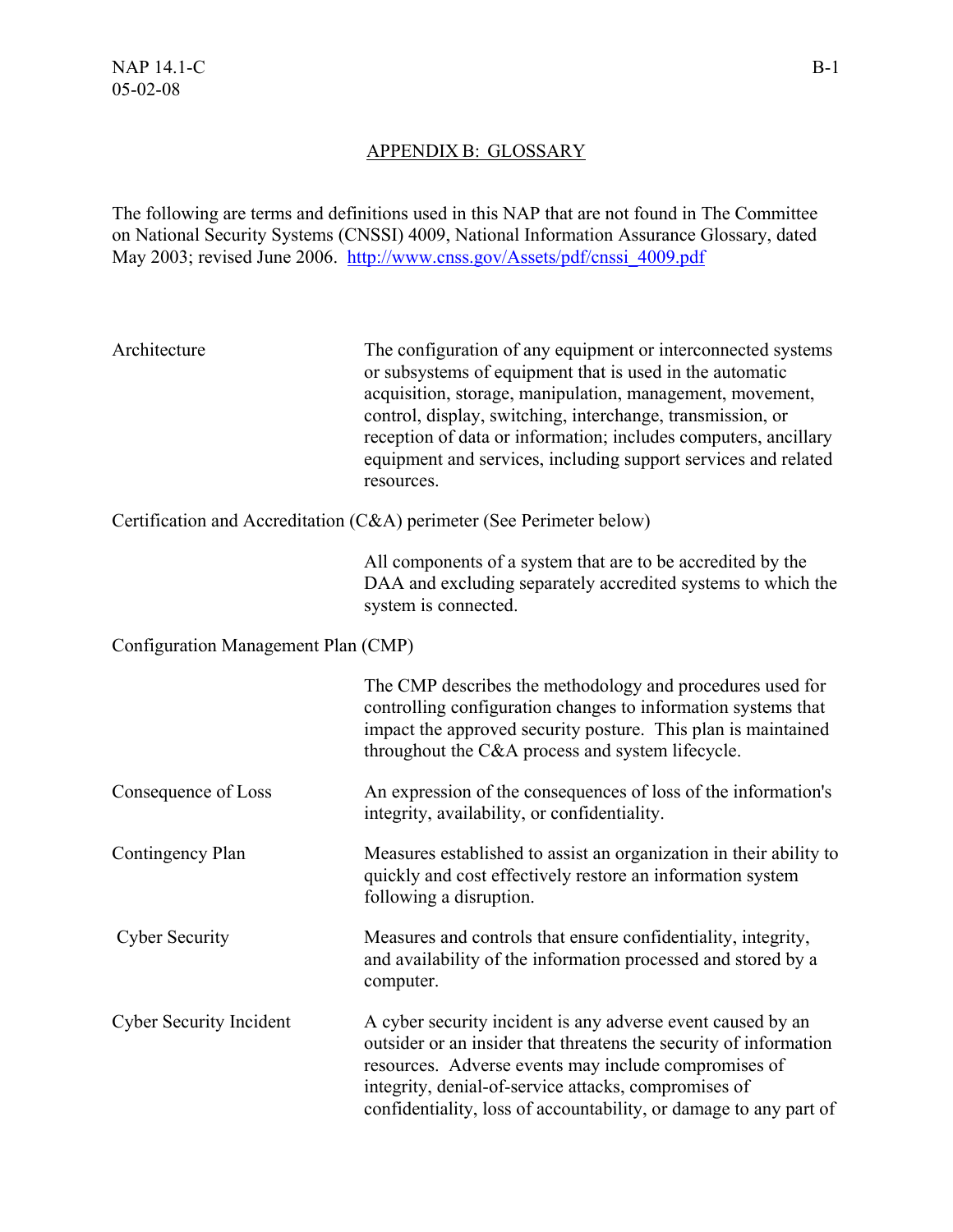## APPENDIX B: GLOSSARY

The following are terms and definitions used in this NAP that are not found in The Committee on National Security Systems (CNSSI) 4009, National Information Assurance Glossary, dated May 2003; revised June 2006. http://www.cnss.gov/Assets/pdf/cnssi_4009.pdf

**Architecture**
The configuration of any equipment or interconnected systems or subsystems of equipment that is used in the automatic acquisition, storage, manipulation, management, movement, control, display, switching, interchange, transmission, or reception of data or information; includes computers, ancillary equipment and services, including support services and related resources.

**Certification and Accreditation (C&A) perimeter (See Perimeter below)**
All components of a system that are to be accredited by the DAA and excluding separately accredited systems to which the system is connected.

**Configuration Management Plan (CMP)**
The CMP describes the methodology and procedures used for controlling configuration changes to information systems that impact the approved security posture. This plan is maintained throughout the C&A process and system lifecycle.

**Consequence of Loss**
An expression of the consequences of loss of the information's integrity, availability, or confidentiality.

**Contingency Plan**
Measures established to assist an organization in their ability to quickly and cost effectively restore an information system following a disruption.

**Cyber Security**
Measures and controls that ensure confidentiality, integrity, and availability of the information processed and stored by a computer.

**Cyber Security Incident**
A cyber security incident is any adverse event caused by an outsider or an insider that threatens the security of information resources. Adverse events may include compromises of integrity, denial-of-service attacks, compromises of confidentiality, loss of accountability, or damage to any part of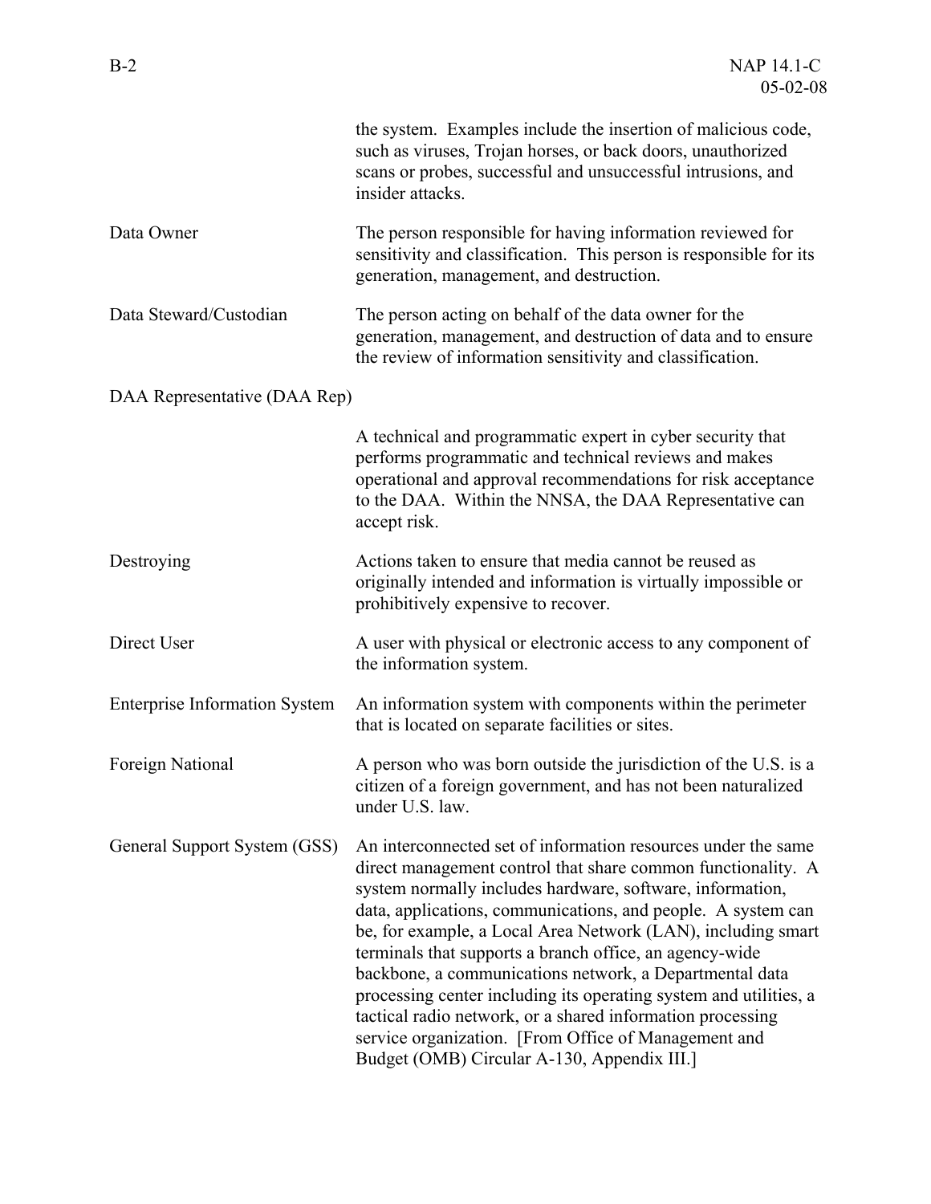| | |
|---|---|
| | the system. Examples include the insertion of malicious code, such as viruses, Trojan horses, or back doors, unauthorized scans or probes, successful and unsuccessful intrusions, and insider attacks. |
| Data Owner | The person responsible for having information reviewed for sensitivity and classification. This person is responsible for its generation, management, and destruction. |
| Data Steward/Custodian | The person acting on behalf of the data owner for the generation, management, and destruction of data and to ensure the review of information sensitivity and classification. |
| DAA Representative (DAA Rep) | A technical and programmatic expert in cyber security that performs programmatic and technical reviews and makes operational and approval recommendations for risk acceptance to the DAA. Within the NNSA, the DAA Representative can accept risk. |
| Destroying | Actions taken to ensure that media cannot be reused as originally intended and information is virtually impossible or prohibitively expensive to recover. |
| Direct User | A user with physical or electronic access to any component of the information system. |
| Enterprise Information System | An information system with components within the perimeter that is located on separate facilities or sites. |
| Foreign National | A person who was born outside the jurisdiction of the U.S. is a citizen of a foreign government, and has not been naturalized under U.S. law. |
| General Support System (GSS) | An interconnected set of information resources under the same direct management control that share common functionality. A system normally includes hardware, software, information, data, applications, communications, and people. A system can be, for example, a Local Area Network (LAN), including smart terminals that supports a branch office, an agency-wide backbone, a communications network, a Departmental data processing center including its operating system and utilities, a tactical radio network, or a shared information processing service organization. [From Office of Management and Budget (OMB) Circular A-130, Appendix III.] |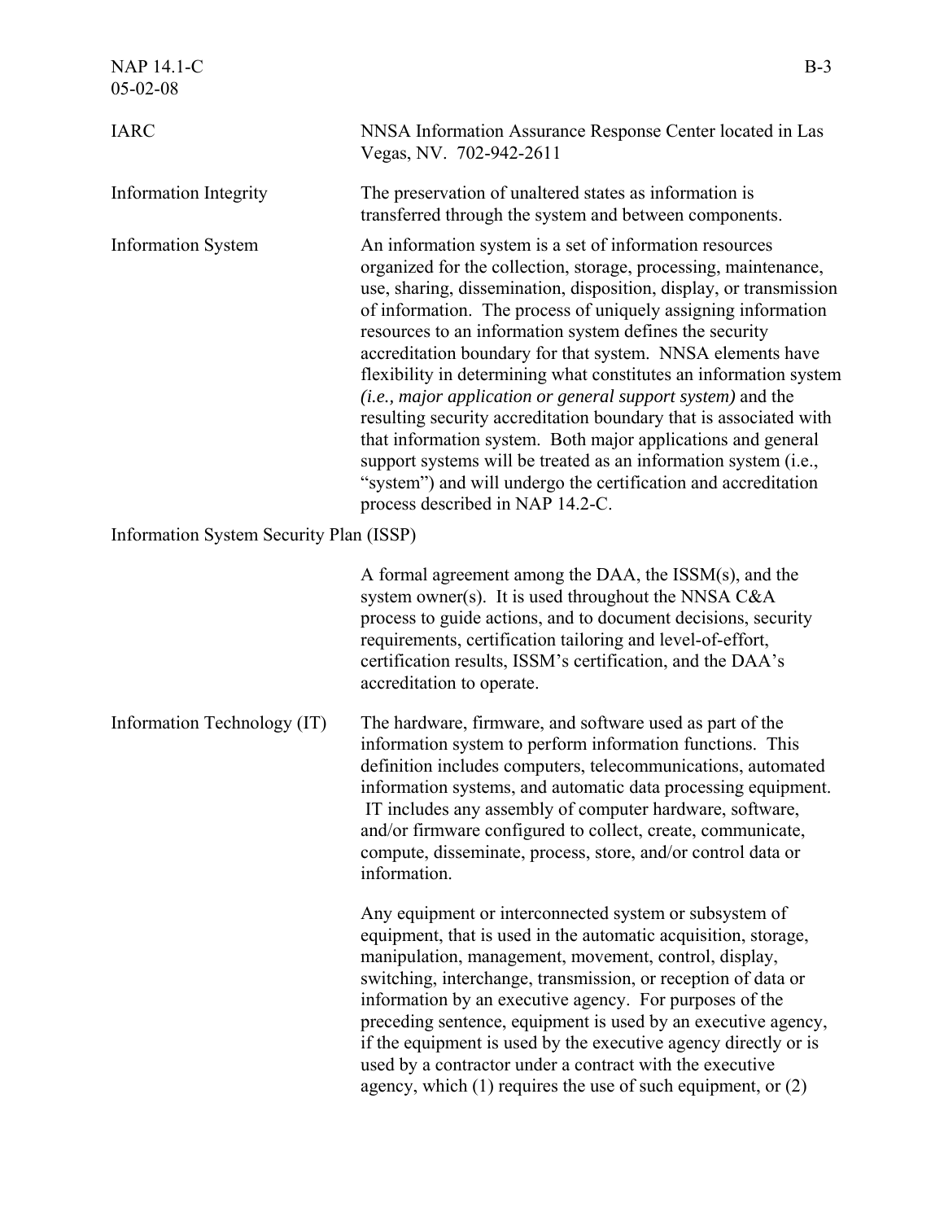**IARC** NNSA Information Assurance Response Center located in Las Vegas, NV. 702-942-2611

**Information Integrity** The preservation of unaltered states as information is transferred through the system and between components.

**Information System** An information system is a set of information resources organized for the collection, storage, processing, maintenance, use, sharing, dissemination, disposition, display, or transmission of information. The process of uniquely assigning information resources to an information system defines the security accreditation boundary for that system. NNSA elements have flexibility in determining what constitutes an information system *(i.e., major application or general support system)* and the resulting security accreditation boundary that is associated with that information system. Both major applications and general support systems will be treated as an information system (i.e., "system") and will undergo the certification and accreditation process described in NAP 14.2-C.

**Information System Security Plan (ISSP)**

A formal agreement among the DAA, the ISSM(s), and the system owner(s). It is used throughout the NNSA C&A process to guide actions, and to document decisions, security requirements, certification tailoring and level-of-effort, certification results, ISSM's certification, and the DAA's accreditation to operate.

**Information Technology (IT)** The hardware, firmware, and software used as part of the information system to perform information functions. This definition includes computers, telecommunications, automated information systems, and automatic data processing equipment. IT includes any assembly of computer hardware, software, and/or firmware configured to collect, create, communicate, compute, disseminate, process, store, and/or control data or information.

Any equipment or interconnected system or subsystem of equipment, that is used in the automatic acquisition, storage, manipulation, management, movement, control, display, switching, interchange, transmission, or reception of data or information by an executive agency. For purposes of the preceding sentence, equipment is used by an executive agency, if the equipment is used by the executive agency directly or is used by a contractor under a contract with the executive agency, which (1) requires the use of such equipment, or (2)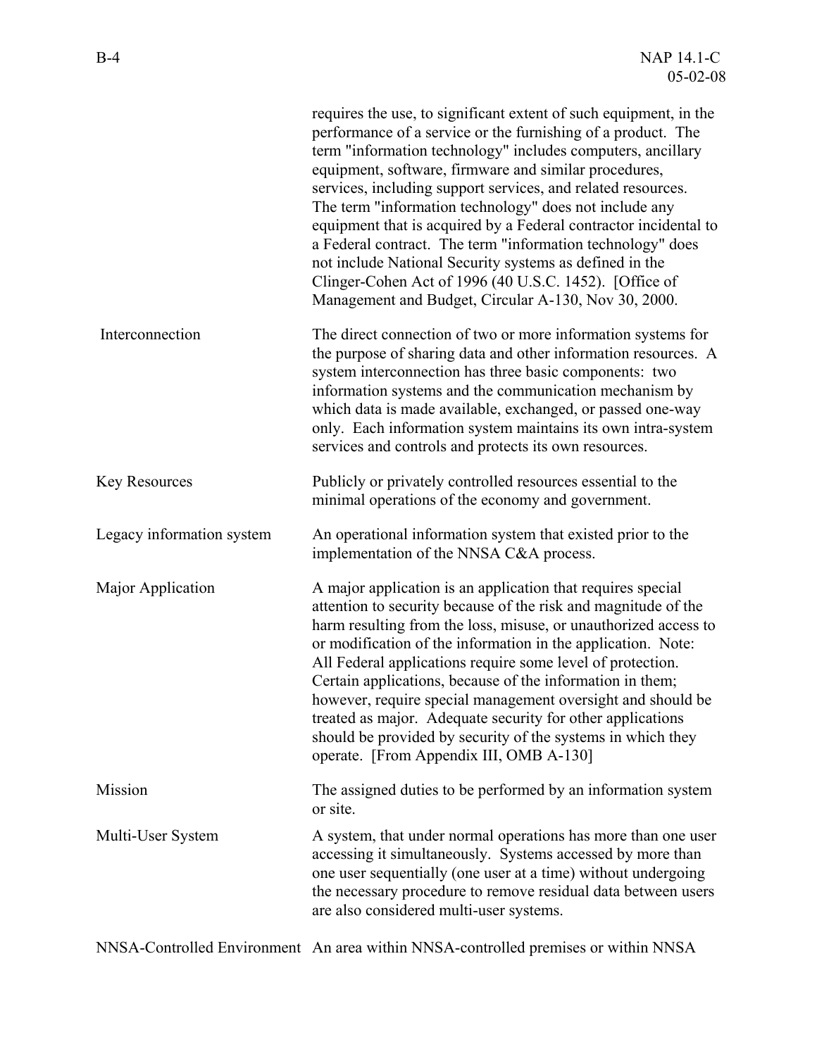requires the use, to significant extent of such equipment, in the performance of a service or the furnishing of a product. The term "information technology" includes computers, ancillary equipment, software, firmware and similar procedures, services, including support services, and related resources. The term "information technology" does not include any equipment that is acquired by a Federal contractor incidental to a Federal contract. The term "information technology" does not include National Security systems as defined in the Clinger-Cohen Act of 1996 (40 U.S.C. 1452). [Office of Management and Budget, Circular A-130, Nov 30, 2000.

| | |
|---|---|
| Interconnection | The direct connection of two or more information systems for the purpose of sharing data and other information resources. A system interconnection has three basic components: two information systems and the communication mechanism by which data is made available, exchanged, or passed one-way only. Each information system maintains its own intra-system services and controls and protects its own resources. |
| Key Resources | Publicly or privately controlled resources essential to the minimal operations of the economy and government. |
| Legacy information system | An operational information system that existed prior to the implementation of the NNSA C&A process. |
| Major Application | A major application is an application that requires special attention to security because of the risk and magnitude of the harm resulting from the loss, misuse, or unauthorized access to or modification of the information in the application. Note: All Federal applications require some level of protection. Certain applications, because of the information in them; however, require special management oversight and should be treated as major. Adequate security for other applications should be provided by security of the systems in which they operate. [From Appendix III, OMB A-130] |
| Mission | The assigned duties to be performed by an information system or site. |
| Multi-User System | A system, that under normal operations has more than one user accessing it simultaneously. Systems accessed by more than one user sequentially (one user at a time) without undergoing the necessary procedure to remove residual data between users are also considered multi-user systems. |
| NNSA-Controlled Environment | An area within NNSA-controlled premises or within NNSA |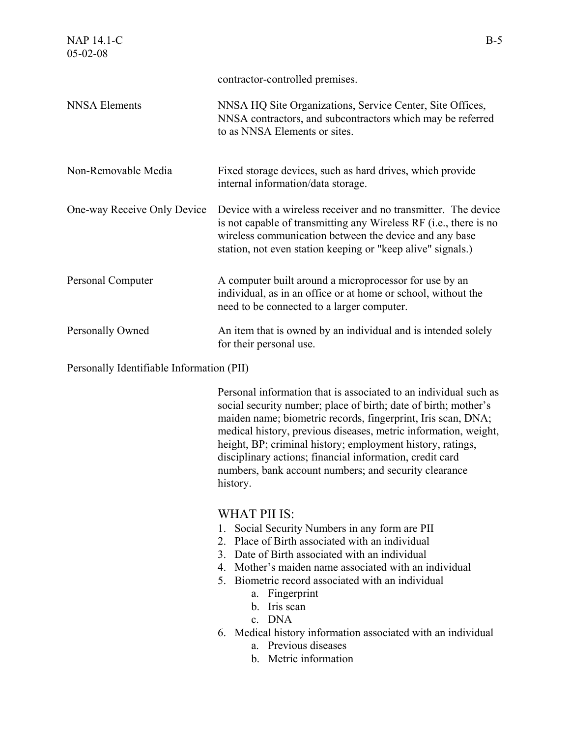contractor-controlled premises.

| | |
|---|---|
| NNSA Elements | NNSA HQ Site Organizations, Service Center, Site Offices, NNSA contractors, and subcontractors which may be referred to as NNSA Elements or sites. |
| Non-Removable Media | Fixed storage devices, such as hard drives, which provide internal information/data storage. |
| One-way Receive Only Device | Device with a wireless receiver and no transmitter. The device is not capable of transmitting any Wireless RF (i.e., there is no wireless communication between the device and any base station, not even station keeping or "keep alive" signals.) |
| Personal Computer | A computer built around a microprocessor for use by an individual, as in an office or at home or school, without the need to be connected to a larger computer. |
| Personally Owned | An item that is owned by an individual and is intended solely for their personal use. |

Personally Identifiable Information (PII)

Personal information that is associated to an individual such as social security number; place of birth; date of birth; mother's maiden name; biometric records, fingerprint, Iris scan, DNA; medical history, previous diseases, metric information, weight, height, BP; criminal history; employment history, ratings, disciplinary actions; financial information, credit card numbers, bank account numbers; and security clearance history.

WHAT PII IS:

1. Social Security Numbers in any form are PII
2. Place of Birth associated with an individual
3. Date of Birth associated with an individual
4. Mother's maiden name associated with an individual
5. Biometric record associated with an individual
   a. Fingerprint
   b. Iris scan
   c. DNA
6. Medical history information associated with an individual
   a. Previous diseases
   b. Metric information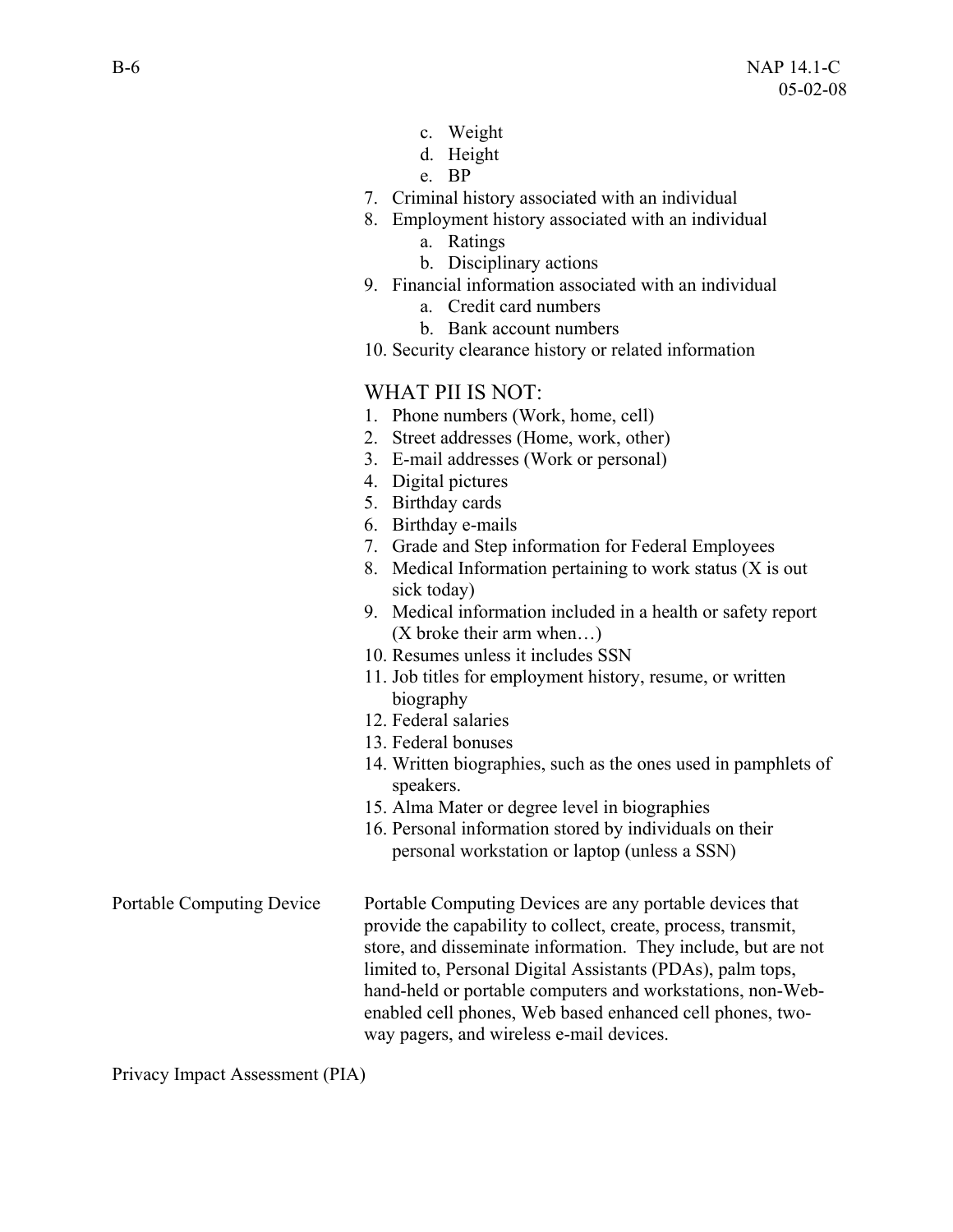c. Weight
d. Height
e. BP

7. Criminal history associated with an individual
8. Employment history associated with an individual
    a. Ratings
    b. Disciplinary actions
9. Financial information associated with an individual
    a. Credit card numbers
    b. Bank account numbers
10. Security clearance history or related information

WHAT PII IS NOT:

1. Phone numbers (Work, home, cell)
2. Street addresses (Home, work, other)
3. E-mail addresses (Work or personal)
4. Digital pictures
5. Birthday cards
6. Birthday e-mails
7. Grade and Step information for Federal Employees
8. Medical Information pertaining to work status (X is out sick today)
9. Medical information included in a health or safety report (X broke their arm when…)
10. Resumes unless it includes SSN
11. Job titles for employment history, resume, or written biography
12. Federal salaries
13. Federal bonuses
14. Written biographies, such as the ones used in pamphlets of speakers.
15. Alma Mater or degree level in biographies
16. Personal information stored by individuals on their personal workstation or laptop (unless a SSN)

Portable Computing Device — Portable Computing Devices are any portable devices that provide the capability to collect, create, process, transmit, store, and disseminate information. They include, but are not limited to, Personal Digital Assistants (PDAs), palm tops, hand-held or portable computers and workstations, non-Web-enabled cell phones, Web based enhanced cell phones, two-way pagers, and wireless e-mail devices.

Privacy Impact Assessment (PIA)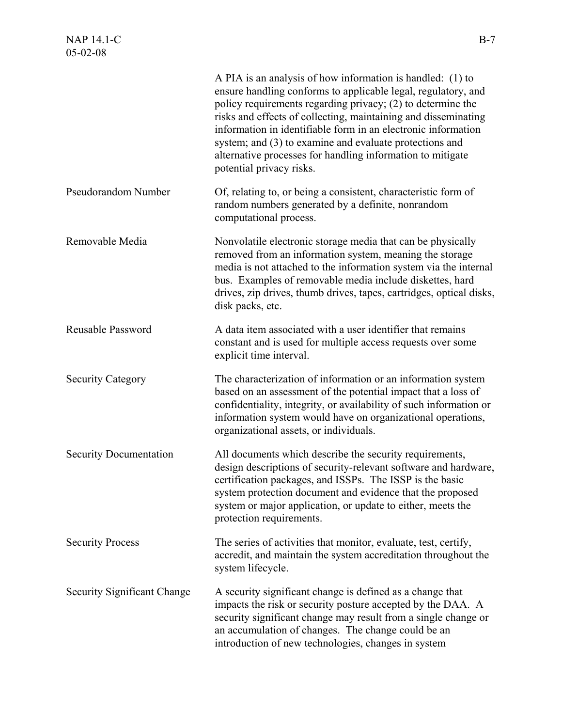A PIA is an analysis of how information is handled: (1) to ensure handling conforms to applicable legal, regulatory, and policy requirements regarding privacy; (2) to determine the risks and effects of collecting, maintaining and disseminating information in identifiable form in an electronic information system; and (3) to examine and evaluate protections and alternative processes for handling information to mitigate potential privacy risks.

| | |
|---|---|
| Pseudorandom Number | Of, relating to, or being a consistent, characteristic form of random numbers generated by a definite, nonrandom computational process. |
| Removable Media | Nonvolatile electronic storage media that can be physically removed from an information system, meaning the storage media is not attached to the information system via the internal bus. Examples of removable media include diskettes, hard drives, zip drives, thumb drives, tapes, cartridges, optical disks, disk packs, etc. |
| Reusable Password | A data item associated with a user identifier that remains constant and is used for multiple access requests over some explicit time interval. |
| Security Category | The characterization of information or an information system based on an assessment of the potential impact that a loss of confidentiality, integrity, or availability of such information or information system would have on organizational operations, organizational assets, or individuals. |
| Security Documentation | All documents which describe the security requirements, design descriptions of security-relevant software and hardware, certification packages, and ISSPs. The ISSP is the basic system protection document and evidence that the proposed system or major application, or update to either, meets the protection requirements. |
| Security Process | The series of activities that monitor, evaluate, test, certify, accredit, and maintain the system accreditation throughout the system lifecycle. |
| Security Significant Change | A security significant change is defined as a change that impacts the risk or security posture accepted by the DAA. A security significant change may result from a single change or an accumulation of changes. The change could be an introduction of new technologies, changes in system |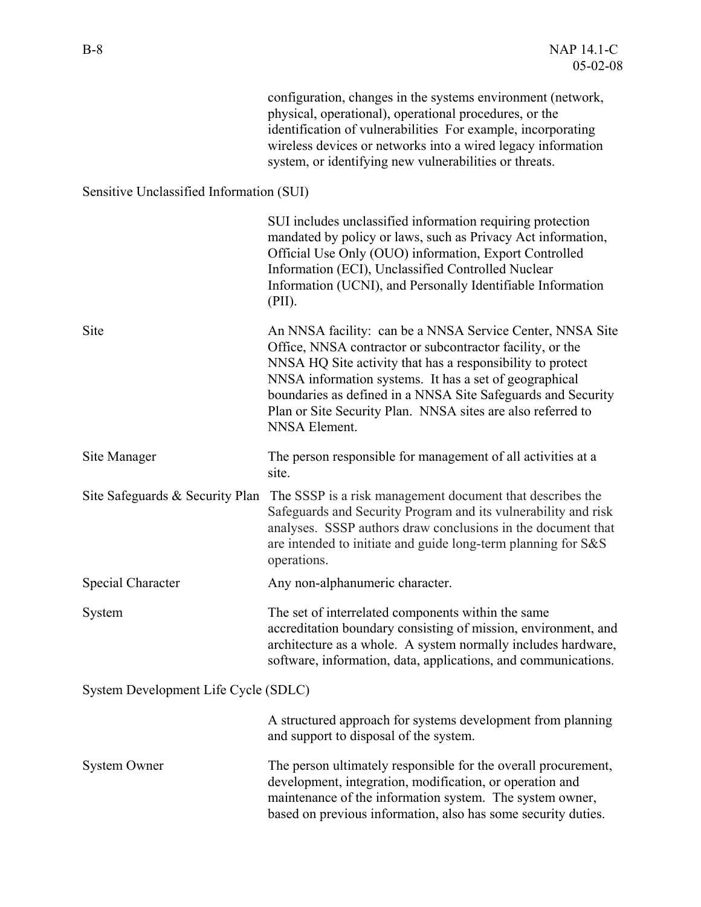configuration, changes in the systems environment (network, physical, operational), operational procedures, or the identification of vulnerabilities For example, incorporating wireless devices or networks into a wired legacy information system, or identifying new vulnerabilities or threats.

Sensitive Unclassified Information (SUI)

SUI includes unclassified information requiring protection mandated by policy or laws, such as Privacy Act information, Official Use Only (OUO) information, Export Controlled Information (ECI), Unclassified Controlled Nuclear Information (UCNI), and Personally Identifiable Information (PII).

Site

An NNSA facility: can be a NNSA Service Center, NNSA Site Office, NNSA contractor or subcontractor facility, or the NNSA HQ Site activity that has a responsibility to protect NNSA information systems. It has a set of geographical boundaries as defined in a NNSA Site Safeguards and Security Plan or Site Security Plan. NNSA sites are also referred to NNSA Element.

Site Manager

The person responsible for management of all activities at a site.

Site Safeguards & Security Plan

The SSSP is a risk management document that describes the Safeguards and Security Program and its vulnerability and risk analyses. SSSP authors draw conclusions in the document that are intended to initiate and guide long-term planning for S&S operations.

Special Character

Any non-alphanumeric character.

System

The set of interrelated components within the same accreditation boundary consisting of mission, environment, and architecture as a whole. A system normally includes hardware, software, information, data, applications, and communications.

System Development Life Cycle (SDLC)

A structured approach for systems development from planning and support to disposal of the system.

System Owner

The person ultimately responsible for the overall procurement, development, integration, modification, or operation and maintenance of the information system. The system owner, based on previous information, also has some security duties.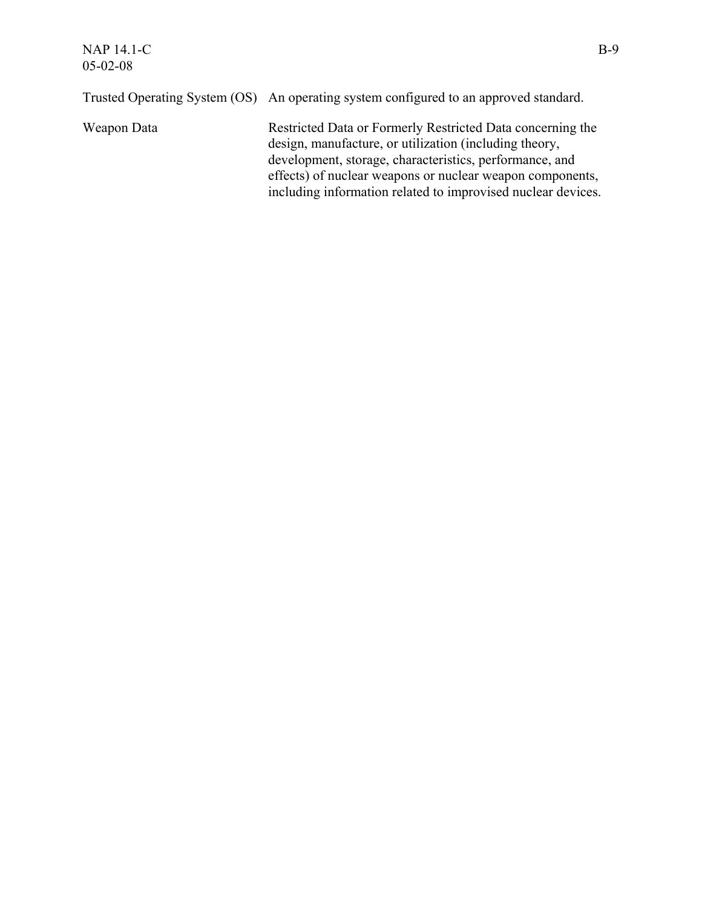| | |
|---|---|
| Trusted Operating System (OS) | An operating system configured to an approved standard. |
| Weapon Data | Restricted Data or Formerly Restricted Data concerning the design, manufacture, or utilization (including theory, development, storage, characteristics, performance, and effects) of nuclear weapons or nuclear weapon components, including information related to improvised nuclear devices. |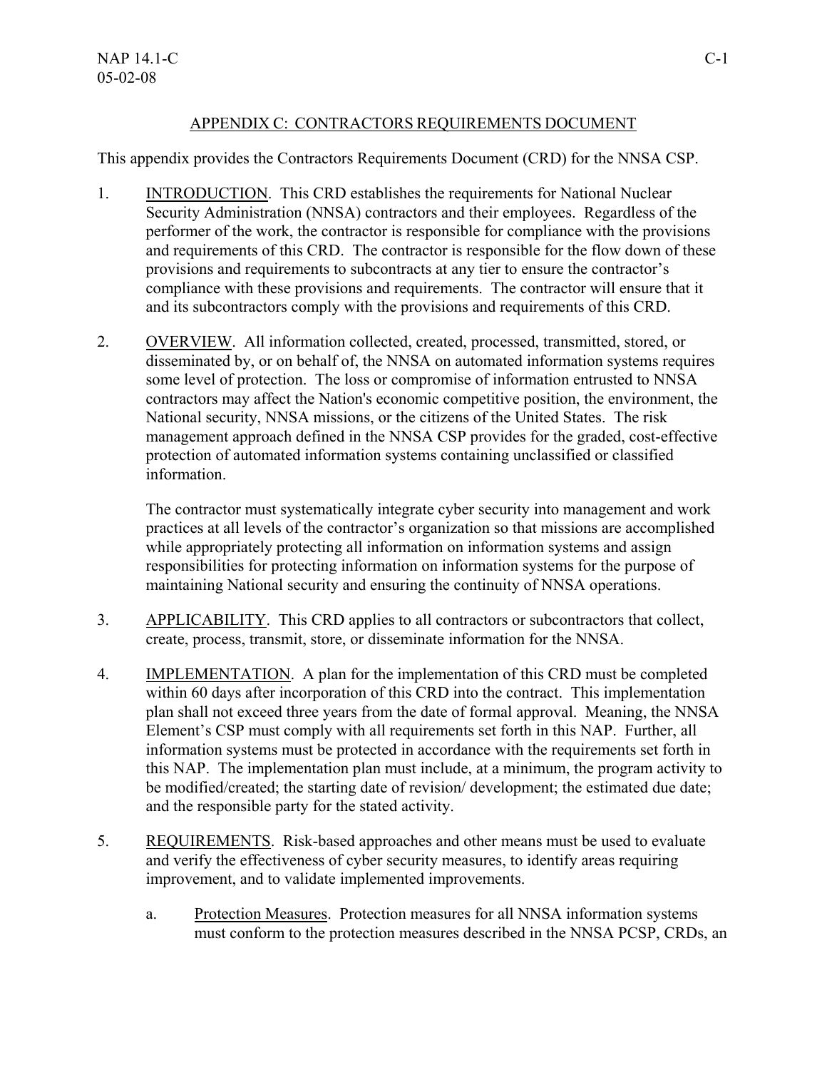## APPENDIX C: CONTRACTORS REQUIREMENTS DOCUMENT

This appendix provides the Contractors Requirements Document (CRD) for the NNSA CSP.

1. INTRODUCTION. This CRD establishes the requirements for National Nuclear Security Administration (NNSA) contractors and their employees. Regardless of the performer of the work, the contractor is responsible for compliance with the provisions and requirements of this CRD. The contractor is responsible for the flow down of these provisions and requirements to subcontracts at any tier to ensure the contractor's compliance with these provisions and requirements. The contractor will ensure that it and its subcontractors comply with the provisions and requirements of this CRD.

2. OVERVIEW. All information collected, created, processed, transmitted, stored, or disseminated by, or on behalf of, the NNSA on automated information systems requires some level of protection. The loss or compromise of information entrusted to NNSA contractors may affect the Nation's economic competitive position, the environment, the National security, NNSA missions, or the citizens of the United States. The risk management approach defined in the NNSA CSP provides for the graded, cost-effective protection of automated information systems containing unclassified or classified information.

   The contractor must systematically integrate cyber security into management and work practices at all levels of the contractor's organization so that missions are accomplished while appropriately protecting all information on information systems and assign responsibilities for protecting information on information systems for the purpose of maintaining National security and ensuring the continuity of NNSA operations.

3. APPLICABILITY. This CRD applies to all contractors or subcontractors that collect, create, process, transmit, store, or disseminate information for the NNSA.

4. IMPLEMENTATION. A plan for the implementation of this CRD must be completed within 60 days after incorporation of this CRD into the contract. This implementation plan shall not exceed three years from the date of formal approval. Meaning, the NNSA Element's CSP must comply with all requirements set forth in this NAP. Further, all information systems must be protected in accordance with the requirements set forth in this NAP. The implementation plan must include, at a minimum, the program activity to be modified/created; the starting date of revision/ development; the estimated due date; and the responsible party for the stated activity.

5. REQUIREMENTS. Risk-based approaches and other means must be used to evaluate and verify the effectiveness of cyber security measures, to identify areas requiring improvement, and to validate implemented improvements.

   a. Protection Measures. Protection measures for all NNSA information systems must conform to the protection measures described in the NNSA PCSP, CRDs, an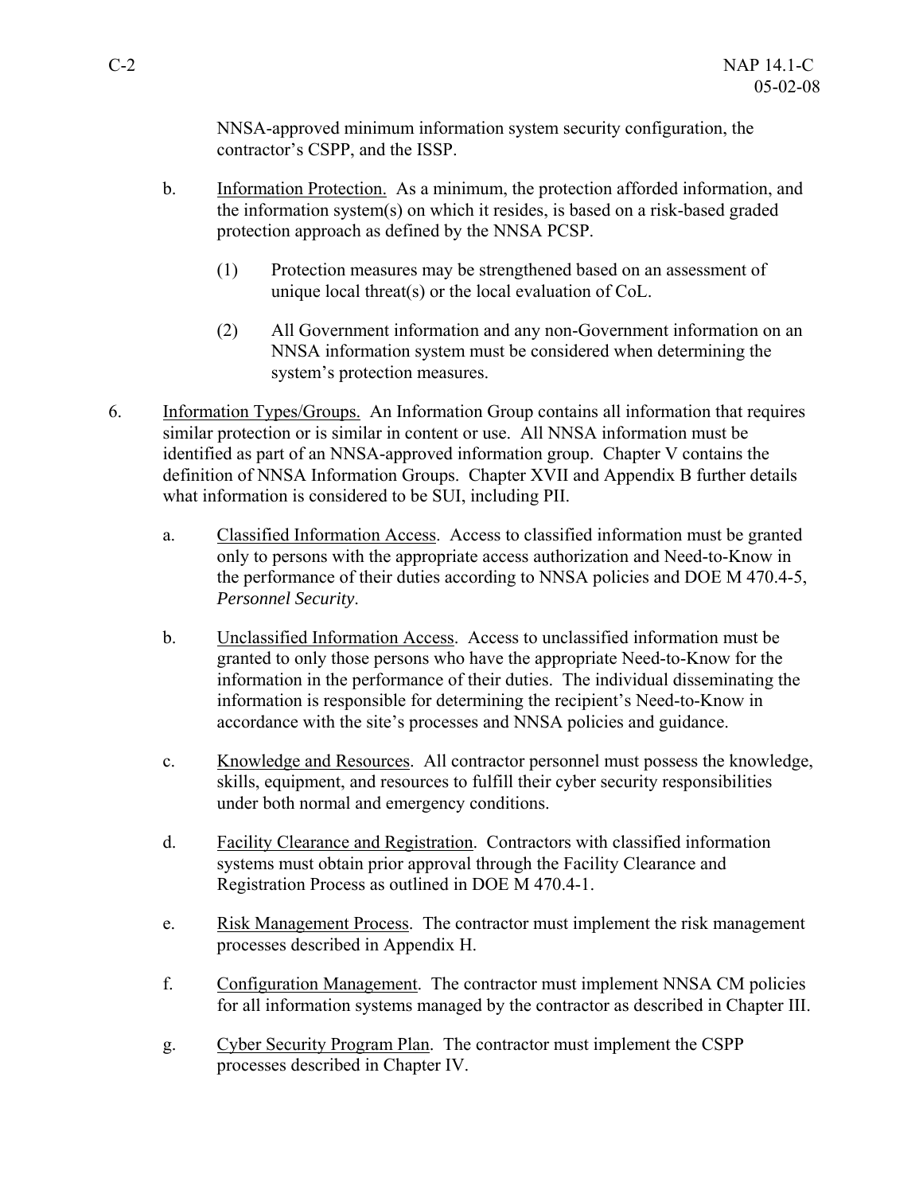NNSA-approved minimum information system security configuration, the contractor's CSPP, and the ISSP.

b. Information Protection. As a minimum, the protection afforded information, and the information system(s) on which it resides, is based on a risk-based graded protection approach as defined by the NNSA PCSP.

(1) Protection measures may be strengthened based on an assessment of unique local threat(s) or the local evaluation of CoL.

(2) All Government information and any non-Government information on an NNSA information system must be considered when determining the system's protection measures.

6. Information Types/Groups. An Information Group contains all information that requires similar protection or is similar in content or use. All NNSA information must be identified as part of an NNSA-approved information group. Chapter V contains the definition of NNSA Information Groups. Chapter XVII and Appendix B further details what information is considered to be SUI, including PII.

a. Classified Information Access. Access to classified information must be granted only to persons with the appropriate access authorization and Need-to-Know in the performance of their duties according to NNSA policies and DOE M 470.4-5, *Personnel Security*.

b. Unclassified Information Access. Access to unclassified information must be granted to only those persons who have the appropriate Need-to-Know for the information in the performance of their duties. The individual disseminating the information is responsible for determining the recipient's Need-to-Know in accordance with the site's processes and NNSA policies and guidance.

c. Knowledge and Resources. All contractor personnel must possess the knowledge, skills, equipment, and resources to fulfill their cyber security responsibilities under both normal and emergency conditions.

d. Facility Clearance and Registration. Contractors with classified information systems must obtain prior approval through the Facility Clearance and Registration Process as outlined in DOE M 470.4-1.

e. Risk Management Process. The contractor must implement the risk management processes described in Appendix H.

f. Configuration Management. The contractor must implement NNSA CM policies for all information systems managed by the contractor as described in Chapter III.

g. Cyber Security Program Plan. The contractor must implement the CSPP processes described in Chapter IV.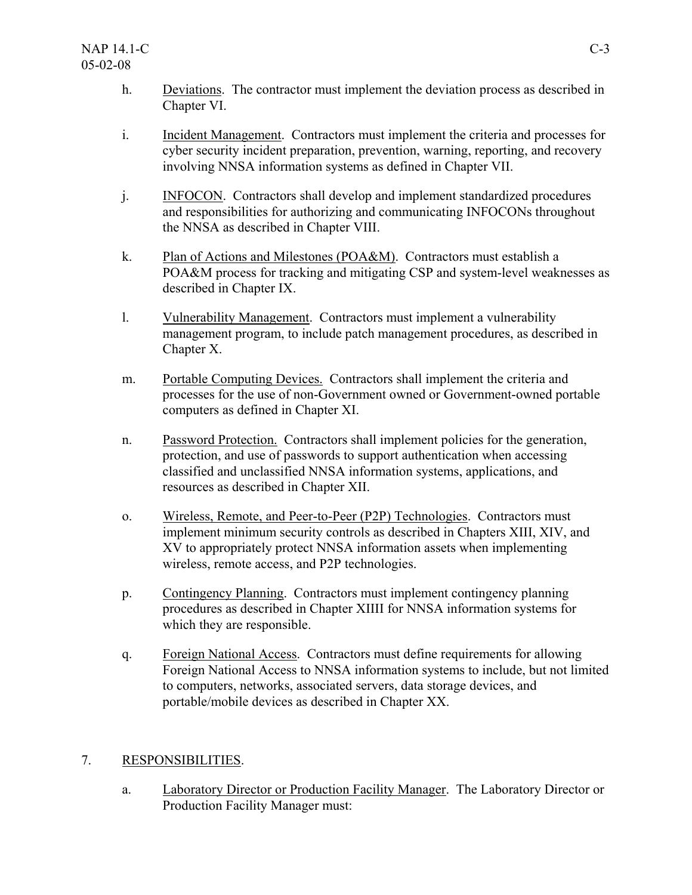h. Deviations. The contractor must implement the deviation process as described in Chapter VI.

i. Incident Management. Contractors must implement the criteria and processes for cyber security incident preparation, prevention, warning, reporting, and recovery involving NNSA information systems as defined in Chapter VII.

j. INFOCON. Contractors shall develop and implement standardized procedures and responsibilities for authorizing and communicating INFOCONs throughout the NNSA as described in Chapter VIII.

k. Plan of Actions and Milestones (POA&M). Contractors must establish a POA&M process for tracking and mitigating CSP and system-level weaknesses as described in Chapter IX.

l. Vulnerability Management. Contractors must implement a vulnerability management program, to include patch management procedures, as described in Chapter X.

m. Portable Computing Devices. Contractors shall implement the criteria and processes for the use of non-Government owned or Government-owned portable computers as defined in Chapter XI.

n. Password Protection. Contractors shall implement policies for the generation, protection, and use of passwords to support authentication when accessing classified and unclassified NNSA information systems, applications, and resources as described in Chapter XII.

o. Wireless, Remote, and Peer-to-Peer (P2P) Technologies. Contractors must implement minimum security controls as described in Chapters XIII, XIV, and XV to appropriately protect NNSA information assets when implementing wireless, remote access, and P2P technologies.

p. Contingency Planning. Contractors must implement contingency planning procedures as described in Chapter XIIII for NNSA information systems for which they are responsible.

q. Foreign National Access. Contractors must define requirements for allowing Foreign National Access to NNSA information systems to include, but not limited to computers, networks, associated servers, data storage devices, and portable/mobile devices as described in Chapter XX.

## 7. RESPONSIBILITIES.

a. Laboratory Director or Production Facility Manager. The Laboratory Director or Production Facility Manager must: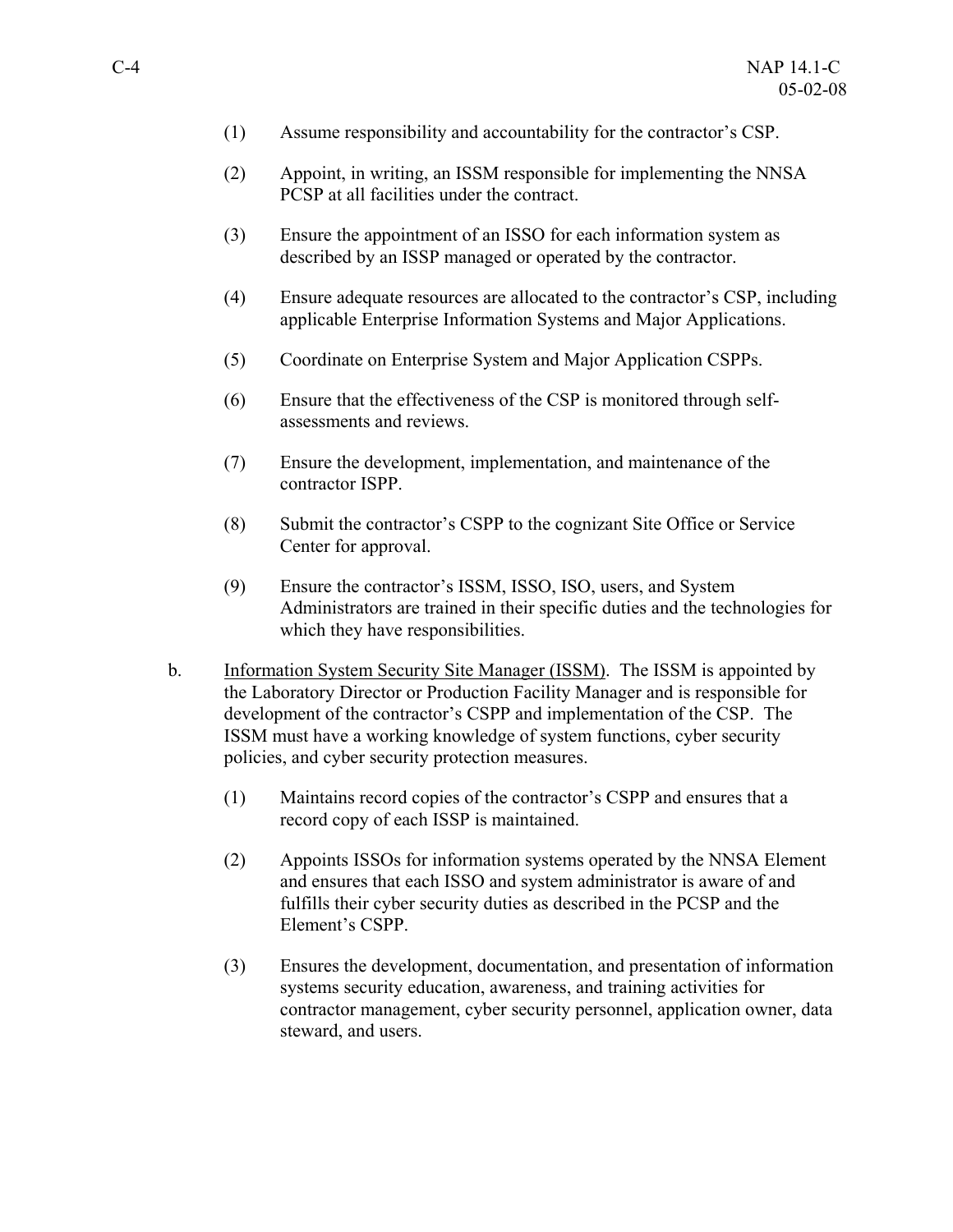(1) Assume responsibility and accountability for the contractor's CSP.

(2) Appoint, in writing, an ISSM responsible for implementing the NNSA PCSP at all facilities under the contract.

(3) Ensure the appointment of an ISSO for each information system as described by an ISSP managed or operated by the contractor.

(4) Ensure adequate resources are allocated to the contractor's CSP, including applicable Enterprise Information Systems and Major Applications.

(5) Coordinate on Enterprise System and Major Application CSPPs.

(6) Ensure that the effectiveness of the CSP is monitored through self-assessments and reviews.

(7) Ensure the development, implementation, and maintenance of the contractor ISPP.

(8) Submit the contractor's CSPP to the cognizant Site Office or Service Center for approval.

(9) Ensure the contractor's ISSM, ISSO, ISO, users, and System Administrators are trained in their specific duties and the technologies for which they have responsibilities.

b. Information System Security Site Manager (ISSM). The ISSM is appointed by the Laboratory Director or Production Facility Manager and is responsible for development of the contractor's CSPP and implementation of the CSP. The ISSM must have a working knowledge of system functions, cyber security policies, and cyber security protection measures.

(1) Maintains record copies of the contractor's CSPP and ensures that a record copy of each ISSP is maintained.

(2) Appoints ISSOs for information systems operated by the NNSA Element and ensures that each ISSO and system administrator is aware of and fulfills their cyber security duties as described in the PCSP and the Element's CSPP.

(3) Ensures the development, documentation, and presentation of information systems security education, awareness, and training activities for contractor management, cyber security personnel, application owner, data steward, and users.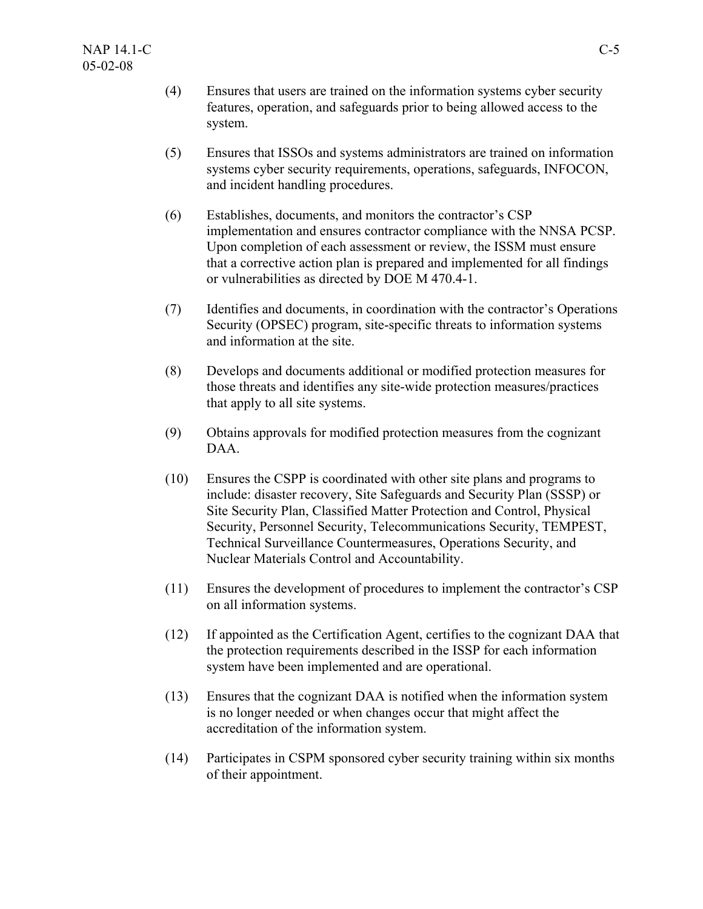(4) Ensures that users are trained on the information systems cyber security features, operation, and safeguards prior to being allowed access to the system.

(5) Ensures that ISSOs and systems administrators are trained on information systems cyber security requirements, operations, safeguards, INFOCON, and incident handling procedures.

(6) Establishes, documents, and monitors the contractor's CSP implementation and ensures contractor compliance with the NNSA PCSP. Upon completion of each assessment or review, the ISSM must ensure that a corrective action plan is prepared and implemented for all findings or vulnerabilities as directed by DOE M 470.4-1.

(7) Identifies and documents, in coordination with the contractor's Operations Security (OPSEC) program, site-specific threats to information systems and information at the site.

(8) Develops and documents additional or modified protection measures for those threats and identifies any site-wide protection measures/practices that apply to all site systems.

(9) Obtains approvals for modified protection measures from the cognizant DAA.

(10) Ensures the CSPP is coordinated with other site plans and programs to include: disaster recovery, Site Safeguards and Security Plan (SSSP) or Site Security Plan, Classified Matter Protection and Control, Physical Security, Personnel Security, Telecommunications Security, TEMPEST, Technical Surveillance Countermeasures, Operations Security, and Nuclear Materials Control and Accountability.

(11) Ensures the development of procedures to implement the contractor's CSP on all information systems.

(12) If appointed as the Certification Agent, certifies to the cognizant DAA that the protection requirements described in the ISSP for each information system have been implemented and are operational.

(13) Ensures that the cognizant DAA is notified when the information system is no longer needed or when changes occur that might affect the accreditation of the information system.

(14) Participates in CSPM sponsored cyber security training within six months of their appointment.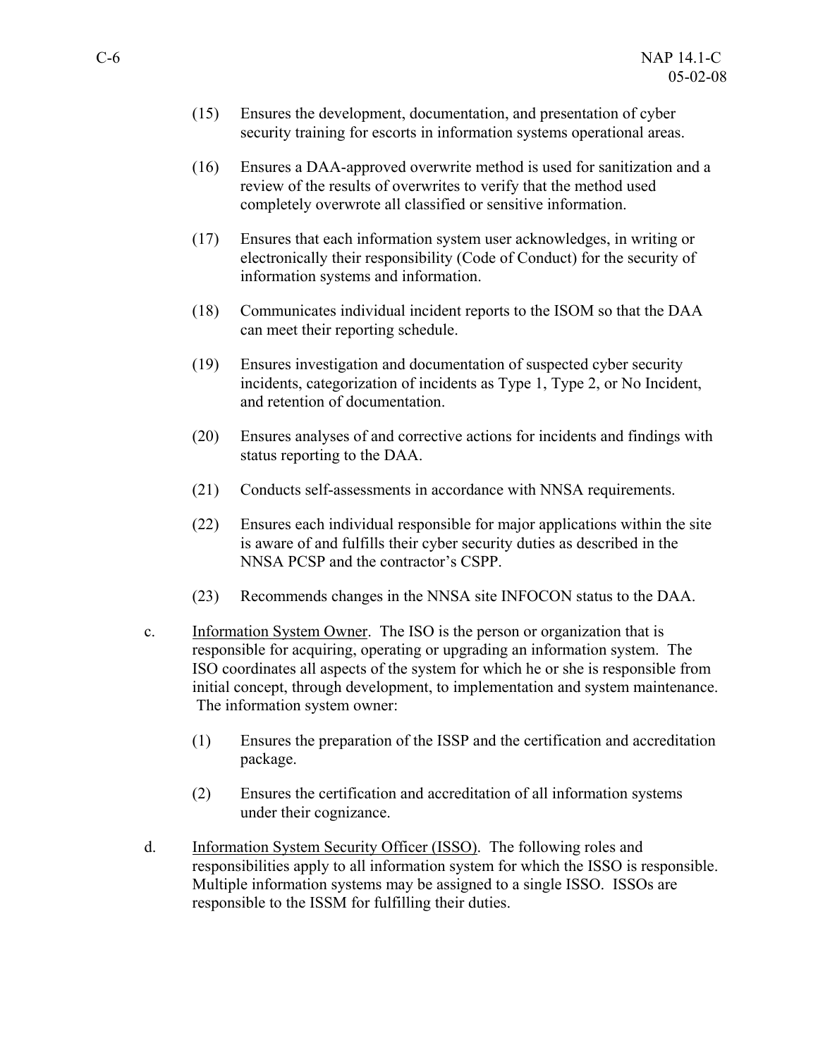(15) Ensures the development, documentation, and presentation of cyber security training for escorts in information systems operational areas.

(16) Ensures a DAA-approved overwrite method is used for sanitization and a review of the results of overwrites to verify that the method used completely overwrote all classified or sensitive information.

(17) Ensures that each information system user acknowledges, in writing or electronically their responsibility (Code of Conduct) for the security of information systems and information.

(18) Communicates individual incident reports to the ISOM so that the DAA can meet their reporting schedule.

(19) Ensures investigation and documentation of suspected cyber security incidents, categorization of incidents as Type 1, Type 2, or No Incident, and retention of documentation.

(20) Ensures analyses of and corrective actions for incidents and findings with status reporting to the DAA.

(21) Conducts self-assessments in accordance with NNSA requirements.

(22) Ensures each individual responsible for major applications within the site is aware of and fulfills their cyber security duties as described in the NNSA PCSP and the contractor's CSPP.

(23) Recommends changes in the NNSA site INFOCON status to the DAA.

c. Information System Owner. The ISO is the person or organization that is responsible for acquiring, operating or upgrading an information system. The ISO coordinates all aspects of the system for which he or she is responsible from initial concept, through development, to implementation and system maintenance. The information system owner:

(1) Ensures the preparation of the ISSP and the certification and accreditation package.

(2) Ensures the certification and accreditation of all information systems under their cognizance.

d. Information System Security Officer (ISSO). The following roles and responsibilities apply to all information system for which the ISSO is responsible. Multiple information systems may be assigned to a single ISSO. ISSOs are responsible to the ISSM for fulfilling their duties.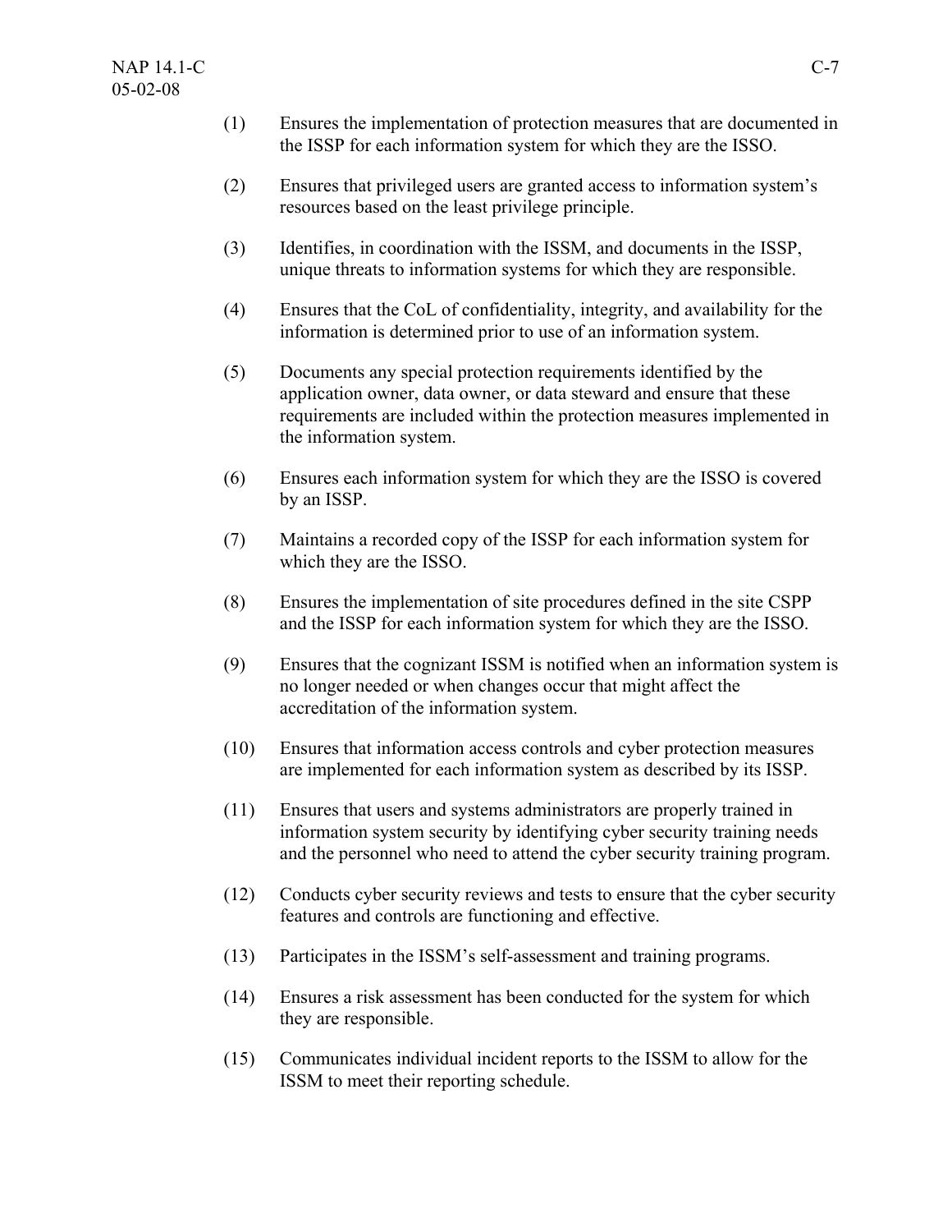(1) Ensures the implementation of protection measures that are documented in the ISSP for each information system for which they are the ISSO.

(2) Ensures that privileged users are granted access to information system's resources based on the least privilege principle.

(3) Identifies, in coordination with the ISSM, and documents in the ISSP, unique threats to information systems for which they are responsible.

(4) Ensures that the CoL of confidentiality, integrity, and availability for the information is determined prior to use of an information system.

(5) Documents any special protection requirements identified by the application owner, data owner, or data steward and ensure that these requirements are included within the protection measures implemented in the information system.

(6) Ensures each information system for which they are the ISSO is covered by an ISSP.

(7) Maintains a recorded copy of the ISSP for each information system for which they are the ISSO.

(8) Ensures the implementation of site procedures defined in the site CSPP and the ISSP for each information system for which they are the ISSO.

(9) Ensures that the cognizant ISSM is notified when an information system is no longer needed or when changes occur that might affect the accreditation of the information system.

(10) Ensures that information access controls and cyber protection measures are implemented for each information system as described by its ISSP.

(11) Ensures that users and systems administrators are properly trained in information system security by identifying cyber security training needs and the personnel who need to attend the cyber security training program.

(12) Conducts cyber security reviews and tests to ensure that the cyber security features and controls are functioning and effective.

(13) Participates in the ISSM's self-assessment and training programs.

(14) Ensures a risk assessment has been conducted for the system for which they are responsible.

(15) Communicates individual incident reports to the ISSM to allow for the ISSM to meet their reporting schedule.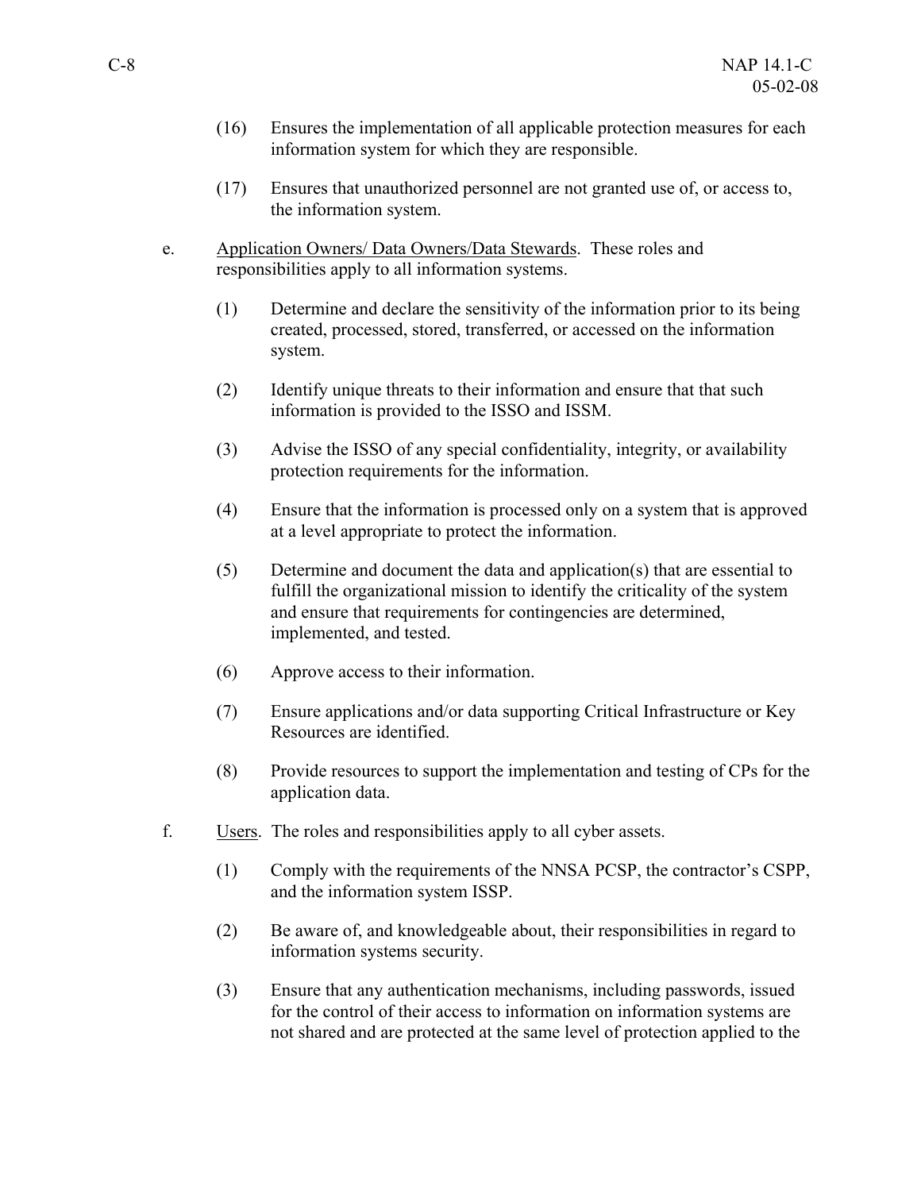(16) Ensures the implementation of all applicable protection measures for each information system for which they are responsible.

(17) Ensures that unauthorized personnel are not granted use of, or access to, the information system.

e. <u>Application Owners/ Data Owners/Data Stewards</u>. These roles and responsibilities apply to all information systems.

(1) Determine and declare the sensitivity of the information prior to its being created, processed, stored, transferred, or accessed on the information system.

(2) Identify unique threats to their information and ensure that that such information is provided to the ISSO and ISSM.

(3) Advise the ISSO of any special confidentiality, integrity, or availability protection requirements for the information.

(4) Ensure that the information is processed only on a system that is approved at a level appropriate to protect the information.

(5) Determine and document the data and application(s) that are essential to fulfill the organizational mission to identify the criticality of the system and ensure that requirements for contingencies are determined, implemented, and tested.

(6) Approve access to their information.

(7) Ensure applications and/or data supporting Critical Infrastructure or Key Resources are identified.

(8) Provide resources to support the implementation and testing of CPs for the application data.

f. <u>Users</u>. The roles and responsibilities apply to all cyber assets.

(1) Comply with the requirements of the NNSA PCSP, the contractor's CSPP, and the information system ISSP.

(2) Be aware of, and knowledgeable about, their responsibilities in regard to information systems security.

(3) Ensure that any authentication mechanisms, including passwords, issued for the control of their access to information on information systems are not shared and are protected at the same level of protection applied to the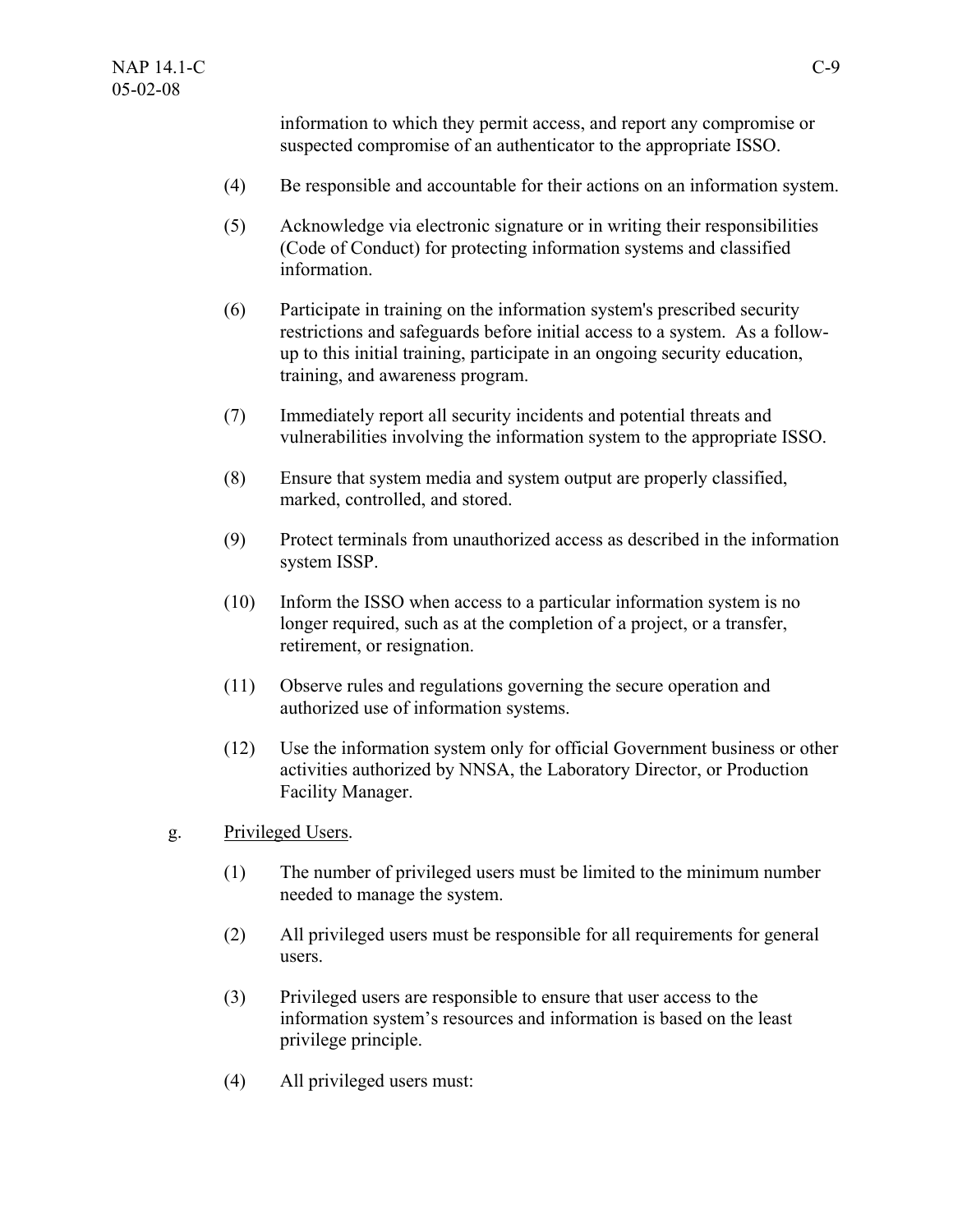information to which they permit access, and report any compromise or suspected compromise of an authenticator to the appropriate ISSO.

(4) Be responsible and accountable for their actions on an information system.

(5) Acknowledge via electronic signature or in writing their responsibilities (Code of Conduct) for protecting information systems and classified information.

(6) Participate in training on the information system's prescribed security restrictions and safeguards before initial access to a system. As a follow-up to this initial training, participate in an ongoing security education, training, and awareness program.

(7) Immediately report all security incidents and potential threats and vulnerabilities involving the information system to the appropriate ISSO.

(8) Ensure that system media and system output are properly classified, marked, controlled, and stored.

(9) Protect terminals from unauthorized access as described in the information system ISSP.

(10) Inform the ISSO when access to a particular information system is no longer required, such as at the completion of a project, or a transfer, retirement, or resignation.

(11) Observe rules and regulations governing the secure operation and authorized use of information systems.

(12) Use the information system only for official Government business or other activities authorized by NNSA, the Laboratory Director, or Production Facility Manager.

g. Privileged Users.

(1) The number of privileged users must be limited to the minimum number needed to manage the system.

(2) All privileged users must be responsible for all requirements for general users.

(3) Privileged users are responsible to ensure that user access to the information system's resources and information is based on the least privilege principle.

(4) All privileged users must: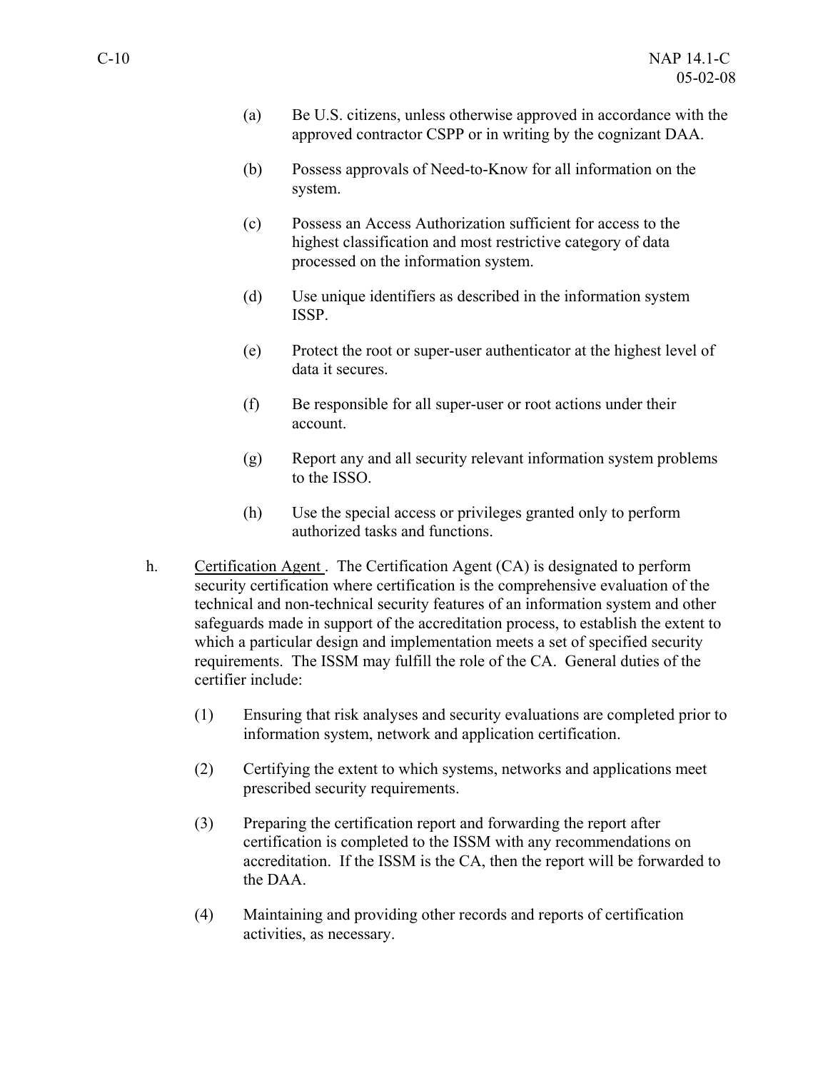(a) Be U.S. citizens, unless otherwise approved in accordance with the approved contractor CSPP or in writing by the cognizant DAA.

(b) Possess approvals of Need-to-Know for all information on the system.

(c) Possess an Access Authorization sufficient for access to the highest classification and most restrictive category of data processed on the information system.

(d) Use unique identifiers as described in the information system ISSP.

(e) Protect the root or super-user authenticator at the highest level of data it secures.

(f) Be responsible for all super-user or root actions under their account.

(g) Report any and all security relevant information system problems to the ISSO.

(h) Use the special access or privileges granted only to perform authorized tasks and functions.

h. Certification Agent. The Certification Agent (CA) is designated to perform security certification where certification is the comprehensive evaluation of the technical and non-technical security features of an information system and other safeguards made in support of the accreditation process, to establish the extent to which a particular design and implementation meets a set of specified security requirements. The ISSM may fulfill the role of the CA. General duties of the certifier include:

(1) Ensuring that risk analyses and security evaluations are completed prior to information system, network and application certification.

(2) Certifying the extent to which systems, networks and applications meet prescribed security requirements.

(3) Preparing the certification report and forwarding the report after certification is completed to the ISSM with any recommendations on accreditation. If the ISSM is the CA, then the report will be forwarded to the DAA.

(4) Maintaining and providing other records and reports of certification activities, as necessary.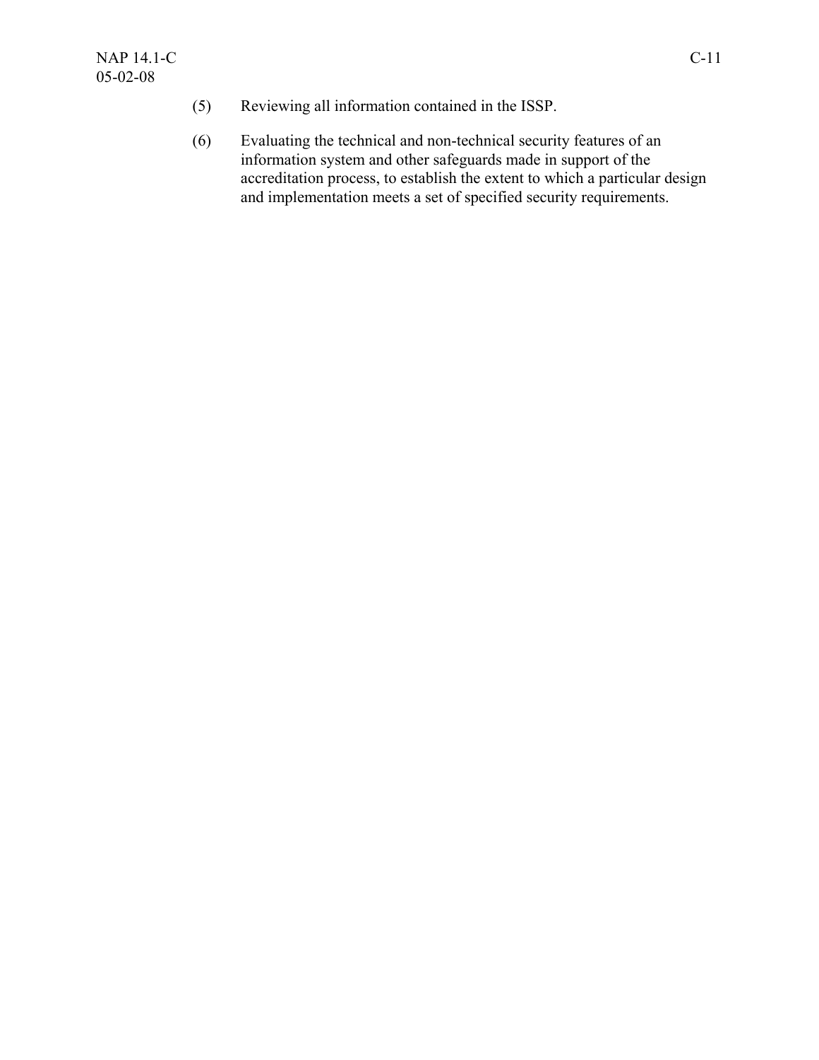(5) Reviewing all information contained in the ISSP.

(6) Evaluating the technical and non-technical security features of an information system and other safeguards made in support of the accreditation process, to establish the extent to which a particular design and implementation meets a set of specified security requirements.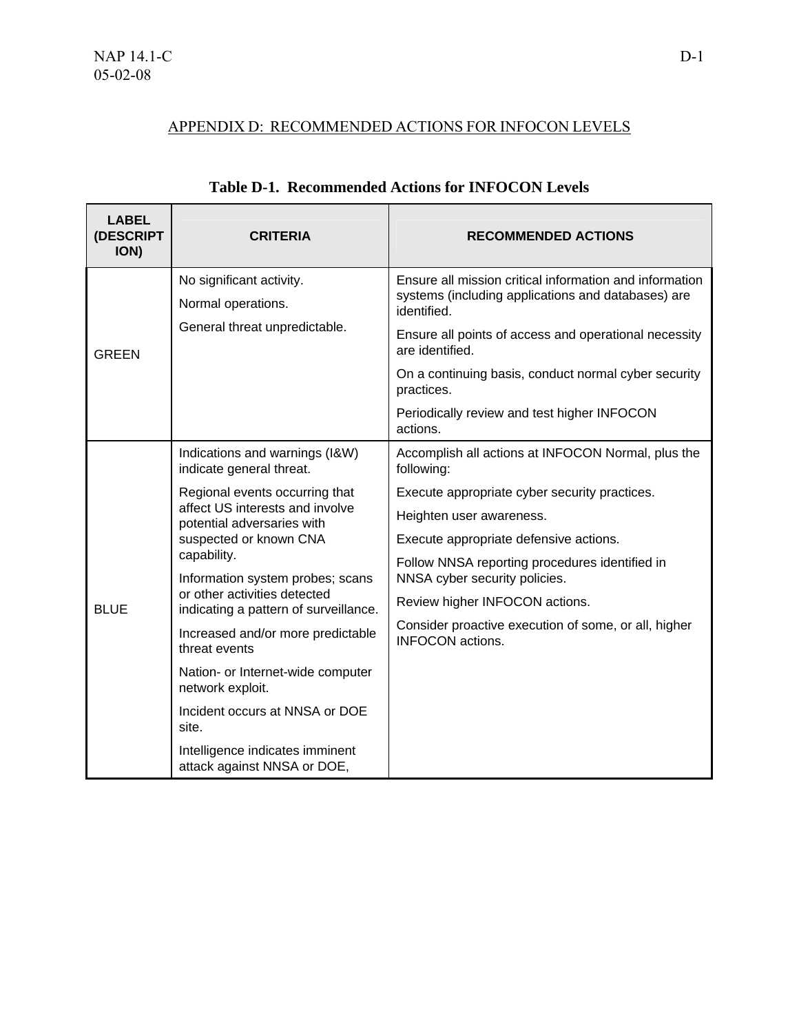## APPENDIX D: RECOMMENDED ACTIONS FOR INFOCON LEVELS

**Table D-1. Recommended Actions for INFOCON Levels**

| LABEL (DESCRIPTION) | CRITERIA | RECOMMENDED ACTIONS |
|---|---|---|
| GREEN | No significant activity.<br>Normal operations.<br>General threat unpredictable. | Ensure all mission critical information and information systems (including applications and databases) are identified.<br>Ensure all points of access and operational necessity are identified.<br>On a continuing basis, conduct normal cyber security practices.<br>Periodically review and test higher INFOCON actions. |
| BLUE | Indications and warnings (I&W) indicate general threat.<br>Regional events occurring that affect US interests and involve potential adversaries with suspected or known CNA capability.<br>Information system probes; scans or other activities detected indicating a pattern of surveillance.<br>Increased and/or more predictable threat events<br>Nation- or Internet-wide computer network exploit.<br>Incident occurs at NNSA or DOE site.<br>Intelligence indicates imminent attack against NNSA or DOE, | Accomplish all actions at INFOCON Normal, plus the following:<br>Execute appropriate cyber security practices.<br>Heighten user awareness.<br>Execute appropriate defensive actions.<br>Follow NNSA reporting procedures identified in NNSA cyber security policies.<br>Review higher INFOCON actions.<br>Consider proactive execution of some, or all, higher INFOCON actions. |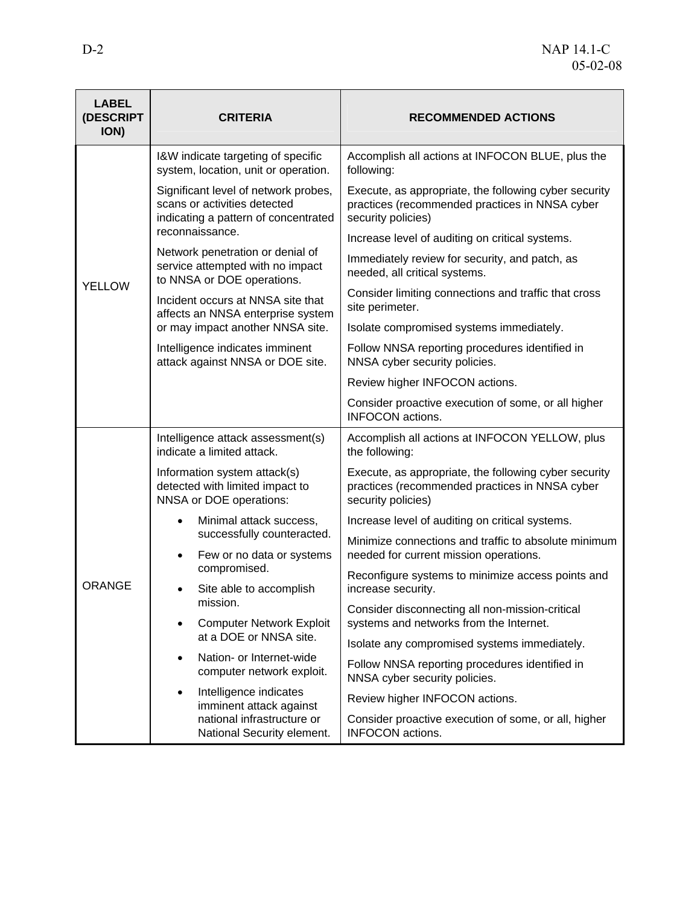| LABEL (DESCRIPTION) | CRITERIA | RECOMMENDED ACTIONS |
|---|---|---|
| YELLOW | I&W indicate targeting of specific system, location, unit or operation.<br><br>Significant level of network probes, scans or activities detected indicating a pattern of concentrated reconnaissance.<br><br>Network penetration or denial of service attempted with no impact to NNSA or DOE operations.<br><br>Incident occurs at NNSA site that affects an NNSA enterprise system or may impact another NNSA site.<br><br>Intelligence indicates imminent attack against NNSA or DOE site. | Accomplish all actions at INFOCON BLUE, plus the following:<br><br>Execute, as appropriate, the following cyber security practices (recommended practices in NNSA cyber security policies)<br><br>Increase level of auditing on critical systems.<br><br>Immediately review for security, and patch, as needed, all critical systems.<br><br>Consider limiting connections and traffic that cross site perimeter.<br><br>Isolate compromised systems immediately.<br><br>Follow NNSA reporting procedures identified in NNSA cyber security policies.<br><br>Review higher INFOCON actions.<br><br>Consider proactive execution of some, or all higher INFOCON actions. |
| ORANGE | Intelligence attack assessment(s) indicate a limited attack.<br><br>Information system attack(s) detected with limited impact to NNSA or DOE operations:<br>• Minimal attack success, successfully counteracted.<br>• Few or no data or systems compromised.<br>• Site able to accomplish mission.<br>• Computer Network Exploit at a DOE or NNSA site.<br>• Nation- or Internet-wide computer network exploit.<br>• Intelligence indicates imminent attack against national infrastructure or National Security element. | Accomplish all actions at INFOCON YELLOW, plus the following:<br><br>Execute, as appropriate, the following cyber security practices (recommended practices in NNSA cyber security policies)<br><br>Increase level of auditing on critical systems.<br><br>Minimize connections and traffic to absolute minimum needed for current mission operations.<br><br>Reconfigure systems to minimize access points and increase security.<br><br>Consider disconnecting all non-mission-critical systems and networks from the Internet.<br><br>Isolate any compromised systems immediately.<br><br>Follow NNSA reporting procedures identified in NNSA cyber security policies.<br><br>Review higher INFOCON actions.<br><br>Consider proactive execution of some, or all, higher INFOCON actions. |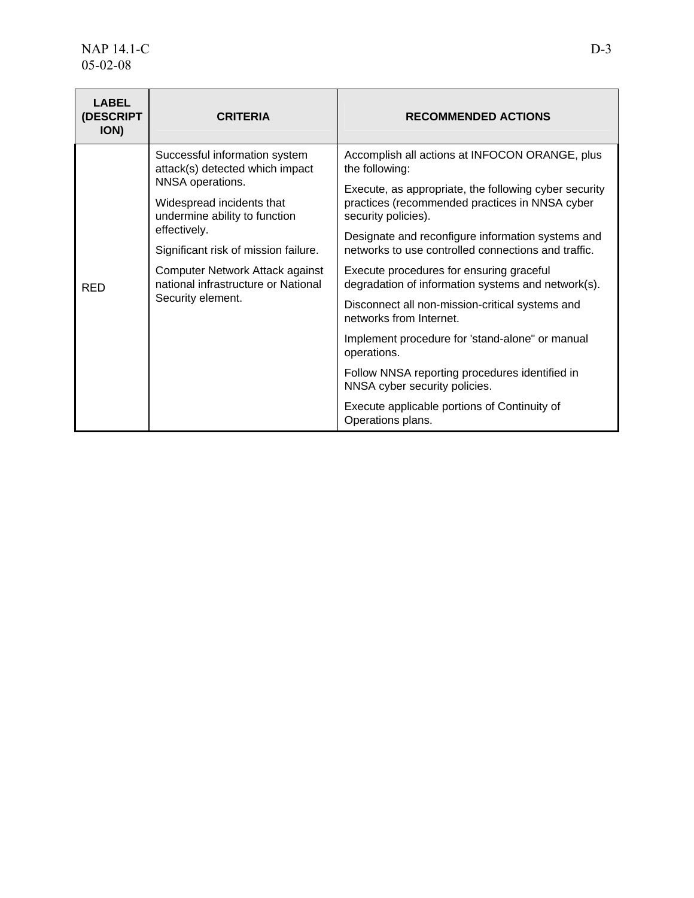| LABEL (DESCRIPTION) | CRITERIA | RECOMMENDED ACTIONS |
|---|---|---|
| RED | Successful information system attack(s) detected which impact NNSA operations.<br><br>Widespread incidents that undermine ability to function effectively.<br><br>Significant risk of mission failure.<br><br>Computer Network Attack against national infrastructure or National Security element. | Accomplish all actions at INFOCON ORANGE, plus the following:<br><br>Execute, as appropriate, the following cyber security practices (recommended practices in NNSA cyber security policies).<br><br>Designate and reconfigure information systems and networks to use controlled connections and traffic.<br><br>Execute procedures for ensuring graceful degradation of information systems and network(s).<br><br>Disconnect all non-mission-critical systems and networks from Internet.<br><br>Implement procedure for 'stand-alone" or manual operations.<br><br>Follow NNSA reporting procedures identified in NNSA cyber security policies.<br><br>Execute applicable portions of Continuity of Operations plans. |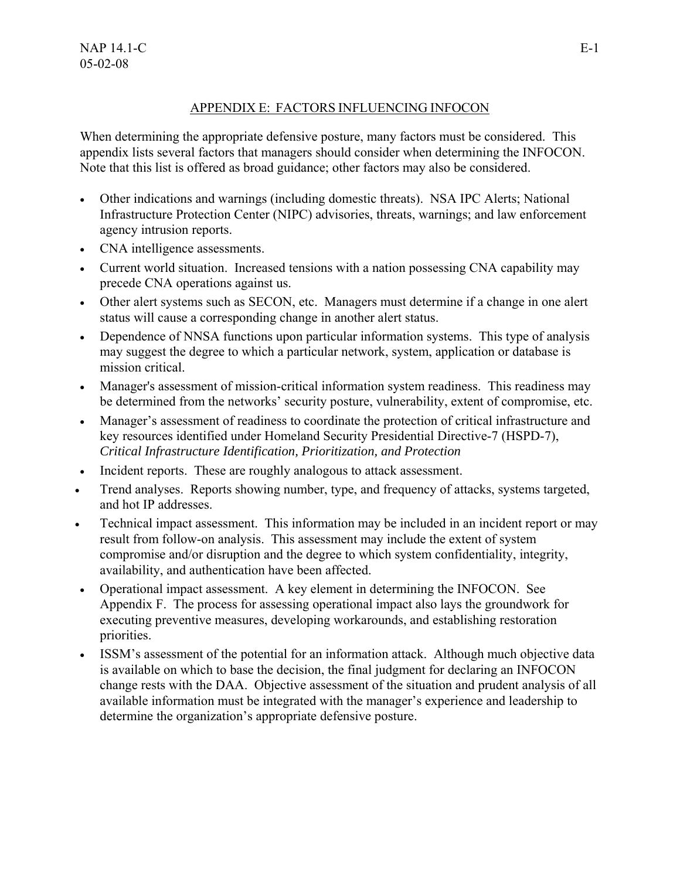## APPENDIX E: FACTORS INFLUENCING INFOCON

When determining the appropriate defensive posture, many factors must be considered. This appendix lists several factors that managers should consider when determining the INFOCON. Note that this list is offered as broad guidance; other factors may also be considered.

- Other indications and warnings (including domestic threats). NSA IPC Alerts; National Infrastructure Protection Center (NIPC) advisories, threats, warnings; and law enforcement agency intrusion reports.
- CNA intelligence assessments.
- Current world situation. Increased tensions with a nation possessing CNA capability may precede CNA operations against us.
- Other alert systems such as SECON, etc. Managers must determine if a change in one alert status will cause a corresponding change in another alert status.
- Dependence of NNSA functions upon particular information systems. This type of analysis may suggest the degree to which a particular network, system, application or database is mission critical.
- Manager's assessment of mission-critical information system readiness. This readiness may be determined from the networks' security posture, vulnerability, extent of compromise, etc.
- Manager's assessment of readiness to coordinate the protection of critical infrastructure and key resources identified under Homeland Security Presidential Directive-7 (HSPD-7), *Critical Infrastructure Identification, Prioritization, and Protection*
- Incident reports. These are roughly analogous to attack assessment.
- Trend analyses. Reports showing number, type, and frequency of attacks, systems targeted, and hot IP addresses.
- Technical impact assessment. This information may be included in an incident report or may result from follow-on analysis. This assessment may include the extent of system compromise and/or disruption and the degree to which system confidentiality, integrity, availability, and authentication have been affected.
- Operational impact assessment. A key element in determining the INFOCON. See Appendix F. The process for assessing operational impact also lays the groundwork for executing preventive measures, developing workarounds, and establishing restoration priorities.
- ISSM's assessment of the potential for an information attack. Although much objective data is available on which to base the decision, the final judgment for declaring an INFOCON change rests with the DAA. Objective assessment of the situation and prudent analysis of all available information must be integrated with the manager's experience and leadership to determine the organization's appropriate defensive posture.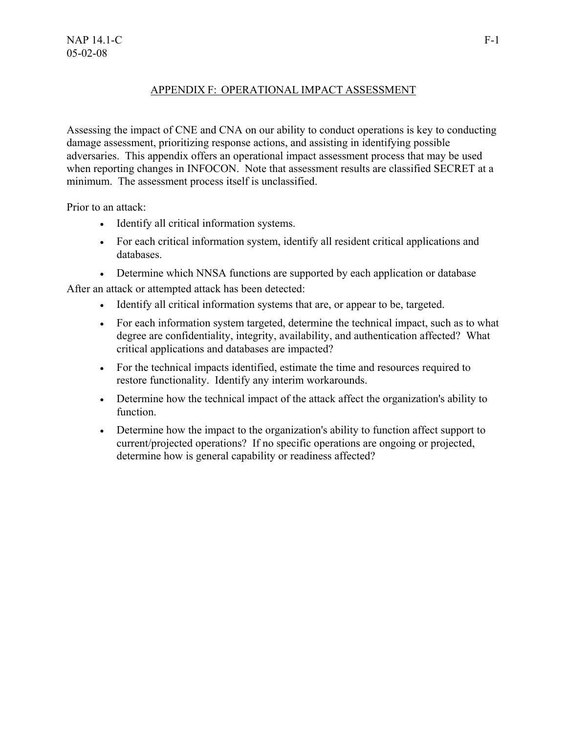## APPENDIX F: OPERATIONAL IMPACT ASSESSMENT

Assessing the impact of CNE and CNA on our ability to conduct operations is key to conducting damage assessment, prioritizing response actions, and assisting in identifying possible adversaries. This appendix offers an operational impact assessment process that may be used when reporting changes in INFOCON. Note that assessment results are classified SECRET at a minimum. The assessment process itself is unclassified.

Prior to an attack:

- Identify all critical information systems.
- For each critical information system, identify all resident critical applications and databases.
- Determine which NNSA functions are supported by each application or database

After an attack or attempted attack has been detected:

- Identify all critical information systems that are, or appear to be, targeted.
- For each information system targeted, determine the technical impact, such as to what degree are confidentiality, integrity, availability, and authentication affected? What critical applications and databases are impacted?
- For the technical impacts identified, estimate the time and resources required to restore functionality. Identify any interim workarounds.
- Determine how the technical impact of the attack affect the organization's ability to function.
- Determine how the impact to the organization's ability to function affect support to current/projected operations? If no specific operations are ongoing or projected, determine how is general capability or readiness affected?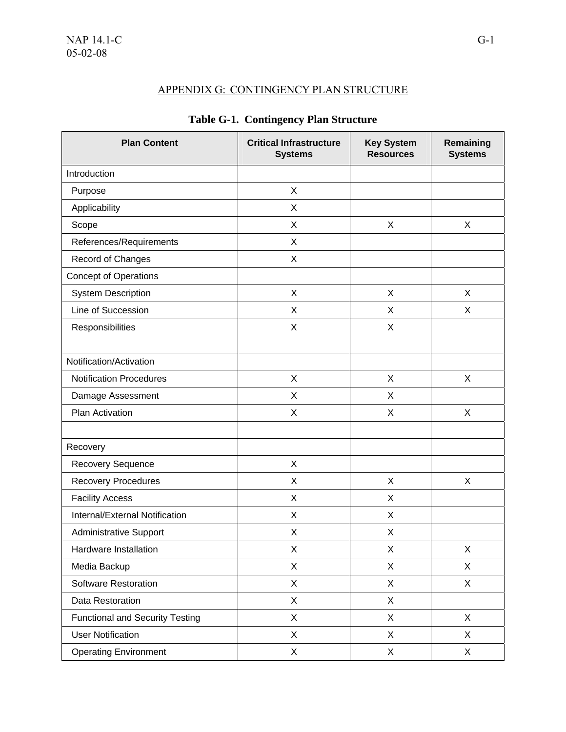## APPENDIX G:  CONTINGENCY PLAN STRUCTURE

**Table G-1.  Contingency Plan Structure**

| Plan Content | Critical Infrastructure Systems | Key System Resources | Remaining Systems |
|---|---|---|---|
| Introduction | | | |
| Purpose | X | | |
| Applicability | X | | |
| Scope | X | X | X |
| References/Requirements | X | | |
| Record of Changes | X | | |
| Concept of Operations | | | |
| System Description | X | X | X |
| Line of Succession | X | X | X |
| Responsibilities | X | X | |
| | | | |
| Notification/Activation | | | |
| Notification Procedures | X | X | X |
| Damage Assessment | X | X | |
| Plan Activation | X | X | X |
| | | | |
| Recovery | | | |
| Recovery Sequence | X | | |
| Recovery Procedures | X | X | X |
| Facility Access | X | X | |
| Internal/External Notification | X | X | |
| Administrative Support | X | X | |
| Hardware Installation | X | X | X |
| Media Backup | X | X | X |
| Software Restoration | X | X | X |
| Data Restoration | X | X | |
| Functional and Security Testing | X | X | X |
| User Notification | X | X | X |
| Operating Environment | X | X | X |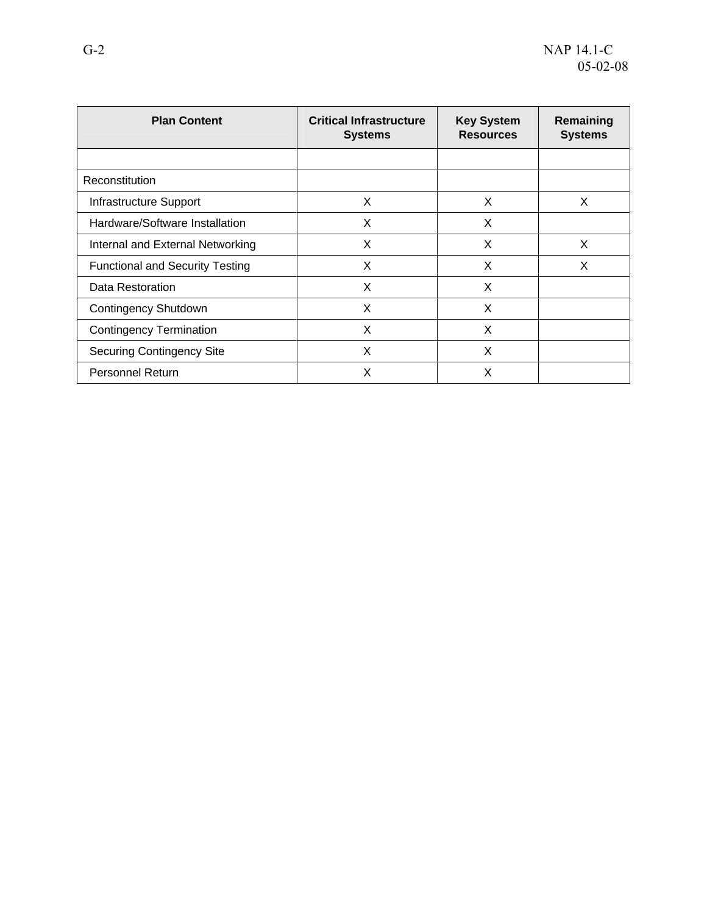| Plan Content | Critical Infrastructure Systems | Key System Resources | Remaining Systems |
|---|---|---|---|
| | | | |
| Reconstitution | | | |
| Infrastructure Support | X | X | X |
| Hardware/Software Installation | X | X | |
| Internal and External Networking | X | X | X |
| Functional and Security Testing | X | X | X |
| Data Restoration | X | X | |
| Contingency Shutdown | X | X | |
| Contingency Termination | X | X | |
| Securing Contingency Site | X | X | |
| Personnel Return | X | X | |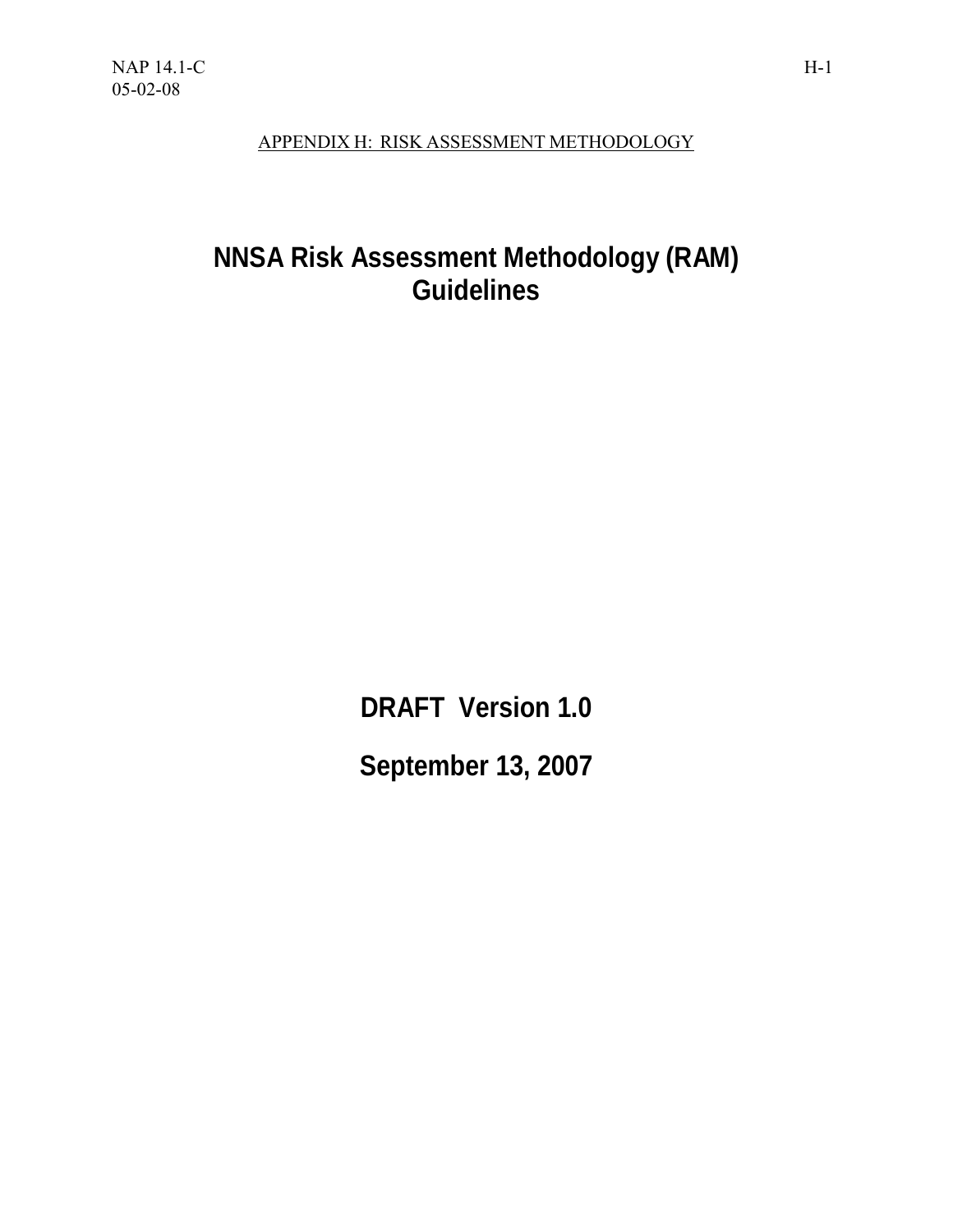APPENDIX H: RISK ASSESSMENT METHODOLOGY

# NNSA Risk Assessment Methodology (RAM) Guidelines

**DRAFT Version 1.0**

**September 13, 2007**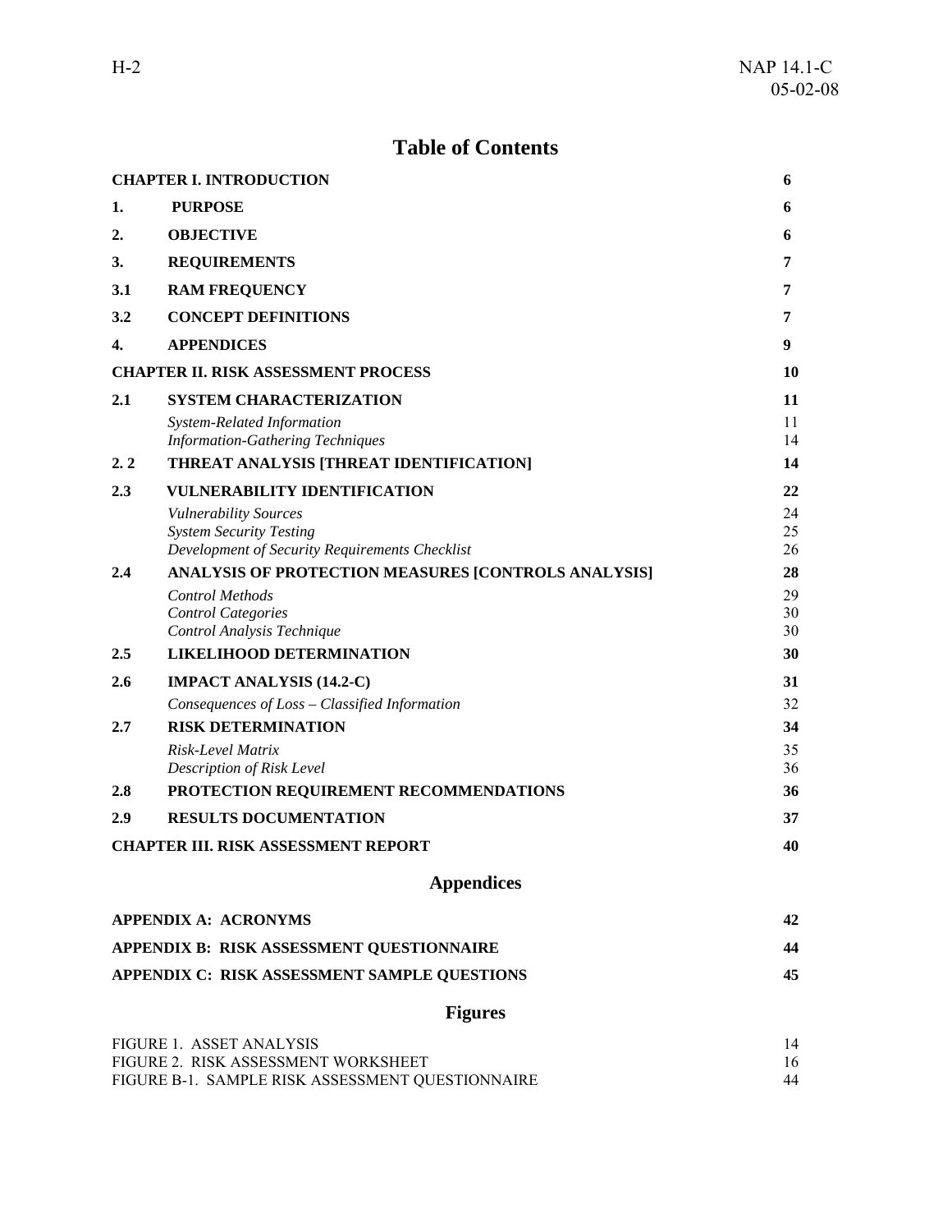# Table of Contents

| | | |
|---|---|---|
| **CHAPTER I. INTRODUCTION** | | **6** |
| **1.** | **PURPOSE** | **6** |
| **2.** | **OBJECTIVE** | **6** |
| **3.** | **REQUIREMENTS** | **7** |
| **3.1** | **RAM FREQUENCY** | **7** |
| **3.2** | **CONCEPT DEFINITIONS** | **7** |
| **4.** | **APPENDICES** | **9** |
| **CHAPTER II. RISK ASSESSMENT PROCESS** | | **10** |
| **2.1** | **SYSTEM CHARACTERIZATION** | **11** |
| | *System-Related Information* | 11 |
| | *Information-Gathering Techniques* | 14 |
| **2. 2** | **THREAT ANALYSIS [THREAT IDENTIFICATION]** | **14** |
| **2.3** | **VULNERABILITY IDENTIFICATION** | **22** |
| | *Vulnerability Sources* | 24 |
| | *System Security Testing* | 25 |
| | *Development of Security Requirements Checklist* | 26 |
| **2.4** | **ANALYSIS OF PROTECTION MEASURES [CONTROLS ANALYSIS]** | **28** |
| | *Control Methods* | 29 |
| | *Control Categories* | 30 |
| | *Control Analysis Technique* | 30 |
| **2.5** | **LIKELIHOOD DETERMINATION** | **30** |
| **2.6** | **IMPACT ANALYSIS (14.2-C)** | **31** |
| | *Consequences of Loss – Classified Information* | 32 |
| **2.7** | **RISK DETERMINATION** | **34** |
| | *Risk-Level Matrix* | 35 |
| | *Description of Risk Level* | 36 |
| **2.8** | **PROTECTION REQUIREMENT RECOMMENDATIONS** | **36** |
| **2.9** | **RESULTS DOCUMENTATION** | **37** |
| **CHAPTER III. RISK ASSESSMENT REPORT** | | **40** |

## Appendices

| | |
|---|---|
| **APPENDIX A: ACRONYMS** | **42** |
| **APPENDIX B: RISK ASSESSMENT QUESTIONNAIRE** | **44** |
| **APPENDIX C: RISK ASSESSMENT SAMPLE QUESTIONS** | **45** |

## Figures

| | |
|---|---|
| FIGURE 1. ASSET ANALYSIS | 14 |
| FIGURE 2. RISK ASSESSMENT WORKSHEET | 16 |
| FIGURE B-1. SAMPLE RISK ASSESSMENT QUESTIONNAIRE | 44 |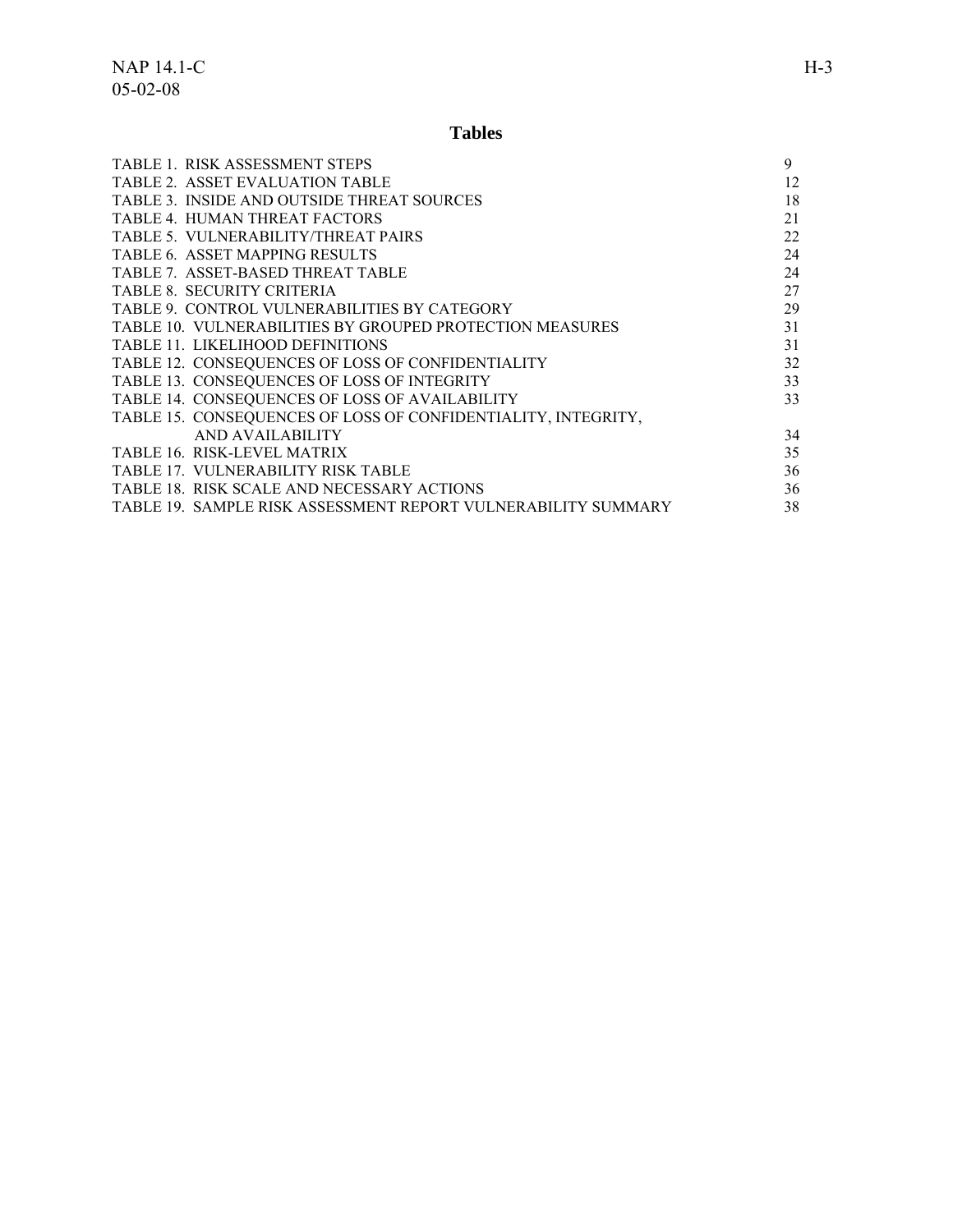# Tables

| | |
|---|---|
| TABLE 1. RISK ASSESSMENT STEPS | 9 |
| TABLE 2. ASSET EVALUATION TABLE | 12 |
| TABLE 3. INSIDE AND OUTSIDE THREAT SOURCES | 18 |
| TABLE 4. HUMAN THREAT FACTORS | 21 |
| TABLE 5. VULNERABILITY/THREAT PAIRS | 22 |
| TABLE 6. ASSET MAPPING RESULTS | 24 |
| TABLE 7. ASSET-BASED THREAT TABLE | 24 |
| TABLE 8. SECURITY CRITERIA | 27 |
| TABLE 9. CONTROL VULNERABILITIES BY CATEGORY | 29 |
| TABLE 10. VULNERABILITIES BY GROUPED PROTECTION MEASURES | 31 |
| TABLE 11. LIKELIHOOD DEFINITIONS | 31 |
| TABLE 12. CONSEQUENCES OF LOSS OF CONFIDENTIALITY | 32 |
| TABLE 13. CONSEQUENCES OF LOSS OF INTEGRITY | 33 |
| TABLE 14. CONSEQUENCES OF LOSS OF AVAILABILITY | 33 |
| TABLE 15. CONSEQUENCES OF LOSS OF CONFIDENTIALITY, INTEGRITY, AND AVAILABILITY | 34 |
| TABLE 16. RISK-LEVEL MATRIX | 35 |
| TABLE 17. VULNERABILITY RISK TABLE | 36 |
| TABLE 18. RISK SCALE AND NECESSARY ACTIONS | 36 |
| TABLE 19. SAMPLE RISK ASSESSMENT REPORT VULNERABILITY SUMMARY | 38 |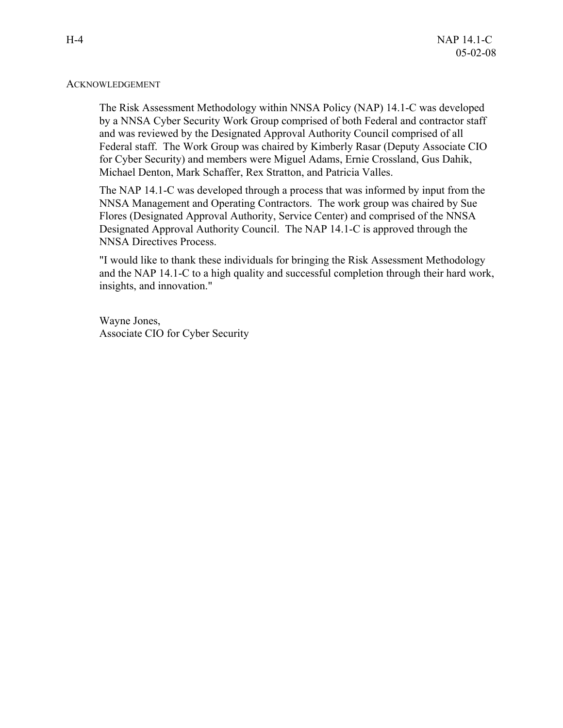## ACKNOWLEDGEMENT

The Risk Assessment Methodology within NNSA Policy (NAP) 14.1-C was developed by a NNSA Cyber Security Work Group comprised of both Federal and contractor staff and was reviewed by the Designated Approval Authority Council comprised of all Federal staff. The Work Group was chaired by Kimberly Rasar (Deputy Associate CIO for Cyber Security) and members were Miguel Adams, Ernie Crossland, Gus Dahik, Michael Denton, Mark Schaffer, Rex Stratton, and Patricia Valles.

The NAP 14.1-C was developed through a process that was informed by input from the NNSA Management and Operating Contractors. The work group was chaired by Sue Flores (Designated Approval Authority, Service Center) and comprised of the NNSA Designated Approval Authority Council. The NAP 14.1-C is approved through the NNSA Directives Process.

"I would like to thank these individuals for bringing the Risk Assessment Methodology and the NAP 14.1-C to a high quality and successful completion through their hard work, insights, and innovation."

Wayne Jones,
Associate CIO for Cyber Security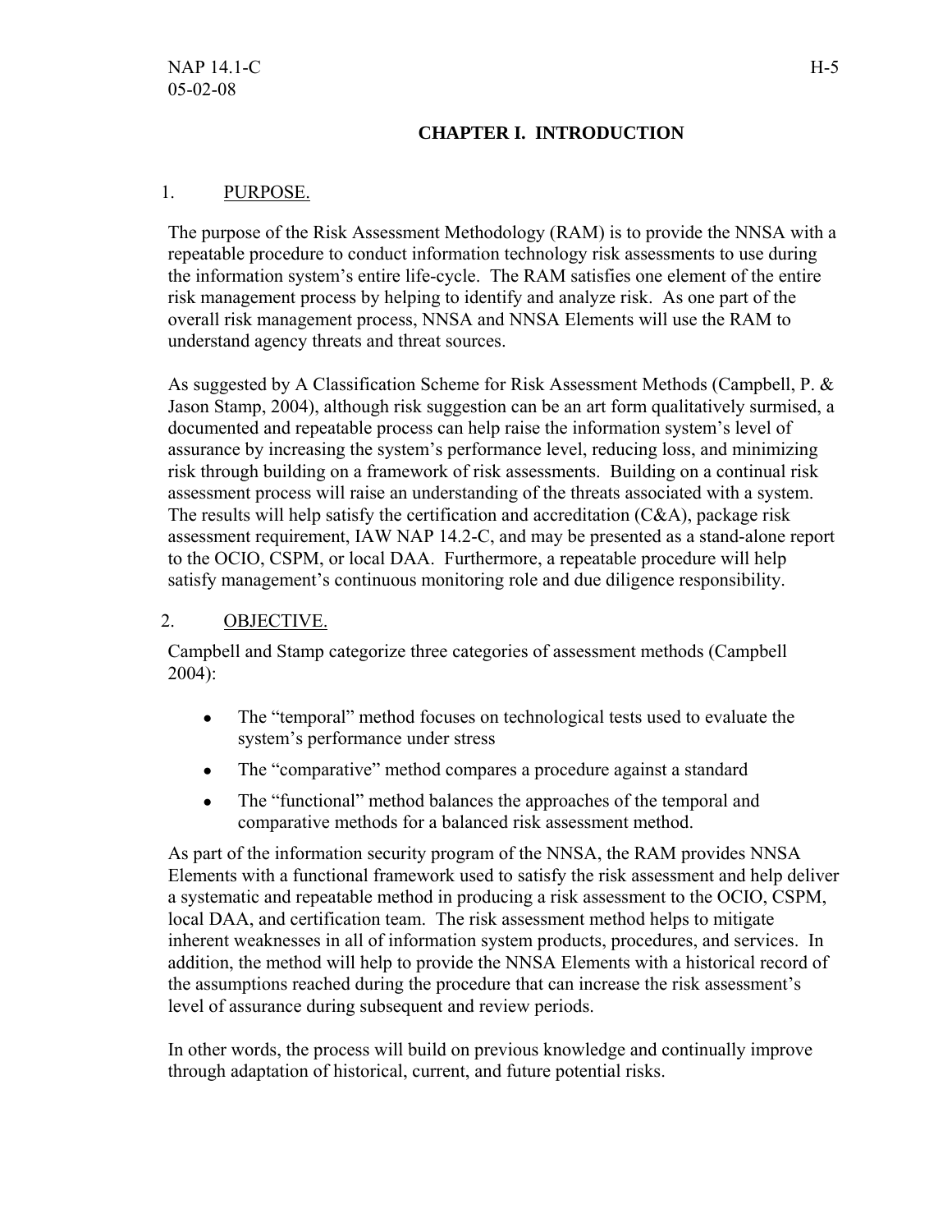# CHAPTER I. INTRODUCTION

## 1. PURPOSE.

The purpose of the Risk Assessment Methodology (RAM) is to provide the NNSA with a repeatable procedure to conduct information technology risk assessments to use during the information system's entire life-cycle. The RAM satisfies one element of the entire risk management process by helping to identify and analyze risk. As one part of the overall risk management process, NNSA and NNSA Elements will use the RAM to understand agency threats and threat sources.

As suggested by A Classification Scheme for Risk Assessment Methods (Campbell, P. & Jason Stamp, 2004), although risk suggestion can be an art form qualitatively surmised, a documented and repeatable process can help raise the information system's level of assurance by increasing the system's performance level, reducing loss, and minimizing risk through building on a framework of risk assessments. Building on a continual risk assessment process will raise an understanding of the threats associated with a system. The results will help satisfy the certification and accreditation (C&A), package risk assessment requirement, IAW NAP 14.2-C, and may be presented as a stand-alone report to the OCIO, CSPM, or local DAA. Furthermore, a repeatable procedure will help satisfy management's continuous monitoring role and due diligence responsibility.

## 2. OBJECTIVE.

Campbell and Stamp categorize three categories of assessment methods (Campbell 2004):

- The "temporal" method focuses on technological tests used to evaluate the system's performance under stress
- The "comparative" method compares a procedure against a standard
- The "functional" method balances the approaches of the temporal and comparative methods for a balanced risk assessment method.

As part of the information security program of the NNSA, the RAM provides NNSA Elements with a functional framework used to satisfy the risk assessment and help deliver a systematic and repeatable method in producing a risk assessment to the OCIO, CSPM, local DAA, and certification team. The risk assessment method helps to mitigate inherent weaknesses in all of information system products, procedures, and services. In addition, the method will help to provide the NNSA Elements with a historical record of the assumptions reached during the procedure that can increase the risk assessment's level of assurance during subsequent and review periods.

In other words, the process will build on previous knowledge and continually improve through adaptation of historical, current, and future potential risks.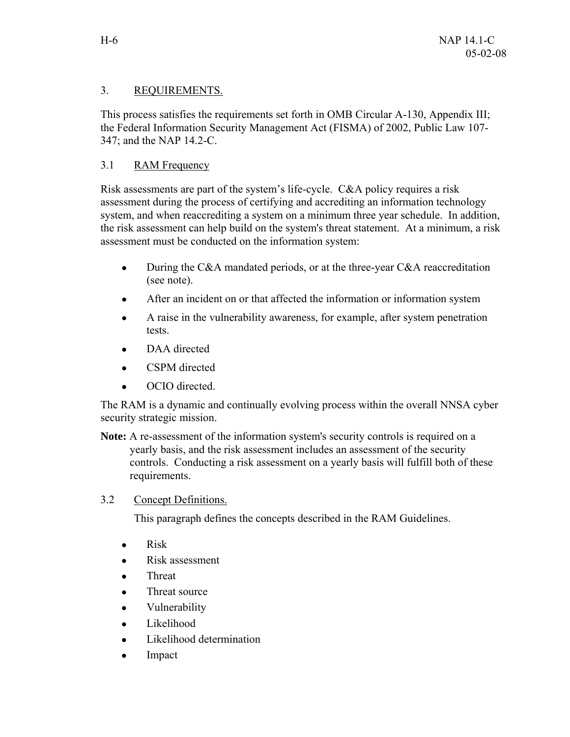## 3. REQUIREMENTS.

This process satisfies the requirements set forth in OMB Circular A-130, Appendix III; the Federal Information Security Management Act (FISMA) of 2002, Public Law 107-347; and the NAP 14.2-C.

### 3.1 RAM Frequency

Risk assessments are part of the system's life-cycle. C&A policy requires a risk assessment during the process of certifying and accrediting an information technology system, and when reaccrediting a system on a minimum three year schedule. In addition, the risk assessment can help build on the system's threat statement. At a minimum, a risk assessment must be conducted on the information system:

- During the C&A mandated periods, or at the three-year C&A reaccreditation (see note).
- After an incident on or that affected the information or information system
- A raise in the vulnerability awareness, for example, after system penetration tests.
- DAA directed
- CSPM directed
- OCIO directed.

The RAM is a dynamic and continually evolving process within the overall NNSA cyber security strategic mission.

**Note:** A re-assessment of the information system's security controls is required on a yearly basis, and the risk assessment includes an assessment of the security controls. Conducting a risk assessment on a yearly basis will fulfill both of these requirements.

### 3.2 Concept Definitions.

This paragraph defines the concepts described in the RAM Guidelines.

- Risk
- Risk assessment
- Threat
- Threat source
- Vulnerability
- Likelihood
- Likelihood determination
- Impact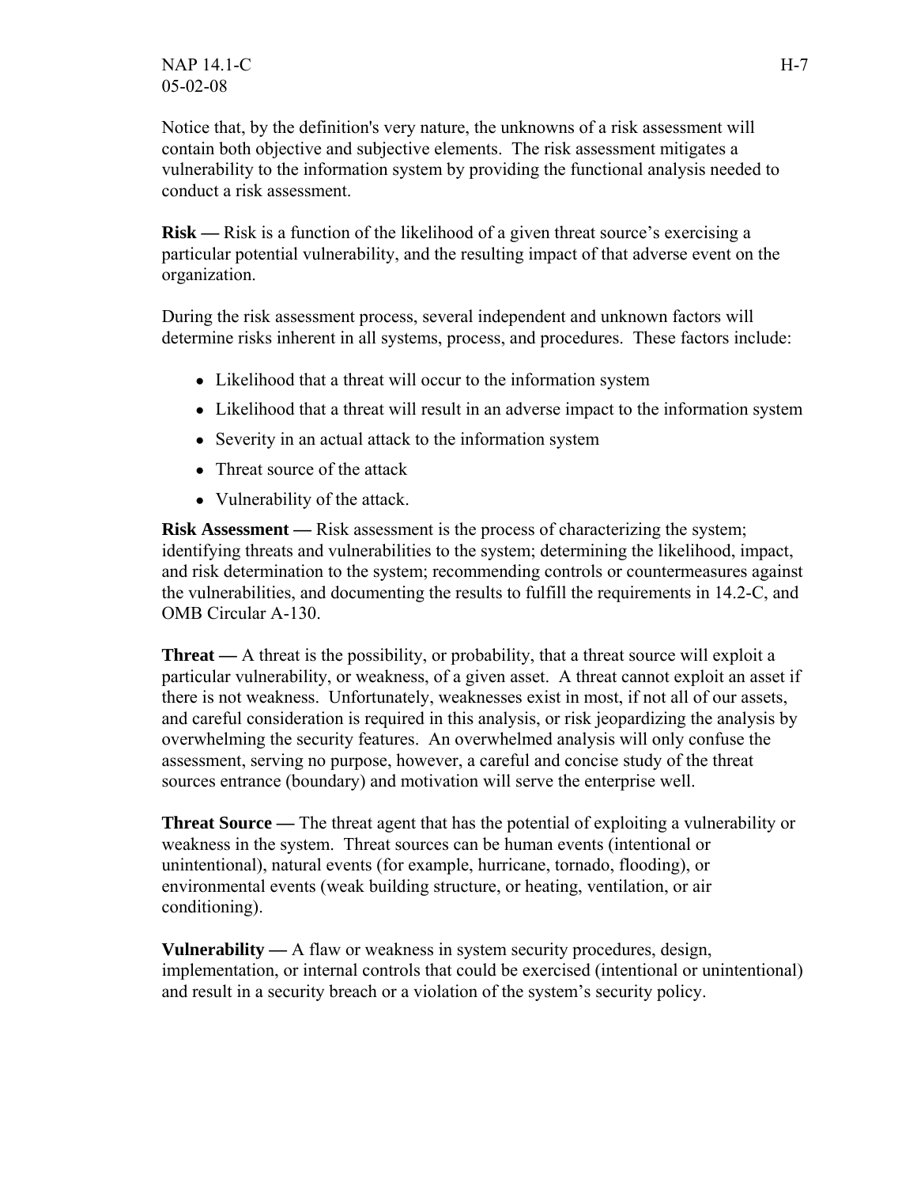Notice that, by the definition's very nature, the unknowns of a risk assessment will contain both objective and subjective elements. The risk assessment mitigates a vulnerability to the information system by providing the functional analysis needed to conduct a risk assessment.

**Risk —** Risk is a function of the likelihood of a given threat source's exercising a particular potential vulnerability, and the resulting impact of that adverse event on the organization.

During the risk assessment process, several independent and unknown factors will determine risks inherent in all systems, process, and procedures. These factors include:

- Likelihood that a threat will occur to the information system
- Likelihood that a threat will result in an adverse impact to the information system
- Severity in an actual attack to the information system
- Threat source of the attack
- Vulnerability of the attack.

**Risk Assessment —** Risk assessment is the process of characterizing the system; identifying threats and vulnerabilities to the system; determining the likelihood, impact, and risk determination to the system; recommending controls or countermeasures against the vulnerabilities, and documenting the results to fulfill the requirements in 14.2-C, and OMB Circular A-130.

**Threat —** A threat is the possibility, or probability, that a threat source will exploit a particular vulnerability, or weakness, of a given asset. A threat cannot exploit an asset if there is not weakness. Unfortunately, weaknesses exist in most, if not all of our assets, and careful consideration is required in this analysis, or risk jeopardizing the analysis by overwhelming the security features. An overwhelmed analysis will only confuse the assessment, serving no purpose, however, a careful and concise study of the threat sources entrance (boundary) and motivation will serve the enterprise well.

**Threat Source —** The threat agent that has the potential of exploiting a vulnerability or weakness in the system. Threat sources can be human events (intentional or unintentional), natural events (for example, hurricane, tornado, flooding), or environmental events (weak building structure, or heating, ventilation, or air conditioning).

**Vulnerability —** A flaw or weakness in system security procedures, design, implementation, or internal controls that could be exercised (intentional or unintentional) and result in a security breach or a violation of the system's security policy.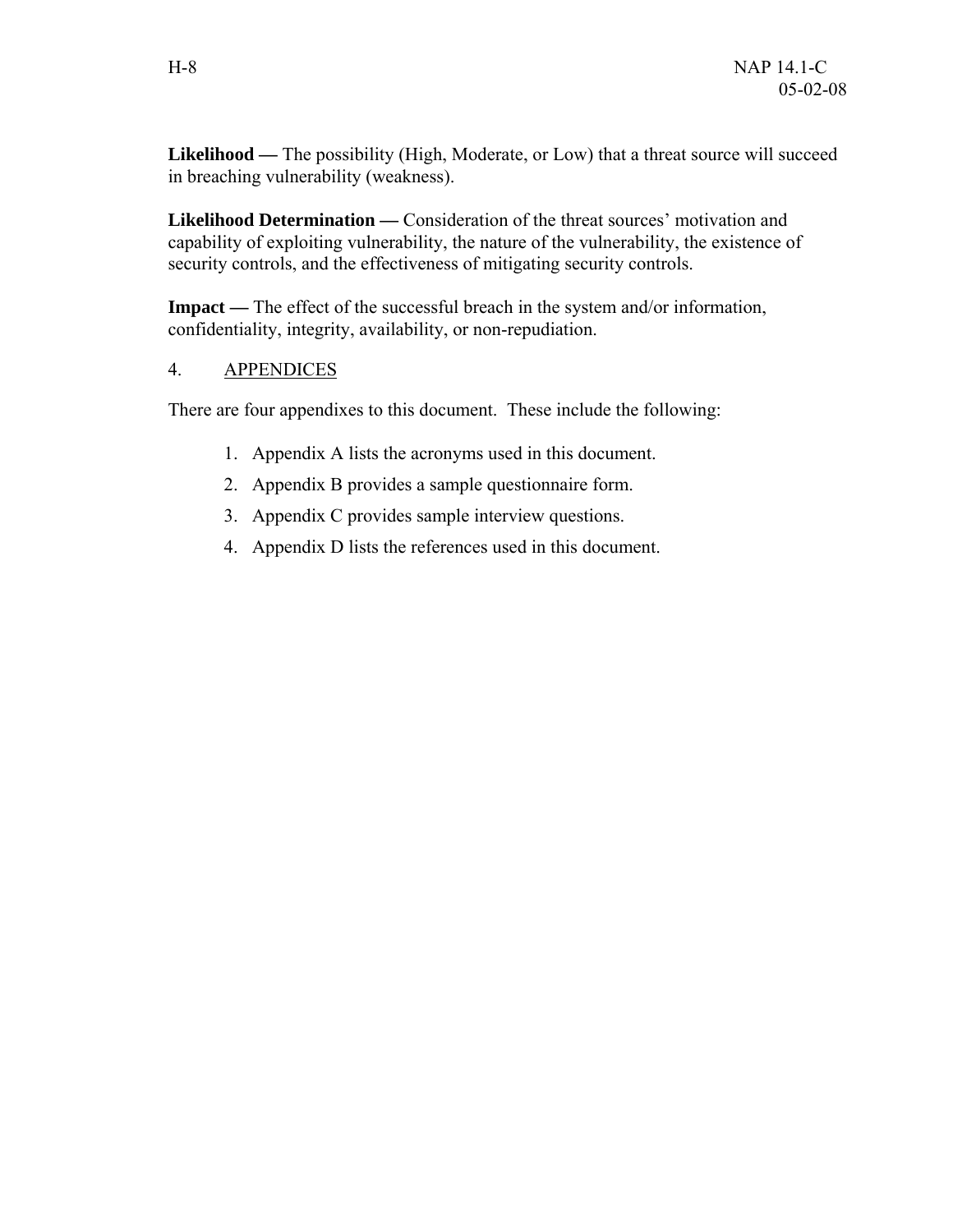**Likelihood —** The possibility (High, Moderate, or Low) that a threat source will succeed in breaching vulnerability (weakness).

**Likelihood Determination —** Consideration of the threat sources' motivation and capability of exploiting vulnerability, the nature of the vulnerability, the existence of security controls, and the effectiveness of mitigating security controls.

**Impact —** The effect of the successful breach in the system and/or information, confidentiality, integrity, availability, or non-repudiation.

## 4. APPENDICES

There are four appendixes to this document. These include the following:

1. Appendix A lists the acronyms used in this document.
2. Appendix B provides a sample questionnaire form.
3. Appendix C provides sample interview questions.
4. Appendix D lists the references used in this document.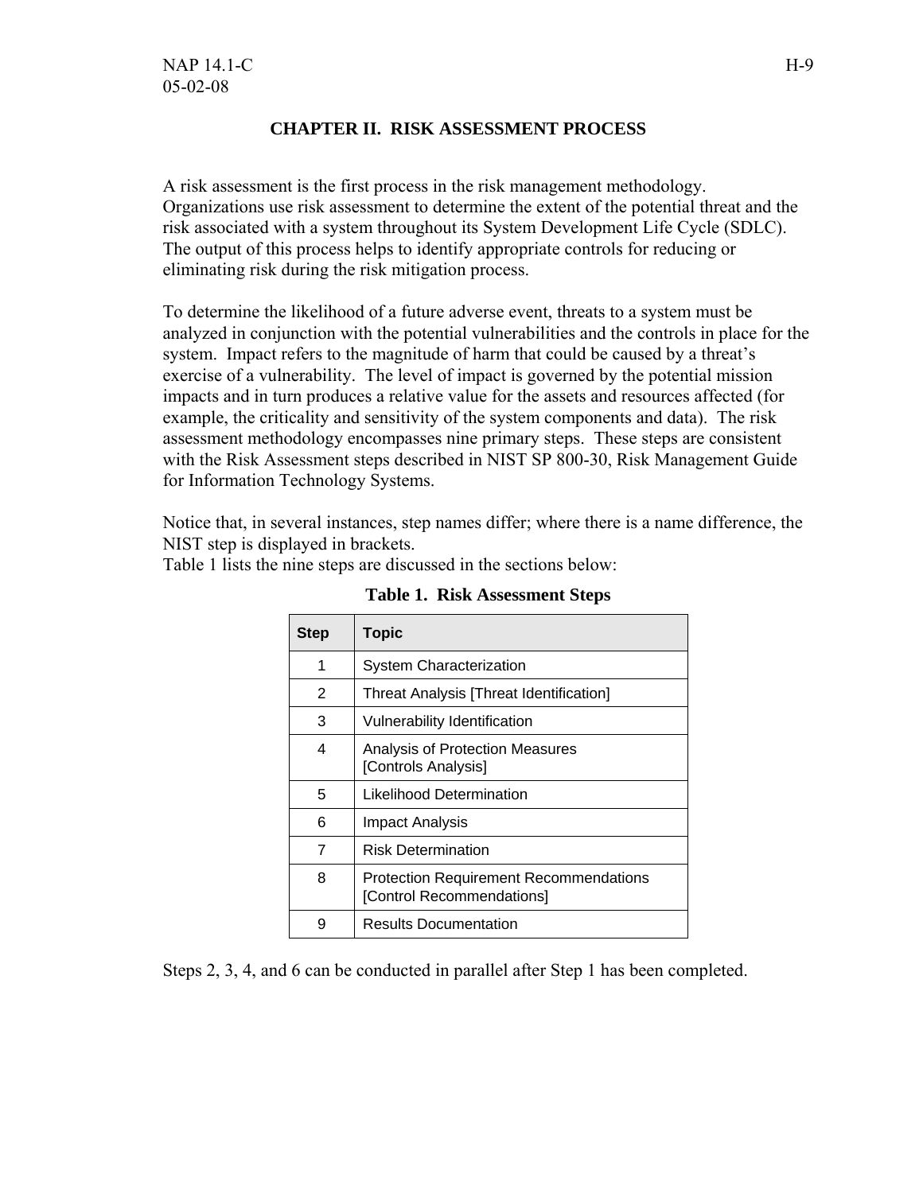## CHAPTER II. RISK ASSESSMENT PROCESS

A risk assessment is the first process in the risk management methodology. Organizations use risk assessment to determine the extent of the potential threat and the risk associated with a system throughout its System Development Life Cycle (SDLC). The output of this process helps to identify appropriate controls for reducing or eliminating risk during the risk mitigation process.

To determine the likelihood of a future adverse event, threats to a system must be analyzed in conjunction with the potential vulnerabilities and the controls in place for the system. Impact refers to the magnitude of harm that could be caused by a threat's exercise of a vulnerability. The level of impact is governed by the potential mission impacts and in turn produces a relative value for the assets and resources affected (for example, the criticality and sensitivity of the system components and data). The risk assessment methodology encompasses nine primary steps. These steps are consistent with the Risk Assessment steps described in NIST SP 800-30, Risk Management Guide for Information Technology Systems.

Notice that, in several instances, step names differ; where there is a name difference, the NIST step is displayed in brackets.
Table 1 lists the nine steps are discussed in the sections below:

**Table 1. Risk Assessment Steps**

| Step | Topic |
|---|---|
| 1 | System Characterization |
| 2 | Threat Analysis [Threat Identification] |
| 3 | Vulnerability Identification |
| 4 | Analysis of Protection Measures [Controls Analysis] |
| 5 | Likelihood Determination |
| 6 | Impact Analysis |
| 7 | Risk Determination |
| 8 | Protection Requirement Recommendations [Control Recommendations] |
| 9 | Results Documentation |

Steps 2, 3, 4, and 6 can be conducted in parallel after Step 1 has been completed.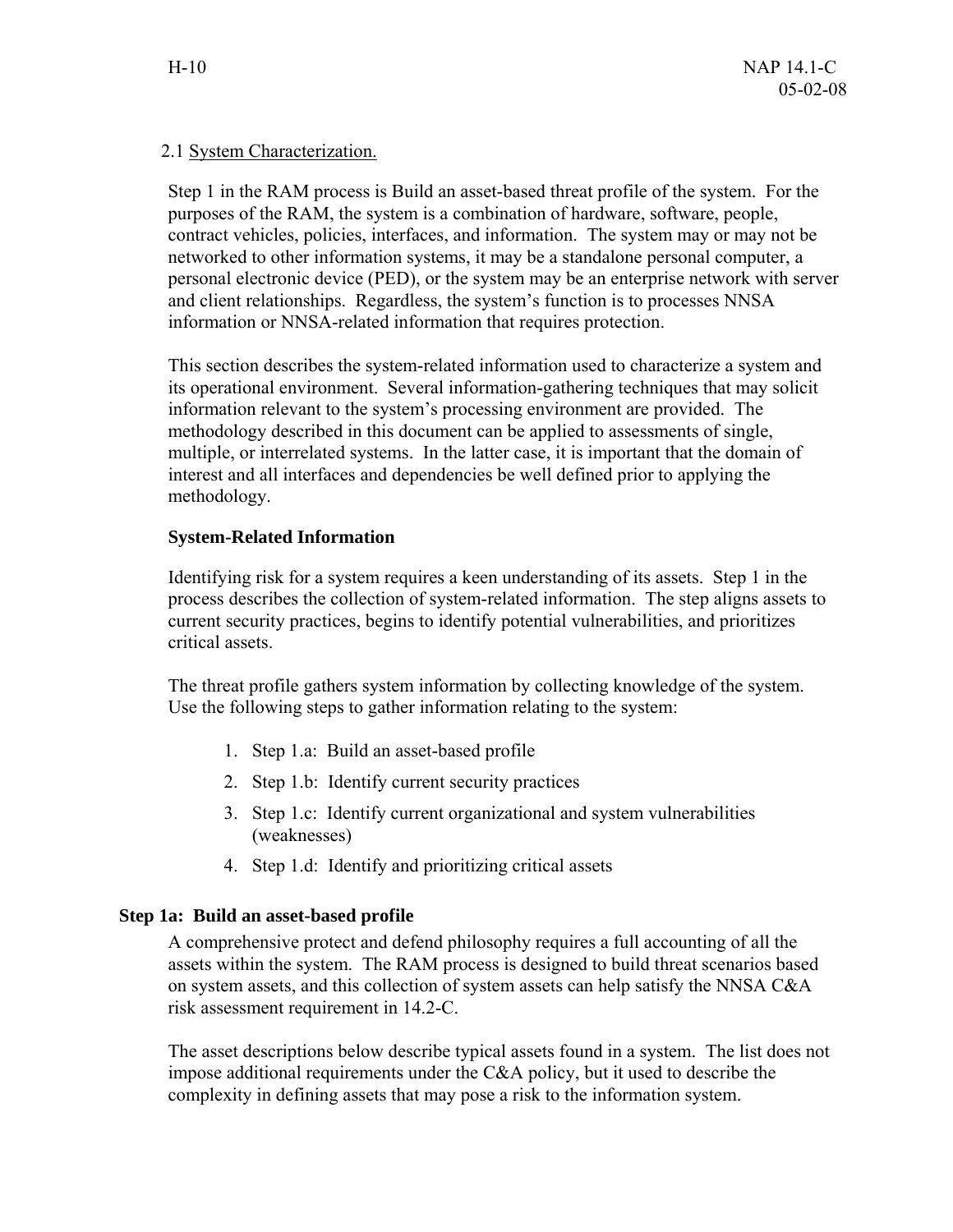2.1 System Characterization.

Step 1 in the RAM process is Build an asset-based threat profile of the system. For the purposes of the RAM, the system is a combination of hardware, software, people, contract vehicles, policies, interfaces, and information. The system may or may not be networked to other information systems, it may be a standalone personal computer, a personal electronic device (PED), or the system may be an enterprise network with server and client relationships. Regardless, the system's function is to processes NNSA information or NNSA-related information that requires protection.

This section describes the system-related information used to characterize a system and its operational environment. Several information-gathering techniques that may solicit information relevant to the system's processing environment are provided. The methodology described in this document can be applied to assessments of single, multiple, or interrelated systems. In the latter case, it is important that the domain of interest and all interfaces and dependencies be well defined prior to applying the methodology.

**System-Related Information**

Identifying risk for a system requires a keen understanding of its assets. Step 1 in the process describes the collection of system-related information. The step aligns assets to current security practices, begins to identify potential vulnerabilities, and prioritizes critical assets.

The threat profile gathers system information by collecting knowledge of the system. Use the following steps to gather information relating to the system:

1. Step 1.a: Build an asset-based profile
2. Step 1.b: Identify current security practices
3. Step 1.c: Identify current organizational and system vulnerabilities (weaknesses)
4. Step 1.d: Identify and prioritizing critical assets

**Step 1a: Build an asset-based profile**

A comprehensive protect and defend philosophy requires a full accounting of all the assets within the system. The RAM process is designed to build threat scenarios based on system assets, and this collection of system assets can help satisfy the NNSA C&A risk assessment requirement in 14.2-C.

The asset descriptions below describe typical assets found in a system. The list does not impose additional requirements under the C&A policy, but it used to describe the complexity in defining assets that may pose a risk to the information system.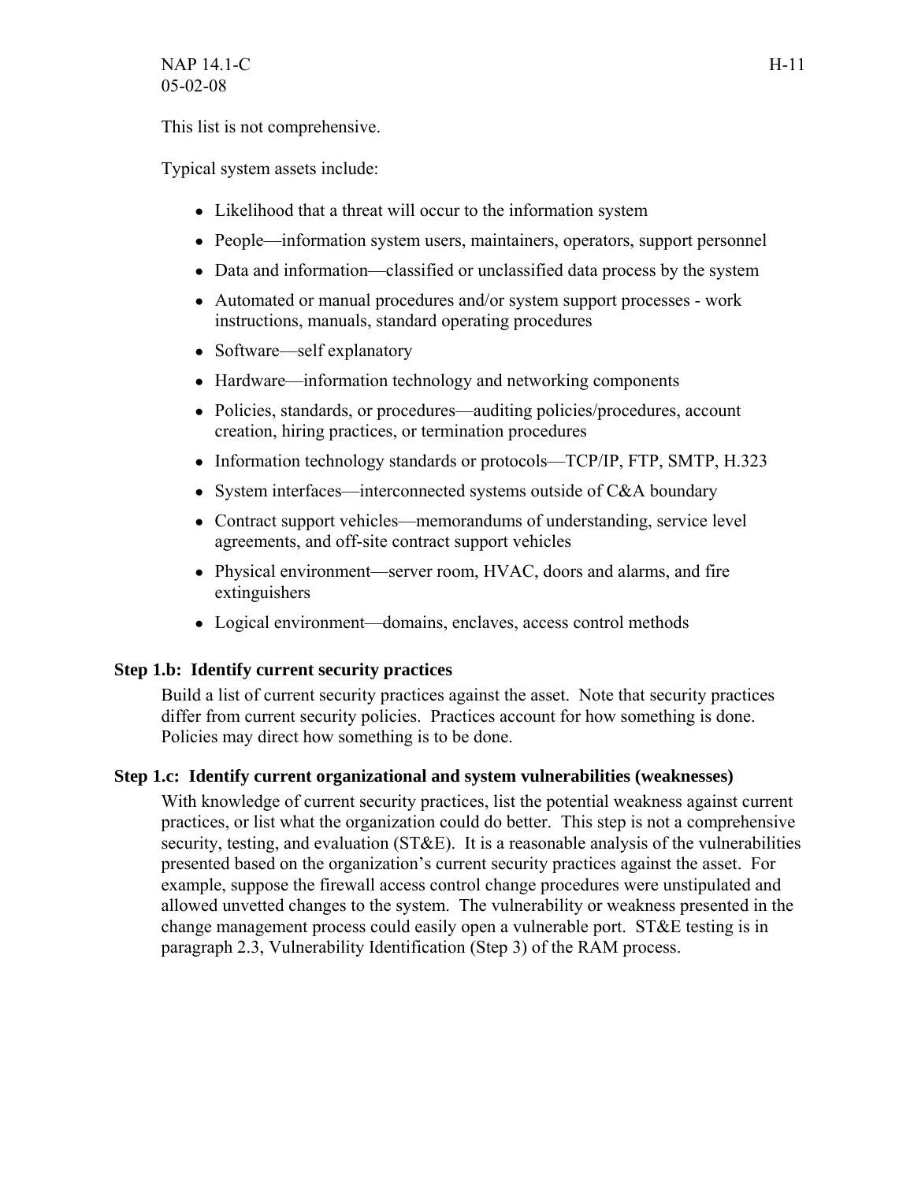This list is not comprehensive.

Typical system assets include:

- Likelihood that a threat will occur to the information system
- People—information system users, maintainers, operators, support personnel
- Data and information—classified or unclassified data process by the system
- Automated or manual procedures and/or system support processes - work instructions, manuals, standard operating procedures
- Software—self explanatory
- Hardware—information technology and networking components
- Policies, standards, or procedures—auditing policies/procedures, account creation, hiring practices, or termination procedures
- Information technology standards or protocols—TCP/IP, FTP, SMTP, H.323
- System interfaces—interconnected systems outside of C&A boundary
- Contract support vehicles—memorandums of understanding, service level agreements, and off-site contract support vehicles
- Physical environment—server room, HVAC, doors and alarms, and fire extinguishers
- Logical environment—domains, enclaves, access control methods

**Step 1.b: Identify current security practices**

Build a list of current security practices against the asset. Note that security practices differ from current security policies. Practices account for how something is done. Policies may direct how something is to be done.

**Step 1.c: Identify current organizational and system vulnerabilities (weaknesses)**

With knowledge of current security practices, list the potential weakness against current practices, or list what the organization could do better. This step is not a comprehensive security, testing, and evaluation (ST&E). It is a reasonable analysis of the vulnerabilities presented based on the organization's current security practices against the asset. For example, suppose the firewall access control change procedures were unstipulated and allowed unvetted changes to the system. The vulnerability or weakness presented in the change management process could easily open a vulnerable port. ST&E testing is in paragraph 2.3, Vulnerability Identification (Step 3) of the RAM process.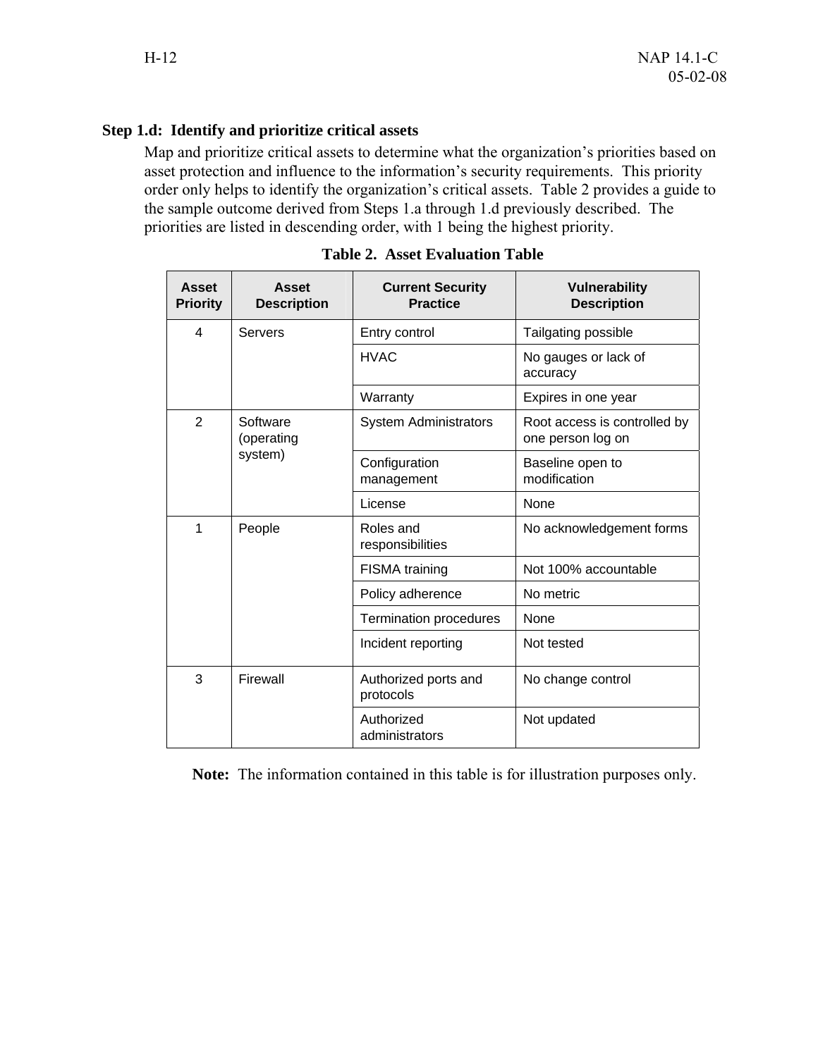**Step 1.d: Identify and prioritize critical assets**

Map and prioritize critical assets to determine what the organization's priorities based on asset protection and influence to the information's security requirements. This priority order only helps to identify the organization's critical assets. Table 2 provides a guide to the sample outcome derived from Steps 1.a through 1.d previously described. The priorities are listed in descending order, with 1 being the highest priority.

**Table 2. Asset Evaluation Table**

| Asset Priority | Asset Description | Current Security Practice | Vulnerability Description |
|---|---|---|---|
| 4 | Servers | Entry control | Tailgating possible |
| | | HVAC | No gauges or lack of accuracy |
| | | Warranty | Expires in one year |
| 2 | Software (operating system) | System Administrators | Root access is controlled by one person log on |
| | | Configuration management | Baseline open to modification |
| | | License | None |
| 1 | People | Roles and responsibilities | No acknowledgement forms |
| | | FISMA training | Not 100% accountable |
| | | Policy adherence | No metric |
| | | Termination procedures | None |
| | | Incident reporting | Not tested |
| 3 | Firewall | Authorized ports and protocols | No change control |
| | | Authorized administrators | Not updated |

**Note:** The information contained in this table is for illustration purposes only.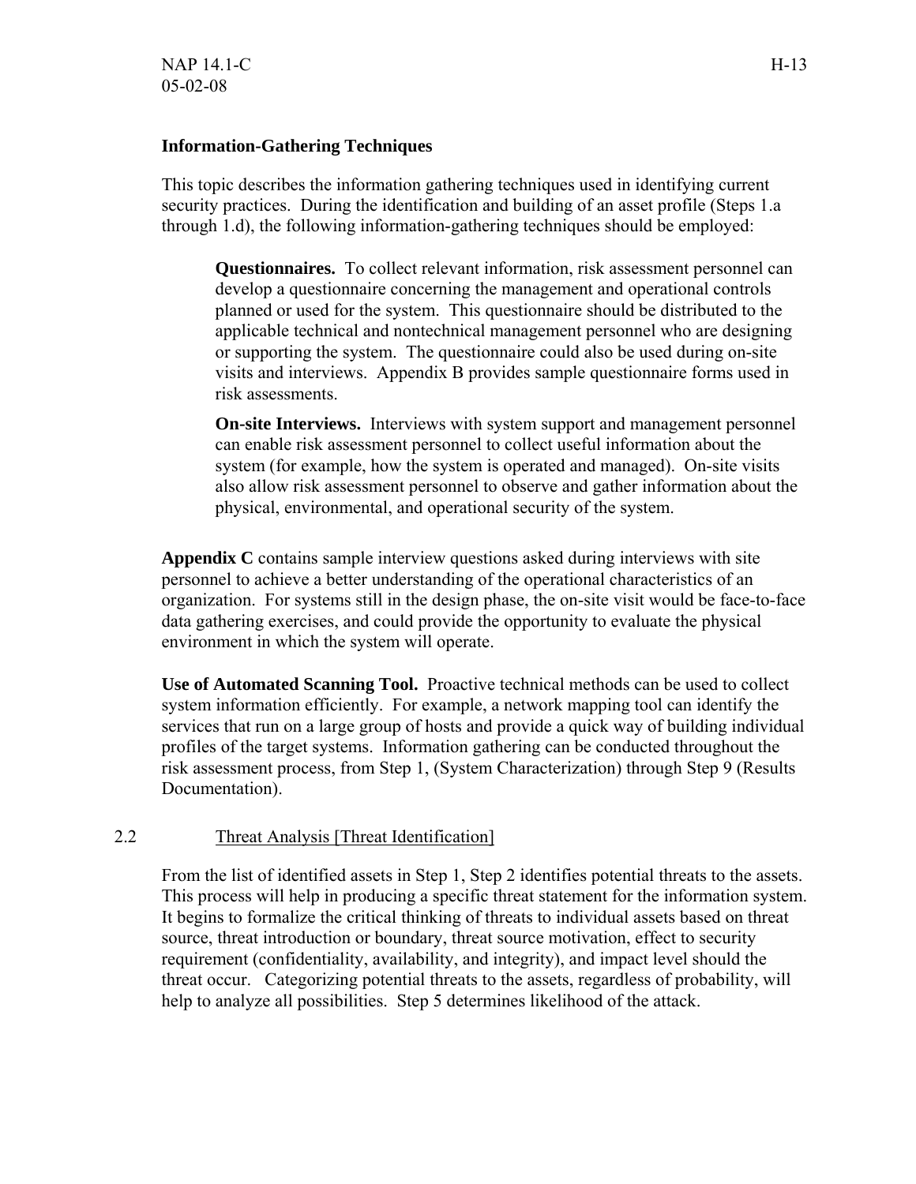**Information-Gathering Techniques**

This topic describes the information gathering techniques used in identifying current security practices. During the identification and building of an asset profile (Steps 1.a through 1.d), the following information-gathering techniques should be employed:

> **Questionnaires.** To collect relevant information, risk assessment personnel can develop a questionnaire concerning the management and operational controls planned or used for the system. This questionnaire should be distributed to the applicable technical and nontechnical management personnel who are designing or supporting the system. The questionnaire could also be used during on-site visits and interviews. Appendix B provides sample questionnaire forms used in risk assessments.
>
> **On-site Interviews.** Interviews with system support and management personnel can enable risk assessment personnel to collect useful information about the system (for example, how the system is operated and managed). On-site visits also allow risk assessment personnel to observe and gather information about the physical, environmental, and operational security of the system.

**Appendix C** contains sample interview questions asked during interviews with site personnel to achieve a better understanding of the operational characteristics of an organization. For systems still in the design phase, the on-site visit would be face-to-face data gathering exercises, and could provide the opportunity to evaluate the physical environment in which the system will operate.

**Use of Automated Scanning Tool.** Proactive technical methods can be used to collect system information efficiently. For example, a network mapping tool can identify the services that run on a large group of hosts and provide a quick way of building individual profiles of the target systems. Information gathering can be conducted throughout the risk assessment process, from Step 1, (System Characterization) through Step 9 (Results Documentation).

## 2.2 Threat Analysis [Threat Identification]

From the list of identified assets in Step 1, Step 2 identifies potential threats to the assets. This process will help in producing a specific threat statement for the information system. It begins to formalize the critical thinking of threats to individual assets based on threat source, threat introduction or boundary, threat source motivation, effect to security requirement (confidentiality, availability, and integrity), and impact level should the threat occur. Categorizing potential threats to the assets, regardless of probability, will help to analyze all possibilities. Step 5 determines likelihood of the attack.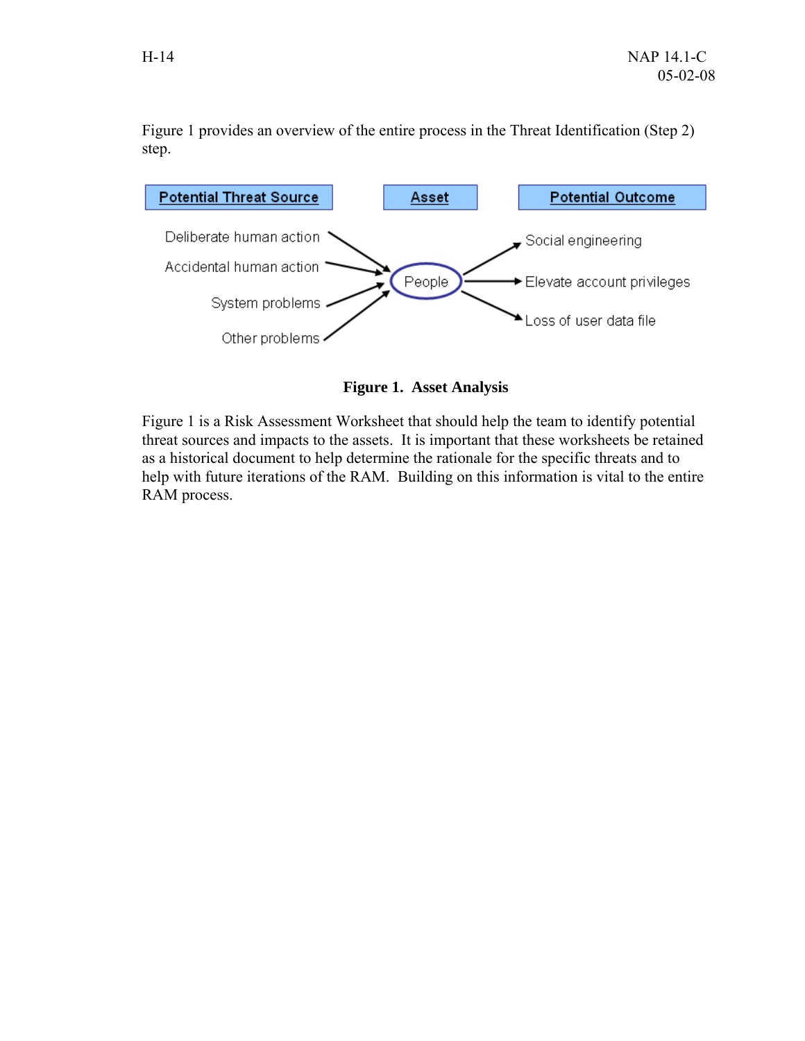Figure 1 provides an overview of the entire process in the Threat Identification (Step 2) step.

| Potential Threat Source | Asset | Potential Outcome |
| --- | --- | --- |
| Deliberate human action | People | Social engineering |
| Accidental human action | | Elevate account privileges |
| System problems | | Loss of user data file |
| Other problems | | |

**Figure 1. Asset Analysis**

Figure 1 is a Risk Assessment Worksheet that should help the team to identify potential threat sources and impacts to the assets. It is important that these worksheets be retained as a historical document to help determine the rationale for the specific threats and to help with future iterations of the RAM. Building on this information is vital to the entire RAM process.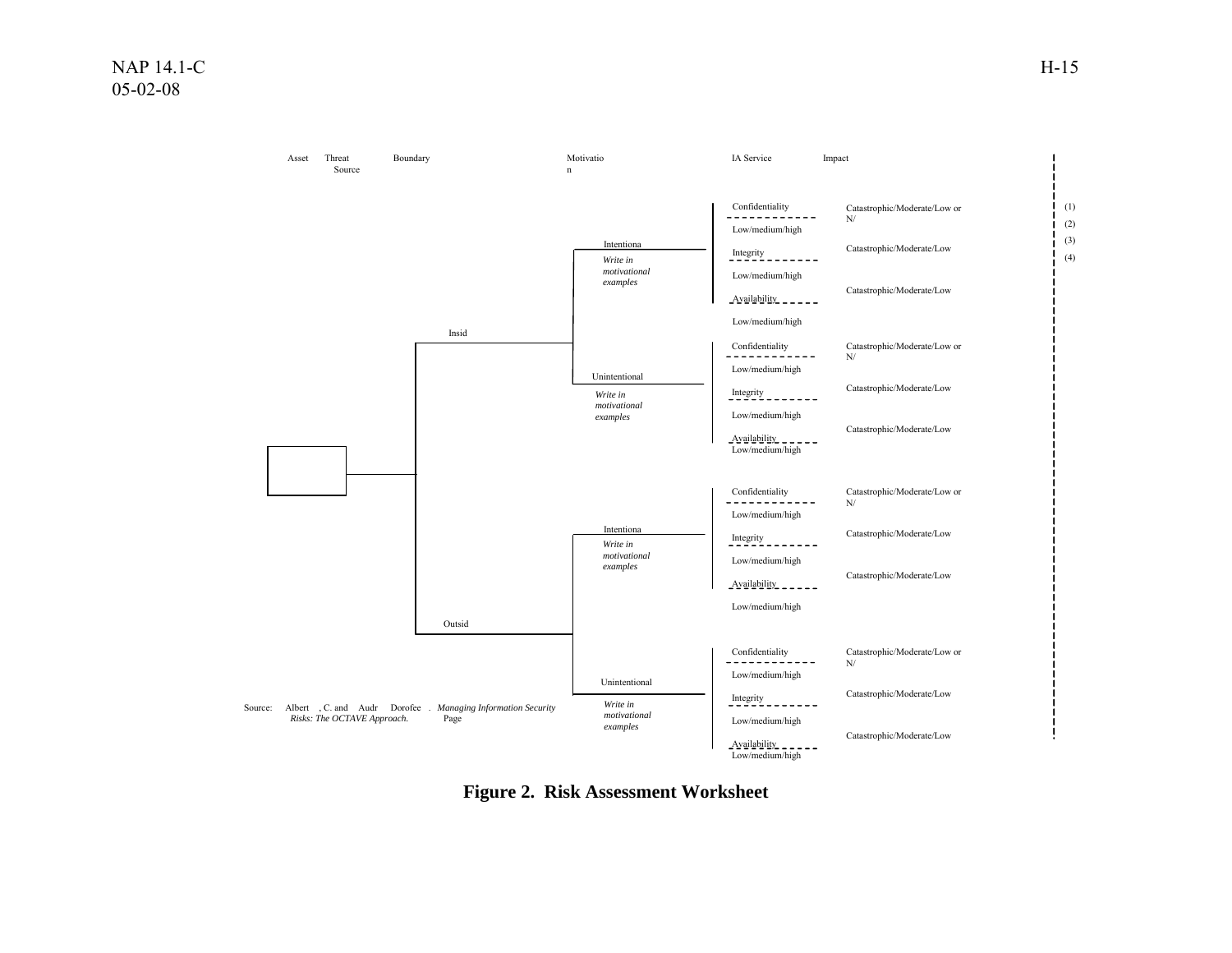Asset | Threat Source | Boundary | Motivation | IA Service | Impact

| Boundary | Motivation | IA Service | Impact |
| --- | --- | --- | --- |
| Insid | Intentiona *Write in motivational examples* | Confidentiality Low/medium/high | Catastrophic/Moderate/Low or N/ |
| | | Integrity Low/medium/high | Catastrophic/Moderate/Low |
| | | Availability Low/medium/high | Catastrophic/Moderate/Low |
| | Unintentional *Write in motivational examples* | Confidentiality Low/medium/high | Catastrophic/Moderate/Low or N/ |
| | | Integrity Low/medium/high | Catastrophic/Moderate/Low |
| | | Availability Low/medium/high | Catastrophic/Moderate/Low |
| Outsid | Intentiona *Write in motivational examples* | Confidentiality Low/medium/high | Catastrophic/Moderate/Low or N/ |
| | | Integrity Low/medium/high | Catastrophic/Moderate/Low |
| | | Availability Low/medium/high | Catastrophic/Moderate/Low |
| | Unintentional *Write in motivational examples* | Confidentiality Low/medium/high | Catastrophic/Moderate/Low or N/ |
| | | Integrity Low/medium/high | Catastrophic/Moderate/Low |
| | | Availability Low/medium/high | Catastrophic/Moderate/Low |

(1)
(2)
(3)
(4)

Source: Albert , C. and Audr Dorofee . *Managing Information Security Risks: The OCTAVE Approach.* Page

**Figure 2. Risk Assessment Worksheet**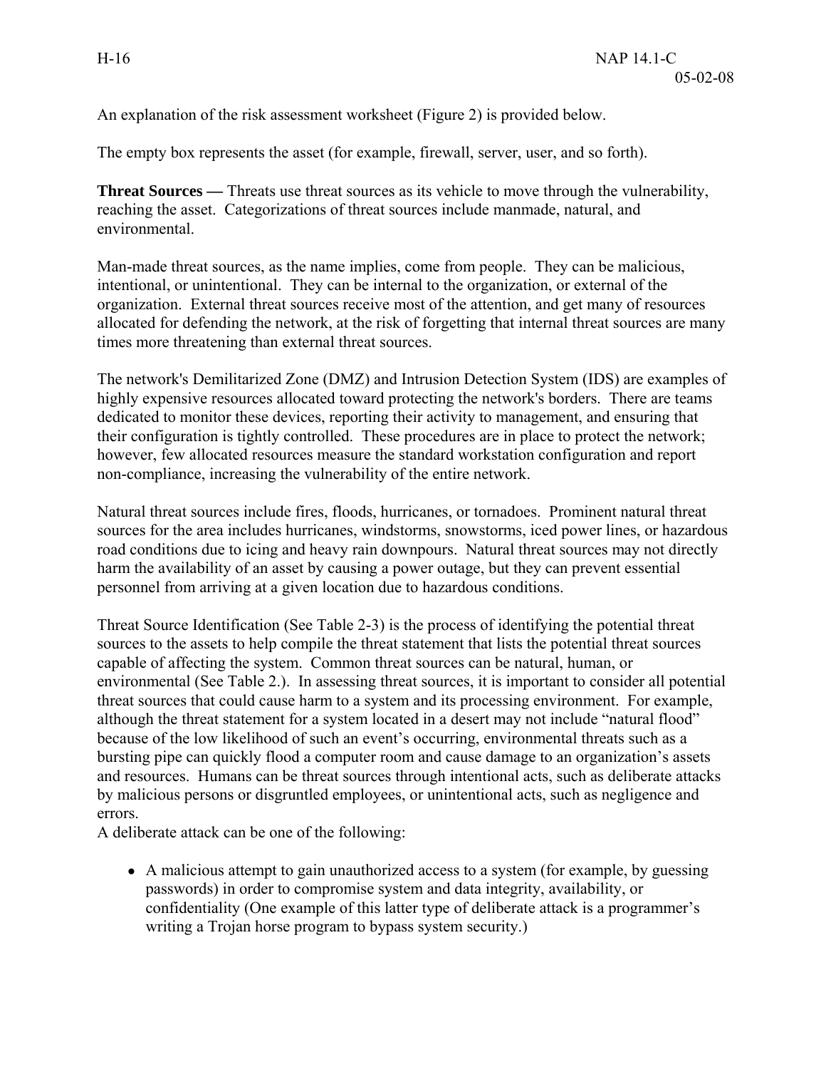An explanation of the risk assessment worksheet (Figure 2) is provided below.

The empty box represents the asset (for example, firewall, server, user, and so forth).

**Threat Sources —** Threats use threat sources as its vehicle to move through the vulnerability, reaching the asset. Categorizations of threat sources include manmade, natural, and environmental.

Man-made threat sources, as the name implies, come from people. They can be malicious, intentional, or unintentional. They can be internal to the organization, or external of the organization. External threat sources receive most of the attention, and get many of resources allocated for defending the network, at the risk of forgetting that internal threat sources are many times more threatening than external threat sources.

The network's Demilitarized Zone (DMZ) and Intrusion Detection System (IDS) are examples of highly expensive resources allocated toward protecting the network's borders. There are teams dedicated to monitor these devices, reporting their activity to management, and ensuring that their configuration is tightly controlled. These procedures are in place to protect the network; however, few allocated resources measure the standard workstation configuration and report non-compliance, increasing the vulnerability of the entire network.

Natural threat sources include fires, floods, hurricanes, or tornadoes. Prominent natural threat sources for the area includes hurricanes, windstorms, snowstorms, iced power lines, or hazardous road conditions due to icing and heavy rain downpours. Natural threat sources may not directly harm the availability of an asset by causing a power outage, but they can prevent essential personnel from arriving at a given location due to hazardous conditions.

Threat Source Identification (See Table 2-3) is the process of identifying the potential threat sources to the assets to help compile the threat statement that lists the potential threat sources capable of affecting the system. Common threat sources can be natural, human, or environmental (See Table 2.). In assessing threat sources, it is important to consider all potential threat sources that could cause harm to a system and its processing environment. For example, although the threat statement for a system located in a desert may not include "natural flood" because of the low likelihood of such an event's occurring, environmental threats such as a bursting pipe can quickly flood a computer room and cause damage to an organization's assets and resources. Humans can be threat sources through intentional acts, such as deliberate attacks by malicious persons or disgruntled employees, or unintentional acts, such as negligence and errors.
A deliberate attack can be one of the following:

- A malicious attempt to gain unauthorized access to a system (for example, by guessing passwords) in order to compromise system and data integrity, availability, or confidentiality (One example of this latter type of deliberate attack is a programmer's writing a Trojan horse program to bypass system security.)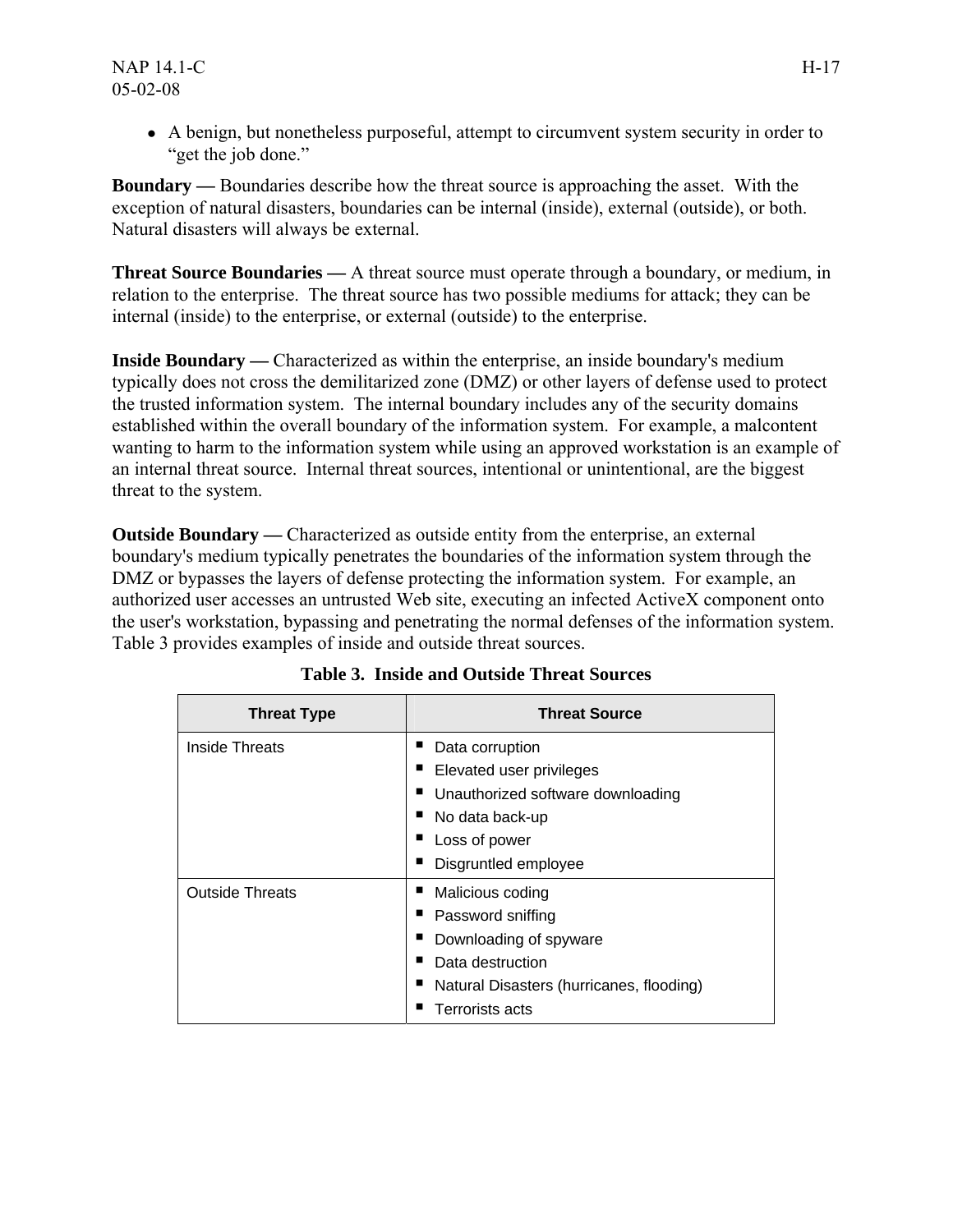- A benign, but nonetheless purposeful, attempt to circumvent system security in order to "get the job done."

**Boundary —** Boundaries describe how the threat source is approaching the asset. With the exception of natural disasters, boundaries can be internal (inside), external (outside), or both. Natural disasters will always be external.

**Threat Source Boundaries —** A threat source must operate through a boundary, or medium, in relation to the enterprise. The threat source has two possible mediums for attack; they can be internal (inside) to the enterprise, or external (outside) to the enterprise.

**Inside Boundary —** Characterized as within the enterprise, an inside boundary's medium typically does not cross the demilitarized zone (DMZ) or other layers of defense used to protect the trusted information system. The internal boundary includes any of the security domains established within the overall boundary of the information system. For example, a malcontent wanting to harm to the information system while using an approved workstation is an example of an internal threat source. Internal threat sources, intentional or unintentional, are the biggest threat to the system.

**Outside Boundary —** Characterized as outside entity from the enterprise, an external boundary's medium typically penetrates the boundaries of the information system through the DMZ or bypasses the layers of defense protecting the information system. For example, an authorized user accesses an untrusted Web site, executing an infected ActiveX component onto the user's workstation, bypassing and penetrating the normal defenses of the information system. Table 3 provides examples of inside and outside threat sources.

**Table 3. Inside and Outside Threat Sources**

| Threat Type | Threat Source |
|---|---|
| Inside Threats | ▪ Data corruption<br>▪ Elevated user privileges<br>▪ Unauthorized software downloading<br>▪ No data back-up<br>▪ Loss of power<br>▪ Disgruntled employee |
| Outside Threats | ▪ Malicious coding<br>▪ Password sniffing<br>▪ Downloading of spyware<br>▪ Data destruction<br>▪ Natural Disasters (hurricanes, flooding)<br>▪ Terrorists acts |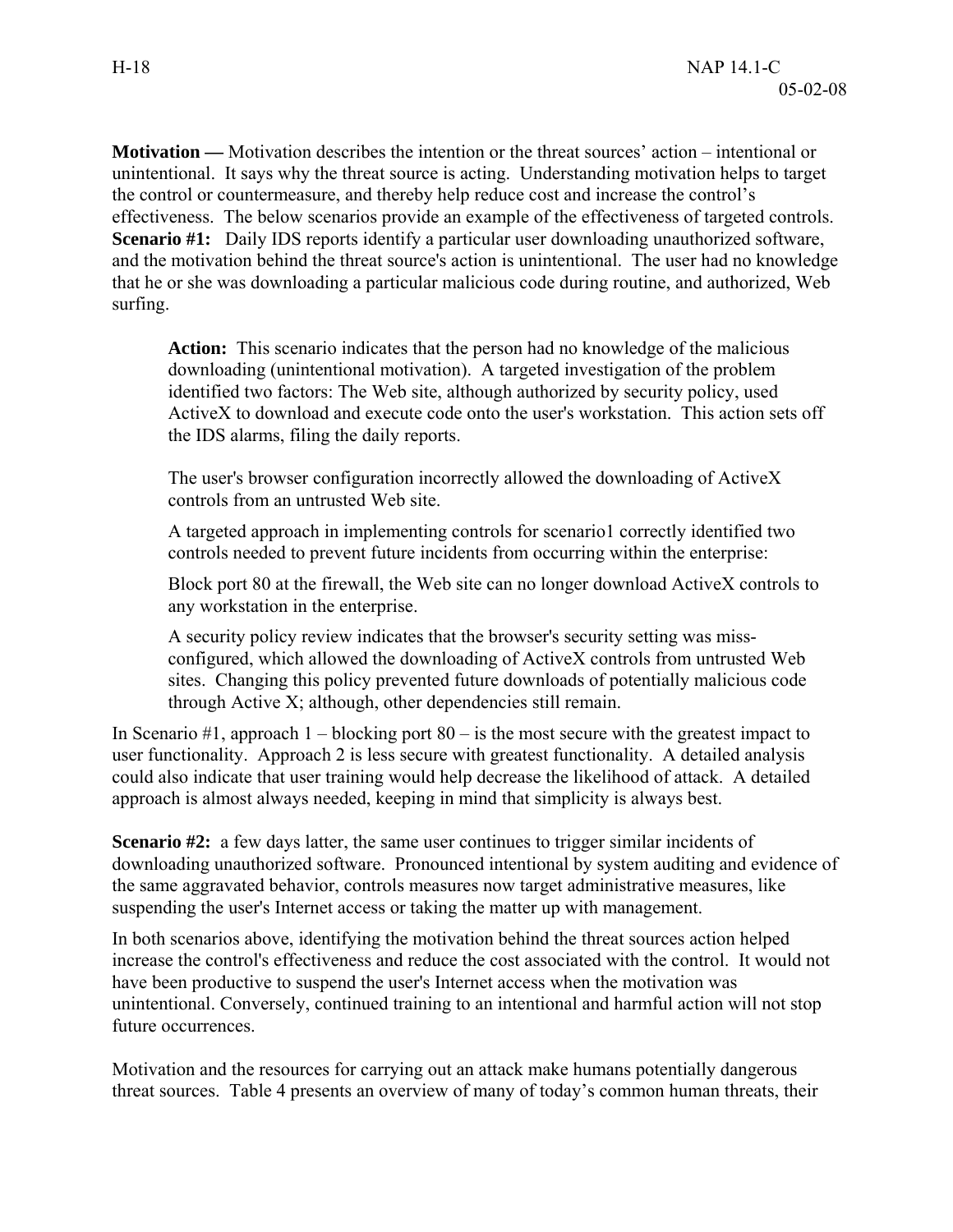**Motivation —** Motivation describes the intention or the threat sources' action – intentional or unintentional. It says why the threat source is acting. Understanding motivation helps to target the control or countermeasure, and thereby help reduce cost and increase the control's effectiveness. The below scenarios provide an example of the effectiveness of targeted controls.
**Scenario #1:** Daily IDS reports identify a particular user downloading unauthorized software, and the motivation behind the threat source's action is unintentional. The user had no knowledge that he or she was downloading a particular malicious code during routine, and authorized, Web surfing.

> **Action:** This scenario indicates that the person had no knowledge of the malicious downloading (unintentional motivation). A targeted investigation of the problem identified two factors: The Web site, although authorized by security policy, used ActiveX to download and execute code onto the user's workstation. This action sets off the IDS alarms, filing the daily reports.
>
> The user's browser configuration incorrectly allowed the downloading of ActiveX controls from an untrusted Web site.
>
> A targeted approach in implementing controls for scenario1 correctly identified two controls needed to prevent future incidents from occurring within the enterprise:
>
> Block port 80 at the firewall, the Web site can no longer download ActiveX controls to any workstation in the enterprise.
>
> A security policy review indicates that the browser's security setting was miss-configured, which allowed the downloading of ActiveX controls from untrusted Web sites. Changing this policy prevented future downloads of potentially malicious code through Active X; although, other dependencies still remain.

In Scenario #1, approach 1 – blocking port 80 – is the most secure with the greatest impact to user functionality. Approach 2 is less secure with greatest functionality. A detailed analysis could also indicate that user training would help decrease the likelihood of attack. A detailed approach is almost always needed, keeping in mind that simplicity is always best.

**Scenario #2:** a few days latter, the same user continues to trigger similar incidents of downloading unauthorized software. Pronounced intentional by system auditing and evidence of the same aggravated behavior, controls measures now target administrative measures, like suspending the user's Internet access or taking the matter up with management.

In both scenarios above, identifying the motivation behind the threat sources action helped increase the control's effectiveness and reduce the cost associated with the control. It would not have been productive to suspend the user's Internet access when the motivation was unintentional. Conversely, continued training to an intentional and harmful action will not stop future occurrences.

Motivation and the resources for carrying out an attack make humans potentially dangerous threat sources. Table 4 presents an overview of many of today's common human threats, their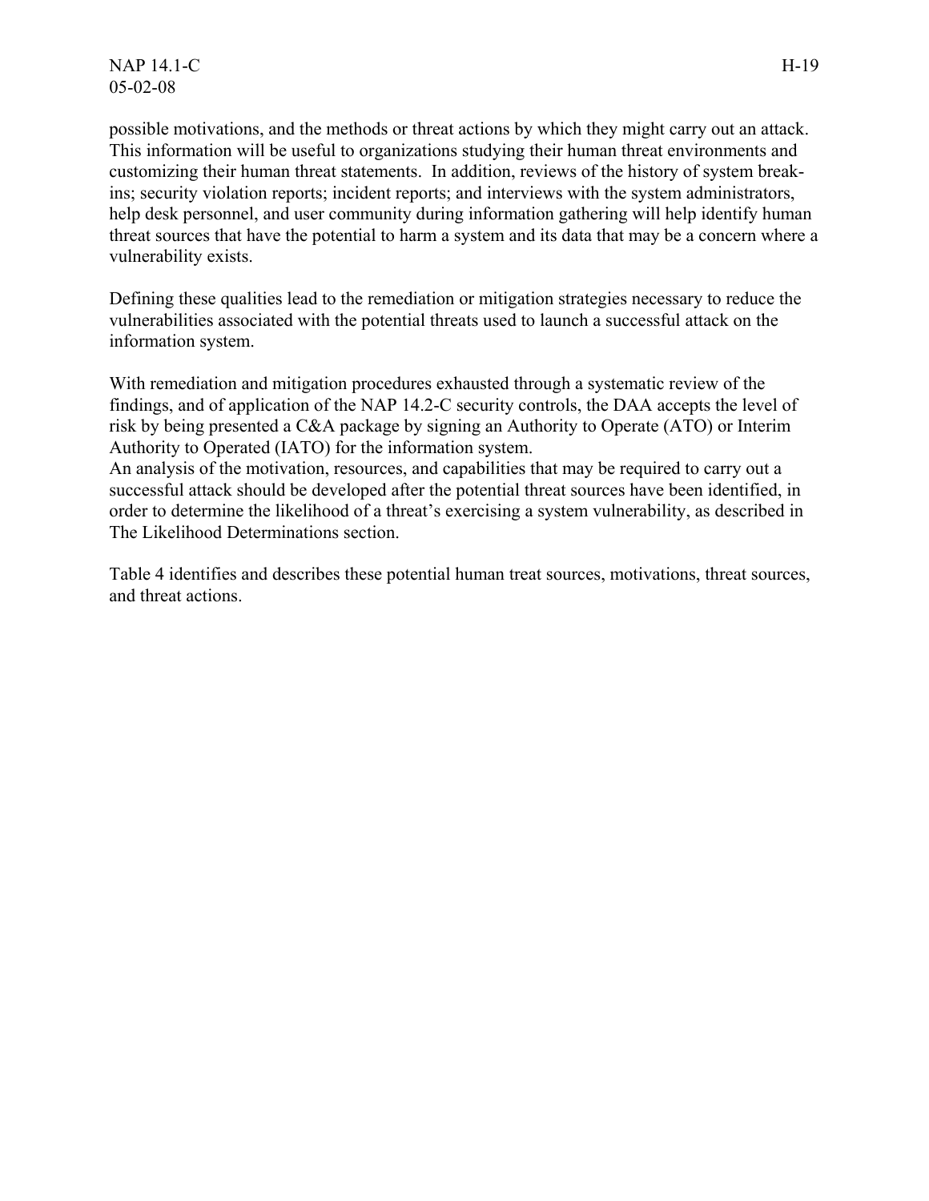possible motivations, and the methods or threat actions by which they might carry out an attack. This information will be useful to organizations studying their human threat environments and customizing their human threat statements. In addition, reviews of the history of system break-ins; security violation reports; incident reports; and interviews with the system administrators, help desk personnel, and user community during information gathering will help identify human threat sources that have the potential to harm a system and its data that may be a concern where a vulnerability exists.

Defining these qualities lead to the remediation or mitigation strategies necessary to reduce the vulnerabilities associated with the potential threats used to launch a successful attack on the information system.

With remediation and mitigation procedures exhausted through a systematic review of the findings, and of application of the NAP 14.2-C security controls, the DAA accepts the level of risk by being presented a C&A package by signing an Authority to Operate (ATO) or Interim Authority to Operated (IATO) for the information system.
An analysis of the motivation, resources, and capabilities that may be required to carry out a successful attack should be developed after the potential threat sources have been identified, in order to determine the likelihood of a threat's exercising a system vulnerability, as described in The Likelihood Determinations section.

Table 4 identifies and describes these potential human treat sources, motivations, threat sources, and threat actions.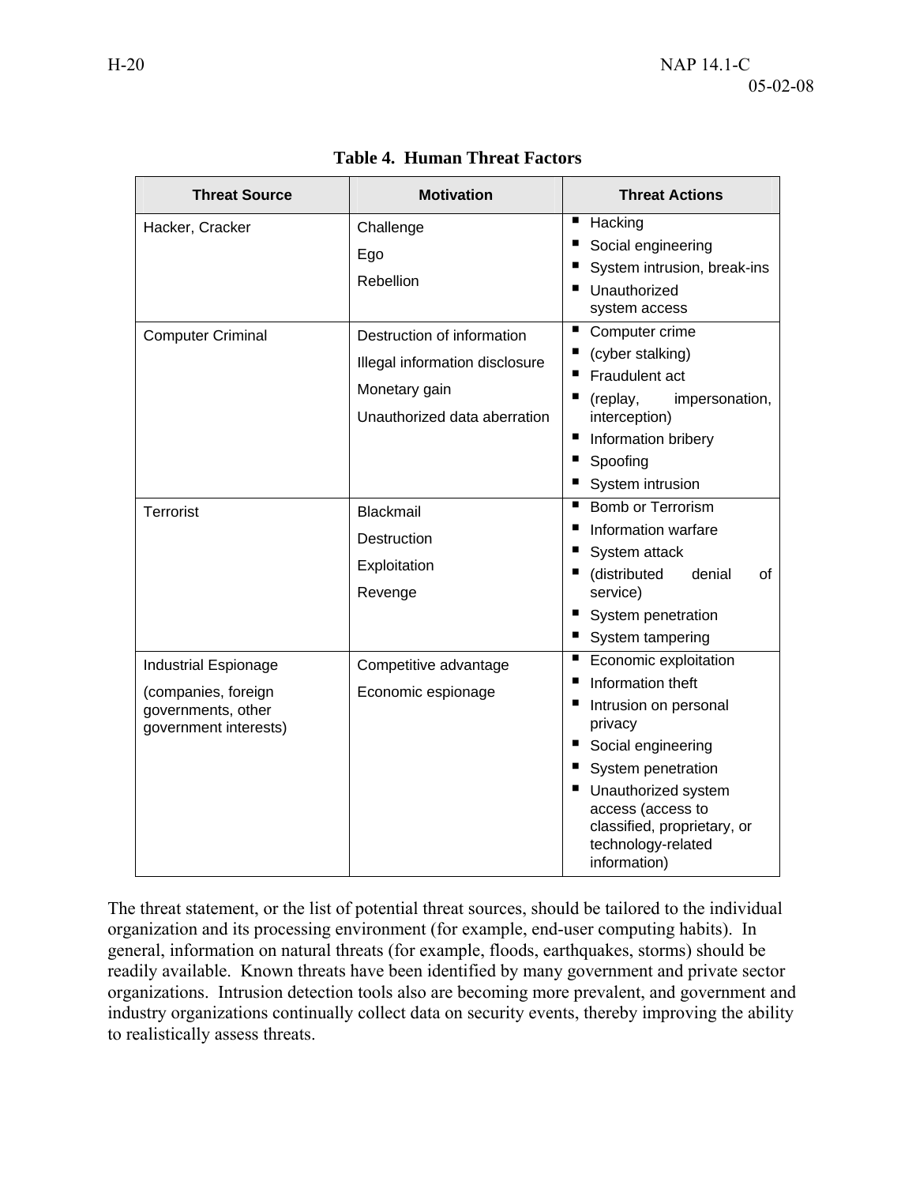**Table 4. Human Threat Factors**

| Threat Source | Motivation | Threat Actions |
| --- | --- | --- |
| Hacker, Cracker | Challenge<br>Ego<br>Rebellion | ▪ Hacking<br>▪ Social engineering<br>▪ System intrusion, break-ins<br>▪ Unauthorized system access |
| Computer Criminal | Destruction of information<br>Illegal information disclosure<br>Monetary gain<br>Unauthorized data aberration | ▪ Computer crime<br>▪ (cyber stalking)<br>▪ Fraudulent act<br>▪ (replay, impersonation, interception)<br>▪ Information bribery<br>▪ Spoofing<br>▪ System intrusion |
| Terrorist | Blackmail<br>Destruction<br>Exploitation<br>Revenge | ▪ Bomb or Terrorism<br>▪ Information warfare<br>▪ System attack<br>▪ (distributed denial of service)<br>▪ System penetration<br>▪ System tampering |
| Industrial Espionage<br>(companies, foreign governments, other government interests) | Competitive advantage<br>Economic espionage | ▪ Economic exploitation<br>▪ Information theft<br>▪ Intrusion on personal privacy<br>▪ Social engineering<br>▪ System penetration<br>▪ Unauthorized system access (access to classified, proprietary, or technology-related information) |

The threat statement, or the list of potential threat sources, should be tailored to the individual organization and its processing environment (for example, end-user computing habits). In general, information on natural threats (for example, floods, earthquakes, storms) should be readily available. Known threats have been identified by many government and private sector organizations. Intrusion detection tools also are becoming more prevalent, and government and industry organizations continually collect data on security events, thereby improving the ability to realistically assess threats.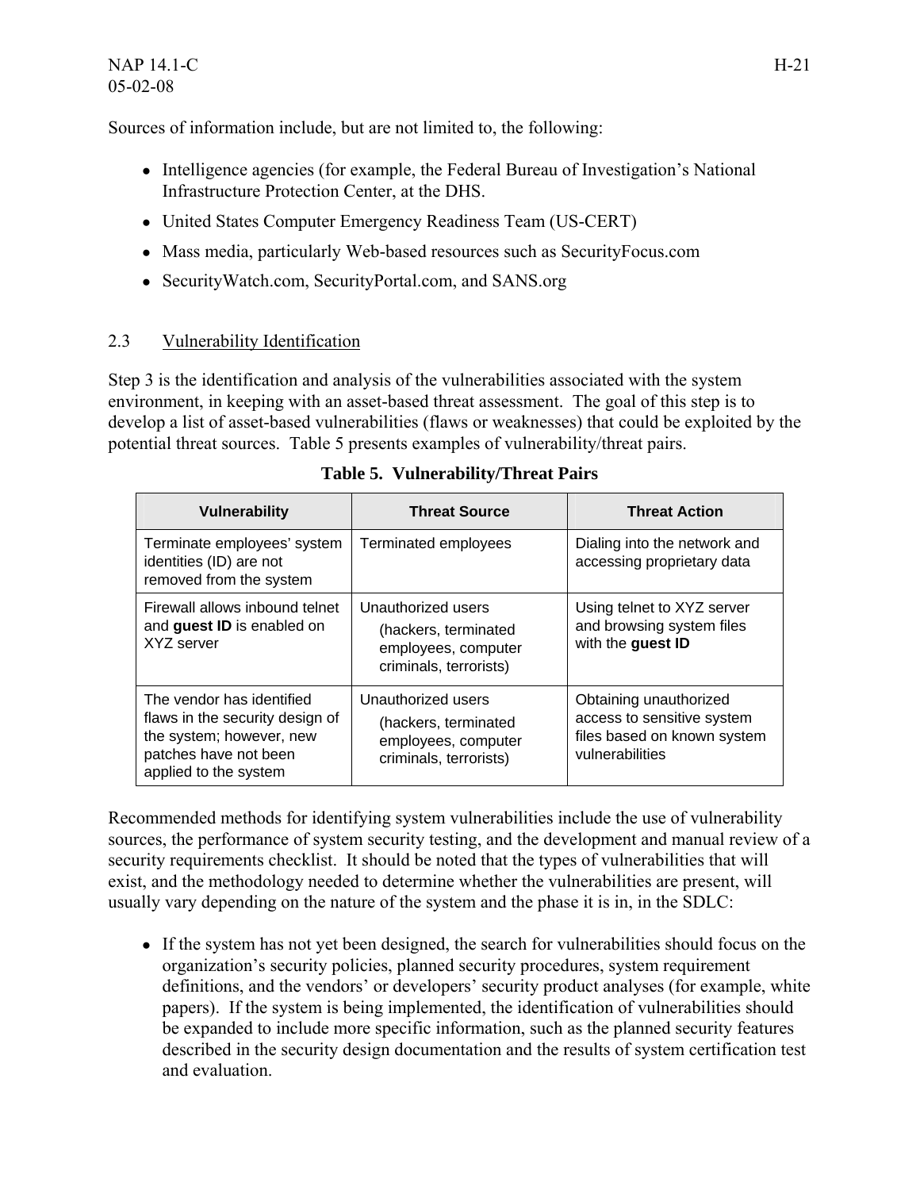Sources of information include, but are not limited to, the following:

- Intelligence agencies (for example, the Federal Bureau of Investigation's National Infrastructure Protection Center, at the DHS.
- United States Computer Emergency Readiness Team (US-CERT)
- Mass media, particularly Web-based resources such as SecurityFocus.com
- SecurityWatch.com, SecurityPortal.com, and SANS.org

## 2.3 Vulnerability Identification

Step 3 is the identification and analysis of the vulnerabilities associated with the system environment, in keeping with an asset-based threat assessment. The goal of this step is to develop a list of asset-based vulnerabilities (flaws or weaknesses) that could be exploited by the potential threat sources. Table 5 presents examples of vulnerability/threat pairs.

**Table 5. Vulnerability/Threat Pairs**

| Vulnerability | Threat Source | Threat Action |
|---|---|---|
| Terminate employees' system identities (ID) are not removed from the system | Terminated employees | Dialing into the network and accessing proprietary data |
| Firewall allows inbound telnet and **guest ID** is enabled on XYZ server | Unauthorized users (hackers, terminated employees, computer criminals, terrorists) | Using telnet to XYZ server and browsing system files with the **guest ID** |
| The vendor has identified flaws in the security design of the system; however, new patches have not been applied to the system | Unauthorized users (hackers, terminated employees, computer criminals, terrorists) | Obtaining unauthorized access to sensitive system files based on known system vulnerabilities |

Recommended methods for identifying system vulnerabilities include the use of vulnerability sources, the performance of system security testing, and the development and manual review of a security requirements checklist. It should be noted that the types of vulnerabilities that will exist, and the methodology needed to determine whether the vulnerabilities are present, will usually vary depending on the nature of the system and the phase it is in, in the SDLC:

- If the system has not yet been designed, the search for vulnerabilities should focus on the organization's security policies, planned security procedures, system requirement definitions, and the vendors' or developers' security product analyses (for example, white papers). If the system is being implemented, the identification of vulnerabilities should be expanded to include more specific information, such as the planned security features described in the security design documentation and the results of system certification test and evaluation.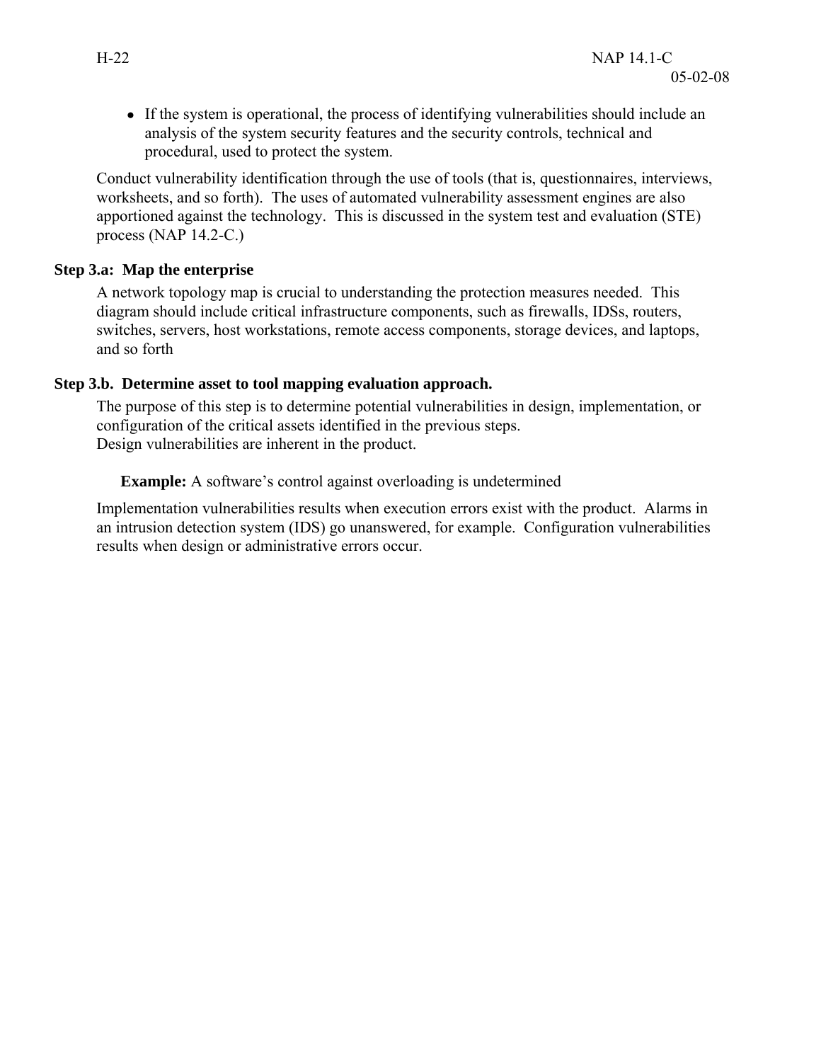- If the system is operational, the process of identifying vulnerabilities should include an analysis of the system security features and the security controls, technical and procedural, used to protect the system.

Conduct vulnerability identification through the use of tools (that is, questionnaires, interviews, worksheets, and so forth). The uses of automated vulnerability assessment engines are also apportioned against the technology. This is discussed in the system test and evaluation (STE) process (NAP 14.2-C.)

**Step 3.a: Map the enterprise**

A network topology map is crucial to understanding the protection measures needed. This diagram should include critical infrastructure components, such as firewalls, IDSs, routers, switches, servers, host workstations, remote access components, storage devices, and laptops, and so forth

**Step 3.b. Determine asset to tool mapping evaluation approach.**

The purpose of this step is to determine potential vulnerabilities in design, implementation, or configuration of the critical assets identified in the previous steps.
Design vulnerabilities are inherent in the product.

**Example:** A software's control against overloading is undetermined

Implementation vulnerabilities results when execution errors exist with the product. Alarms in an intrusion detection system (IDS) go unanswered, for example. Configuration vulnerabilities results when design or administrative errors occur.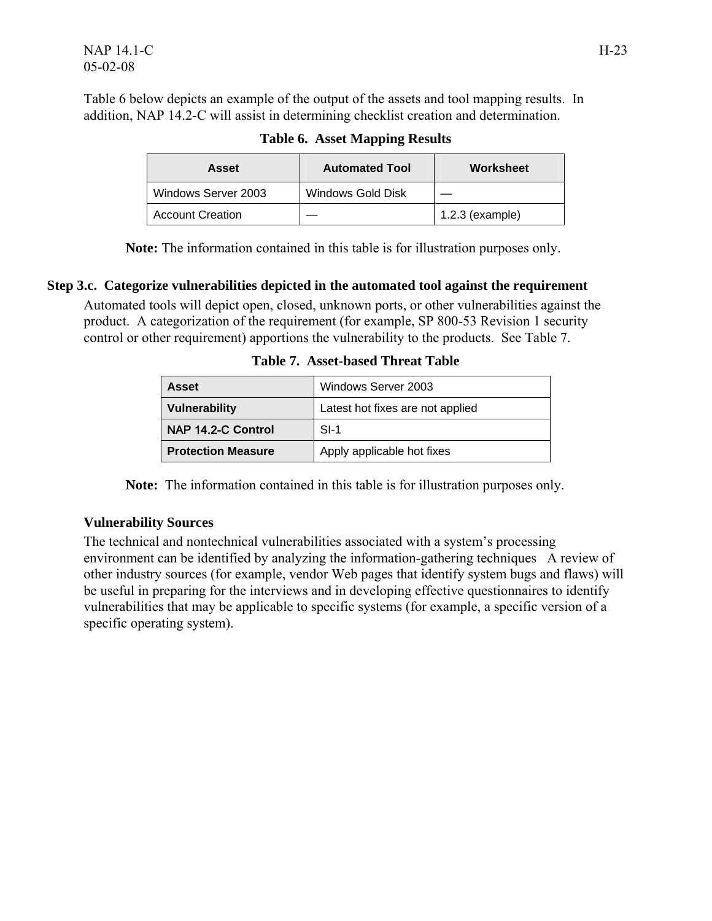Table 6 below depicts an example of the output of the assets and tool mapping results. In addition, NAP 14.2-C will assist in determining checklist creation and determination.

**Table 6. Asset Mapping Results**

| Asset | Automated Tool | Worksheet |
|---|---|---|
| Windows Server 2003 | Windows Gold Disk | — |
| Account Creation | — | 1.2.3 (example) |

**Note:** The information contained in this table is for illustration purposes only.

### Step 3.c. Categorize vulnerabilities depicted in the automated tool against the requirement

Automated tools will depict open, closed, unknown ports, or other vulnerabilities against the product. A categorization of the requirement (for example, SP 800-53 Revision 1 security control or other requirement) apportions the vulnerability to the products. See Table 7.

**Table 7. Asset-based Threat Table**

| | |
|---|---|
| **Asset** | Windows Server 2003 |
| **Vulnerability** | Latest hot fixes are not applied |
| **NAP 14.2-C Control** | SI-1 |
| **Protection Measure** | Apply applicable hot fixes |

**Note:** The information contained in this table is for illustration purposes only.

**Vulnerability Sources**

The technical and nontechnical vulnerabilities associated with a system's processing environment can be identified by analyzing the information-gathering techniques A review of other industry sources (for example, vendor Web pages that identify system bugs and flaws) will be useful in preparing for the interviews and in developing effective questionnaires to identify vulnerabilities that may be applicable to specific systems (for example, a specific version of a specific operating system).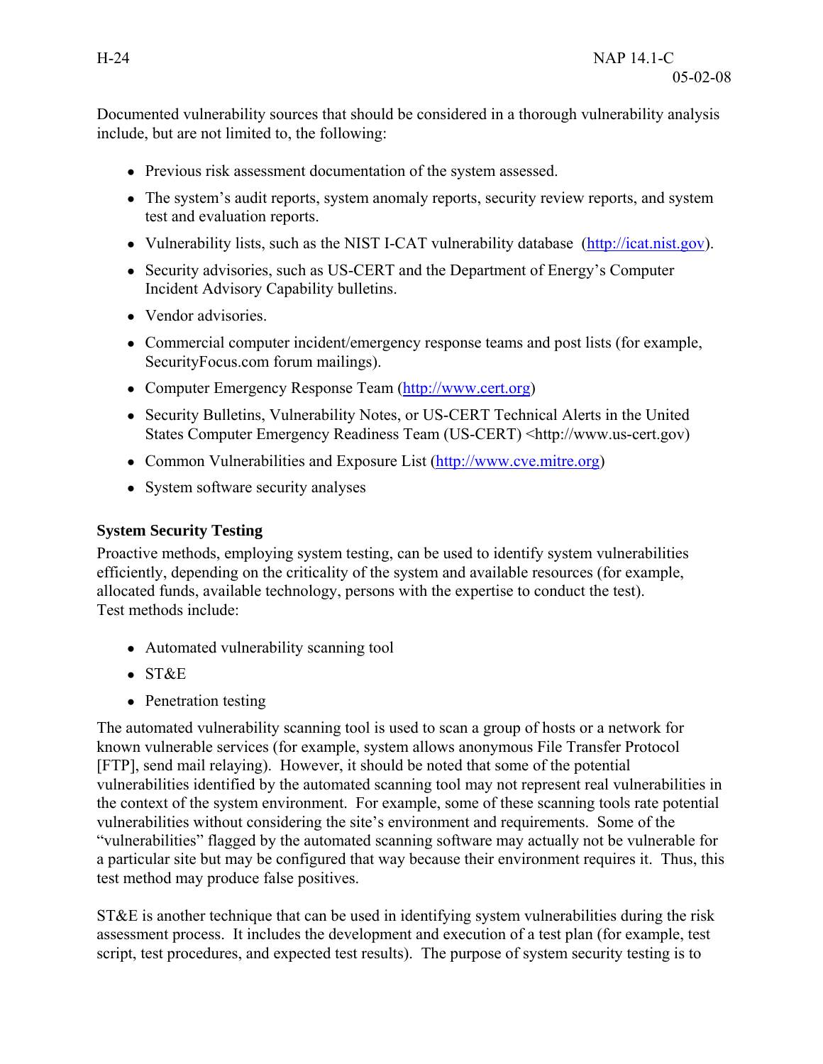Documented vulnerability sources that should be considered in a thorough vulnerability analysis include, but are not limited to, the following:

- Previous risk assessment documentation of the system assessed.
- The system's audit reports, system anomaly reports, security review reports, and system test and evaluation reports.
- Vulnerability lists, such as the NIST I-CAT vulnerability database (http://icat.nist.gov).
- Security advisories, such as US-CERT and the Department of Energy's Computer Incident Advisory Capability bulletins.
- Vendor advisories.
- Commercial computer incident/emergency response teams and post lists (for example, SecurityFocus.com forum mailings).
- Computer Emergency Response Team (http://www.cert.org)
- Security Bulletins, Vulnerability Notes, or US-CERT Technical Alerts in the United States Computer Emergency Readiness Team (US-CERT) <http://www.us-cert.gov)
- Common Vulnerabilities and Exposure List (http://www.cve.mitre.org)
- System software security analyses

**System Security Testing**

Proactive methods, employing system testing, can be used to identify system vulnerabilities efficiently, depending on the criticality of the system and available resources (for example, allocated funds, available technology, persons with the expertise to conduct the test). Test methods include:

- Automated vulnerability scanning tool
- ST&E
- Penetration testing

The automated vulnerability scanning tool is used to scan a group of hosts or a network for known vulnerable services (for example, system allows anonymous File Transfer Protocol [FTP], send mail relaying). However, it should be noted that some of the potential vulnerabilities identified by the automated scanning tool may not represent real vulnerabilities in the context of the system environment. For example, some of these scanning tools rate potential vulnerabilities without considering the site's environment and requirements. Some of the "vulnerabilities" flagged by the automated scanning software may actually not be vulnerable for a particular site but may be configured that way because their environment requires it. Thus, this test method may produce false positives.

ST&E is another technique that can be used in identifying system vulnerabilities during the risk assessment process. It includes the development and execution of a test plan (for example, test script, test procedures, and expected test results). The purpose of system security testing is to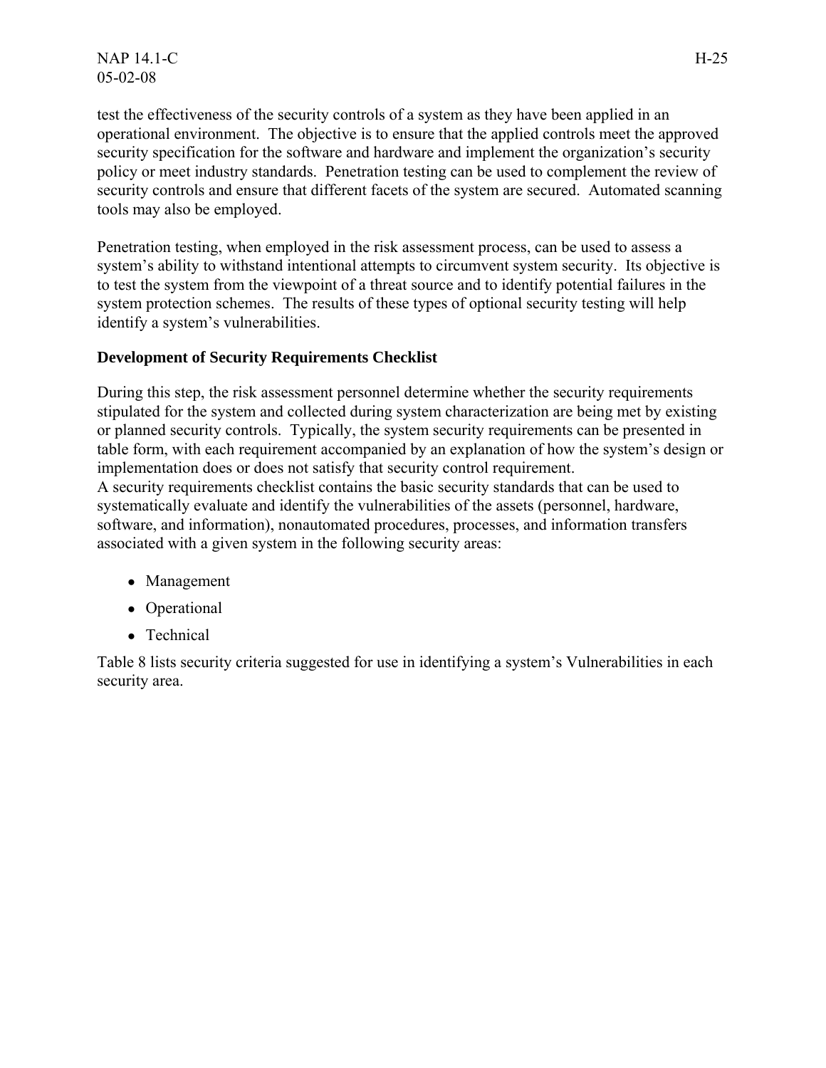test the effectiveness of the security controls of a system as they have been applied in an operational environment. The objective is to ensure that the applied controls meet the approved security specification for the software and hardware and implement the organization's security policy or meet industry standards. Penetration testing can be used to complement the review of security controls and ensure that different facets of the system are secured. Automated scanning tools may also be employed.

Penetration testing, when employed in the risk assessment process, can be used to assess a system's ability to withstand intentional attempts to circumvent system security. Its objective is to test the system from the viewpoint of a threat source and to identify potential failures in the system protection schemes. The results of these types of optional security testing will help identify a system's vulnerabilities.

**Development of Security Requirements Checklist**

During this step, the risk assessment personnel determine whether the security requirements stipulated for the system and collected during system characterization are being met by existing or planned security controls. Typically, the system security requirements can be presented in table form, with each requirement accompanied by an explanation of how the system's design or implementation does or does not satisfy that security control requirement.
A security requirements checklist contains the basic security standards that can be used to systematically evaluate and identify the vulnerabilities of the assets (personnel, hardware, software, and information), nonautomated procedures, processes, and information transfers associated with a given system in the following security areas:

- Management
- Operational
- Technical

Table 8 lists security criteria suggested for use in identifying a system's Vulnerabilities in each security area.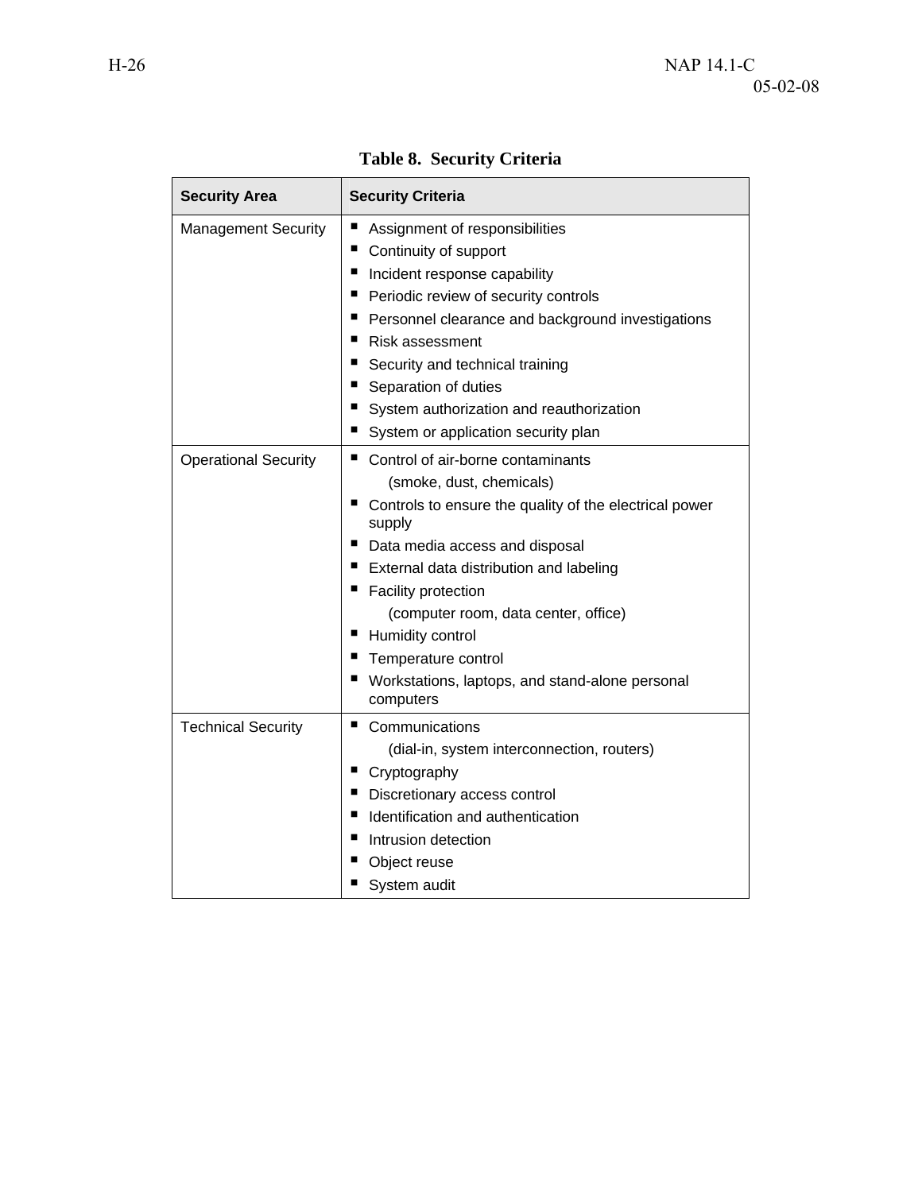**Table 8. Security Criteria**

| Security Area | Security Criteria |
|---|---|
| Management Security | ▪ Assignment of responsibilities<br>▪ Continuity of support<br>▪ Incident response capability<br>▪ Periodic review of security controls<br>▪ Personnel clearance and background investigations<br>▪ Risk assessment<br>▪ Security and technical training<br>▪ Separation of duties<br>▪ System authorization and reauthorization<br>▪ System or application security plan |
| Operational Security | ▪ Control of air-borne contaminants (smoke, dust, chemicals)<br>▪ Controls to ensure the quality of the electrical power supply<br>▪ Data media access and disposal<br>▪ External data distribution and labeling<br>▪ Facility protection (computer room, data center, office)<br>▪ Humidity control<br>▪ Temperature control<br>▪ Workstations, laptops, and stand-alone personal computers |
| Technical Security | ▪ Communications (dial-in, system interconnection, routers)<br>▪ Cryptography<br>▪ Discretionary access control<br>▪ Identification and authentication<br>▪ Intrusion detection<br>▪ Object reuse<br>▪ System audit |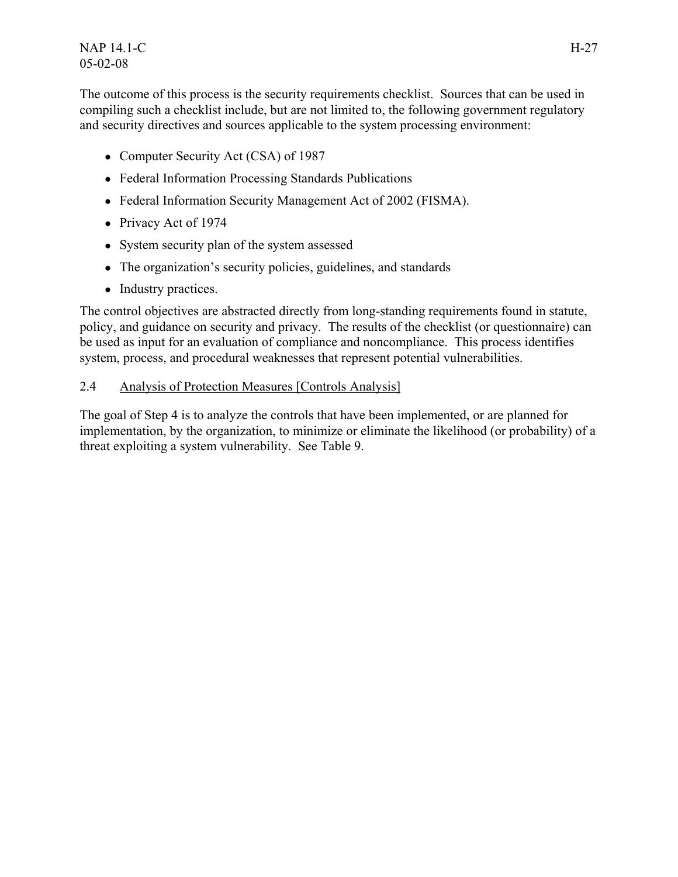The outcome of this process is the security requirements checklist. Sources that can be used in compiling such a checklist include, but are not limited to, the following government regulatory and security directives and sources applicable to the system processing environment:

- Computer Security Act (CSA) of 1987
- Federal Information Processing Standards Publications
- Federal Information Security Management Act of 2002 (FISMA).
- Privacy Act of 1974
- System security plan of the system assessed
- The organization's security policies, guidelines, and standards
- Industry practices.

The control objectives are abstracted directly from long-standing requirements found in statute, policy, and guidance on security and privacy. The results of the checklist (or questionnaire) can be used as input for an evaluation of compliance and noncompliance. This process identifies system, process, and procedural weaknesses that represent potential vulnerabilities.

## 2.4 Analysis of Protection Measures [Controls Analysis]

The goal of Step 4 is to analyze the controls that have been implemented, or are planned for implementation, by the organization, to minimize or eliminate the likelihood (or probability) of a threat exploiting a system vulnerability. See Table 9.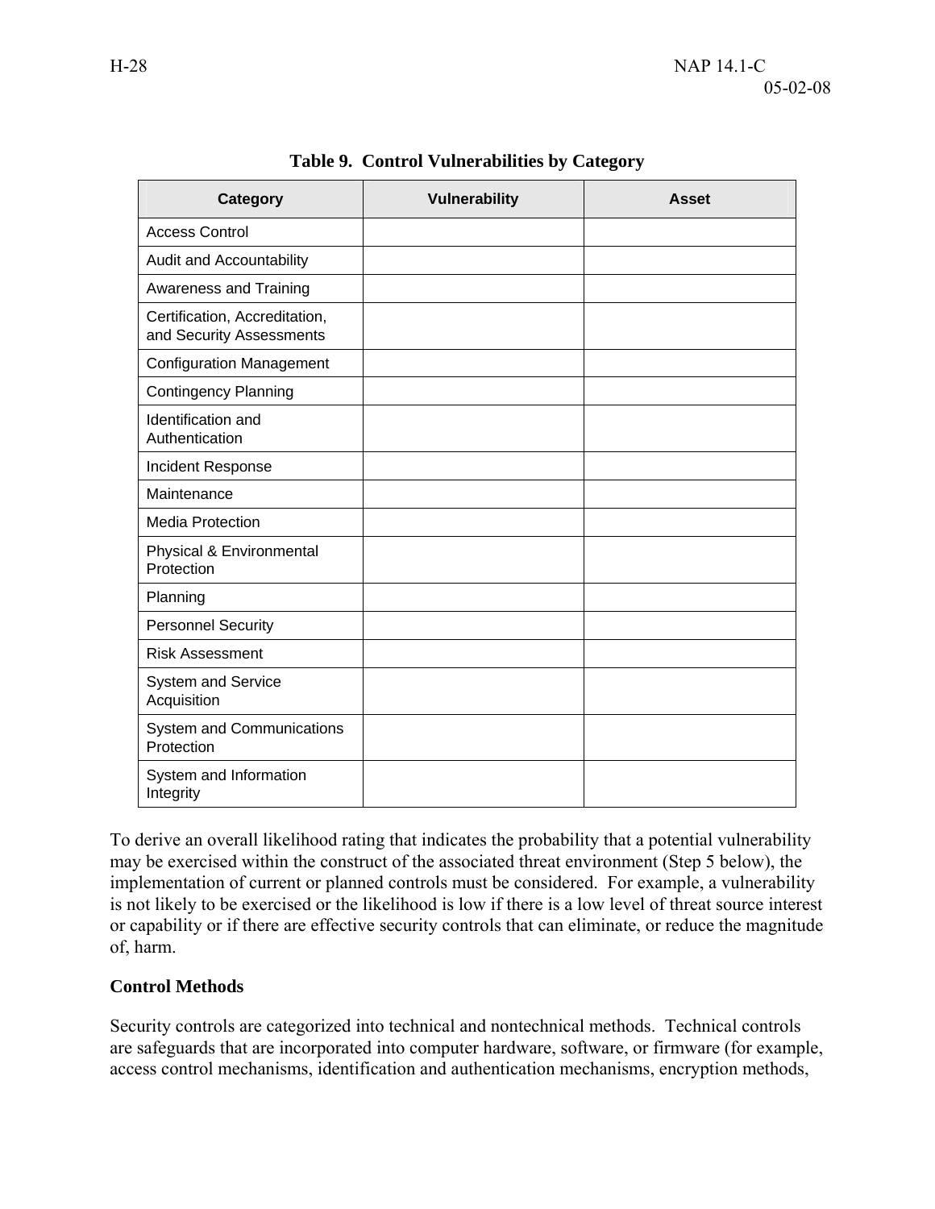**Table 9. Control Vulnerabilities by Category**

| Category | Vulnerability | Asset |
|---|---|---|
| Access Control | | |
| Audit and Accountability | | |
| Awareness and Training | | |
| Certification, Accreditation, and Security Assessments | | |
| Configuration Management | | |
| Contingency Planning | | |
| Identification and Authentication | | |
| Incident Response | | |
| Maintenance | | |
| Media Protection | | |
| Physical & Environmental Protection | | |
| Planning | | |
| Personnel Security | | |
| Risk Assessment | | |
| System and Service Acquisition | | |
| System and Communications Protection | | |
| System and Information Integrity | | |

To derive an overall likelihood rating that indicates the probability that a potential vulnerability may be exercised within the construct of the associated threat environment (Step 5 below), the implementation of current or planned controls must be considered. For example, a vulnerability is not likely to be exercised or the likelihood is low if there is a low level of threat source interest or capability or if there are effective security controls that can eliminate, or reduce the magnitude of, harm.

**Control Methods**

Security controls are categorized into technical and nontechnical methods. Technical controls are safeguards that are incorporated into computer hardware, software, or firmware (for example, access control mechanisms, identification and authentication mechanisms, encryption methods,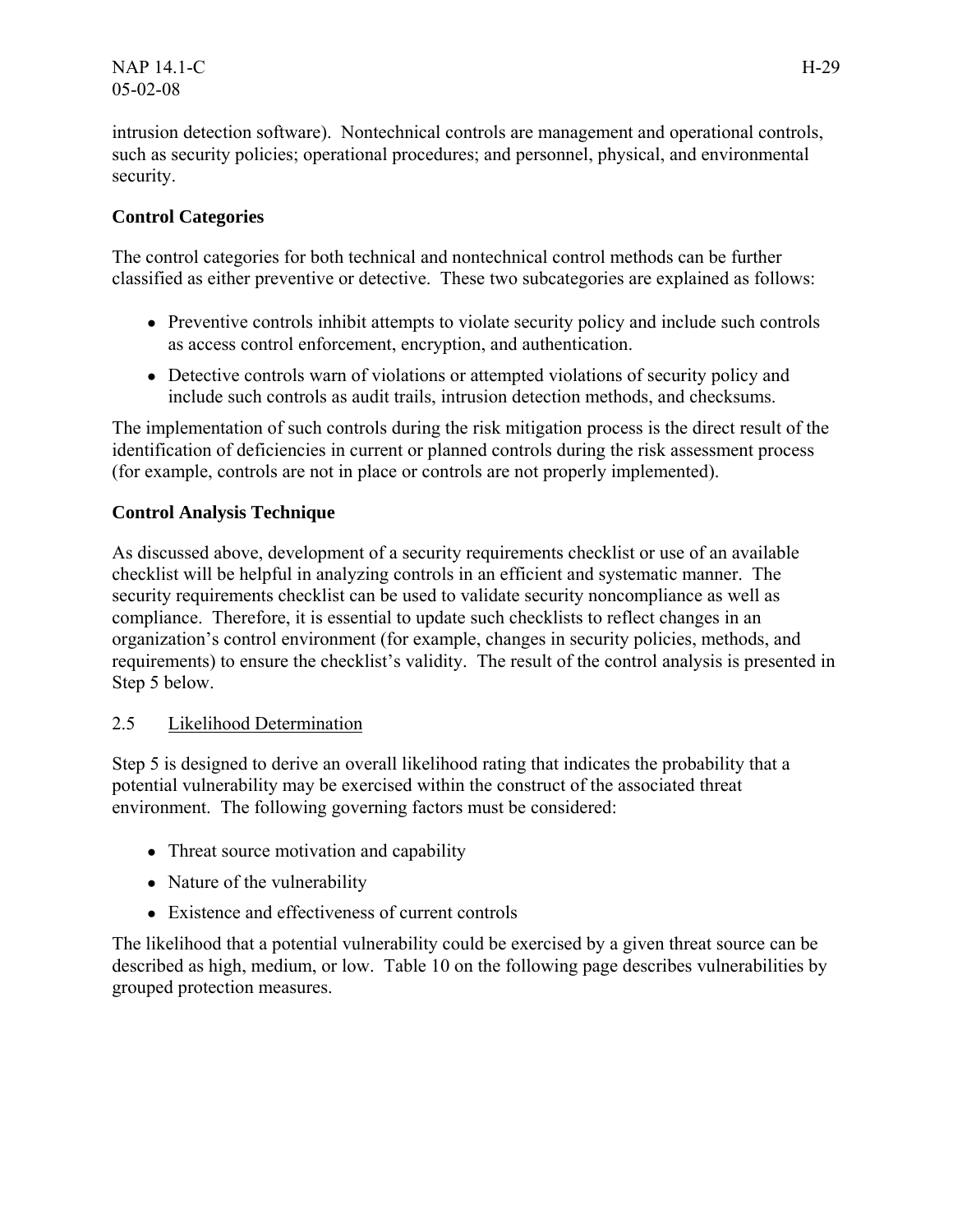intrusion detection software). Nontechnical controls are management and operational controls, such as security policies; operational procedures; and personnel, physical, and environmental security.

**Control Categories**

The control categories for both technical and nontechnical control methods can be further classified as either preventive or detective. These two subcategories are explained as follows:

- Preventive controls inhibit attempts to violate security policy and include such controls as access control enforcement, encryption, and authentication.
- Detective controls warn of violations or attempted violations of security policy and include such controls as audit trails, intrusion detection methods, and checksums.

The implementation of such controls during the risk mitigation process is the direct result of the identification of deficiencies in current or planned controls during the risk assessment process (for example, controls are not in place or controls are not properly implemented).

**Control Analysis Technique**

As discussed above, development of a security requirements checklist or use of an available checklist will be helpful in analyzing controls in an efficient and systematic manner. The security requirements checklist can be used to validate security noncompliance as well as compliance. Therefore, it is essential to update such checklists to reflect changes in an organization's control environment (for example, changes in security policies, methods, and requirements) to ensure the checklist's validity. The result of the control analysis is presented in Step 5 below.

## 2.5 Likelihood Determination

Step 5 is designed to derive an overall likelihood rating that indicates the probability that a potential vulnerability may be exercised within the construct of the associated threat environment. The following governing factors must be considered:

- Threat source motivation and capability
- Nature of the vulnerability
- Existence and effectiveness of current controls

The likelihood that a potential vulnerability could be exercised by a given threat source can be described as high, medium, or low. Table 10 on the following page describes vulnerabilities by grouped protection measures.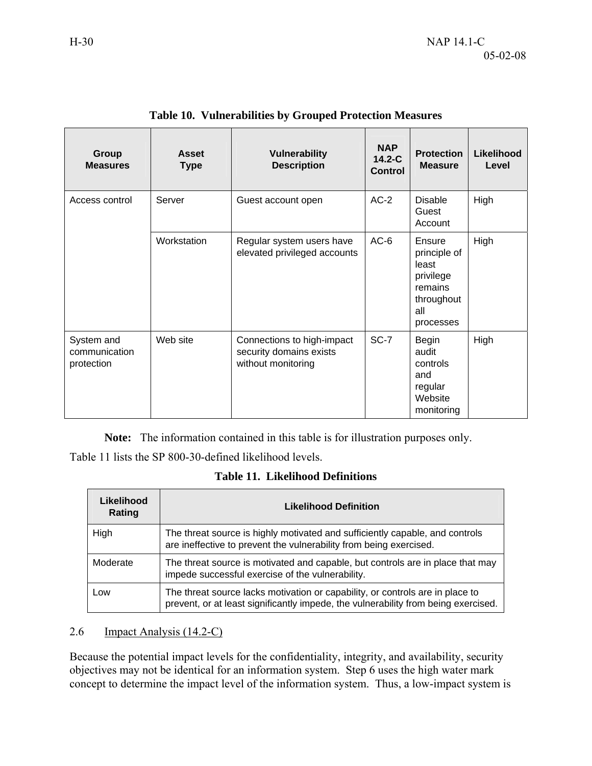**Table 10. Vulnerabilities by Grouped Protection Measures**

| Group Measures | Asset Type | Vulnerability Description | NAP 14.2-C Control | Protection Measure | Likelihood Level |
|---|---|---|---|---|---|
| Access control | Server | Guest account open | AC-2 | Disable Guest Account | High |
| | Workstation | Regular system users have elevated privileged accounts | AC-6 | Ensure principle of least privilege remains throughout all processes | High |
| System and communication protection | Web site | Connections to high-impact security domains exists without monitoring | SC-7 | Begin audit controls and regular Website monitoring | High |

**Note:** The information contained in this table is for illustration purposes only.

Table 11 lists the SP 800-30-defined likelihood levels.

**Table 11. Likelihood Definitions**

| Likelihood Rating | Likelihood Definition |
|---|---|
| High | The threat source is highly motivated and sufficiently capable, and controls are ineffective to prevent the vulnerability from being exercised. |
| Moderate | The threat source is motivated and capable, but controls are in place that may impede successful exercise of the vulnerability. |
| Low | The threat source lacks motivation or capability, or controls are in place to prevent, or at least significantly impede, the vulnerability from being exercised. |

## 2.6 Impact Analysis (14.2-C)

Because the potential impact levels for the confidentiality, integrity, and availability, security objectives may not be identical for an information system. Step 6 uses the high water mark concept to determine the impact level of the information system. Thus, a low-impact system is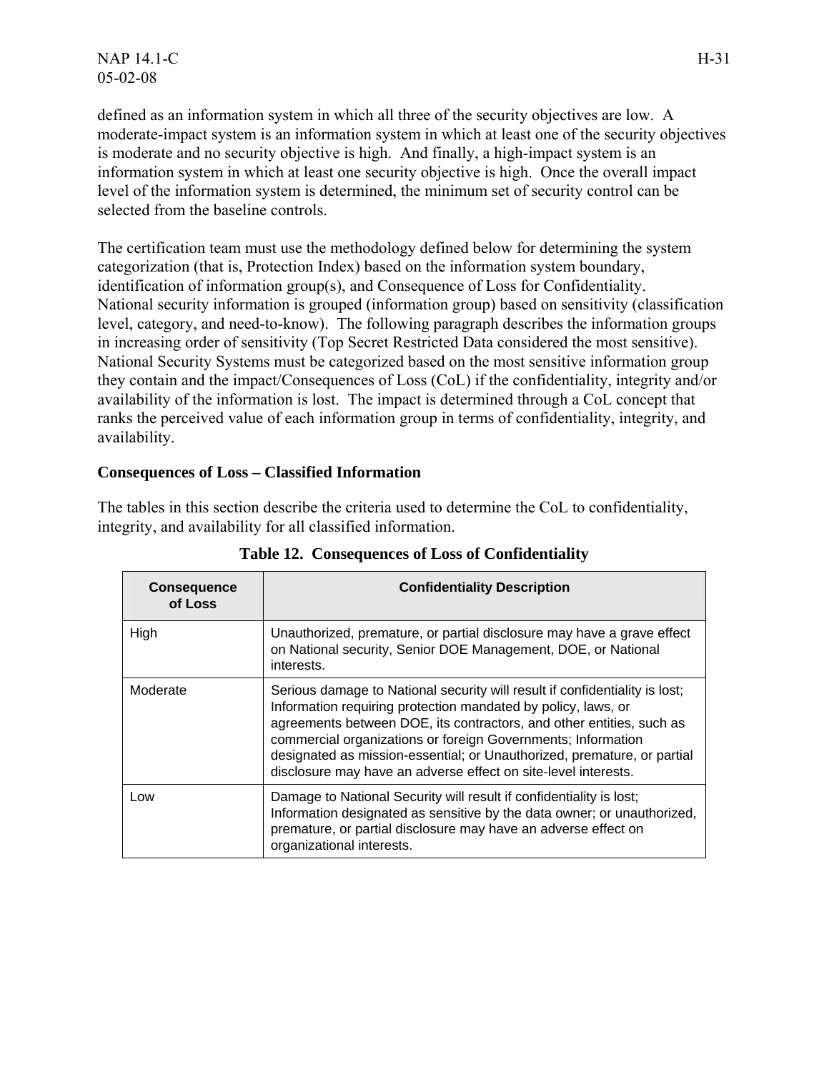defined as an information system in which all three of the security objectives are low. A moderate-impact system is an information system in which at least one of the security objectives is moderate and no security objective is high. And finally, a high-impact system is an information system in which at least one security objective is high. Once the overall impact level of the information system is determined, the minimum set of security control can be selected from the baseline controls.

The certification team must use the methodology defined below for determining the system categorization (that is, Protection Index) based on the information system boundary, identification of information group(s), and Consequence of Loss for Confidentiality. National security information is grouped (information group) based on sensitivity (classification level, category, and need-to-know). The following paragraph describes the information groups in increasing order of sensitivity (Top Secret Restricted Data considered the most sensitive). National Security Systems must be categorized based on the most sensitive information group they contain and the impact/Consequences of Loss (CoL) if the confidentiality, integrity and/or availability of the information is lost. The impact is determined through a CoL concept that ranks the perceived value of each information group in terms of confidentiality, integrity, and availability.

**Consequences of Loss – Classified Information**

The tables in this section describe the criteria used to determine the CoL to confidentiality, integrity, and availability for all classified information.

**Table 12. Consequences of Loss of Confidentiality**

| Consequence of Loss | Confidentiality Description |
|---|---|
| High | Unauthorized, premature, or partial disclosure may have a grave effect on National security, Senior DOE Management, DOE, or National interests. |
| Moderate | Serious damage to National security will result if confidentiality is lost; Information requiring protection mandated by policy, laws, or agreements between DOE, its contractors, and other entities, such as commercial organizations or foreign Governments; Information designated as mission-essential; or Unauthorized, premature, or partial disclosure may have an adverse effect on site-level interests. |
| Low | Damage to National Security will result if confidentiality is lost; Information designated as sensitive by the data owner; or unauthorized, premature, or partial disclosure may have an adverse effect on organizational interests. |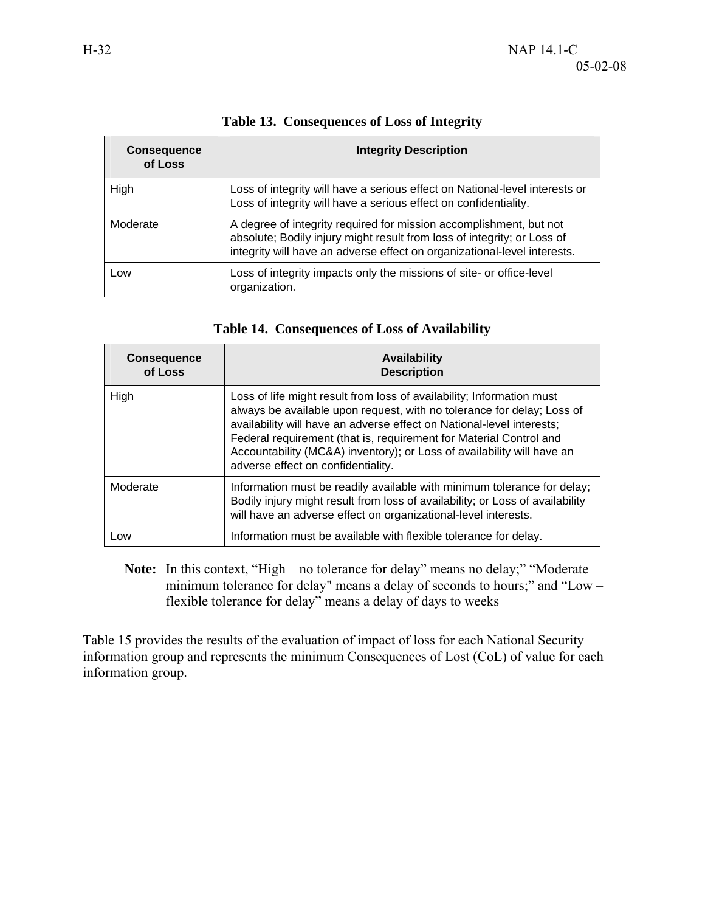**Table 13. Consequences of Loss of Integrity**

| Consequence of Loss | Integrity Description |
|---|---|
| High | Loss of integrity will have a serious effect on National-level interests or Loss of integrity will have a serious effect on confidentiality. |
| Moderate | A degree of integrity required for mission accomplishment, but not absolute; Bodily injury might result from loss of integrity; or Loss of integrity will have an adverse effect on organizational-level interests. |
| Low | Loss of integrity impacts only the missions of site- or office-level organization. |

**Table 14. Consequences of Loss of Availability**

| Consequence of Loss | Availability Description |
|---|---|
| High | Loss of life might result from loss of availability; Information must always be available upon request, with no tolerance for delay; Loss of availability will have an adverse effect on National-level interests; Federal requirement (that is, requirement for Material Control and Accountability (MC&A) inventory); or Loss of availability will have an adverse effect on confidentiality. |
| Moderate | Information must be readily available with minimum tolerance for delay; Bodily injury might result from loss of availability; or Loss of availability will have an adverse effect on organizational-level interests. |
| Low | Information must be available with flexible tolerance for delay. |

**Note:** In this context, "High – no tolerance for delay" means no delay;" "Moderate – minimum tolerance for delay" means a delay of seconds to hours;" and "Low – flexible tolerance for delay" means a delay of days to weeks

Table 15 provides the results of the evaluation of impact of loss for each National Security information group and represents the minimum Consequences of Lost (CoL) of value for each information group.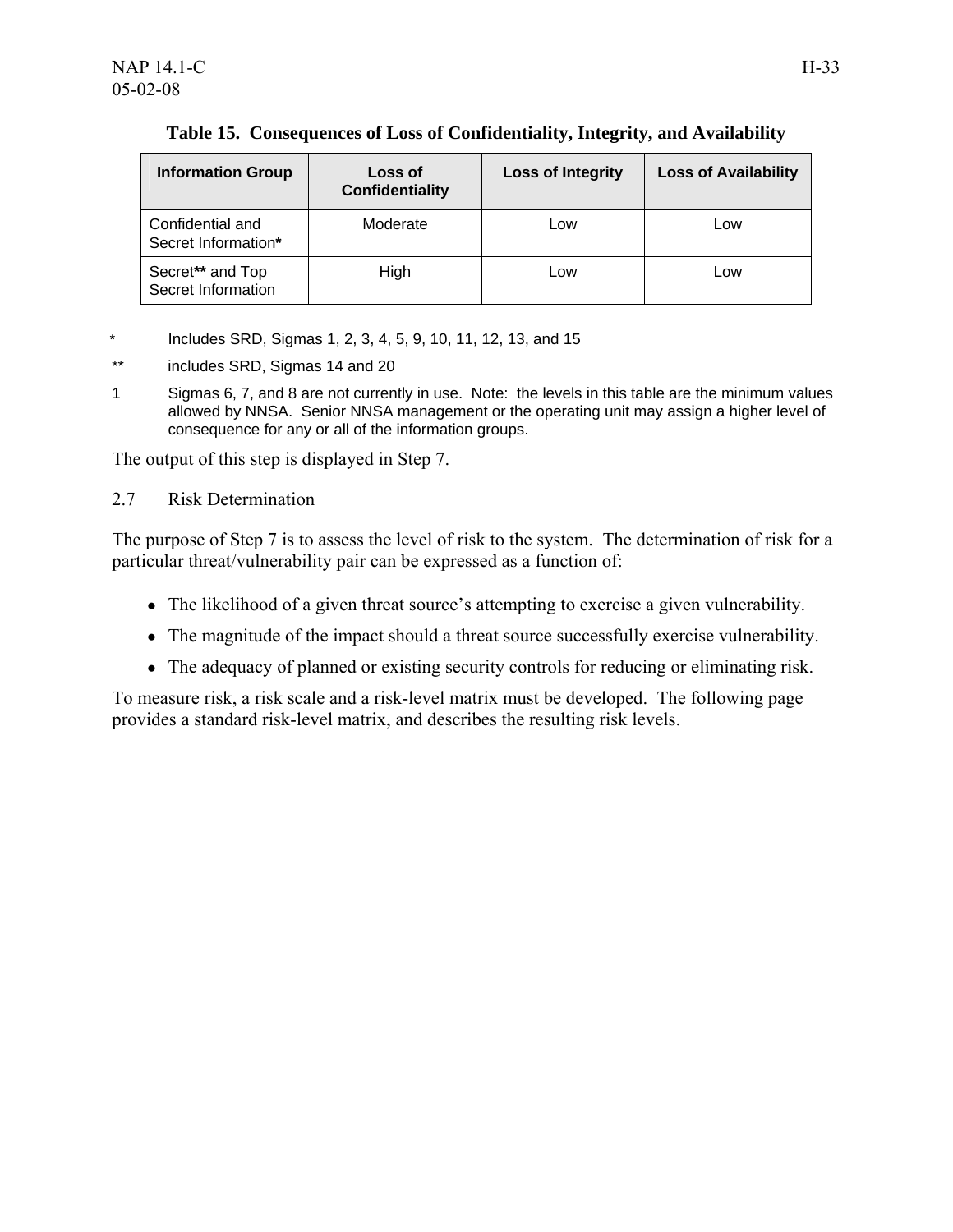**Table 15. Consequences of Loss of Confidentiality, Integrity, and Availability**

| Information Group | Loss of Confidentiality | Loss of Integrity | Loss of Availability |
|---|---|---|---|
| Confidential and Secret Information* | Moderate | Low | Low |
| Secret** and Top Secret Information | High | Low | Low |

\* Includes SRD, Sigmas 1, 2, 3, 4, 5, 9, 10, 11, 12, 13, and 15

\** includes SRD, Sigmas 14 and 20

1 Sigmas 6, 7, and 8 are not currently in use. Note: the levels in this table are the minimum values allowed by NNSA. Senior NNSA management or the operating unit may assign a higher level of consequence for any or all of the information groups.

The output of this step is displayed in Step 7.

## 2.7 Risk Determination

The purpose of Step 7 is to assess the level of risk to the system. The determination of risk for a particular threat/vulnerability pair can be expressed as a function of:

- The likelihood of a given threat source's attempting to exercise a given vulnerability.
- The magnitude of the impact should a threat source successfully exercise vulnerability.
- The adequacy of planned or existing security controls for reducing or eliminating risk.

To measure risk, a risk scale and a risk-level matrix must be developed. The following page provides a standard risk-level matrix, and describes the resulting risk levels.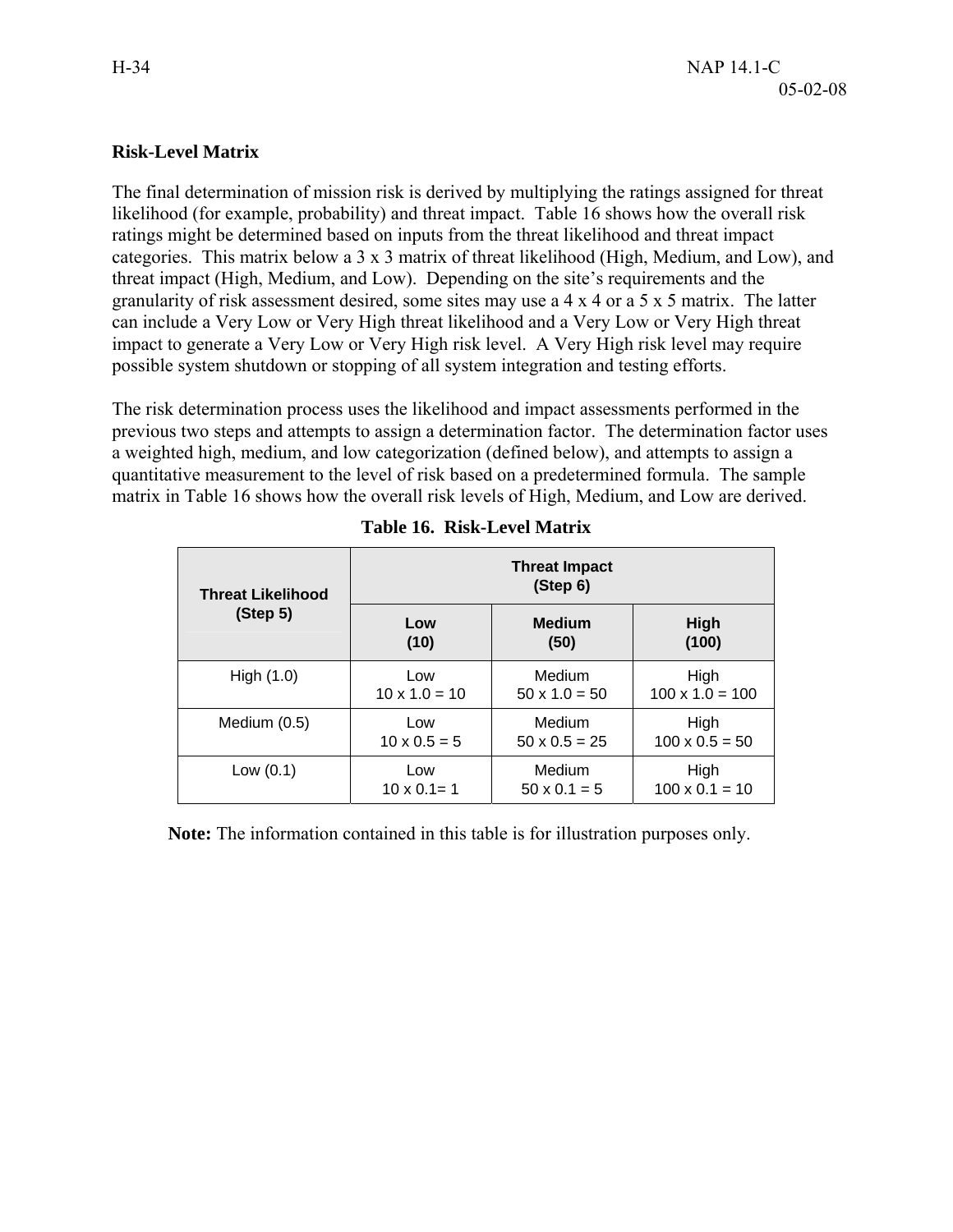## Risk-Level Matrix

The final determination of mission risk is derived by multiplying the ratings assigned for threat likelihood (for example, probability) and threat impact. Table 16 shows how the overall risk ratings might be determined based on inputs from the threat likelihood and threat impact categories. This matrix below a 3 x 3 matrix of threat likelihood (High, Medium, and Low), and threat impact (High, Medium, and Low). Depending on the site's requirements and the granularity of risk assessment desired, some sites may use a 4 x 4 or a 5 x 5 matrix. The latter can include a Very Low or Very High threat likelihood and a Very Low or Very High threat impact to generate a Very Low or Very High risk level. A Very High risk level may require possible system shutdown or stopping of all system integration and testing efforts.

The risk determination process uses the likelihood and impact assessments performed in the previous two steps and attempts to assign a determination factor. The determination factor uses a weighted high, medium, and low categorization (defined below), and attempts to assign a quantitative measurement to the level of risk based on a predetermined formula. The sample matrix in Table 16 shows how the overall risk levels of High, Medium, and Low are derived.

**Table 16. Risk-Level Matrix**

| **Threat Likelihood (Step 5)** | **Threat Impact (Step 6)** | | |
|---|---|---|---|
| | **Low (10)** | **Medium (50)** | **High (100)** |
| High (1.0) | Low<br>10 x 1.0 = 10 | Medium<br>50 x 1.0 = 50 | High<br>100 x 1.0 = 100 |
| Medium (0.5) | Low<br>10 x 0.5 = 5 | Medium<br>50 x 0.5 = 25 | High<br>100 x 0.5 = 50 |
| Low (0.1) | Low<br>10 x 0.1= 1 | Medium<br>50 x 0.1 = 5 | High<br>100 x 0.1 = 10 |

**Note:** The information contained in this table is for illustration purposes only.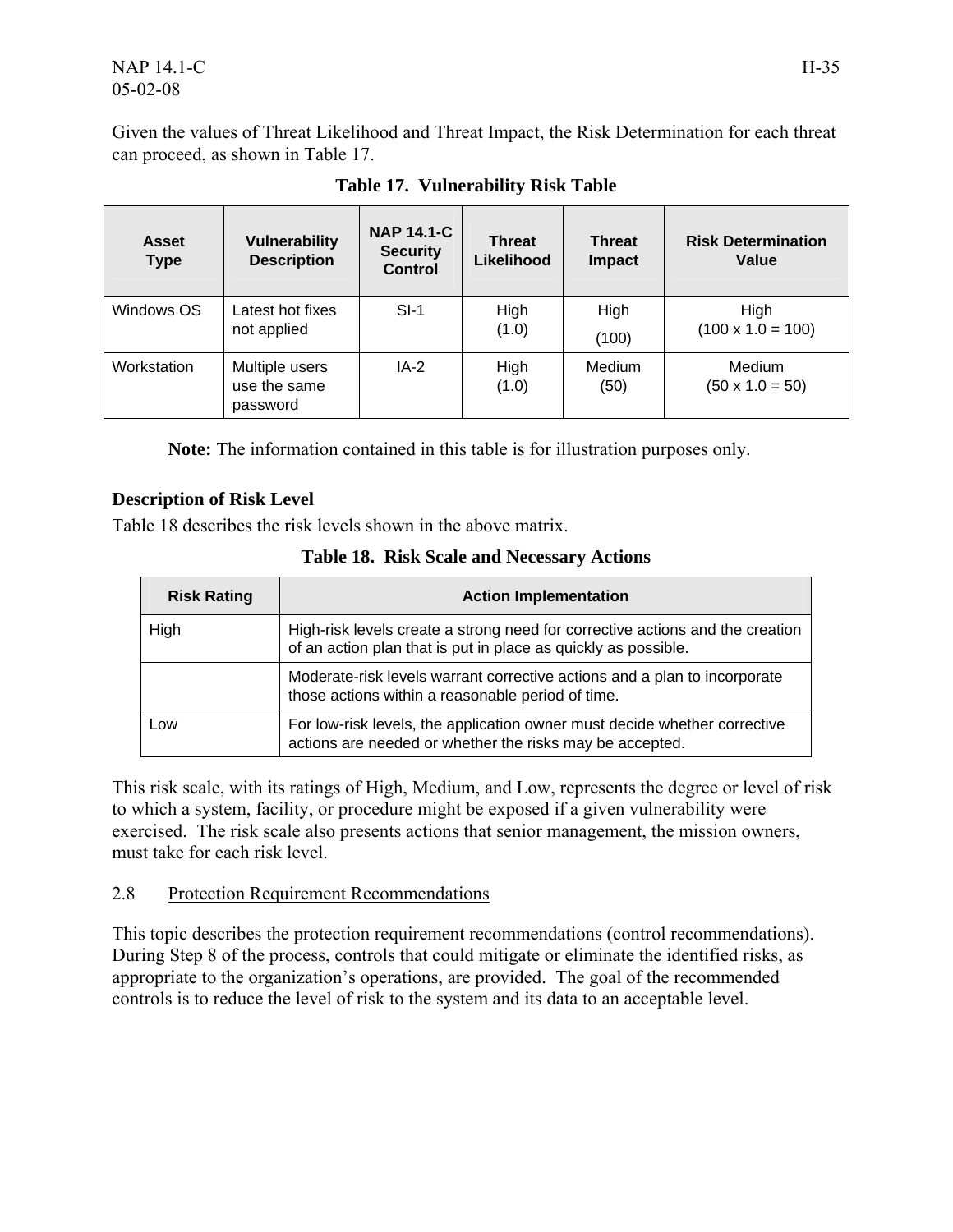Given the values of Threat Likelihood and Threat Impact, the Risk Determination for each threat can proceed, as shown in Table 17.

**Table 17. Vulnerability Risk Table**

| Asset Type | Vulnerability Description | NAP 14.1-C Security Control | Threat Likelihood | Threat Impact | Risk Determination Value |
|---|---|---|---|---|---|
| Windows OS | Latest hot fixes not applied | SI-1 | High (1.0) | High (100) | High (100 x 1.0 = 100) |
| Workstation | Multiple users use the same password | IA-2 | High (1.0) | Medium (50) | Medium (50 x 1.0 = 50) |

**Note:** The information contained in this table is for illustration purposes only.

**Description of Risk Level**

Table 18 describes the risk levels shown in the above matrix.

**Table 18. Risk Scale and Necessary Actions**

| Risk Rating | Action Implementation |
|---|---|
| High | High-risk levels create a strong need for corrective actions and the creation of an action plan that is put in place as quickly as possible. |
| | Moderate-risk levels warrant corrective actions and a plan to incorporate those actions within a reasonable period of time. |
| Low | For low-risk levels, the application owner must decide whether corrective actions are needed or whether the risks may be accepted. |

This risk scale, with its ratings of High, Medium, and Low, represents the degree or level of risk to which a system, facility, or procedure might be exposed if a given vulnerability were exercised. The risk scale also presents actions that senior management, the mission owners, must take for each risk level.

## 2.8 Protection Requirement Recommendations

This topic describes the protection requirement recommendations (control recommendations). During Step 8 of the process, controls that could mitigate or eliminate the identified risks, as appropriate to the organization's operations, are provided. The goal of the recommended controls is to reduce the level of risk to the system and its data to an acceptable level.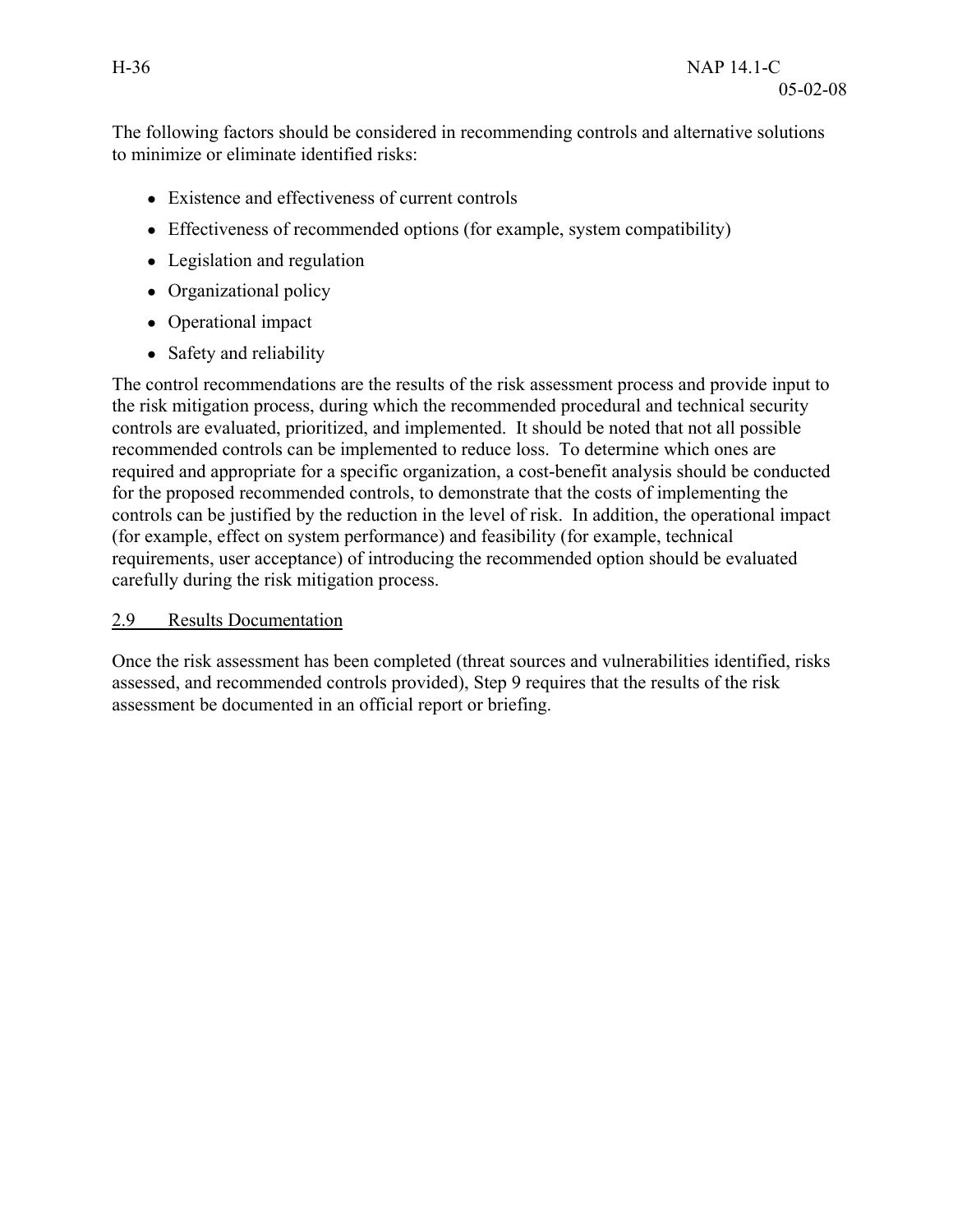The following factors should be considered in recommending controls and alternative solutions to minimize or eliminate identified risks:

- Existence and effectiveness of current controls
- Effectiveness of recommended options (for example, system compatibility)
- Legislation and regulation
- Organizational policy
- Operational impact
- Safety and reliability

The control recommendations are the results of the risk assessment process and provide input to the risk mitigation process, during which the recommended procedural and technical security controls are evaluated, prioritized, and implemented. It should be noted that not all possible recommended controls can be implemented to reduce loss. To determine which ones are required and appropriate for a specific organization, a cost-benefit analysis should be conducted for the proposed recommended controls, to demonstrate that the costs of implementing the controls can be justified by the reduction in the level of risk. In addition, the operational impact (for example, effect on system performance) and feasibility (for example, technical requirements, user acceptance) of introducing the recommended option should be evaluated carefully during the risk mitigation process.

## 2.9 Results Documentation

Once the risk assessment has been completed (threat sources and vulnerabilities identified, risks assessed, and recommended controls provided), Step 9 requires that the results of the risk assessment be documented in an official report or briefing.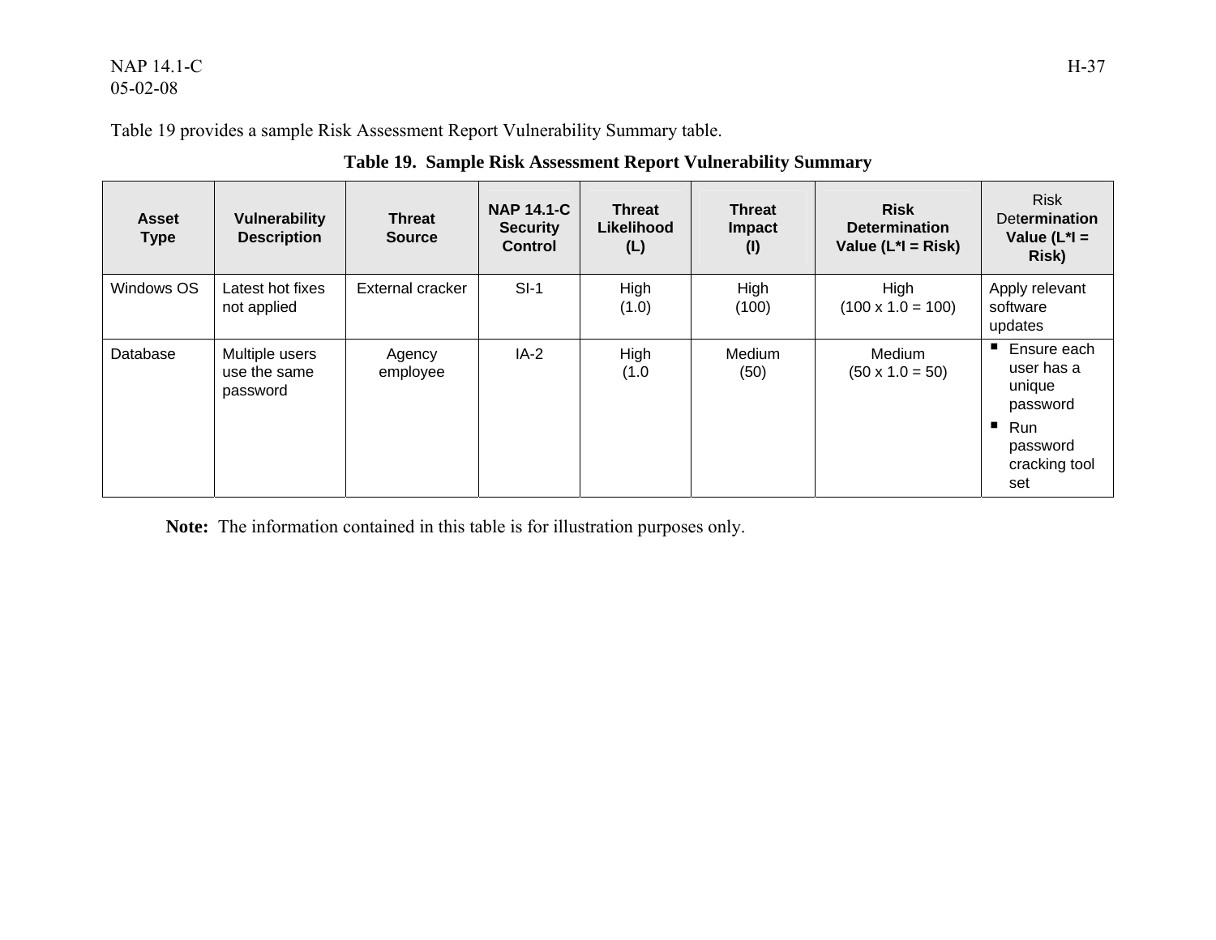Table 19 provides a sample Risk Assessment Report Vulnerability Summary table.

**Table 19. Sample Risk Assessment Report Vulnerability Summary**

| Asset Type | Vulnerability Description | Threat Source | NAP 14.1-C Security Control | Threat Likelihood (L) | Threat Impact (I) | Risk Determination Value (L*I = Risk) | Risk Determination Value (L*I = Risk) |
|---|---|---|---|---|---|---|---|
| Windows OS | Latest hot fixes not applied | External cracker | SI-1 | High (1.0) | High (100) | High (100 x 1.0 = 100) | Apply relevant software updates |
| Database | Multiple users use the same password | Agency employee | IA-2 | High (1.0 | Medium (50) | Medium (50 x 1.0 = 50) | ▪ Ensure each user has a unique password<br>▪ Run password cracking tool set |

**Note:** The information contained in this table is for illustration purposes only.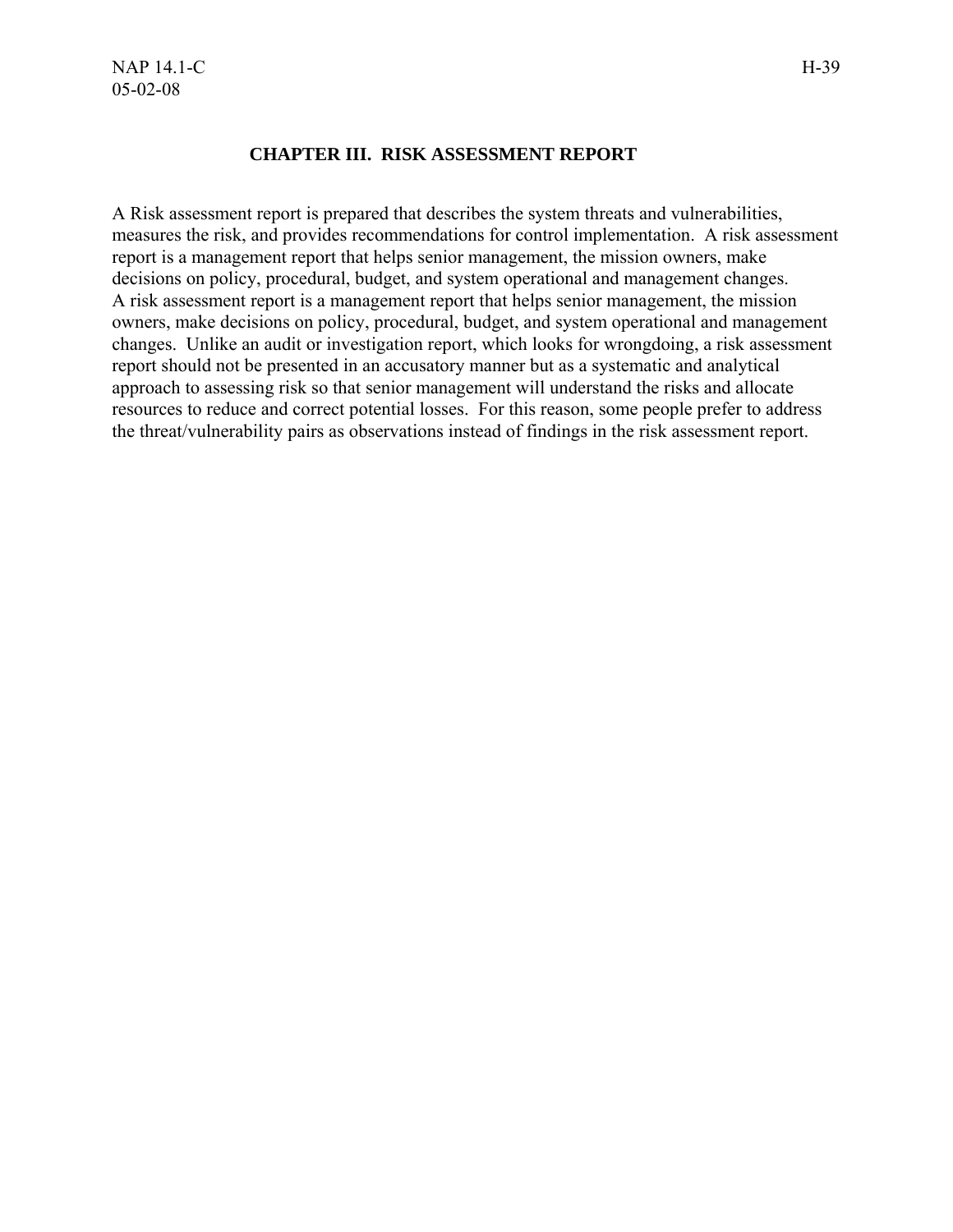## CHAPTER III. RISK ASSESSMENT REPORT

A Risk assessment report is prepared that describes the system threats and vulnerabilities, measures the risk, and provides recommendations for control implementation. A risk assessment report is a management report that helps senior management, the mission owners, make decisions on policy, procedural, budget, and system operational and management changes. A risk assessment report is a management report that helps senior management, the mission owners, make decisions on policy, procedural, budget, and system operational and management changes. Unlike an audit or investigation report, which looks for wrongdoing, a risk assessment report should not be presented in an accusatory manner but as a systematic and analytical approach to assessing risk so that senior management will understand the risks and allocate resources to reduce and correct potential losses. For this reason, some people prefer to address the threat/vulnerability pairs as observations instead of findings in the risk assessment report.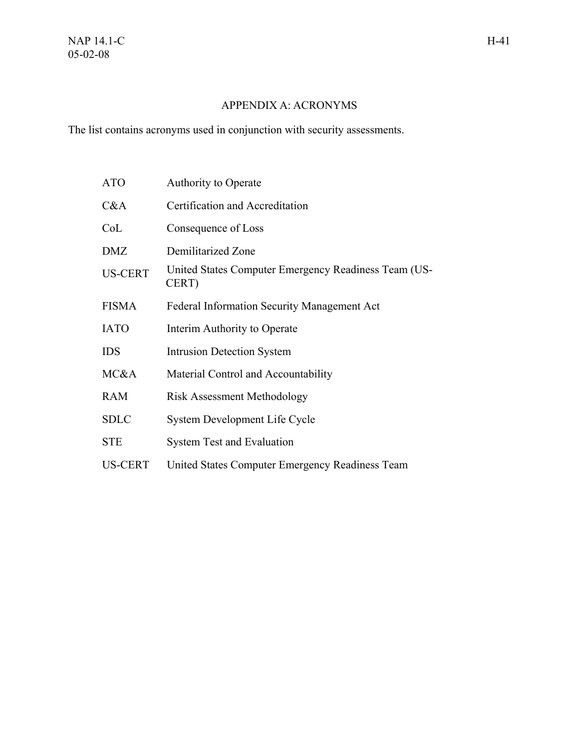# APPENDIX A: ACRONYMS

The list contains acronyms used in conjunction with security assessments.

| | |
|---|---|
| ATO | Authority to Operate |
| C&A | Certification and Accreditation |
| CoL | Consequence of Loss |
| DMZ | Demilitarized Zone |
| US-CERT | United States Computer Emergency Readiness Team (US-CERT) |
| FISMA | Federal Information Security Management Act |
| IATO | Interim Authority to Operate |
| IDS | Intrusion Detection System |
| MC&A | Material Control and Accountability |
| RAM | Risk Assessment Methodology |
| SDLC | System Development Life Cycle |
| STE | System Test and Evaluation |
| US-CERT | United States Computer Emergency Readiness Team |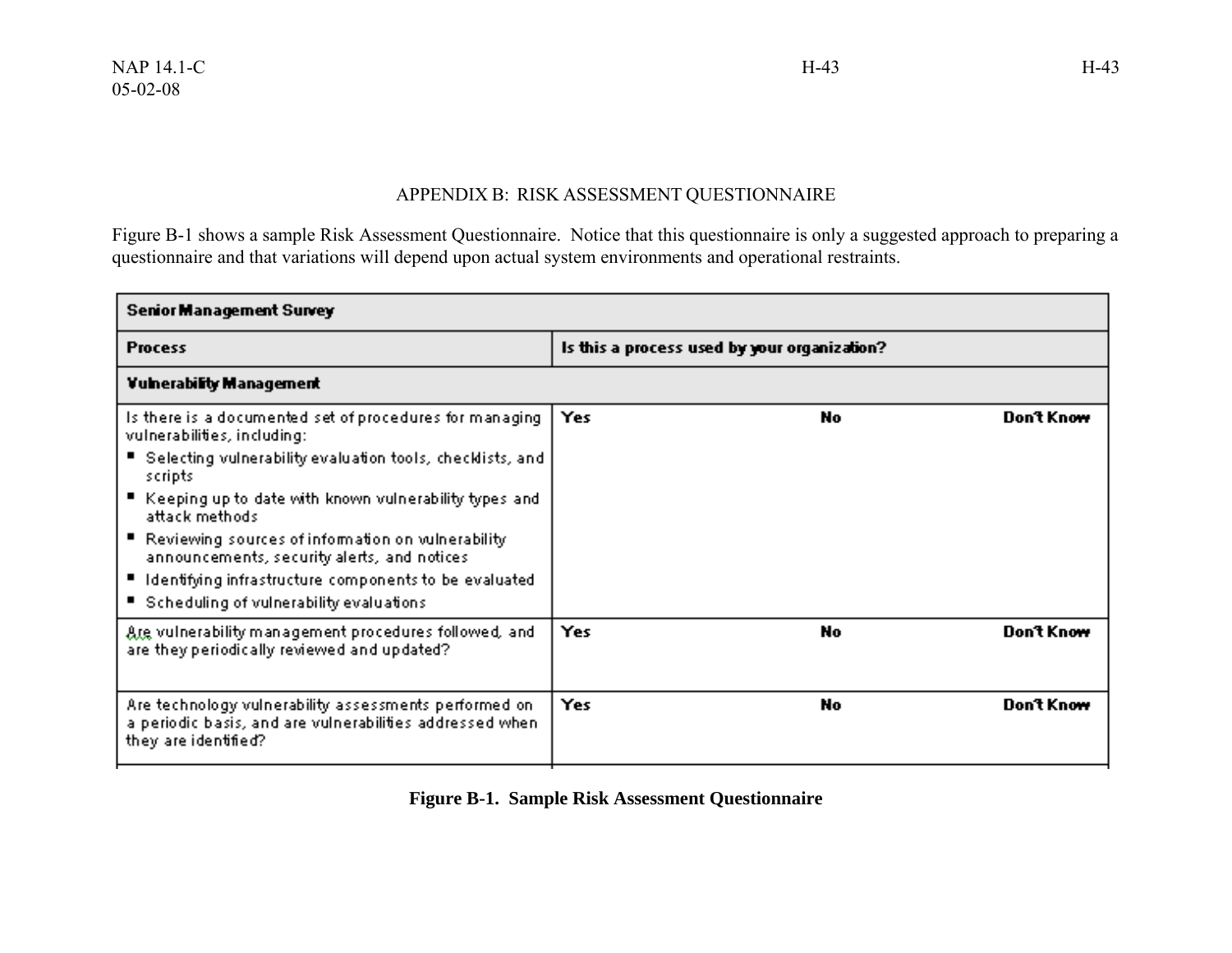## APPENDIX B: RISK ASSESSMENT QUESTIONNAIRE

Figure B-1 shows a sample Risk Assessment Questionnaire. Notice that this questionnaire is only a suggested approach to preparing a questionnaire and that variations will depend upon actual system environments and operational restraints.

| **Senior Management Survey** | | | |
|---|---|---|---|
| **Process** | **Is this a process used by your organization?** | | |
| **Vulnerability Management** | | | |
| Is there is a documented set of procedures for managing vulnerabilities, including:<br>▪ Selecting vulnerability evaluation tools, checklists, and scripts<br>▪ Keeping up to date with known vulnerability types and attack methods<br>▪ Reviewing sources of information on vulnerability announcements, security alerts, and notices<br>▪ Identifying infrastructure components to be evaluated<br>▪ Scheduling of vulnerability evaluations | **Yes** | **No** | **Don't Know** |
| Are vulnerability management procedures followed, and are they periodically reviewed and updated? | **Yes** | **No** | **Don't Know** |
| Are technology vulnerability assessments performed on a periodic basis, and are vulnerabilities addressed when they are identified? | **Yes** | **No** | **Don't Know** |

**Figure B-1. Sample Risk Assessment Questionnaire**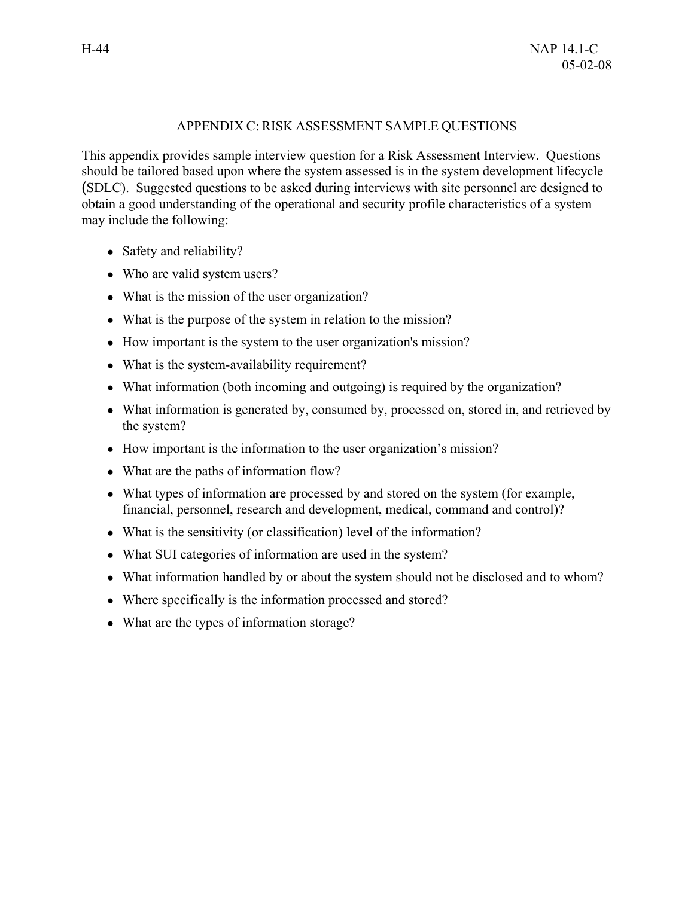# APPENDIX C: RISK ASSESSMENT SAMPLE QUESTIONS

This appendix provides sample interview question for a Risk Assessment Interview. Questions should be tailored based upon where the system assessed is in the system development lifecycle (SDLC). Suggested questions to be asked during interviews with site personnel are designed to obtain a good understanding of the operational and security profile characteristics of a system may include the following:

- Safety and reliability?
- Who are valid system users?
- What is the mission of the user organization?
- What is the purpose of the system in relation to the mission?
- How important is the system to the user organization's mission?
- What is the system-availability requirement?
- What information (both incoming and outgoing) is required by the organization?
- What information is generated by, consumed by, processed on, stored in, and retrieved by the system?
- How important is the information to the user organization's mission?
- What are the paths of information flow?
- What types of information are processed by and stored on the system (for example, financial, personnel, research and development, medical, command and control)?
- What is the sensitivity (or classification) level of the information?
- What SUI categories of information are used in the system?
- What information handled by or about the system should not be disclosed and to whom?
- Where specifically is the information processed and stored?
- What are the types of information storage?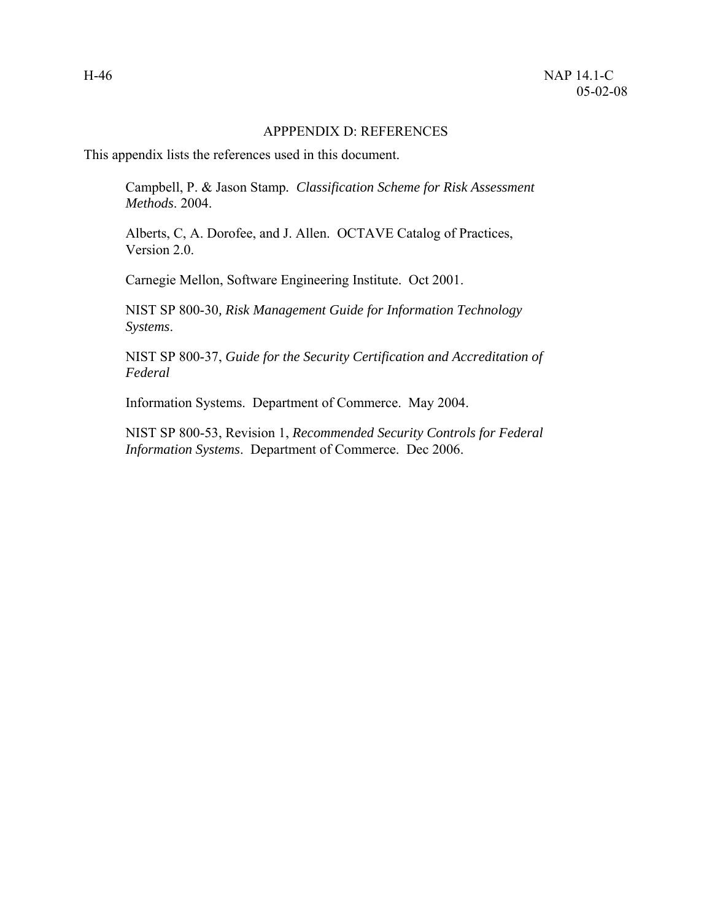# APPPENDIX D: REFERENCES

This appendix lists the references used in this document.

Campbell, P. & Jason Stamp. *Classification Scheme for Risk Assessment Methods*. 2004.

Alberts, C, A. Dorofee, and J. Allen. OCTAVE Catalog of Practices, Version 2.0.

Carnegie Mellon, Software Engineering Institute. Oct 2001.

NIST SP 800-30*, Risk Management Guide for Information Technology Systems*.

NIST SP 800-37, *Guide for the Security Certification and Accreditation of Federal*

Information Systems. Department of Commerce. May 2004.

NIST SP 800-53, Revision 1, *Recommended Security Controls for Federal Information Systems*. Department of Commerce. Dec 2006.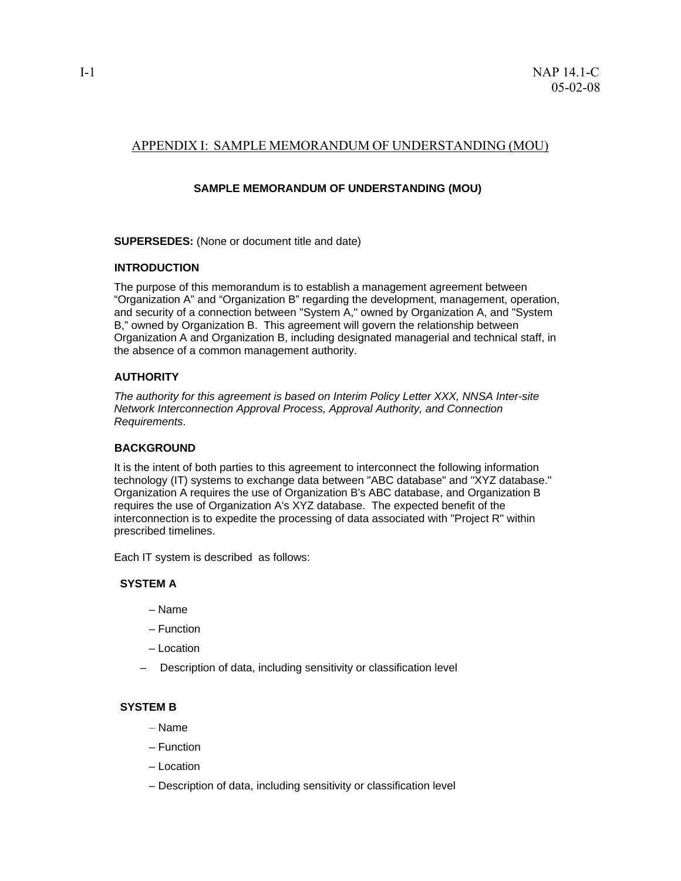## APPENDIX I: SAMPLE MEMORANDUM OF UNDERSTANDING (MOU)

### SAMPLE MEMORANDUM OF UNDERSTANDING (MOU)

**SUPERSEDES:** (None or document title and date)

**INTRODUCTION**

The purpose of this memorandum is to establish a management agreement between "Organization A" and "Organization B" regarding the development, management, operation, and security of a connection between "System A," owned by Organization A, and "System B," owned by Organization B. This agreement will govern the relationship between Organization A and Organization B, including designated managerial and technical staff, in the absence of a common management authority.

**AUTHORITY**

*The authority for this agreement is based on Interim Policy Letter XXX, NNSA Inter-site Network Interconnection Approval Process, Approval Authority, and Connection Requirements*.

**BACKGROUND**

It is the intent of both parties to this agreement to interconnect the following information technology (IT) systems to exchange data between "ABC database" and "XYZ database." Organization A requires the use of Organization B's ABC database, and Organization B requires the use of Organization A's XYZ database. The expected benefit of the interconnection is to expedite the processing of data associated with "Project R" within prescribed timelines.

Each IT system is described as follows:

**SYSTEM A**

- Name
- Function
- Location
- Description of data, including sensitivity or classification level

**SYSTEM B**

- Name
- Function
- Location
- Description of data, including sensitivity or classification level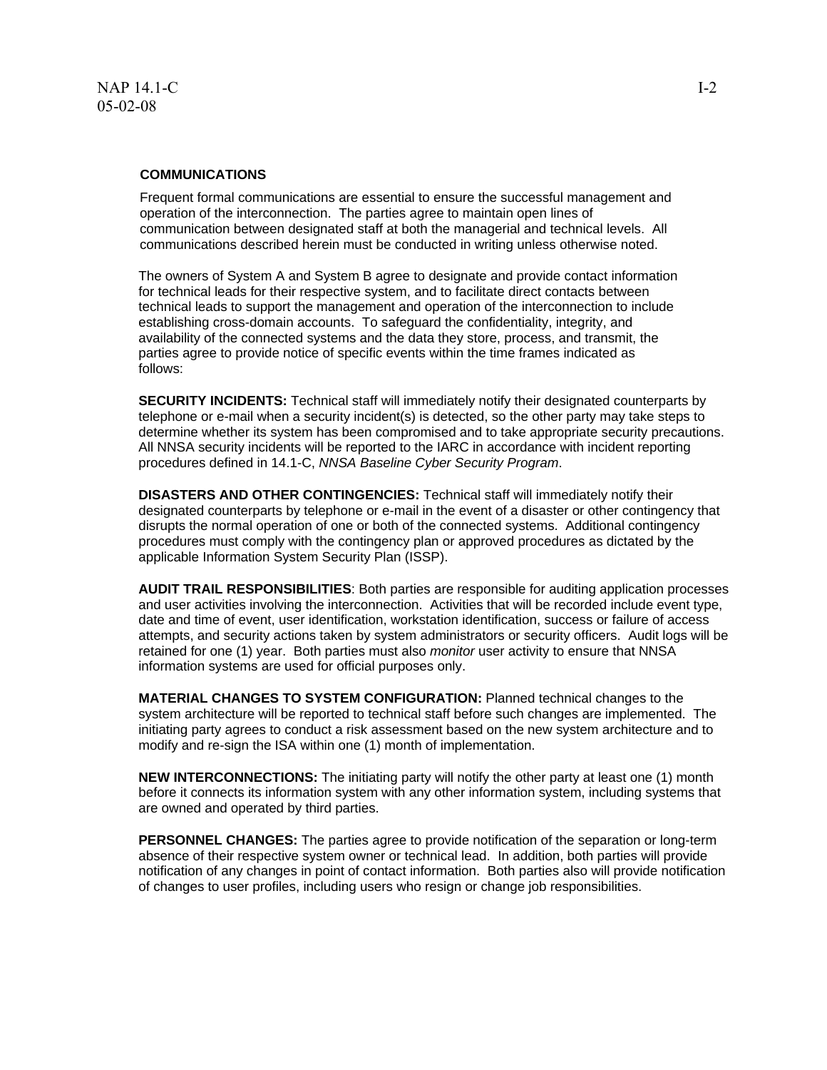## COMMUNICATIONS

Frequent formal communications are essential to ensure the successful management and operation of the interconnection. The parties agree to maintain open lines of communication between designated staff at both the managerial and technical levels. All communications described herein must be conducted in writing unless otherwise noted.

The owners of System A and System B agree to designate and provide contact information for technical leads for their respective system, and to facilitate direct contacts between technical leads to support the management and operation of the interconnection to include establishing cross-domain accounts. To safeguard the confidentiality, integrity, and availability of the connected systems and the data they store, process, and transmit, the parties agree to provide notice of specific events within the time frames indicated as follows:

**SECURITY INCIDENTS:** Technical staff will immediately notify their designated counterparts by telephone or e-mail when a security incident(s) is detected, so the other party may take steps to determine whether its system has been compromised and to take appropriate security precautions. All NNSA security incidents will be reported to the IARC in accordance with incident reporting procedures defined in 14.1-C, *NNSA Baseline Cyber Security Program*.

**DISASTERS AND OTHER CONTINGENCIES:** Technical staff will immediately notify their designated counterparts by telephone or e-mail in the event of a disaster or other contingency that disrupts the normal operation of one or both of the connected systems. Additional contingency procedures must comply with the contingency plan or approved procedures as dictated by the applicable Information System Security Plan (ISSP).

**AUDIT TRAIL RESPONSIBILITIES**: Both parties are responsible for auditing application processes and user activities involving the interconnection. Activities that will be recorded include event type, date and time of event, user identification, workstation identification, success or failure of access attempts, and security actions taken by system administrators or security officers. Audit logs will be retained for one (1) year. Both parties must also *monitor* user activity to ensure that NNSA information systems are used for official purposes only.

**MATERIAL CHANGES TO SYSTEM CONFIGURATION:** Planned technical changes to the system architecture will be reported to technical staff before such changes are implemented. The initiating party agrees to conduct a risk assessment based on the new system architecture and to modify and re-sign the ISA within one (1) month of implementation.

**NEW INTERCONNECTIONS:** The initiating party will notify the other party at least one (1) month before it connects its information system with any other information system, including systems that are owned and operated by third parties.

**PERSONNEL CHANGES:** The parties agree to provide notification of the separation or long-term absence of their respective system owner or technical lead. In addition, both parties will provide notification of any changes in point of contact information. Both parties also will provide notification of changes to user profiles, including users who resign or change job responsibilities.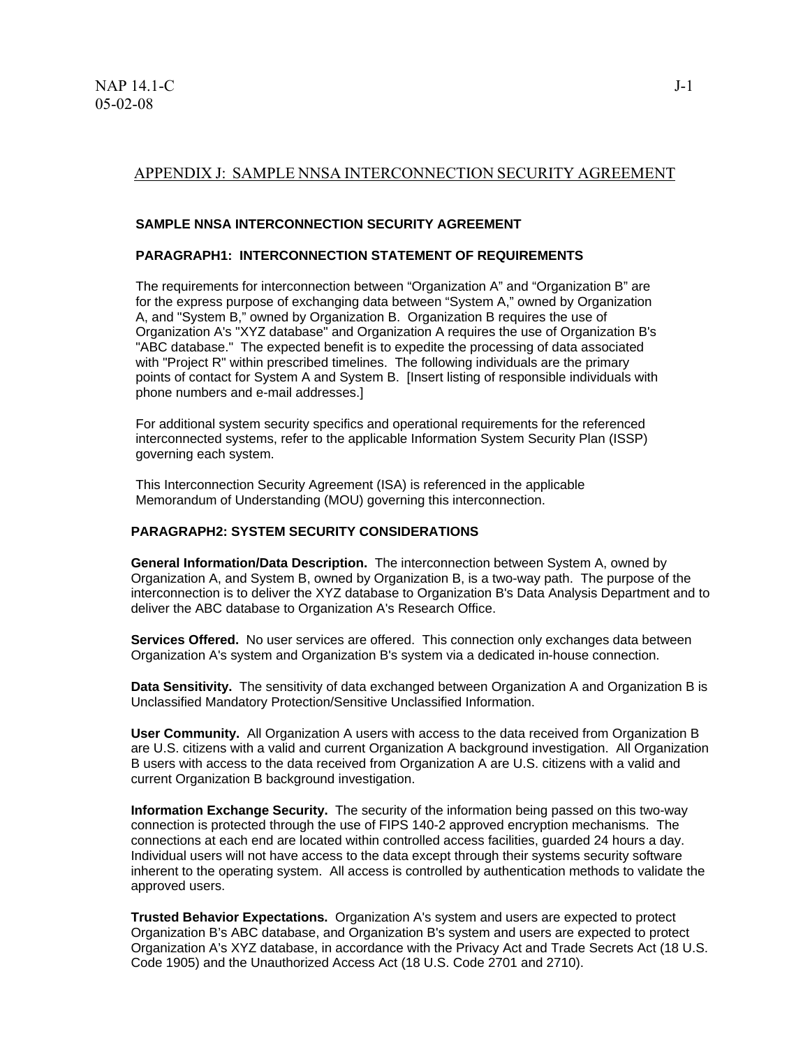# APPENDIX J: SAMPLE NNSA INTERCONNECTION SECURITY AGREEMENT

## SAMPLE NNSA INTERCONNECTION SECURITY AGREEMENT

### PARAGRAPH1: INTERCONNECTION STATEMENT OF REQUIREMENTS

The requirements for interconnection between "Organization A" and "Organization B" are for the express purpose of exchanging data between "System A," owned by Organization A, and "System B," owned by Organization B. Organization B requires the use of Organization A's "XYZ database" and Organization A requires the use of Organization B's "ABC database." The expected benefit is to expedite the processing of data associated with "Project R" within prescribed timelines. The following individuals are the primary points of contact for System A and System B. [Insert listing of responsible individuals with phone numbers and e-mail addresses.]

For additional system security specifics and operational requirements for the referenced interconnected systems, refer to the applicable Information System Security Plan (ISSP) governing each system.

This Interconnection Security Agreement (ISA) is referenced in the applicable Memorandum of Understanding (MOU) governing this interconnection.

### PARAGRAPH2: SYSTEM SECURITY CONSIDERATIONS

**General Information/Data Description.** The interconnection between System A, owned by Organization A, and System B, owned by Organization B, is a two-way path. The purpose of the interconnection is to deliver the XYZ database to Organization B's Data Analysis Department and to deliver the ABC database to Organization A's Research Office.

**Services Offered.** No user services are offered. This connection only exchanges data between Organization A's system and Organization B's system via a dedicated in-house connection.

**Data Sensitivity.** The sensitivity of data exchanged between Organization A and Organization B is Unclassified Mandatory Protection/Sensitive Unclassified Information.

**User Community.** All Organization A users with access to the data received from Organization B are U.S. citizens with a valid and current Organization A background investigation. All Organization B users with access to the data received from Organization A are U.S. citizens with a valid and current Organization B background investigation.

**Information Exchange Security.** The security of the information being passed on this two-way connection is protected through the use of FIPS 140-2 approved encryption mechanisms. The connections at each end are located within controlled access facilities, guarded 24 hours a day. Individual users will not have access to the data except through their systems security software inherent to the operating system. All access is controlled by authentication methods to validate the approved users.

**Trusted Behavior Expectations.** Organization A's system and users are expected to protect Organization B's ABC database, and Organization B's system and users are expected to protect Organization A's XYZ database, in accordance with the Privacy Act and Trade Secrets Act (18 U.S. Code 1905) and the Unauthorized Access Act (18 U.S. Code 2701 and 2710).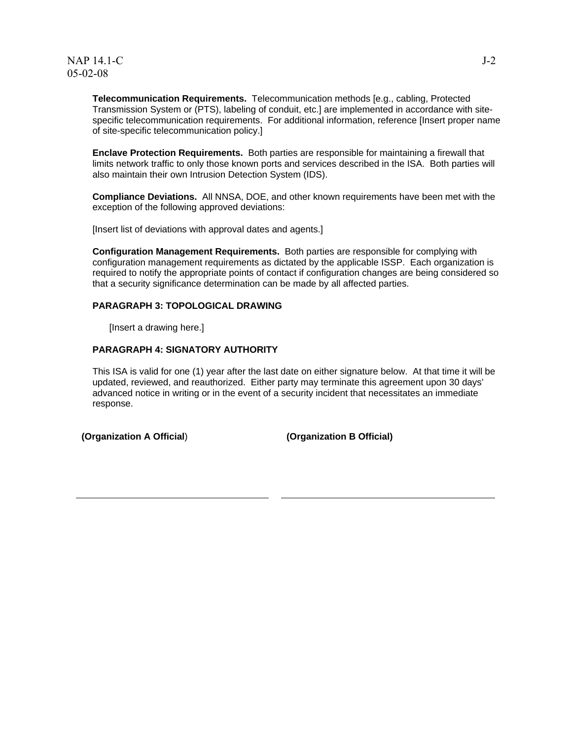**Telecommunication Requirements.** Telecommunication methods [e.g., cabling, Protected Transmission System or (PTS), labeling of conduit, etc.] are implemented in accordance with site-specific telecommunication requirements. For additional information, reference [Insert proper name of site-specific telecommunication policy.]

**Enclave Protection Requirements.** Both parties are responsible for maintaining a firewall that limits network traffic to only those known ports and services described in the ISA. Both parties will also maintain their own Intrusion Detection System (IDS).

**Compliance Deviations.** All NNSA, DOE, and other known requirements have been met with the exception of the following approved deviations:

[Insert list of deviations with approval dates and agents.]

**Configuration Management Requirements.** Both parties are responsible for complying with configuration management requirements as dictated by the applicable ISSP. Each organization is required to notify the appropriate points of contact if configuration changes are being considered so that a security significance determination can be made by all affected parties.

**PARAGRAPH 3: TOPOLOGICAL DRAWING**

[Insert a drawing here.]

**PARAGRAPH 4: SIGNATORY AUTHORITY**

This ISA is valid for one (1) year after the last date on either signature below. At that time it will be updated, reviewed, and reauthorized. Either party may terminate this agreement upon 30 days' advanced notice in writing or in the event of a security incident that necessitates an immediate response.

| **(Organization A Official)** | **(Organization B Official)** |
| --- | --- |
| \_\_\_\_\_\_\_\_\_\_\_\_\_\_\_\_\_\_\_\_\_\_\_\_\_\_\_\_\_\_ | \_\_\_\_\_\_\_\_\_\_\_\_\_\_\_\_\_\_\_\_\_\_\_\_\_\_\_\_\_\_ |